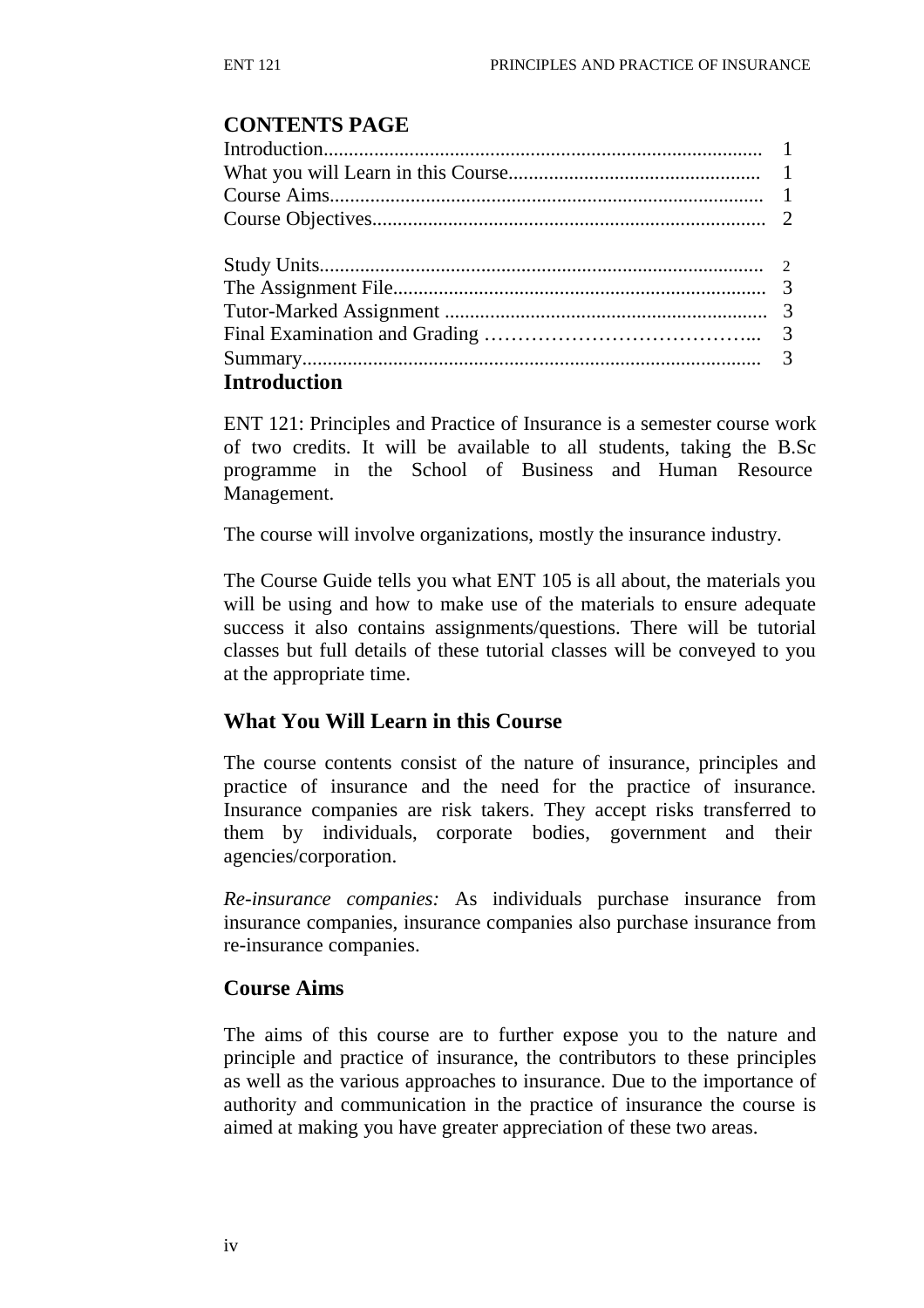## CONTENTS PAGE

| | |
|---|---|
| Introduction | 1 |
| What you will Learn in this Course | 1 |
| Course Aims | 1 |
| Course Objectives | 2 |
| Study Units | 2 |
| The Assignment File | 3 |
| Tutor-Marked Assignment | 3 |
| Final Examination and Grading | 3 |
| Summary | 3 |

## Introduction

ENT 121: Principles and Practice of Insurance is a semester course work of two credits. It will be available to all students, taking the B.Sc programme in the School of Business and Human Resource Management.

The course will involve organizations, mostly the insurance industry.

The Course Guide tells you what ENT 105 is all about, the materials you will be using and how to make use of the materials to ensure adequate success it also contains assignments/questions. There will be tutorial classes but full details of these tutorial classes will be conveyed to you at the appropriate time.

## What You Will Learn in this Course

The course contents consist of the nature of insurance, principles and practice of insurance and the need for the practice of insurance. Insurance companies are risk takers. They accept risks transferred to them by individuals, corporate bodies, government and their agencies/corporation.

*Re-insurance companies:* As individuals purchase insurance from insurance companies, insurance companies also purchase insurance from re-insurance companies.

## Course Aims

The aims of this course are to further expose you to the nature and principle and practice of insurance, the contributors to these principles as well as the various approaches to insurance. Due to the importance of authority and communication in the practice of insurance the course is aimed at making you have greater appreciation of these two areas.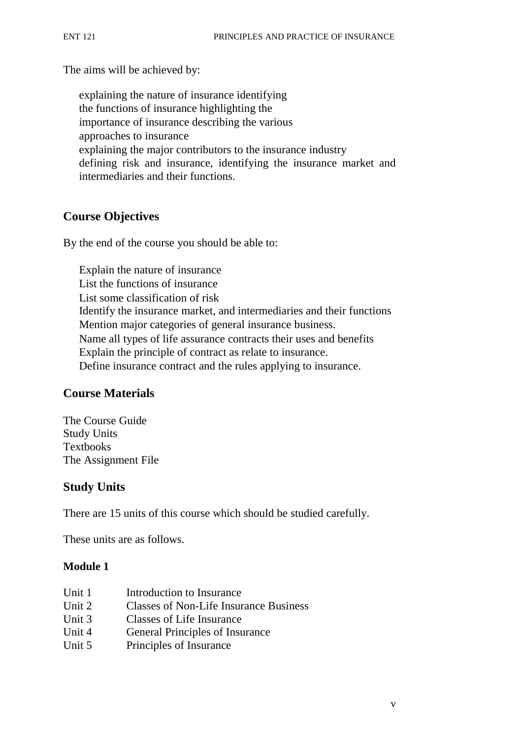The aims will be achieved by:

- explaining the nature of insurance identifying the functions of insurance highlighting the importance of insurance describing the various approaches to insurance
- explaining the major contributors to the insurance industry
- defining risk and insurance, identifying the insurance market and intermediaries and their functions.

## Course Objectives

By the end of the course you should be able to:

- Explain the nature of insurance
- List the functions of insurance
- List some classification of risk
- Identify the insurance market, and intermediaries and their functions
- Mention major categories of general insurance business.
- Name all types of life assurance contracts their uses and benefits
- Explain the principle of contract as relate to insurance.
- Define insurance contract and the rules applying to insurance.

## Course Materials

The Course Guide
Study Units
Textbooks
The Assignment File

## Study Units

There are 15 units of this course which should be studied carefully.

These units are as follows.

### Module 1

| | |
|---|---|
| Unit 1 | Introduction to Insurance |
| Unit 2 | Classes of Non-Life Insurance Business |
| Unit 3 | Classes of Life Insurance |
| Unit 4 | General Principles of Insurance |
| Unit 5 | Principles of Insurance |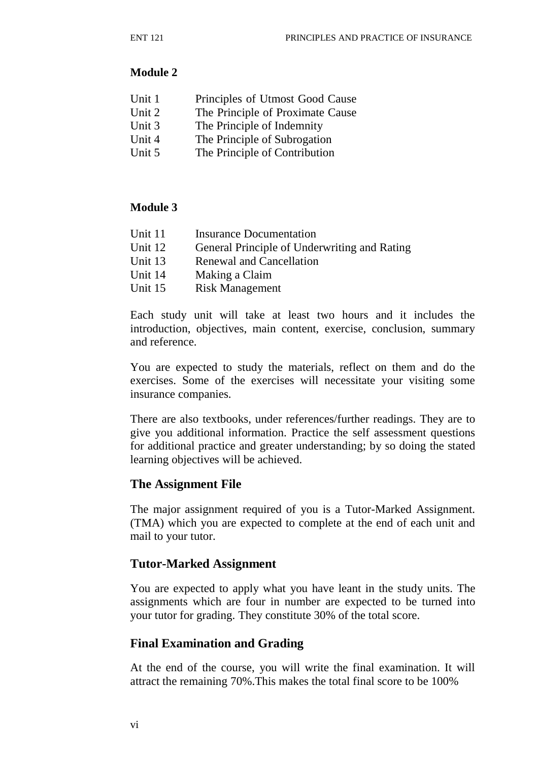**Module 2**

| | |
|---|---|
| Unit 1 | Principles of Utmost Good Cause |
| Unit 2 | The Principle of Proximate Cause |
| Unit 3 | The Principle of Indemnity |
| Unit 4 | The Principle of Subrogation |
| Unit 5 | The Principle of Contribution |

**Module 3**

| | |
|---|---|
| Unit 11 | Insurance Documentation |
| Unit 12 | General Principle of Underwriting and Rating |
| Unit 13 | Renewal and Cancellation |
| Unit 14 | Making a Claim |
| Unit 15 | Risk Management |

Each study unit will take at least two hours and it includes the introduction, objectives, main content, exercise, conclusion, summary and reference.

You are expected to study the materials, reflect on them and do the exercises. Some of the exercises will necessitate your visiting some insurance companies.

There are also textbooks, under references/further readings. They are to give you additional information. Practice the self assessment questions for additional practice and greater understanding; by so doing the stated learning objectives will be achieved.

## The Assignment File

The major assignment required of you is a Tutor-Marked Assignment. (TMA) which you are expected to complete at the end of each unit and mail to your tutor.

## Tutor-Marked Assignment

You are expected to apply what you have leant in the study units. The assignments which are four in number are expected to be turned into your tutor for grading. They constitute 30% of the total score.

## Final Examination and Grading

At the end of the course, you will write the final examination. It will attract the remaining 70%.This makes the total final score to be 100%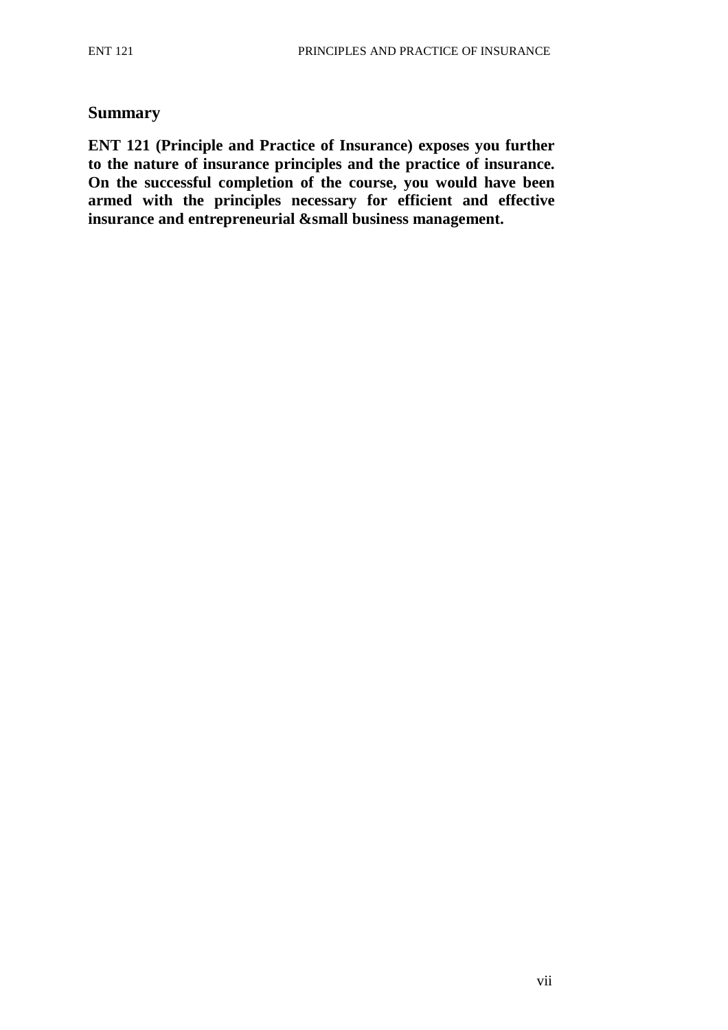## Summary

**ENT 121 (Principle and Practice of Insurance) exposes you further to the nature of insurance principles and the practice of insurance. On the successful completion of the course, you would have been armed with the principles necessary for efficient and effective insurance and entrepreneurial &small business management.**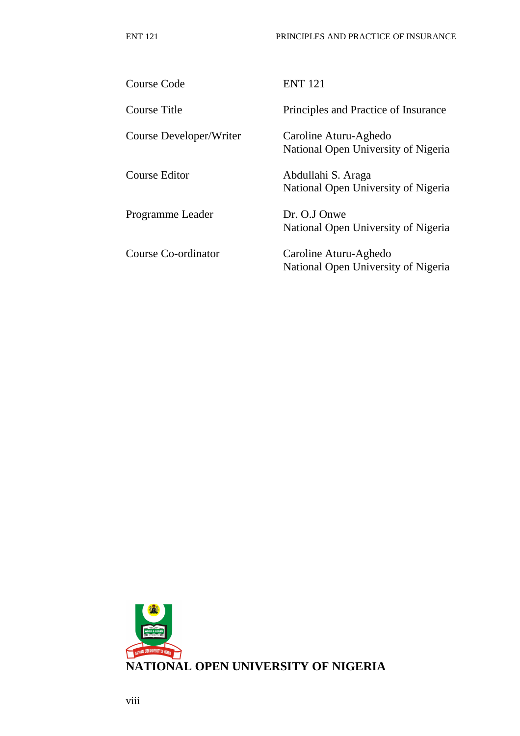| | |
|---|---|
| Course Code | ENT 121 |
| Course Title | Principles and Practice of Insurance |
| Course Developer/Writer | Caroline Aturu-Aghedo<br>National Open University of Nigeria |
| Course Editor | Abdullahi S. Araga<br>National Open University of Nigeria |
| Programme Leader | Dr. O.J Onwe<br>National Open University of Nigeria |
| Course Co-ordinator | Caroline Aturu-Aghedo<br>National Open University of Nigeria |

**NATIONAL OPEN UNIVERSITY OF NIGERIA**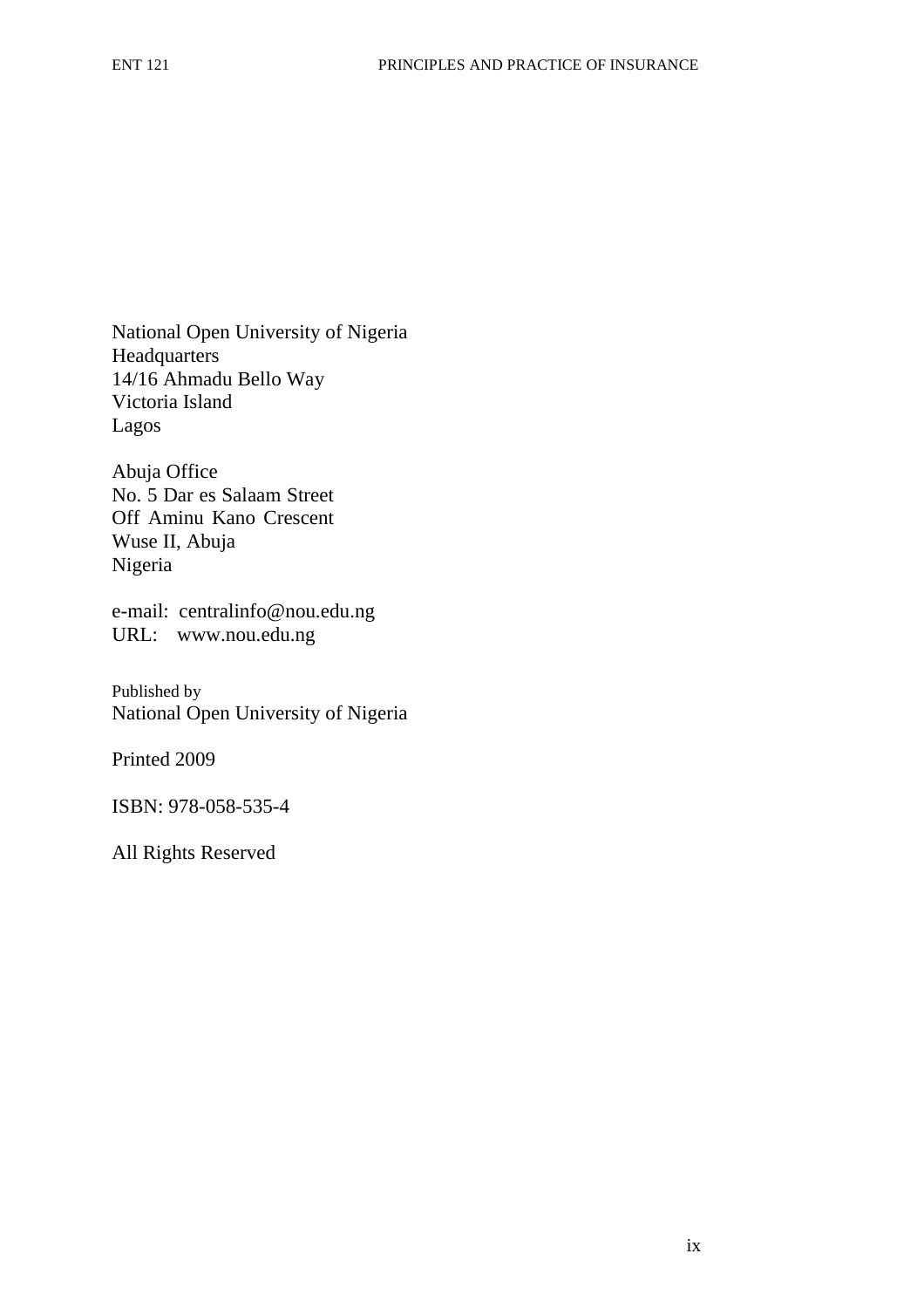National Open University of Nigeria
Headquarters
14/16 Ahmadu Bello Way
Victoria Island
Lagos

Abuja Office
No. 5 Dar es Salaam Street
Off Aminu Kano Crescent
Wuse II, Abuja
Nigeria

e-mail: centralinfo@nou.edu.ng
URL: www.nou.edu.ng

Published by
National Open University of Nigeria

Printed 2009

ISBN: 978-058-535-4

All Rights Reserved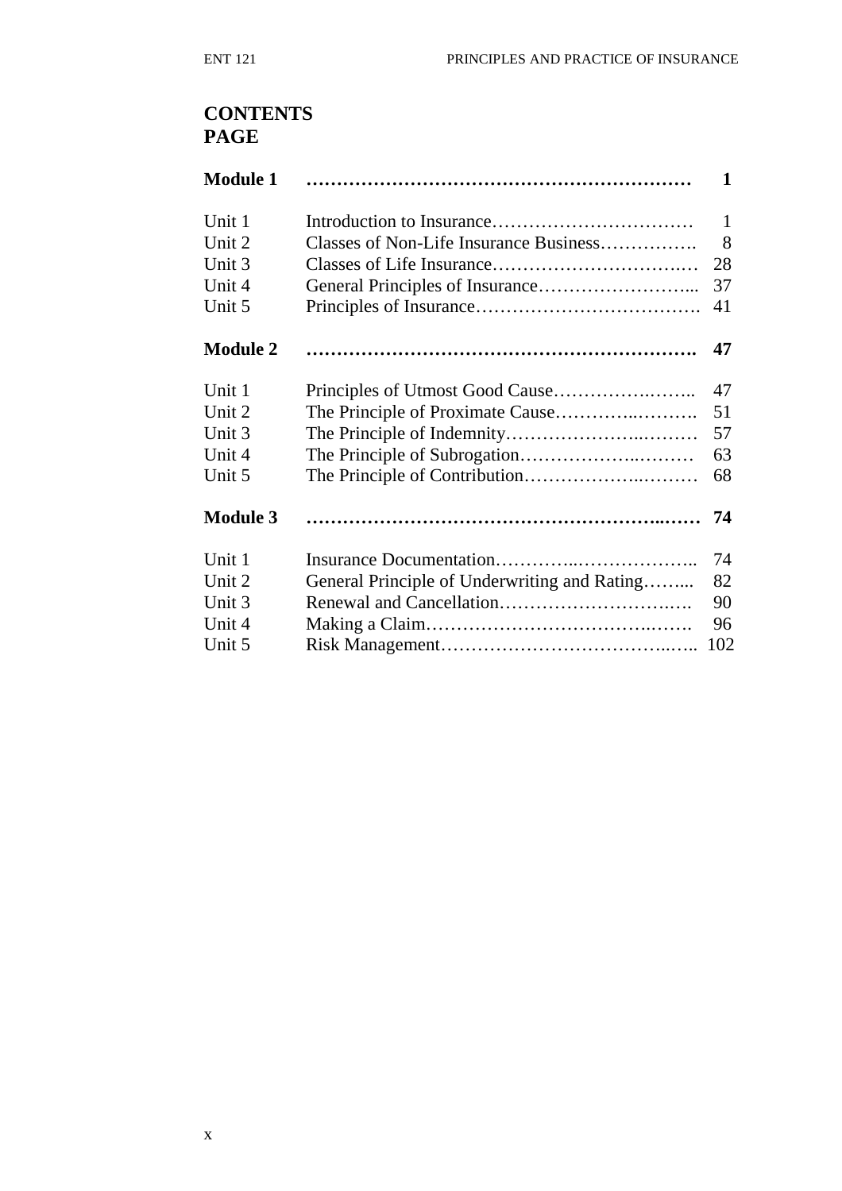## CONTENTS
**PAGE**

| | | |
|---|---|---|
| **Module 1** | **……………………………………………………** | **1** |
| Unit 1 | Introduction to Insurance…………………………… | 1 |
| Unit 2 | Classes of Non-Life Insurance Business……………. | 8 |
| Unit 3 | Classes of Life Insurance………………………….… | 28 |
| Unit 4 | General Principles of Insurance……………………... | 37 |
| Unit 5 | Principles of Insurance………………………………. | 41 |
| **Module 2** | **…………………………………………………….** | **47** |
| Unit 1 | Principles of Utmost Good Cause……………….…….. | 47 |
| Unit 2 | The Principle of Proximate Cause………….……….. | 51 |
| Unit 3 | The Principle of Indemnity……………………..……… | 57 |
| Unit 4 | The Principle of Subrogation……………….………. | 63 |
| Unit 5 | The Principle of Contribution……………….………. | 68 |
| **Module 3** | **……………………………………………..……** | **74** |
| Unit 1 | Insurance Documentation…………..……………….. | 74 |
| Unit 2 | General Principle of Underwriting and Rating……... | 82 |
| Unit 3 | Renewal and Cancellation…………………………..…. | 90 |
| Unit 4 | Making a Claim……………………………….……. | 96 |
| Unit 5 | Risk Management……………………………..….. | 102 |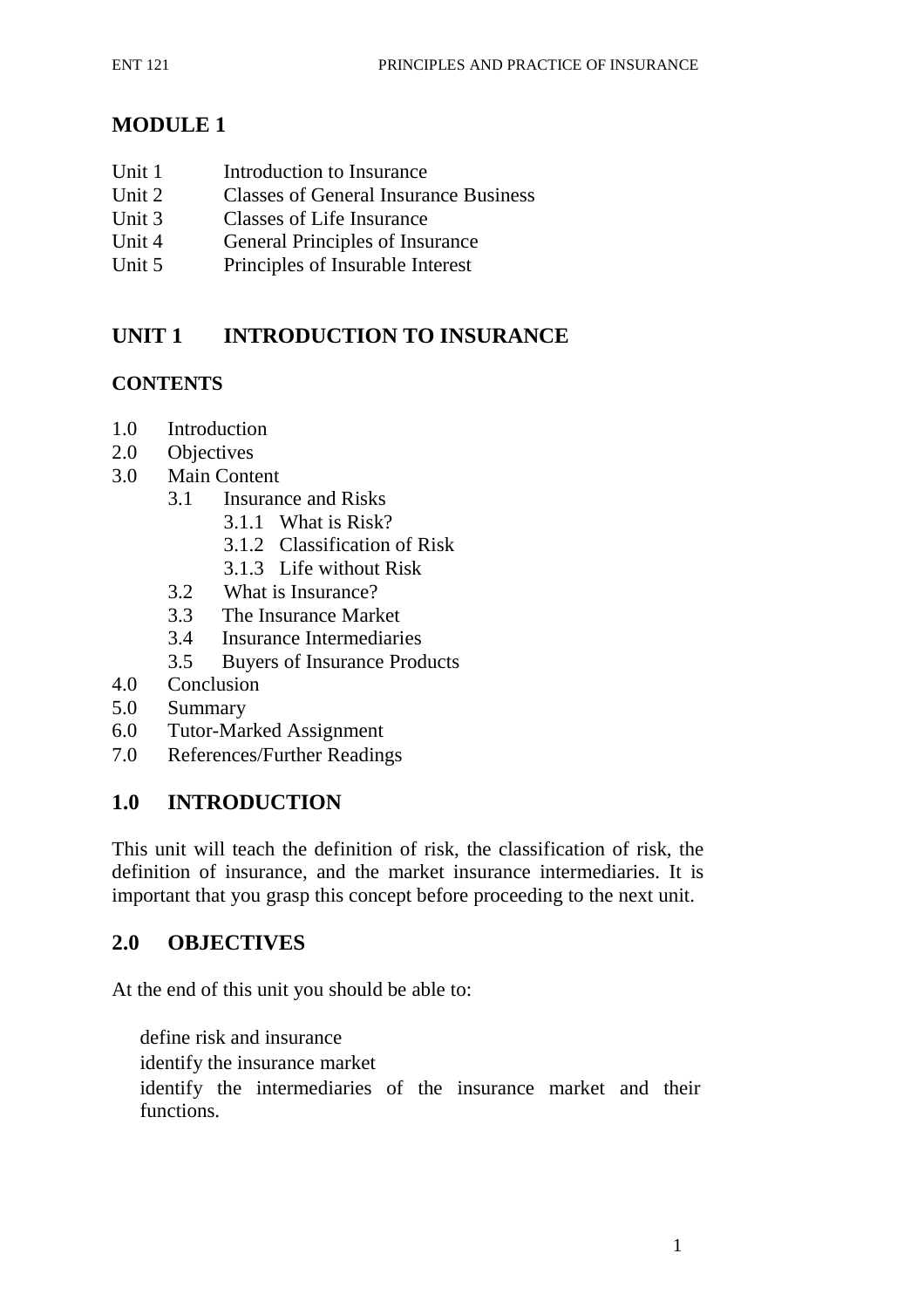# MODULE 1

Unit 1 Introduction to Insurance
Unit 2 Classes of General Insurance Business
Unit 3 Classes of Life Insurance
Unit 4 General Principles of Insurance
Unit 5 Principles of Insurable Interest

## UNIT 1 INTRODUCTION TO INSURANCE

### CONTENTS

1.0 Introduction
2.0 Objectives
3.0 Main Content
- 3.1 Insurance and Risks
  - 3.1.1 What is Risk?
  - 3.1.2 Classification of Risk
  - 3.1.3 Life without Risk
- 3.2 What is Insurance?
- 3.3 The Insurance Market
- 3.4 Insurance Intermediaries
- 3.5 Buyers of Insurance Products

4.0 Conclusion
5.0 Summary
6.0 Tutor-Marked Assignment
7.0 References/Further Readings

## 1.0 INTRODUCTION

This unit will teach the definition of risk, the classification of risk, the definition of insurance, and the market insurance intermediaries. It is important that you grasp this concept before proceeding to the next unit.

## 2.0 OBJECTIVES

At the end of this unit you should be able to:

- define risk and insurance
- identify the insurance market
- identify the intermediaries of the insurance market and their functions.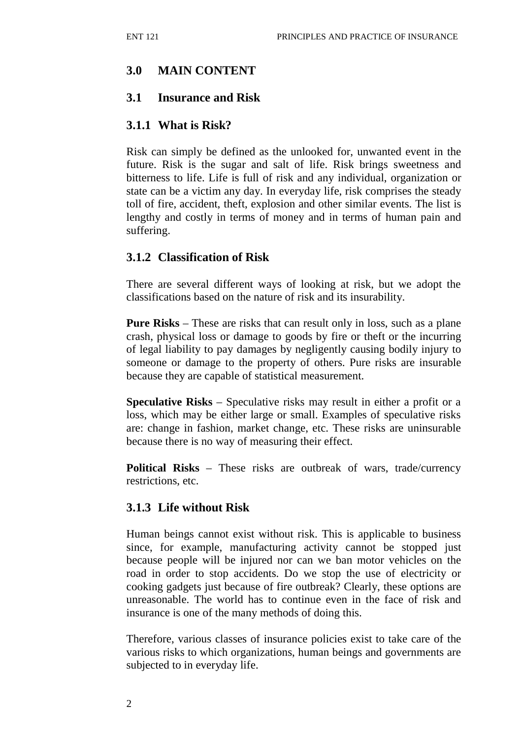## 3.0 MAIN CONTENT

### 3.1 Insurance and Risk

#### 3.1.1 What is Risk?

Risk can simply be defined as the unlooked for, unwanted event in the future. Risk is the sugar and salt of life. Risk brings sweetness and bitterness to life. Life is full of risk and any individual, organization or state can be a victim any day. In everyday life, risk comprises the steady toll of fire, accident, theft, explosion and other similar events. The list is lengthy and costly in terms of money and in terms of human pain and suffering.

#### 3.1.2 Classification of Risk

There are several different ways of looking at risk, but we adopt the classifications based on the nature of risk and its insurability.

**Pure Risks** – These are risks that can result only in loss, such as a plane crash, physical loss or damage to goods by fire or theft or the incurring of legal liability to pay damages by negligently causing bodily injury to someone or damage to the property of others. Pure risks are insurable because they are capable of statistical measurement.

**Speculative Risks** – Speculative risks may result in either a profit or a loss, which may be either large or small. Examples of speculative risks are: change in fashion, market change, etc. These risks are uninsurable because there is no way of measuring their effect.

**Political Risks** – These risks are outbreak of wars, trade/currency restrictions, etc.

#### 3.1.3 Life without Risk

Human beings cannot exist without risk. This is applicable to business since, for example, manufacturing activity cannot be stopped just because people will be injured nor can we ban motor vehicles on the road in order to stop accidents. Do we stop the use of electricity or cooking gadgets just because of fire outbreak? Clearly, these options are unreasonable. The world has to continue even in the face of risk and insurance is one of the many methods of doing this.

Therefore, various classes of insurance policies exist to take care of the various risks to which organizations, human beings and governments are subjected to in everyday life.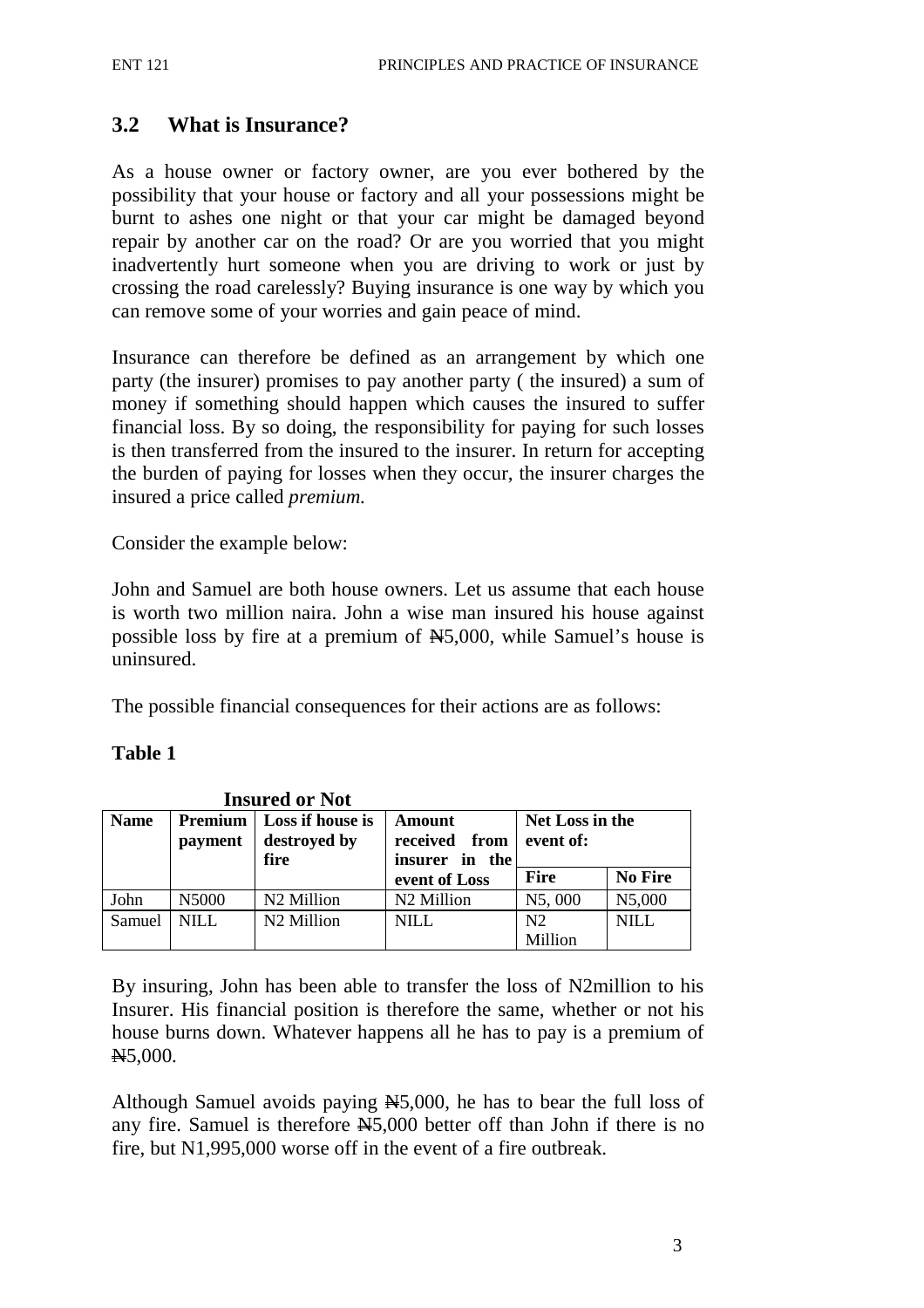## 3.2 What is Insurance?

As a house owner or factory owner, are you ever bothered by the possibility that your house or factory and all your possessions might be burnt to ashes one night or that your car might be damaged beyond repair by another car on the road? Or are you worried that you might inadvertently hurt someone when you are driving to work or just by crossing the road carelessly? Buying insurance is one way by which you can remove some of your worries and gain peace of mind.

Insurance can therefore be defined as an arrangement by which one party (the insurer) promises to pay another party ( the insured) a sum of money if something should happen which causes the insured to suffer financial loss. By so doing, the responsibility for paying for such losses is then transferred from the insured to the insurer. In return for accepting the burden of paying for losses when they occur, the insurer charges the insured a price called *premium.*

Consider the example below:

John and Samuel are both house owners. Let us assume that each house is worth two million naira. John a wise man insured his house against possible loss by fire at a premium of ₦5,000, while Samuel's house is uninsured.

The possible financial consequences for their actions are as follows:

**Table 1**

**Insured or Not**

| Name | Premium payment | Loss if house is destroyed by fire | Amount received from insurer in the event of Loss | Net Loss in the event of: | |
|---|---|---|---|---|---|
| | | | | Fire | No Fire |
| John | N5000 | N2 Million | N2 Million | N5, 000 | N5,000 |
| Samuel | NILL | N2 Million | NILL | N2 Million | NILL |

By insuring, John has been able to transfer the loss of N2million to his Insurer. His financial position is therefore the same, whether or not his house burns down. Whatever happens all he has to pay is a premium of ₦5,000.

Although Samuel avoids paying ₦5,000, he has to bear the full loss of any fire. Samuel is therefore ₦5,000 better off than John if there is no fire, but N1,995,000 worse off in the event of a fire outbreak.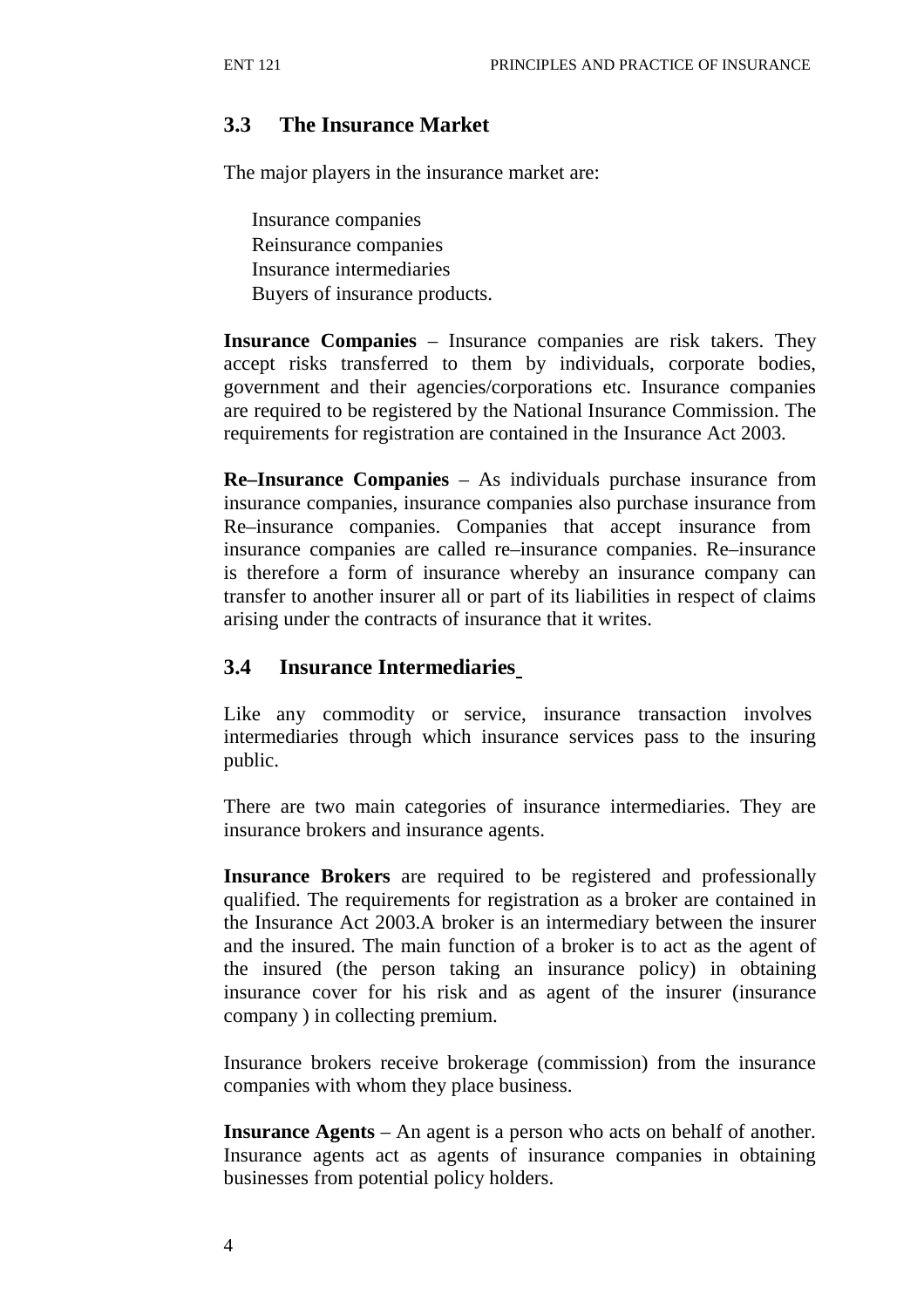## 3.3 The Insurance Market

The major players in the insurance market are:

- Insurance companies
- Reinsurance companies
- Insurance intermediaries
- Buyers of insurance products.

**Insurance Companies** – Insurance companies are risk takers. They accept risks transferred to them by individuals, corporate bodies, government and their agencies/corporations etc. Insurance companies are required to be registered by the National Insurance Commission. The requirements for registration are contained in the Insurance Act 2003.

**Re–Insurance Companies** – As individuals purchase insurance from insurance companies, insurance companies also purchase insurance from Re–insurance companies. Companies that accept insurance from insurance companies are called re–insurance companies. Re–insurance is therefore a form of insurance whereby an insurance company can transfer to another insurer all or part of its liabilities in respect of claims arising under the contracts of insurance that it writes.

## 3.4 Insurance Intermediaries

Like any commodity or service, insurance transaction involves intermediaries through which insurance services pass to the insuring public.

There are two main categories of insurance intermediaries. They are insurance brokers and insurance agents.

**Insurance Brokers** are required to be registered and professionally qualified. The requirements for registration as a broker are contained in the Insurance Act 2003.A broker is an intermediary between the insurer and the insured. The main function of a broker is to act as the agent of the insured (the person taking an insurance policy) in obtaining insurance cover for his risk and as agent of the insurer (insurance company ) in collecting premium.

Insurance brokers receive brokerage (commission) from the insurance companies with whom they place business.

**Insurance Agents** – An agent is a person who acts on behalf of another. Insurance agents act as agents of insurance companies in obtaining businesses from potential policy holders.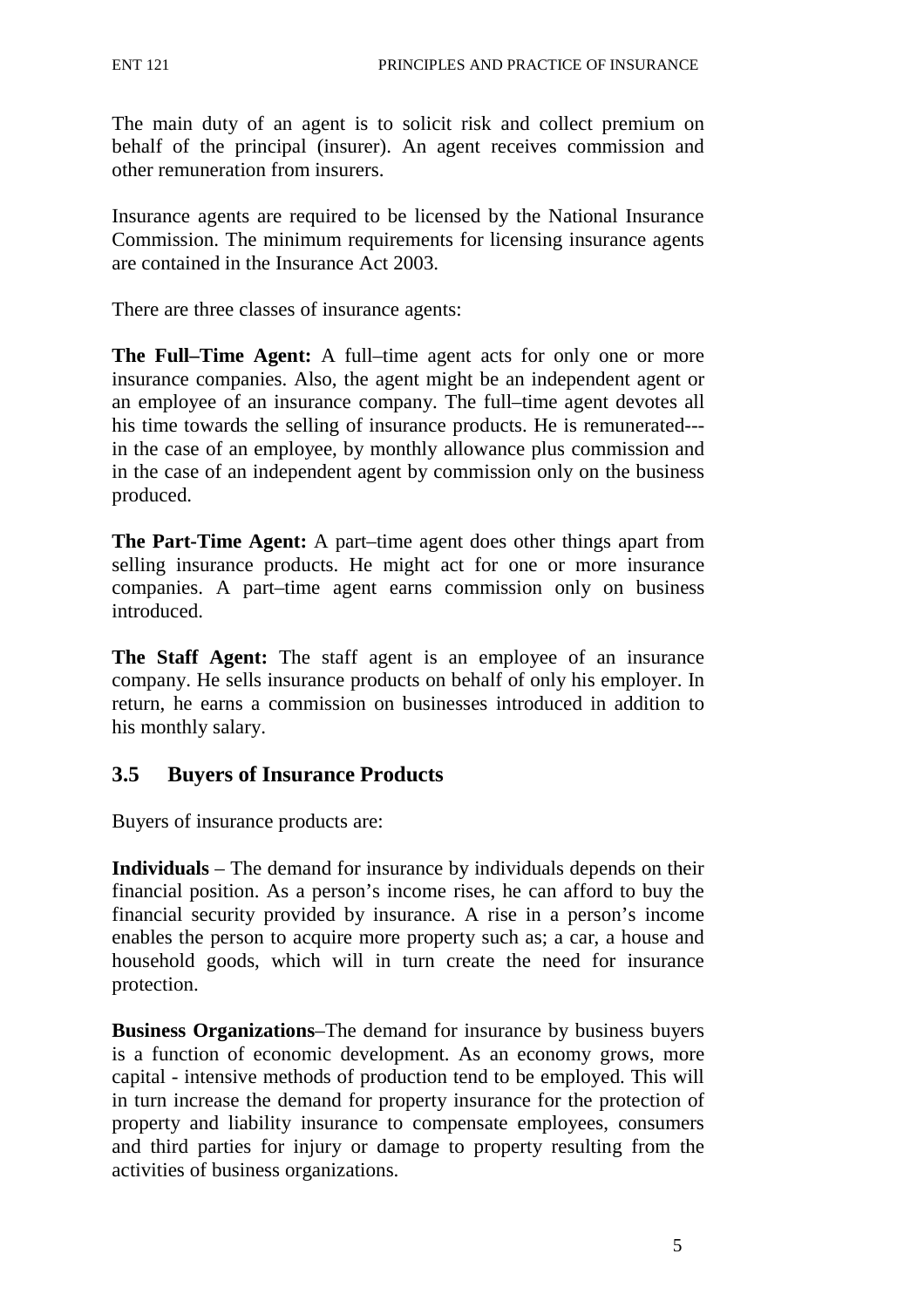The main duty of an agent is to solicit risk and collect premium on behalf of the principal (insurer). An agent receives commission and other remuneration from insurers.

Insurance agents are required to be licensed by the National Insurance Commission. The minimum requirements for licensing insurance agents are contained in the Insurance Act 2003.

There are three classes of insurance agents:

**The Full–Time Agent:** A full–time agent acts for only one or more insurance companies. Also, the agent might be an independent agent or an employee of an insurance company. The full–time agent devotes all his time towards the selling of insurance products. He is remunerated--- in the case of an employee, by monthly allowance plus commission and in the case of an independent agent by commission only on the business produced.

**The Part-Time Agent:** A part–time agent does other things apart from selling insurance products. He might act for one or more insurance companies. A part–time agent earns commission only on business introduced.

**The Staff Agent:** The staff agent is an employee of an insurance company. He sells insurance products on behalf of only his employer. In return, he earns a commission on businesses introduced in addition to his monthly salary.

## 3.5 Buyers of Insurance Products

Buyers of insurance products are:

**Individuals** – The demand for insurance by individuals depends on their financial position. As a person's income rises, he can afford to buy the financial security provided by insurance. A rise in a person's income enables the person to acquire more property such as; a car, a house and household goods, which will in turn create the need for insurance protection.

**Business Organizations**–The demand for insurance by business buyers is a function of economic development. As an economy grows, more capital - intensive methods of production tend to be employed. This will in turn increase the demand for property insurance for the protection of property and liability insurance to compensate employees, consumers and third parties for injury or damage to property resulting from the activities of business organizations.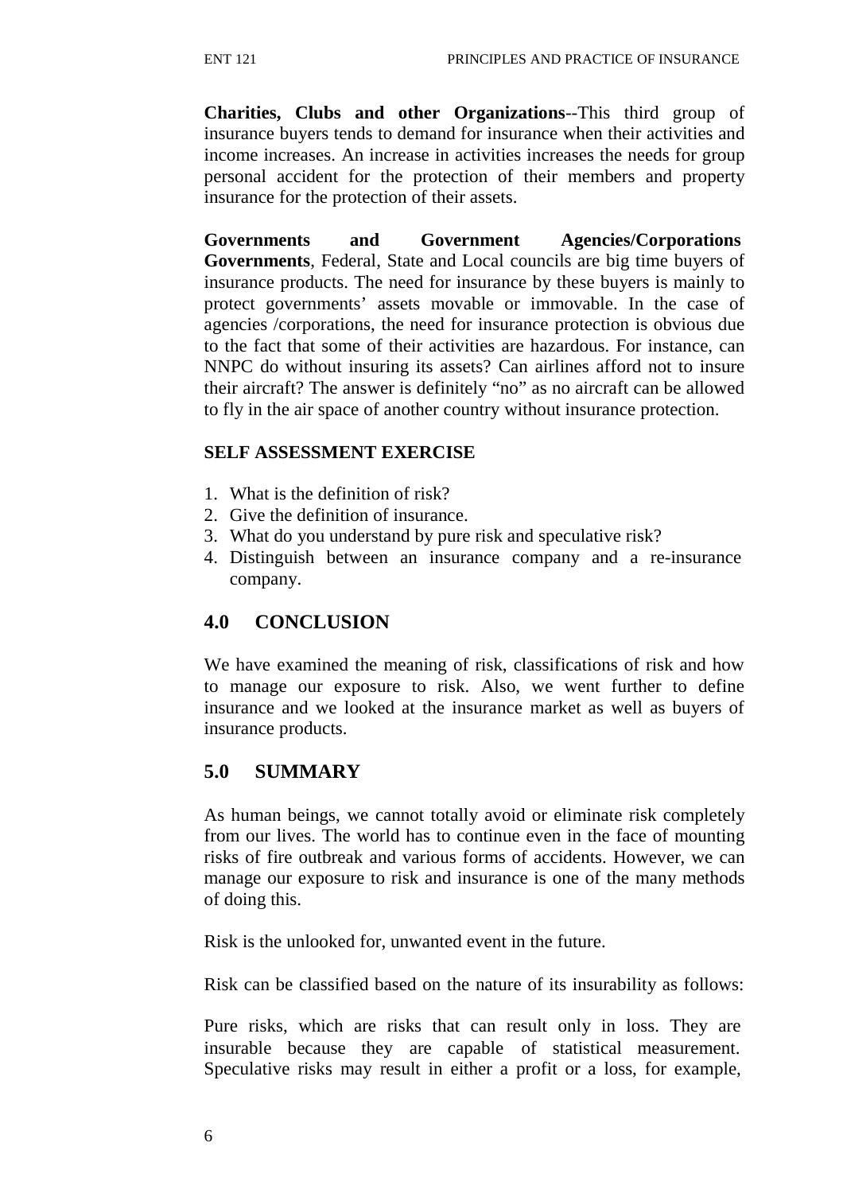**Charities, Clubs and other Organizations**--This third group of insurance buyers tends to demand for insurance when their activities and income increases. An increase in activities increases the needs for group personal accident for the protection of their members and property insurance for the protection of their assets.

**Governments and Government Agencies/Corporations Governments**, Federal, State and Local councils are big time buyers of insurance products. The need for insurance by these buyers is mainly to protect governments' assets movable or immovable. In the case of agencies /corporations, the need for insurance protection is obvious due to the fact that some of their activities are hazardous. For instance, can NNPC do without insuring its assets? Can airlines afford not to insure their aircraft? The answer is definitely "no" as no aircraft can be allowed to fly in the air space of another country without insurance protection.

**SELF ASSESSMENT EXERCISE**

1. What is the definition of risk?
2. Give the definition of insurance.
3. What do you understand by pure risk and speculative risk?
4. Distinguish between an insurance company and a re-insurance company.

## 4.0 CONCLUSION

We have examined the meaning of risk, classifications of risk and how to manage our exposure to risk. Also, we went further to define insurance and we looked at the insurance market as well as buyers of insurance products.

## 5.0 SUMMARY

As human beings, we cannot totally avoid or eliminate risk completely from our lives. The world has to continue even in the face of mounting risks of fire outbreak and various forms of accidents. However, we can manage our exposure to risk and insurance is one of the many methods of doing this.

Risk is the unlooked for, unwanted event in the future.

Risk can be classified based on the nature of its insurability as follows:

Pure risks, which are risks that can result only in loss. They are insurable because they are capable of statistical measurement. Speculative risks may result in either a profit or a loss, for example,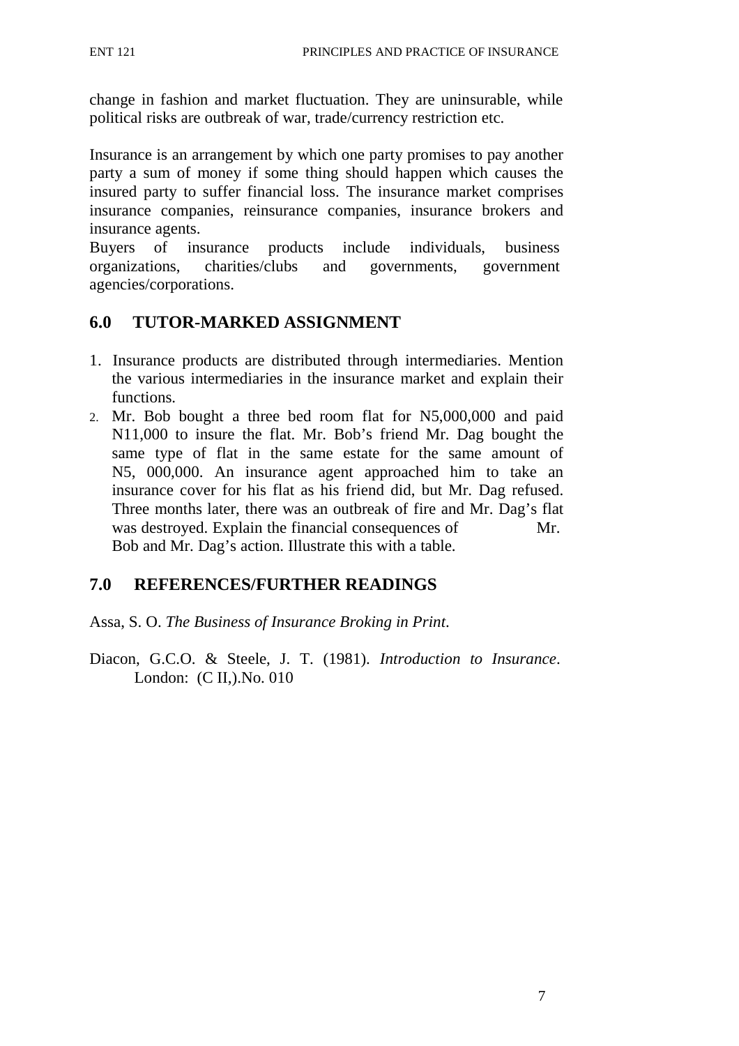change in fashion and market fluctuation. They are uninsurable, while political risks are outbreak of war, trade/currency restriction etc.

Insurance is an arrangement by which one party promises to pay another party a sum of money if some thing should happen which causes the insured party to suffer financial loss. The insurance market comprises insurance companies, reinsurance companies, insurance brokers and insurance agents.
Buyers of insurance products include individuals, business organizations, charities/clubs and governments, government agencies/corporations.

## 6.0 TUTOR-MARKED ASSIGNMENT

1. Insurance products are distributed through intermediaries. Mention the various intermediaries in the insurance market and explain their functions.
2. Mr. Bob bought a three bed room flat for N5,000,000 and paid N11,000 to insure the flat. Mr. Bob's friend Mr. Dag bought the same type of flat in the same estate for the same amount of N5, 000,000. An insurance agent approached him to take an insurance cover for his flat as his friend did, but Mr. Dag refused. Three months later, there was an outbreak of fire and Mr. Dag's flat was destroyed. Explain the financial consequences of Mr. Bob and Mr. Dag's action. Illustrate this with a table.

## 7.0 REFERENCES/FURTHER READINGS

Assa, S. O. *The Business of Insurance Broking in Print*.

Diacon, G.C.O. & Steele, J. T. (1981). *Introduction to Insurance*. London: (C II,).No. 010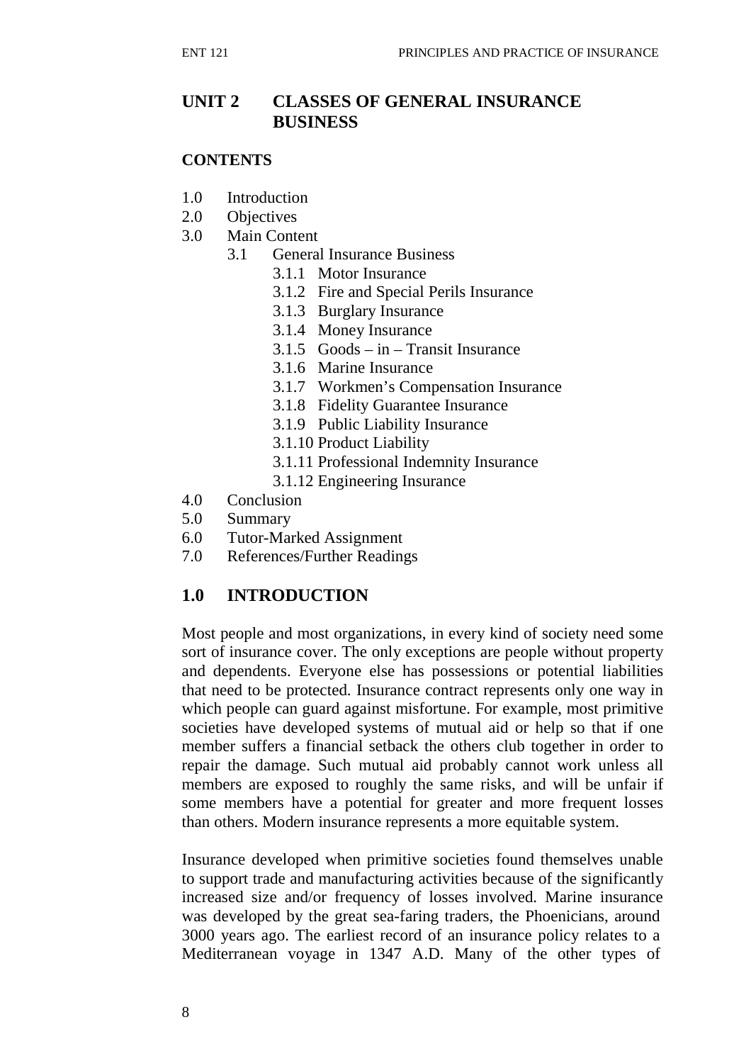## UNIT 2 CLASSES OF GENERAL INSURANCE BUSINESS

**CONTENTS**

1.0 Introduction
2.0 Objectives
3.0 Main Content
  3.1 General Insurance Business
    3.1.1 Motor Insurance
    3.1.2 Fire and Special Perils Insurance
    3.1.3 Burglary Insurance
    3.1.4 Money Insurance
    3.1.5 Goods – in – Transit Insurance
    3.1.6 Marine Insurance
    3.1.7 Workmen's Compensation Insurance
    3.1.8 Fidelity Guarantee Insurance
    3.1.9 Public Liability Insurance
    3.1.10 Product Liability
    3.1.11 Professional Indemnity Insurance
    3.1.12 Engineering Insurance
4.0 Conclusion
5.0 Summary
6.0 Tutor-Marked Assignment
7.0 References/Further Readings

## 1.0 INTRODUCTION

Most people and most organizations, in every kind of society need some sort of insurance cover. The only exceptions are people without property and dependents. Everyone else has possessions or potential liabilities that need to be protected. Insurance contract represents only one way in which people can guard against misfortune. For example, most primitive societies have developed systems of mutual aid or help so that if one member suffers a financial setback the others club together in order to repair the damage. Such mutual aid probably cannot work unless all members are exposed to roughly the same risks, and will be unfair if some members have a potential for greater and more frequent losses than others. Modern insurance represents a more equitable system.

Insurance developed when primitive societies found themselves unable to support trade and manufacturing activities because of the significantly increased size and/or frequency of losses involved. Marine insurance was developed by the great sea-faring traders, the Phoenicians, around 3000 years ago. The earliest record of an insurance policy relates to a Mediterranean voyage in 1347 A.D. Many of the other types of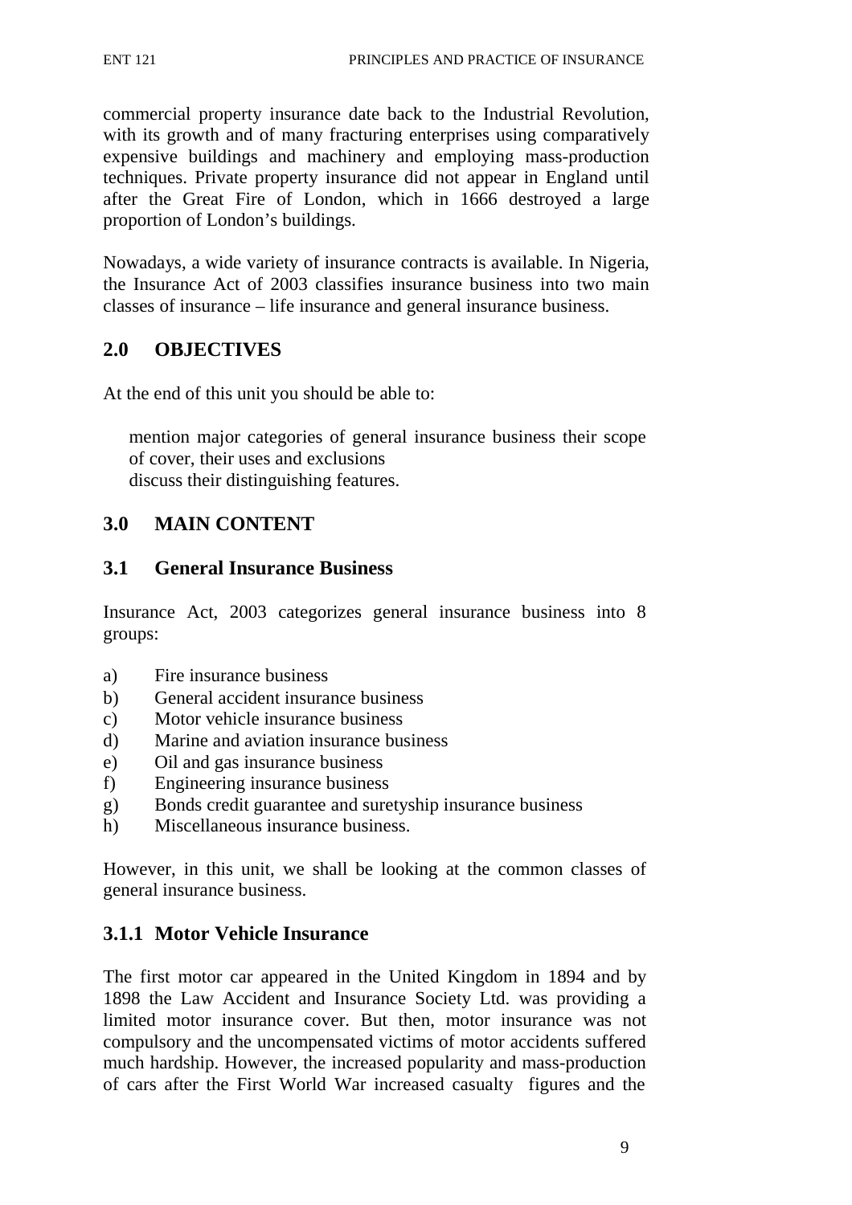commercial property insurance date back to the Industrial Revolution, with its growth and of many fracturing enterprises using comparatively expensive buildings and machinery and employing mass-production techniques. Private property insurance did not appear in England until after the Great Fire of London, which in 1666 destroyed a large proportion of London's buildings.

Nowadays, a wide variety of insurance contracts is available. In Nigeria, the Insurance Act of 2003 classifies insurance business into two main classes of insurance – life insurance and general insurance business.

## 2.0 OBJECTIVES

At the end of this unit you should be able to:

- mention major categories of general insurance business their scope of cover, their uses and exclusions
- discuss their distinguishing features.

## 3.0 MAIN CONTENT

### 3.1 General Insurance Business

Insurance Act, 2003 categorizes general insurance business into 8 groups:

a) Fire insurance business
b) General accident insurance business
c) Motor vehicle insurance business
d) Marine and aviation insurance business
e) Oil and gas insurance business
f) Engineering insurance business
g) Bonds credit guarantee and suretyship insurance business
h) Miscellaneous insurance business.

However, in this unit, we shall be looking at the common classes of general insurance business.

### 3.1.1 Motor Vehicle Insurance

The first motor car appeared in the United Kingdom in 1894 and by 1898 the Law Accident and Insurance Society Ltd. was providing a limited motor insurance cover. But then, motor insurance was not compulsory and the uncompensated victims of motor accidents suffered much hardship. However, the increased popularity and mass-production of cars after the First World War increased casualty figures and the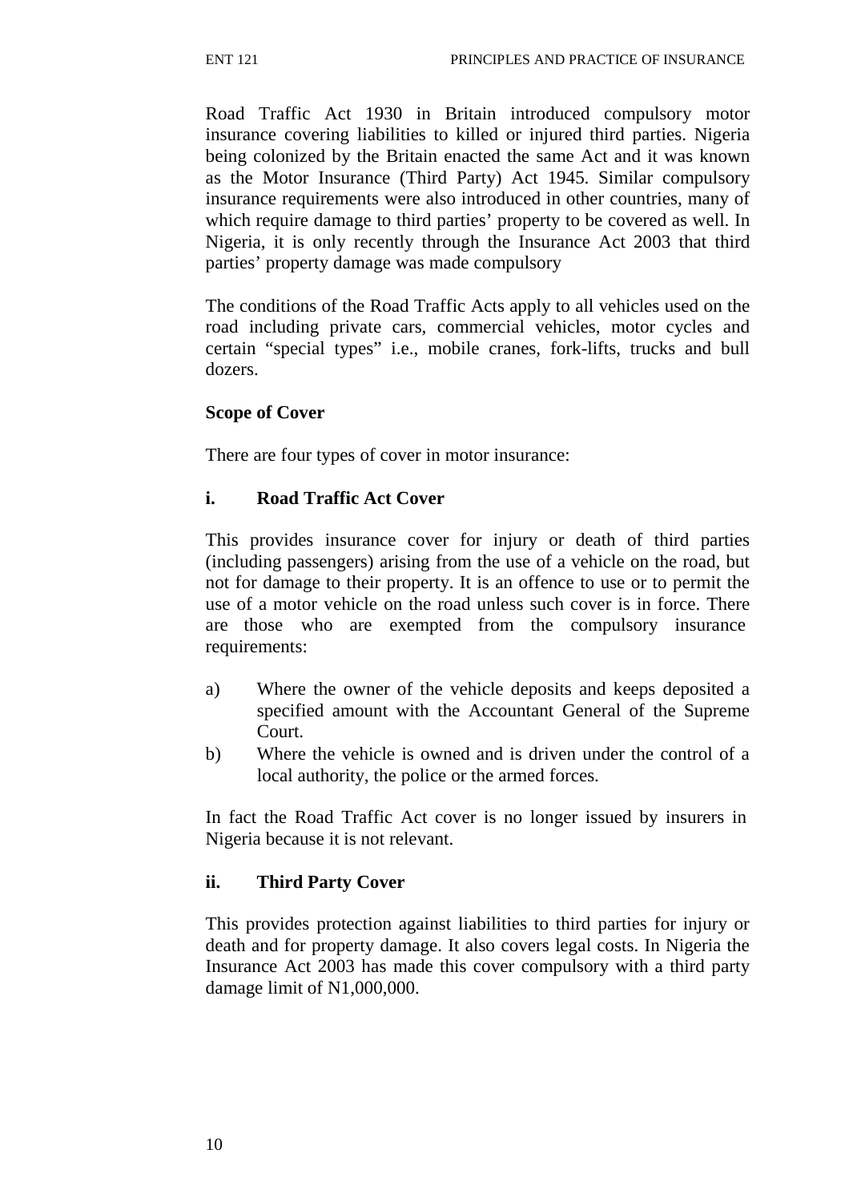Road Traffic Act 1930 in Britain introduced compulsory motor insurance covering liabilities to killed or injured third parties. Nigeria being colonized by the Britain enacted the same Act and it was known as the Motor Insurance (Third Party) Act 1945. Similar compulsory insurance requirements were also introduced in other countries, many of which require damage to third parties' property to be covered as well. In Nigeria, it is only recently through the Insurance Act 2003 that third parties' property damage was made compulsory

The conditions of the Road Traffic Acts apply to all vehicles used on the road including private cars, commercial vehicles, motor cycles and certain "special types" i.e., mobile cranes, fork-lifts, trucks and bull dozers.

**Scope of Cover**

There are four types of cover in motor insurance:

**i. Road Traffic Act Cover**

This provides insurance cover for injury or death of third parties (including passengers) arising from the use of a vehicle on the road, but not for damage to their property. It is an offence to use or to permit the use of a motor vehicle on the road unless such cover is in force. There are those who are exempted from the compulsory insurance requirements:

a) Where the owner of the vehicle deposits and keeps deposited a specified amount with the Accountant General of the Supreme Court.
b) Where the vehicle is owned and is driven under the control of a local authority, the police or the armed forces.

In fact the Road Traffic Act cover is no longer issued by insurers in Nigeria because it is not relevant.

**ii. Third Party Cover**

This provides protection against liabilities to third parties for injury or death and for property damage. It also covers legal costs. In Nigeria the Insurance Act 2003 has made this cover compulsory with a third party damage limit of N1,000,000.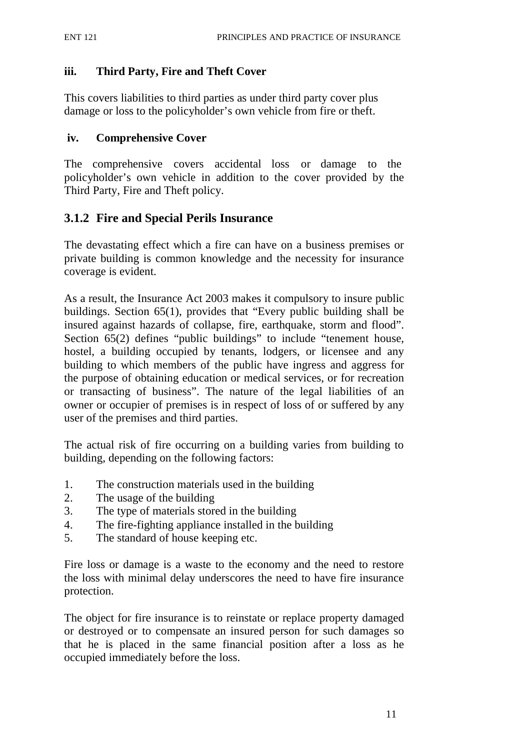**iii. Third Party, Fire and Theft Cover**

This covers liabilities to third parties as under third party cover plus damage or loss to the policyholder's own vehicle from fire or theft.

**iv. Comprehensive Cover**

The comprehensive covers accidental loss or damage to the policyholder's own vehicle in addition to the cover provided by the Third Party, Fire and Theft policy.

### 3.1.2 Fire and Special Perils Insurance

The devastating effect which a fire can have on a business premises or private building is common knowledge and the necessity for insurance coverage is evident.

As a result, the Insurance Act 2003 makes it compulsory to insure public buildings. Section 65(1), provides that "Every public building shall be insured against hazards of collapse, fire, earthquake, storm and flood". Section 65(2) defines "public buildings" to include "tenement house, hostel, a building occupied by tenants, lodgers, or licensee and any building to which members of the public have ingress and aggress for the purpose of obtaining education or medical services, or for recreation or transacting of business". The nature of the legal liabilities of an owner or occupier of premises is in respect of loss of or suffered by any user of the premises and third parties.

The actual risk of fire occurring on a building varies from building to building, depending on the following factors:

1. The construction materials used in the building
2. The usage of the building
3. The type of materials stored in the building
4. The fire-fighting appliance installed in the building
5. The standard of house keeping etc.

Fire loss or damage is a waste to the economy and the need to restore the loss with minimal delay underscores the need to have fire insurance protection.

The object for fire insurance is to reinstate or replace property damaged or destroyed or to compensate an insured person for such damages so that he is placed in the same financial position after a loss as he occupied immediately before the loss.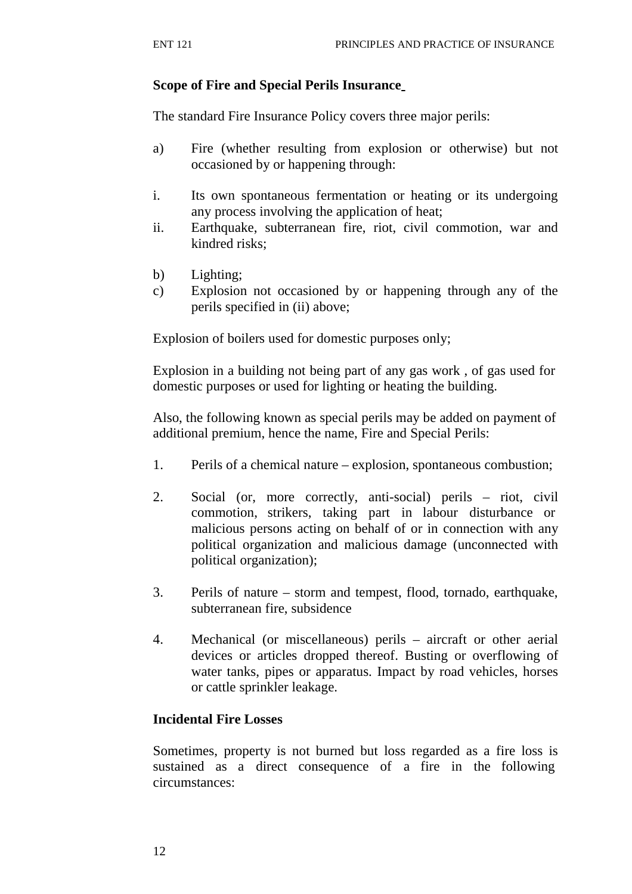**Scope of Fire and Special Perils Insurance**

The standard Fire Insurance Policy covers three major perils:

a) Fire (whether resulting from explosion or otherwise) but not occasioned by or happening through:

i. Its own spontaneous fermentation or heating or its undergoing any process involving the application of heat;
ii. Earthquake, subterranean fire, riot, civil commotion, war and kindred risks;

b) Lighting;
c) Explosion not occasioned by or happening through any of the perils specified in (ii) above;

Explosion of boilers used for domestic purposes only;

Explosion in a building not being part of any gas work , of gas used for domestic purposes or used for lighting or heating the building.

Also, the following known as special perils may be added on payment of additional premium, hence the name, Fire and Special Perils:

1. Perils of a chemical nature – explosion, spontaneous combustion;

2. Social (or, more correctly, anti-social) perils – riot, civil commotion, strikers, taking part in labour disturbance or malicious persons acting on behalf of or in connection with any political organization and malicious damage (unconnected with political organization);

3. Perils of nature – storm and tempest, flood, tornado, earthquake, subterranean fire, subsidence

4. Mechanical (or miscellaneous) perils – aircraft or other aerial devices or articles dropped thereof. Busting or overflowing of water tanks, pipes or apparatus. Impact by road vehicles, horses or cattle sprinkler leakage.

**Incidental Fire Losses**

Sometimes, property is not burned but loss regarded as a fire loss is sustained as a direct consequence of a fire in the following circumstances: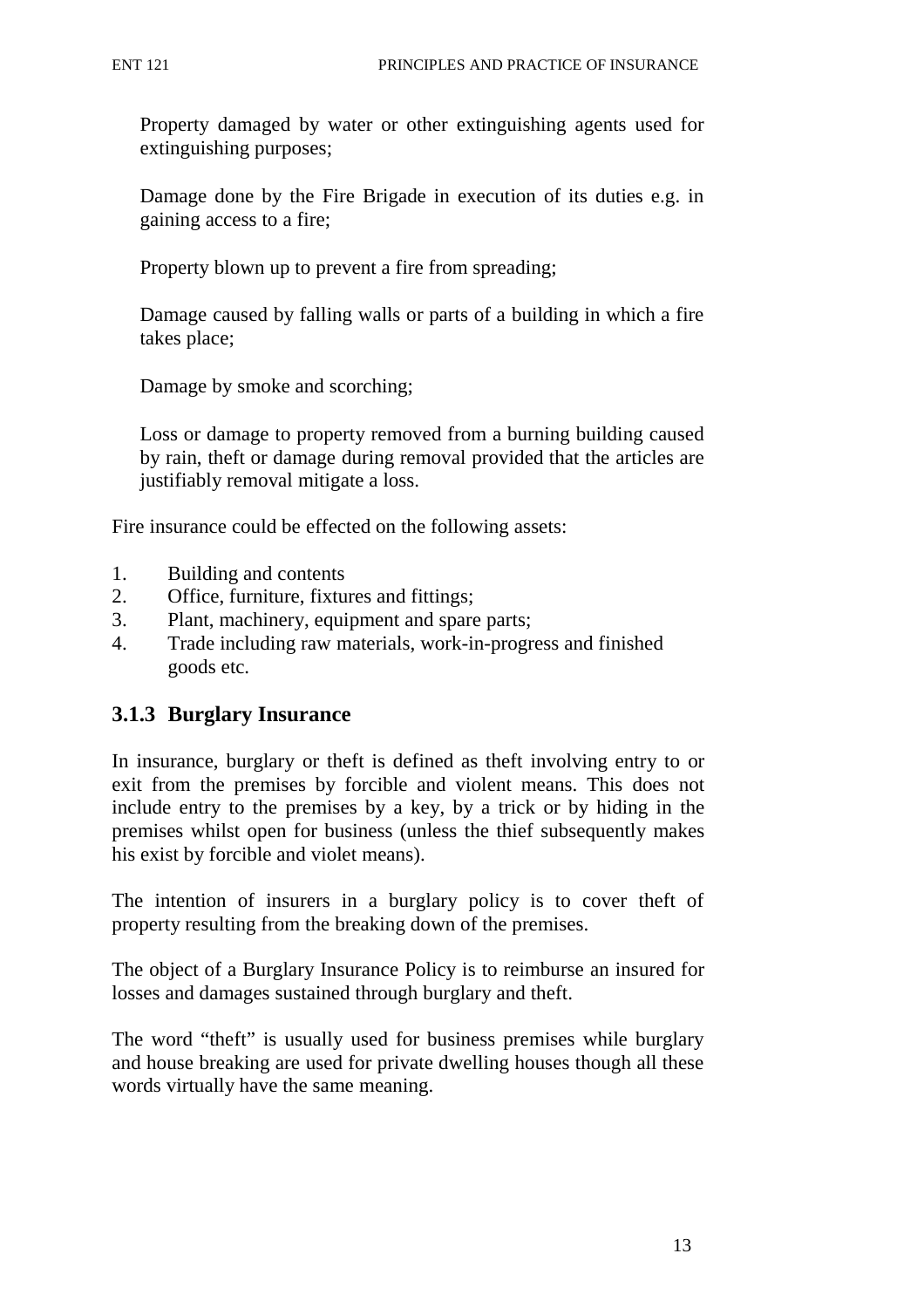Property damaged by water or other extinguishing agents used for extinguishing purposes;

Damage done by the Fire Brigade in execution of its duties e.g. in gaining access to a fire;

Property blown up to prevent a fire from spreading;

Damage caused by falling walls or parts of a building in which a fire takes place;

Damage by smoke and scorching;

Loss or damage to property removed from a burning building caused by rain, theft or damage during removal provided that the articles are justifiably removal mitigate a loss.

Fire insurance could be effected on the following assets:

1. Building and contents
2. Office, furniture, fixtures and fittings;
3. Plant, machinery, equipment and spare parts;
4. Trade including raw materials, work-in-progress and finished goods etc.

### 3.1.3 Burglary Insurance

In insurance, burglary or theft is defined as theft involving entry to or exit from the premises by forcible and violent means. This does not include entry to the premises by a key, by a trick or by hiding in the premises whilst open for business (unless the thief subsequently makes his exist by forcible and violet means).

The intention of insurers in a burglary policy is to cover theft of property resulting from the breaking down of the premises.

The object of a Burglary Insurance Policy is to reimburse an insured for losses and damages sustained through burglary and theft.

The word "theft" is usually used for business premises while burglary and house breaking are used for private dwelling houses though all these words virtually have the same meaning.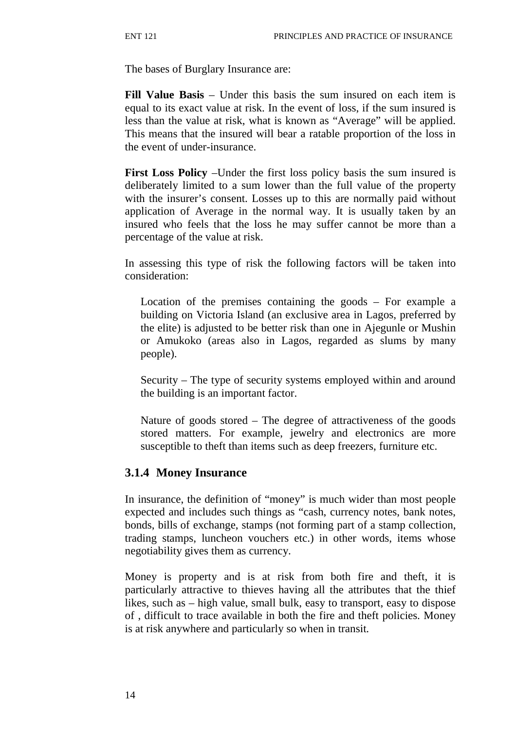The bases of Burglary Insurance are:

**Fill Value Basis** – Under this basis the sum insured on each item is equal to its exact value at risk. In the event of loss, if the sum insured is less than the value at risk, what is known as "Average" will be applied. This means that the insured will bear a ratable proportion of the loss in the event of under-insurance.

**First Loss Policy** –Under the first loss policy basis the sum insured is deliberately limited to a sum lower than the full value of the property with the insurer's consent. Losses up to this are normally paid without application of Average in the normal way. It is usually taken by an insured who feels that the loss he may suffer cannot be more than a percentage of the value at risk.

In assessing this type of risk the following factors will be taken into consideration:

Location of the premises containing the goods – For example a building on Victoria Island (an exclusive area in Lagos, preferred by the elite) is adjusted to be better risk than one in Ajegunle or Mushin or Amukoko (areas also in Lagos, regarded as slums by many people).

Security – The type of security systems employed within and around the building is an important factor.

Nature of goods stored – The degree of attractiveness of the goods stored matters. For example, jewelry and electronics are more susceptible to theft than items such as deep freezers, furniture etc.

### 3.1.4 Money Insurance

In insurance, the definition of "money" is much wider than most people expected and includes such things as "cash, currency notes, bank notes, bonds, bills of exchange, stamps (not forming part of a stamp collection, trading stamps, luncheon vouchers etc.) in other words, items whose negotiability gives them as currency.

Money is property and is at risk from both fire and theft, it is particularly attractive to thieves having all the attributes that the thief likes, such as – high value, small bulk, easy to transport, easy to dispose of , difficult to trace available in both the fire and theft policies. Money is at risk anywhere and particularly so when in transit.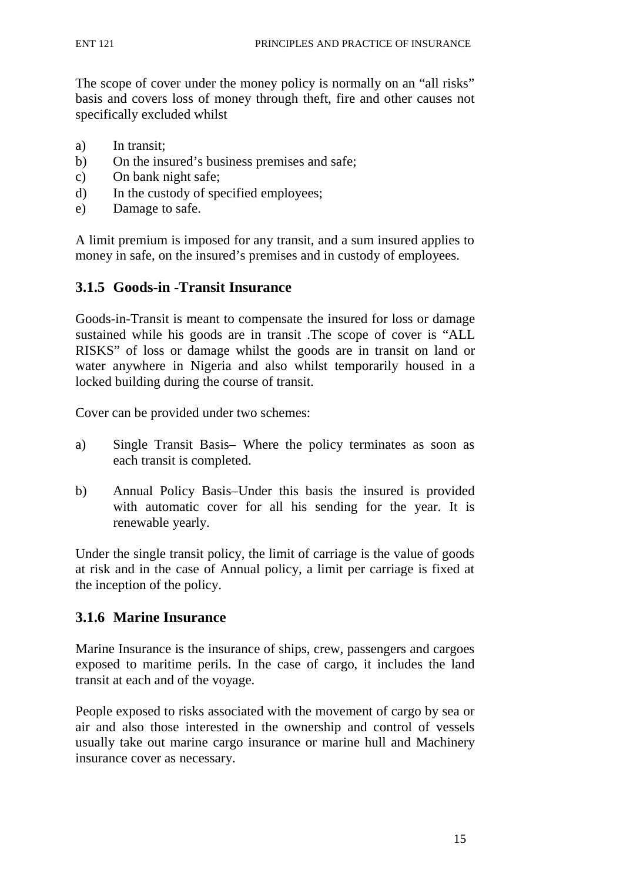The scope of cover under the money policy is normally on an "all risks" basis and covers loss of money through theft, fire and other causes not specifically excluded whilst

a) In transit;
b) On the insured's business premises and safe;
c) On bank night safe;
d) In the custody of specified employees;
e) Damage to safe.

A limit premium is imposed for any transit, and a sum insured applies to money in safe, on the insured's premises and in custody of employees.

### 3.1.5 Goods-in -Transit Insurance

Goods-in-Transit is meant to compensate the insured for loss or damage sustained while his goods are in transit .The scope of cover is "ALL RISKS" of loss or damage whilst the goods are in transit on land or water anywhere in Nigeria and also whilst temporarily housed in a locked building during the course of transit.

Cover can be provided under two schemes:

a) Single Transit Basis– Where the policy terminates as soon as each transit is completed.

b) Annual Policy Basis–Under this basis the insured is provided with automatic cover for all his sending for the year. It is renewable yearly.

Under the single transit policy, the limit of carriage is the value of goods at risk and in the case of Annual policy, a limit per carriage is fixed at the inception of the policy.

### 3.1.6 Marine Insurance

Marine Insurance is the insurance of ships, crew, passengers and cargoes exposed to maritime perils. In the case of cargo, it includes the land transit at each and of the voyage.

People exposed to risks associated with the movement of cargo by sea or air and also those interested in the ownership and control of vessels usually take out marine cargo insurance or marine hull and Machinery insurance cover as necessary.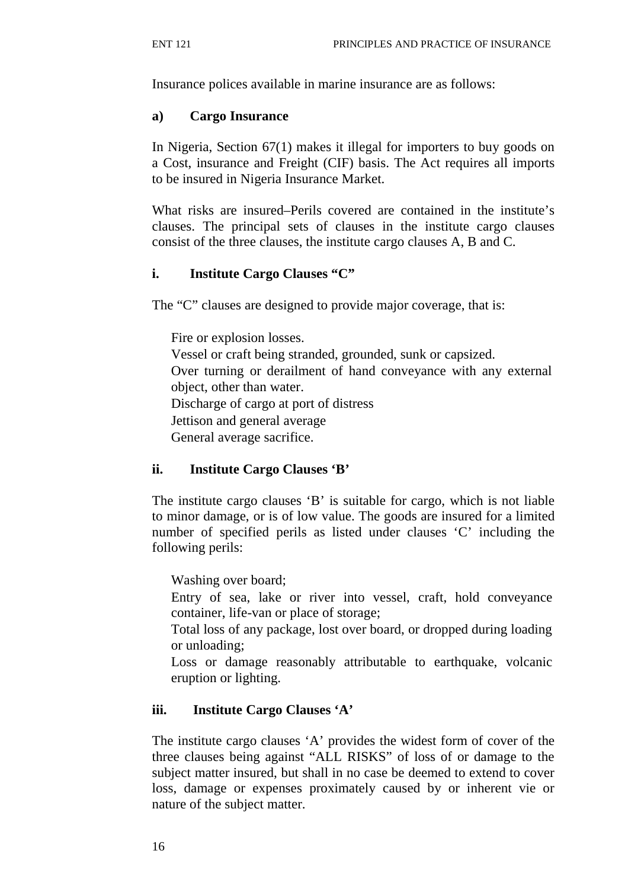Insurance polices available in marine insurance are as follows:

**a) Cargo Insurance**

In Nigeria, Section 67(1) makes it illegal for importers to buy goods on a Cost, insurance and Freight (CIF) basis. The Act requires all imports to be insured in Nigeria Insurance Market.

What risks are insured–Perils covered are contained in the institute's clauses. The principal sets of clauses in the institute cargo clauses consist of the three clauses, the institute cargo clauses A, B and C.

**i. Institute Cargo Clauses "C"**

The "C" clauses are designed to provide major coverage, that is:

- Fire or explosion losses.
- Vessel or craft being stranded, grounded, sunk or capsized.
- Over turning or derailment of hand conveyance with any external object, other than water.
- Discharge of cargo at port of distress
- Jettison and general average
- General average sacrifice.

**ii. Institute Cargo Clauses 'B'**

The institute cargo clauses 'B' is suitable for cargo, which is not liable to minor damage, or is of low value. The goods are insured for a limited number of specified perils as listed under clauses 'C' including the following perils:

- Washing over board;
- Entry of sea, lake or river into vessel, craft, hold conveyance container, life-van or place of storage;
- Total loss of any package, lost over board, or dropped during loading or unloading;
- Loss or damage reasonably attributable to earthquake, volcanic eruption or lighting.

**iii. Institute Cargo Clauses 'A'**

The institute cargo clauses 'A' provides the widest form of cover of the three clauses being against "ALL RISKS" of loss of or damage to the subject matter insured, but shall in no case be deemed to extend to cover loss, damage or expenses proximately caused by or inherent vie or nature of the subject matter.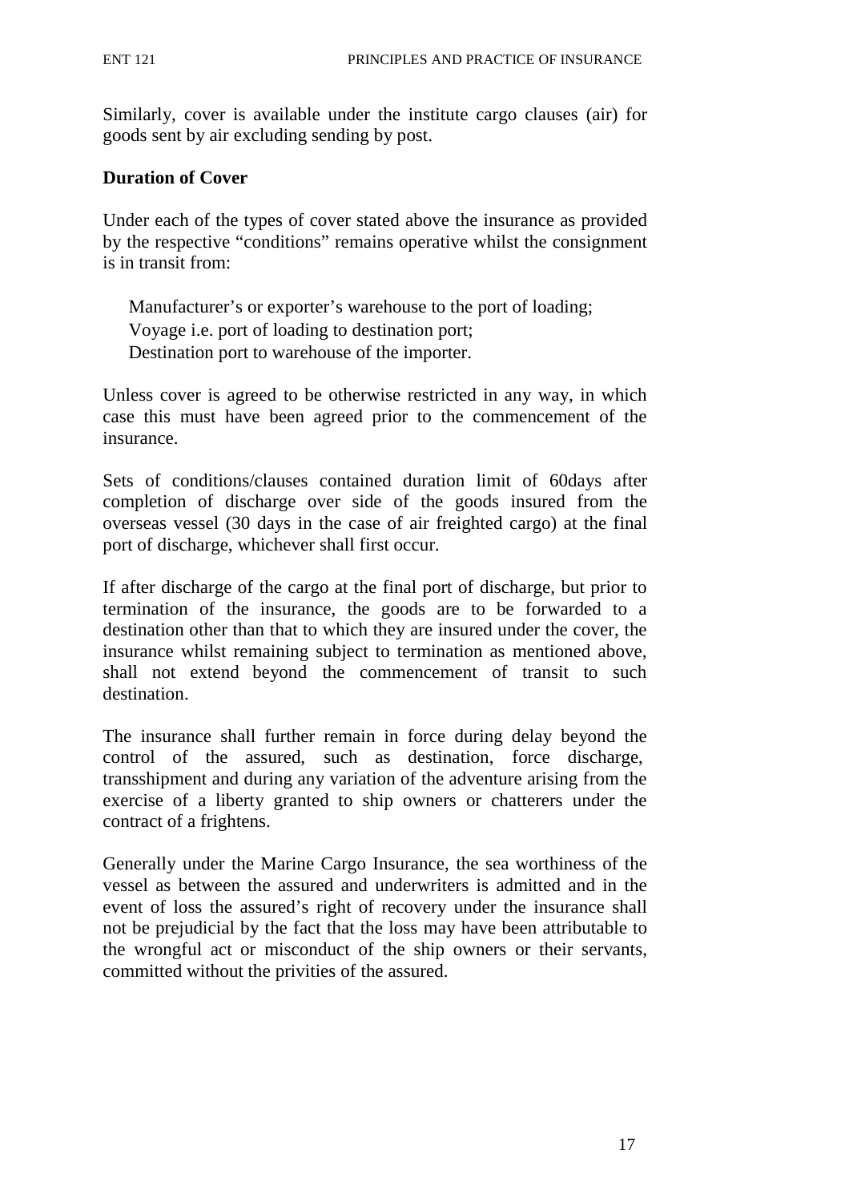Similarly, cover is available under the institute cargo clauses (air) for goods sent by air excluding sending by post.

**Duration of Cover**

Under each of the types of cover stated above the insurance as provided by the respective "conditions" remains operative whilst the consignment is in transit from:

Manufacturer's or exporter's warehouse to the port of loading;
Voyage i.e. port of loading to destination port;
Destination port to warehouse of the importer.

Unless cover is agreed to be otherwise restricted in any way, in which case this must have been agreed prior to the commencement of the insurance.

Sets of conditions/clauses contained duration limit of 60days after completion of discharge over side of the goods insured from the overseas vessel (30 days in the case of air freighted cargo) at the final port of discharge, whichever shall first occur.

If after discharge of the cargo at the final port of discharge, but prior to termination of the insurance, the goods are to be forwarded to a destination other than that to which they are insured under the cover, the insurance whilst remaining subject to termination as mentioned above, shall not extend beyond the commencement of transit to such destination.

The insurance shall further remain in force during delay beyond the control of the assured, such as destination, force discharge, transshipment and during any variation of the adventure arising from the exercise of a liberty granted to ship owners or chatterers under the contract of a frightens.

Generally under the Marine Cargo Insurance, the sea worthiness of the vessel as between the assured and underwriters is admitted and in the event of loss the assured's right of recovery under the insurance shall not be prejudicial by the fact that the loss may have been attributable to the wrongful act or misconduct of the ship owners or their servants, committed without the privities of the assured.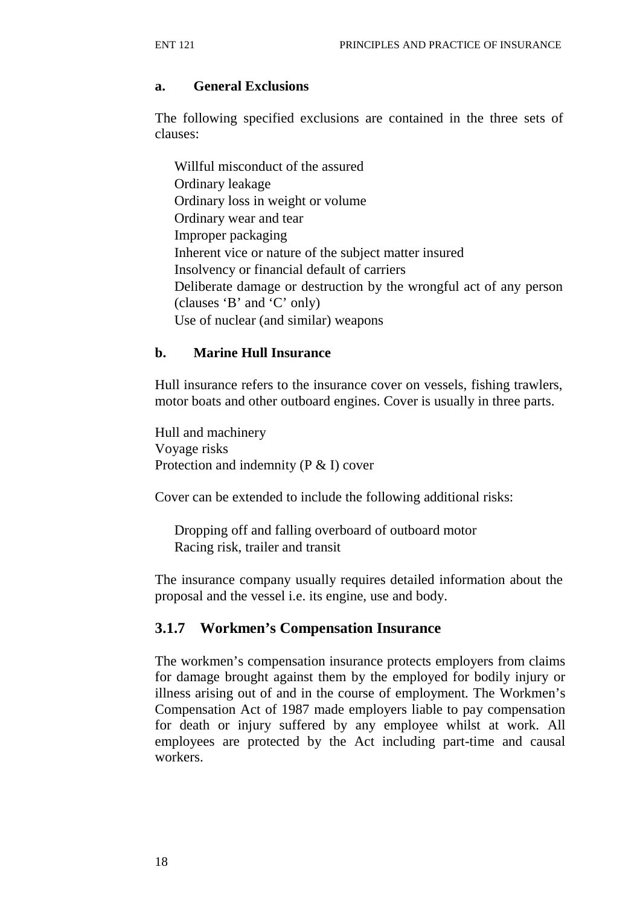### a. General Exclusions

The following specified exclusions are contained in the three sets of clauses:

- Willful misconduct of the assured
- Ordinary leakage
- Ordinary loss in weight or volume
- Ordinary wear and tear
- Improper packaging
- Inherent vice or nature of the subject matter insured
- Insolvency or financial default of carriers
- Deliberate damage or destruction by the wrongful act of any person (clauses 'B' and 'C' only)
- Use of nuclear (and similar) weapons

### b. Marine Hull Insurance

Hull insurance refers to the insurance cover on vessels, fishing trawlers, motor boats and other outboard engines. Cover is usually in three parts.

Hull and machinery
Voyage risks
Protection and indemnity (P & I) cover

Cover can be extended to include the following additional risks:

- Dropping off and falling overboard of outboard motor
- Racing risk, trailer and transit

The insurance company usually requires detailed information about the proposal and the vessel i.e. its engine, use and body.

## 3.1.7 Workmen's Compensation Insurance

The workmen's compensation insurance protects employers from claims for damage brought against them by the employed for bodily injury or illness arising out of and in the course of employment. The Workmen's Compensation Act of 1987 made employers liable to pay compensation for death or injury suffered by any employee whilst at work. All employees are protected by the Act including part-time and causal workers.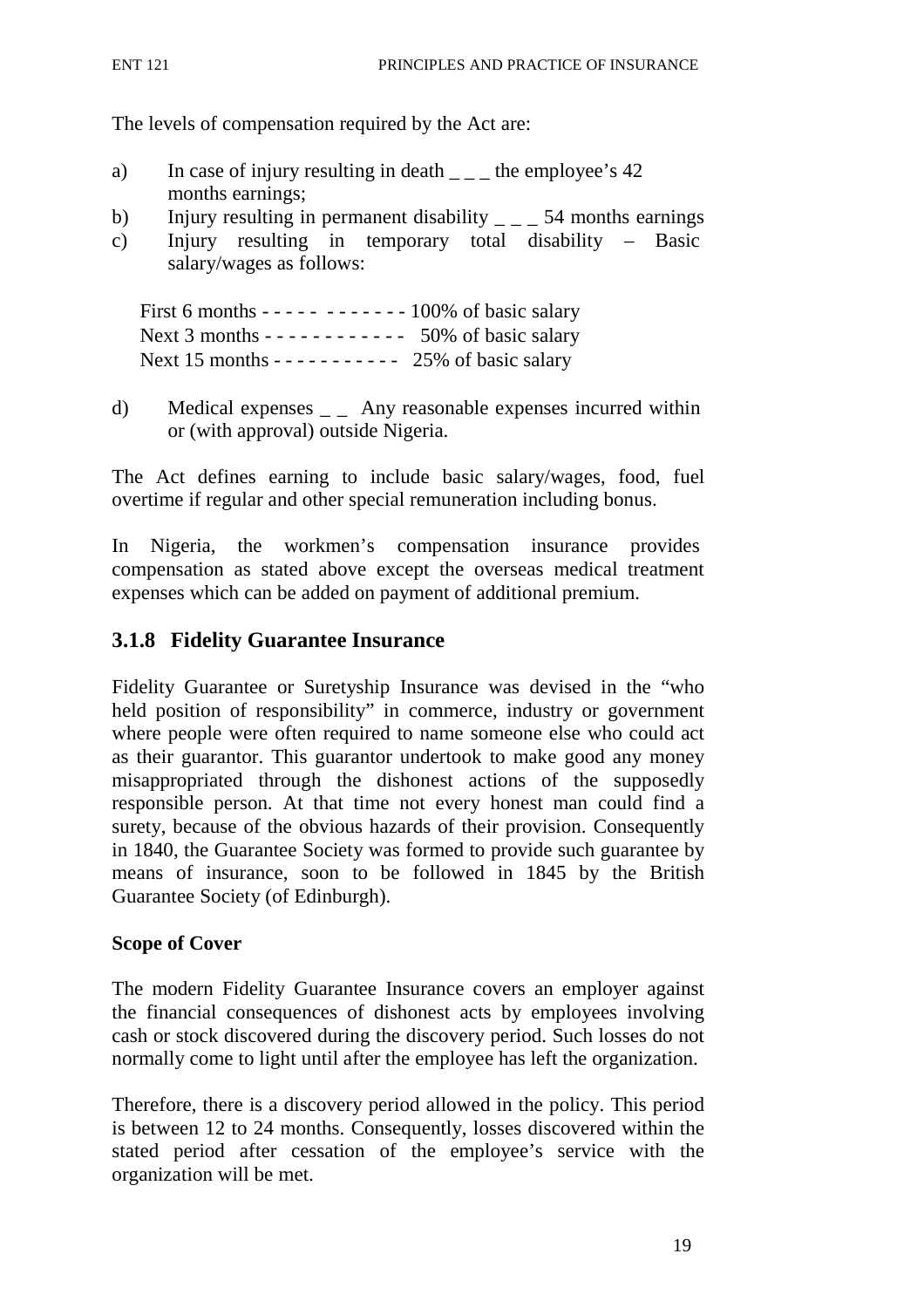The levels of compensation required by the Act are:

a) In case of injury resulting in death _ _ _ the employee's 42 months earnings;
b) Injury resulting in permanent disability _ _ _ 54 months earnings
c) Injury resulting in temporary total disability – Basic salary/wages as follows:

   First 6 months - - - - - - - - - - - - 100% of basic salary
   Next 3 months - - - - - - - - - - - - 50% of basic salary
   Next 15 months - - - - - - - - - - - 25% of basic salary

d) Medical expenses _ _ Any reasonable expenses incurred within or (with approval) outside Nigeria.

The Act defines earning to include basic salary/wages, food, fuel overtime if regular and other special remuneration including bonus.

In Nigeria, the workmen's compensation insurance provides compensation as stated above except the overseas medical treatment expenses which can be added on payment of additional premium.

### 3.1.8 Fidelity Guarantee Insurance

Fidelity Guarantee or Suretyship Insurance was devised in the "who held position of responsibility" in commerce, industry or government where people were often required to name someone else who could act as their guarantor. This guarantor undertook to make good any money misappropriated through the dishonest actions of the supposedly responsible person. At that time not every honest man could find a surety, because of the obvious hazards of their provision. Consequently in 1840, the Guarantee Society was formed to provide such guarantee by means of insurance, soon to be followed in 1845 by the British Guarantee Society (of Edinburgh).

**Scope of Cover**

The modern Fidelity Guarantee Insurance covers an employer against the financial consequences of dishonest acts by employees involving cash or stock discovered during the discovery period. Such losses do not normally come to light until after the employee has left the organization.

Therefore, there is a discovery period allowed in the policy. This period is between 12 to 24 months. Consequently, losses discovered within the stated period after cessation of the employee's service with the organization will be met.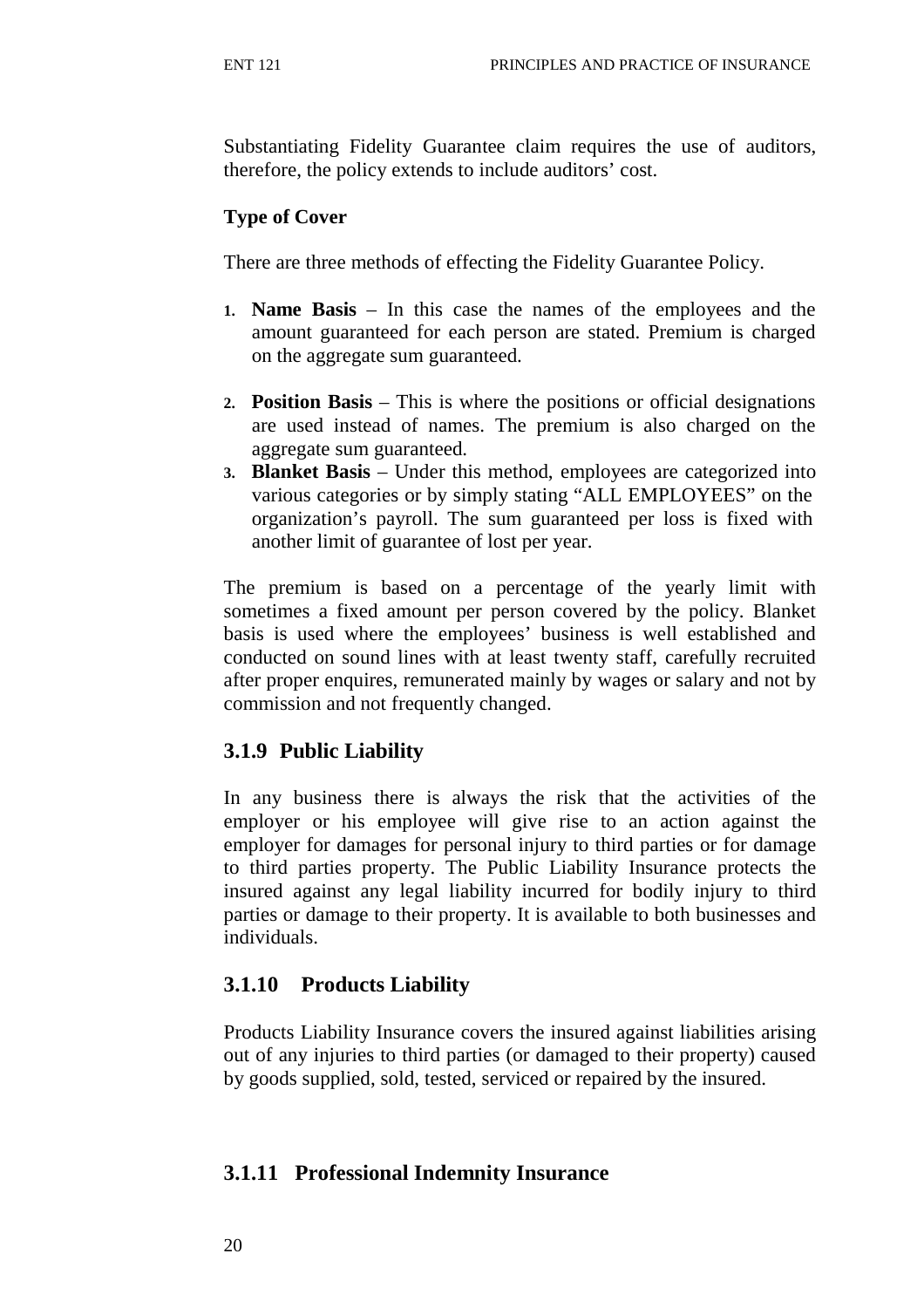Substantiating Fidelity Guarantee claim requires the use of auditors, therefore, the policy extends to include auditors' cost.

**Type of Cover**

There are three methods of effecting the Fidelity Guarantee Policy.

1. **Name Basis** – In this case the names of the employees and the amount guaranteed for each person are stated. Premium is charged on the aggregate sum guaranteed.

2. **Position Basis** – This is where the positions or official designations are used instead of names. The premium is also charged on the aggregate sum guaranteed.
3. **Blanket Basis** – Under this method, employees are categorized into various categories or by simply stating "ALL EMPLOYEES" on the organization's payroll. The sum guaranteed per loss is fixed with another limit of guarantee of lost per year.

The premium is based on a percentage of the yearly limit with sometimes a fixed amount per person covered by the policy. Blanket basis is used where the employees' business is well established and conducted on sound lines with at least twenty staff, carefully recruited after proper enquires, remunerated mainly by wages or salary and not by commission and not frequently changed.

### 3.1.9 Public Liability

In any business there is always the risk that the activities of the employer or his employee will give rise to an action against the employer for damages for personal injury to third parties or for damage to third parties property. The Public Liability Insurance protects the insured against any legal liability incurred for bodily injury to third parties or damage to their property. It is available to both businesses and individuals.

### 3.1.10 Products Liability

Products Liability Insurance covers the insured against liabilities arising out of any injuries to third parties (or damaged to their property) caused by goods supplied, sold, tested, serviced or repaired by the insured.

### 3.1.11 Professional Indemnity Insurance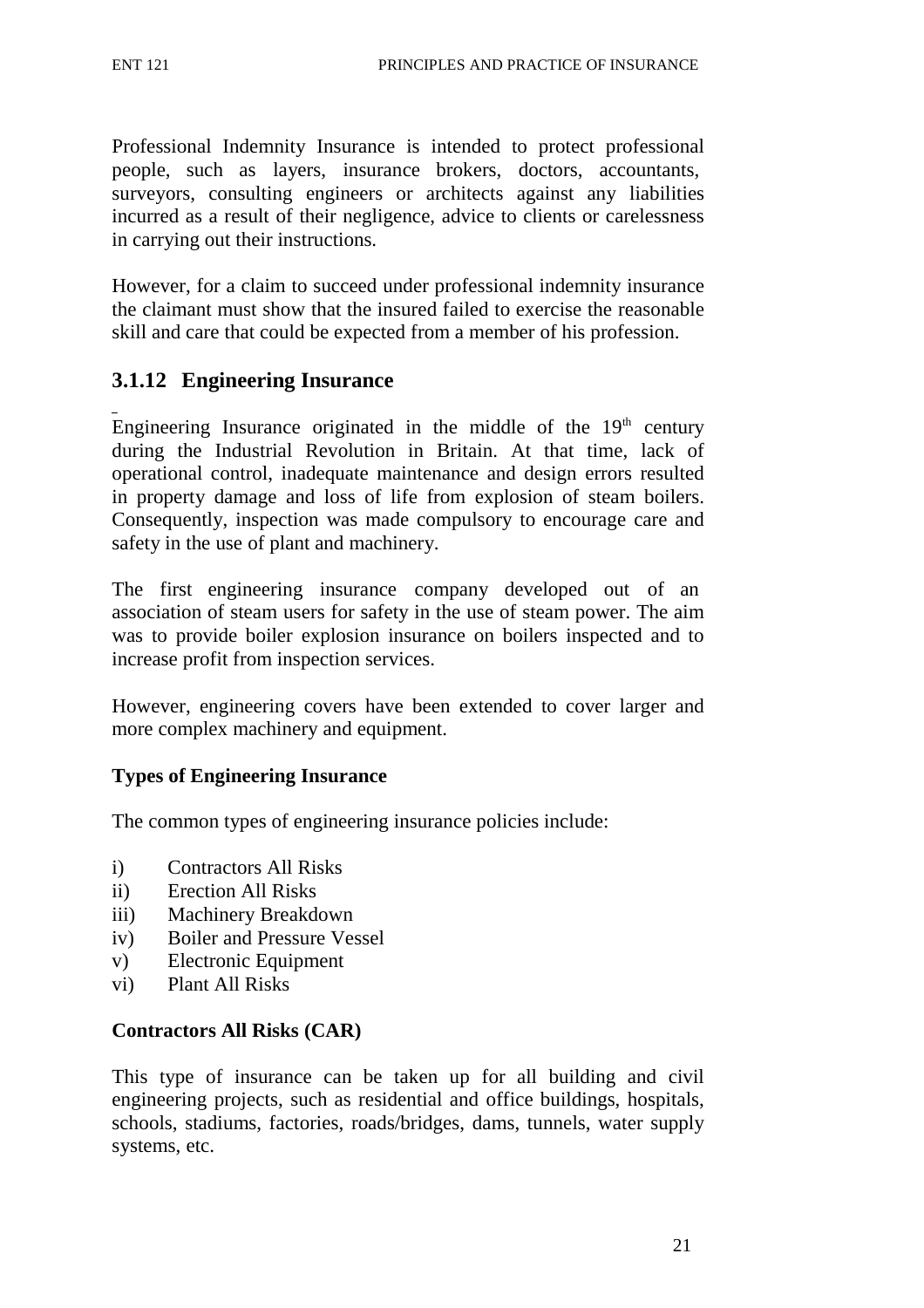Professional Indemnity Insurance is intended to protect professional people, such as layers, insurance brokers, doctors, accountants, surveyors, consulting engineers or architects against any liabilities incurred as a result of their negligence, advice to clients or carelessness in carrying out their instructions.

However, for a claim to succeed under professional indemnity insurance the claimant must show that the insured failed to exercise the reasonable skill and care that could be expected from a member of his profession.

### 3.1.12 Engineering Insurance

Engineering Insurance originated in the middle of the 19th century during the Industrial Revolution in Britain. At that time, lack of operational control, inadequate maintenance and design errors resulted in property damage and loss of life from explosion of steam boilers. Consequently, inspection was made compulsory to encourage care and safety in the use of plant and machinery.

The first engineering insurance company developed out of an association of steam users for safety in the use of steam power. The aim was to provide boiler explosion insurance on boilers inspected and to increase profit from inspection services.

However, engineering covers have been extended to cover larger and more complex machinery and equipment.

**Types of Engineering Insurance**

The common types of engineering insurance policies include:

i) Contractors All Risks
ii) Erection All Risks
iii) Machinery Breakdown
iv) Boiler and Pressure Vessel
v) Electronic Equipment
vi) Plant All Risks

**Contractors All Risks (CAR)**

This type of insurance can be taken up for all building and civil engineering projects, such as residential and office buildings, hospitals, schools, stadiums, factories, roads/bridges, dams, tunnels, water supply systems, etc.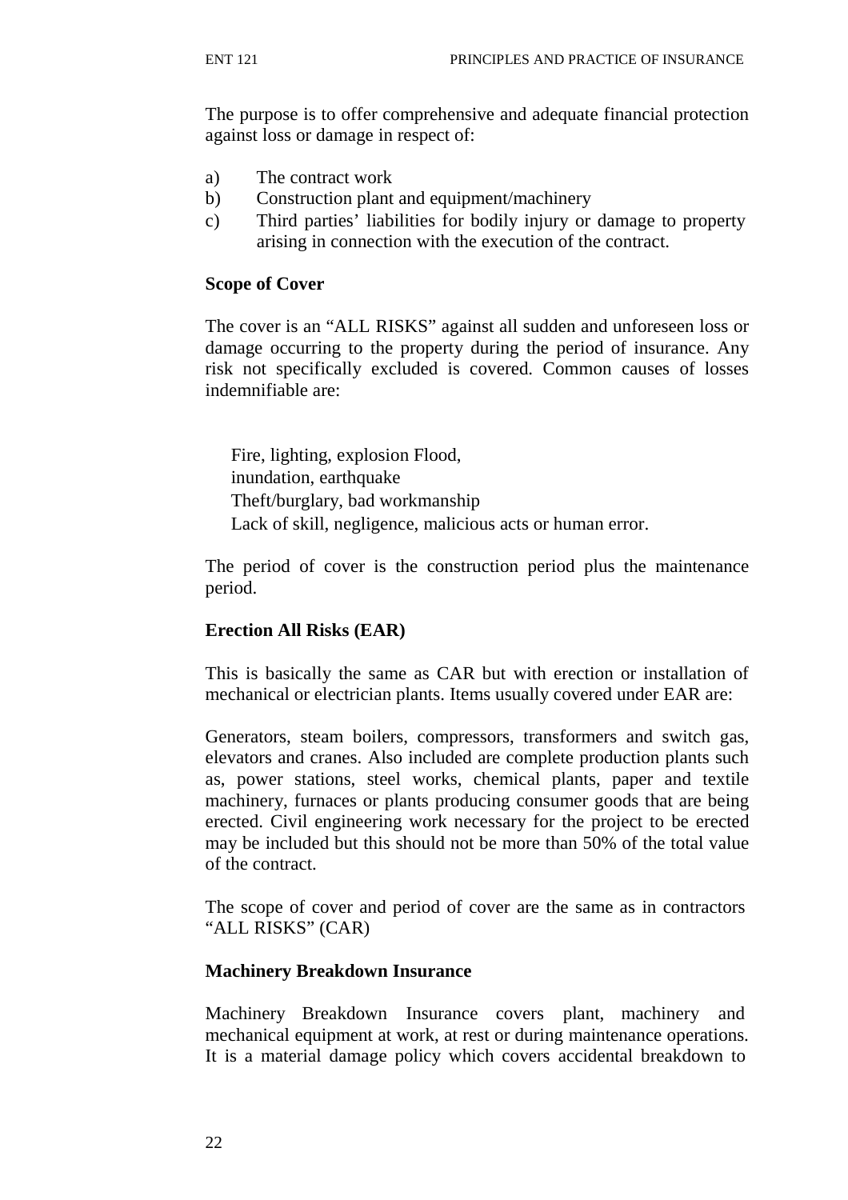The purpose is to offer comprehensive and adequate financial protection against loss or damage in respect of:

a) The contract work
b) Construction plant and equipment/machinery
c) Third parties' liabilities for bodily injury or damage to property arising in connection with the execution of the contract.

**Scope of Cover**

The cover is an "ALL RISKS" against all sudden and unforeseen loss or damage occurring to the property during the period of insurance. Any risk not specifically excluded is covered. Common causes of losses indemnifiable are:

Fire, lighting, explosion Flood,
inundation, earthquake
Theft/burglary, bad workmanship
Lack of skill, negligence, malicious acts or human error.

The period of cover is the construction period plus the maintenance period.

**Erection All Risks (EAR)**

This is basically the same as CAR but with erection or installation of mechanical or electrician plants. Items usually covered under EAR are:

Generators, steam boilers, compressors, transformers and switch gas, elevators and cranes. Also included are complete production plants such as, power stations, steel works, chemical plants, paper and textile machinery, furnaces or plants producing consumer goods that are being erected. Civil engineering work necessary for the project to be erected may be included but this should not be more than 50% of the total value of the contract.

The scope of cover and period of cover are the same as in contractors "ALL RISKS" (CAR)

**Machinery Breakdown Insurance**

Machinery Breakdown Insurance covers plant, machinery and mechanical equipment at work, at rest or during maintenance operations. It is a material damage policy which covers accidental breakdown to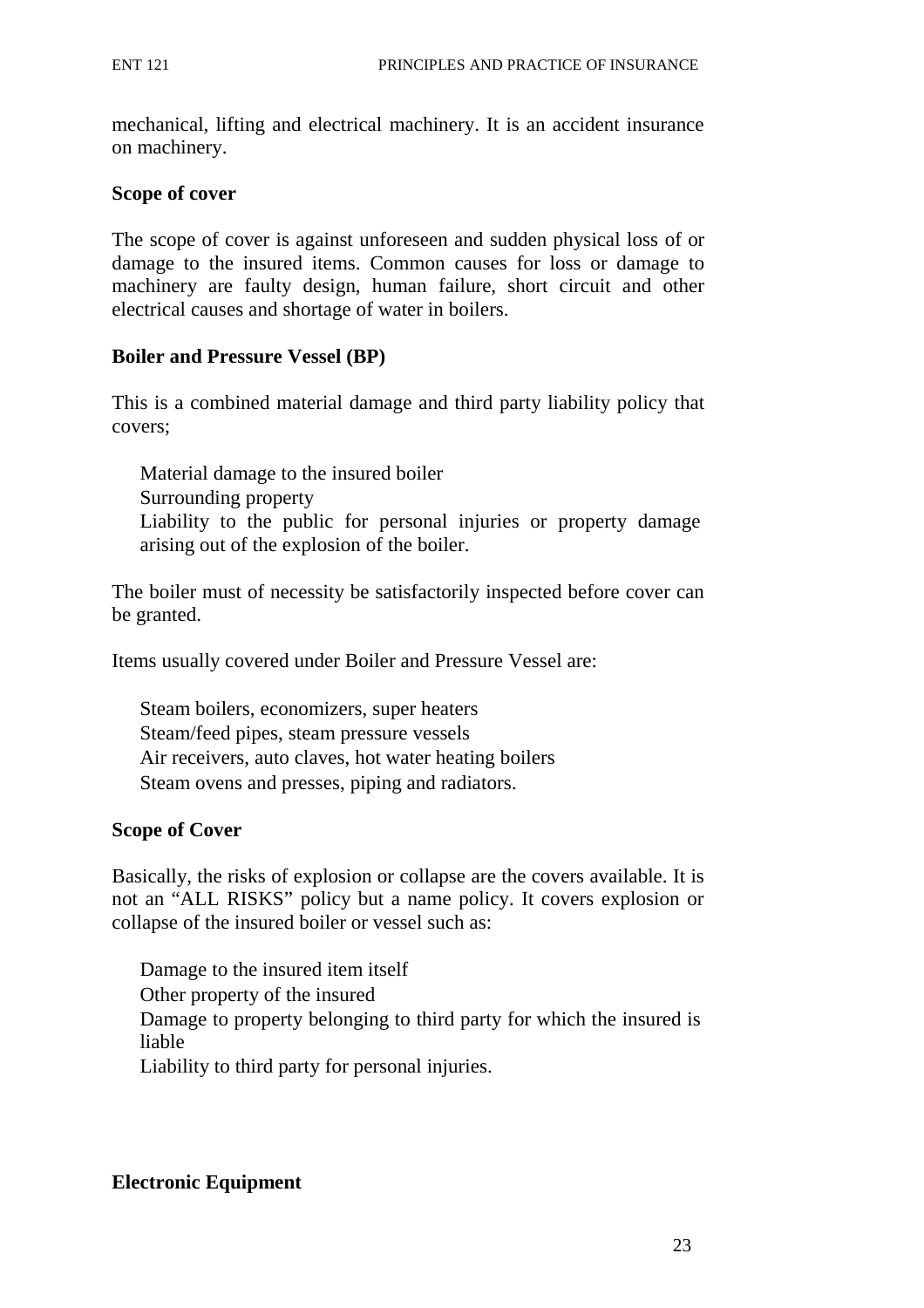mechanical, lifting and electrical machinery. It is an accident insurance on machinery.

**Scope of cover**

The scope of cover is against unforeseen and sudden physical loss of or damage to the insured items. Common causes for loss or damage to machinery are faulty design, human failure, short circuit and other electrical causes and shortage of water in boilers.

**Boiler and Pressure Vessel (BP)**

This is a combined material damage and third party liability policy that covers;

- Material damage to the insured boiler
- Surrounding property
- Liability to the public for personal injuries or property damage arising out of the explosion of the boiler.

The boiler must of necessity be satisfactorily inspected before cover can be granted.

Items usually covered under Boiler and Pressure Vessel are:

- Steam boilers, economizers, super heaters
- Steam/feed pipes, steam pressure vessels
- Air receivers, auto claves, hot water heating boilers
- Steam ovens and presses, piping and radiators.

**Scope of Cover**

Basically, the risks of explosion or collapse are the covers available. It is not an "ALL RISKS" policy but a name policy. It covers explosion or collapse of the insured boiler or vessel such as:

- Damage to the insured item itself
- Other property of the insured
- Damage to property belonging to third party for which the insured is liable
- Liability to third party for personal injuries.

**Electronic Equipment**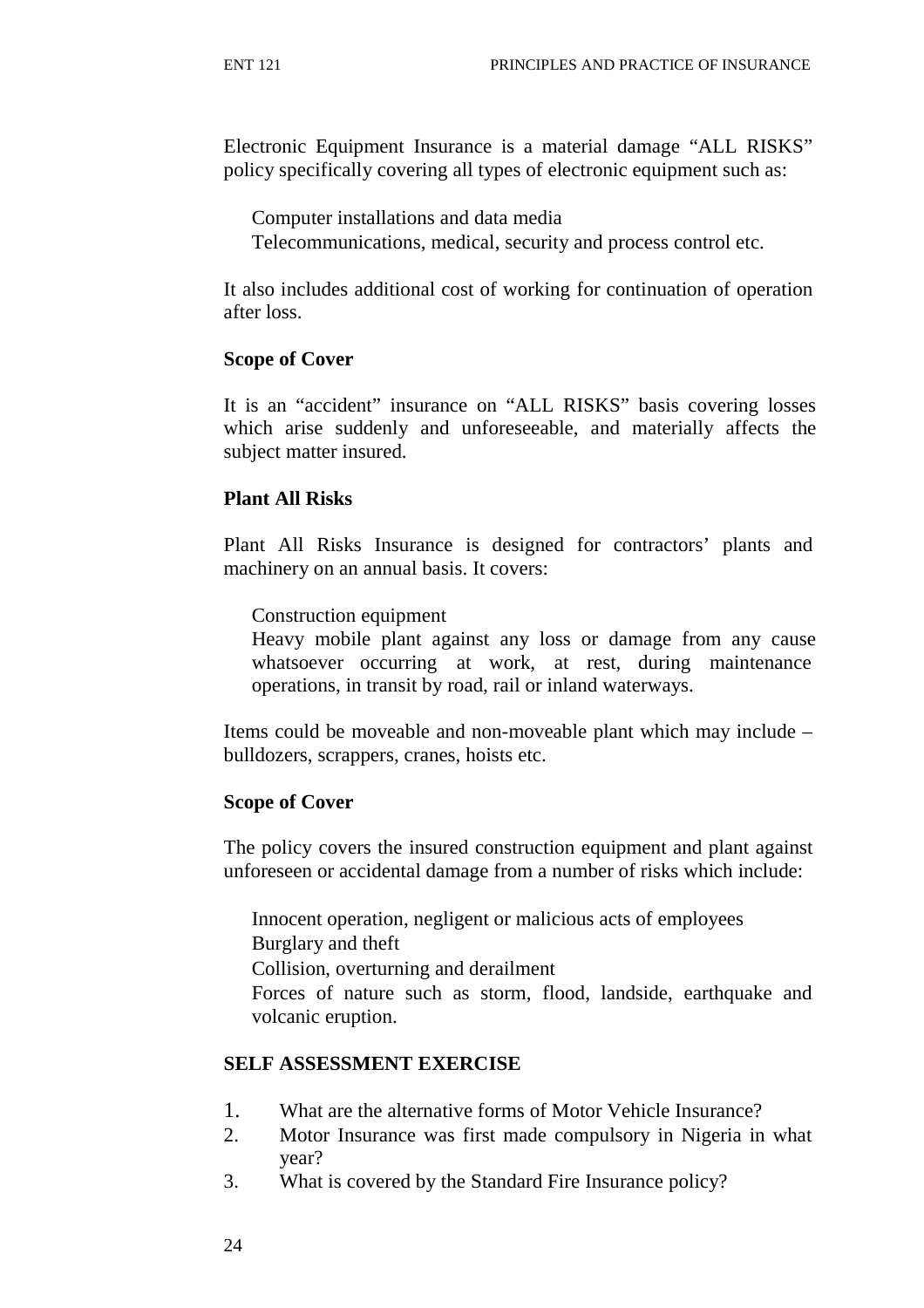Electronic Equipment Insurance is a material damage “ALL RISKS” policy specifically covering all types of electronic equipment such as:

- Computer installations and data media
- Telecommunications, medical, security and process control etc.

It also includes additional cost of working for continuation of operation after loss.

**Scope of Cover**

It is an “accident” insurance on “ALL RISKS” basis covering losses which arise suddenly and unforeseeable, and materially affects the subject matter insured.

**Plant All Risks**

Plant All Risks Insurance is designed for contractors’ plants and machinery on an annual basis. It covers:

- Construction equipment
- Heavy mobile plant against any loss or damage from any cause whatsoever occurring at work, at rest, during maintenance operations, in transit by road, rail or inland waterways.

Items could be moveable and non-moveable plant which may include – bulldozers, scrappers, cranes, hoists etc.

**Scope of Cover**

The policy covers the insured construction equipment and plant against unforeseen or accidental damage from a number of risks which include:

- Innocent operation, negligent or malicious acts of employees
- Burglary and theft
- Collision, overturning and derailment
- Forces of nature such as storm, flood, landside, earthquake and volcanic eruption.

**SELF ASSESSMENT EXERCISE**

1. What are the alternative forms of Motor Vehicle Insurance?
2. Motor Insurance was first made compulsory in Nigeria in what year?
3. What is covered by the Standard Fire Insurance policy?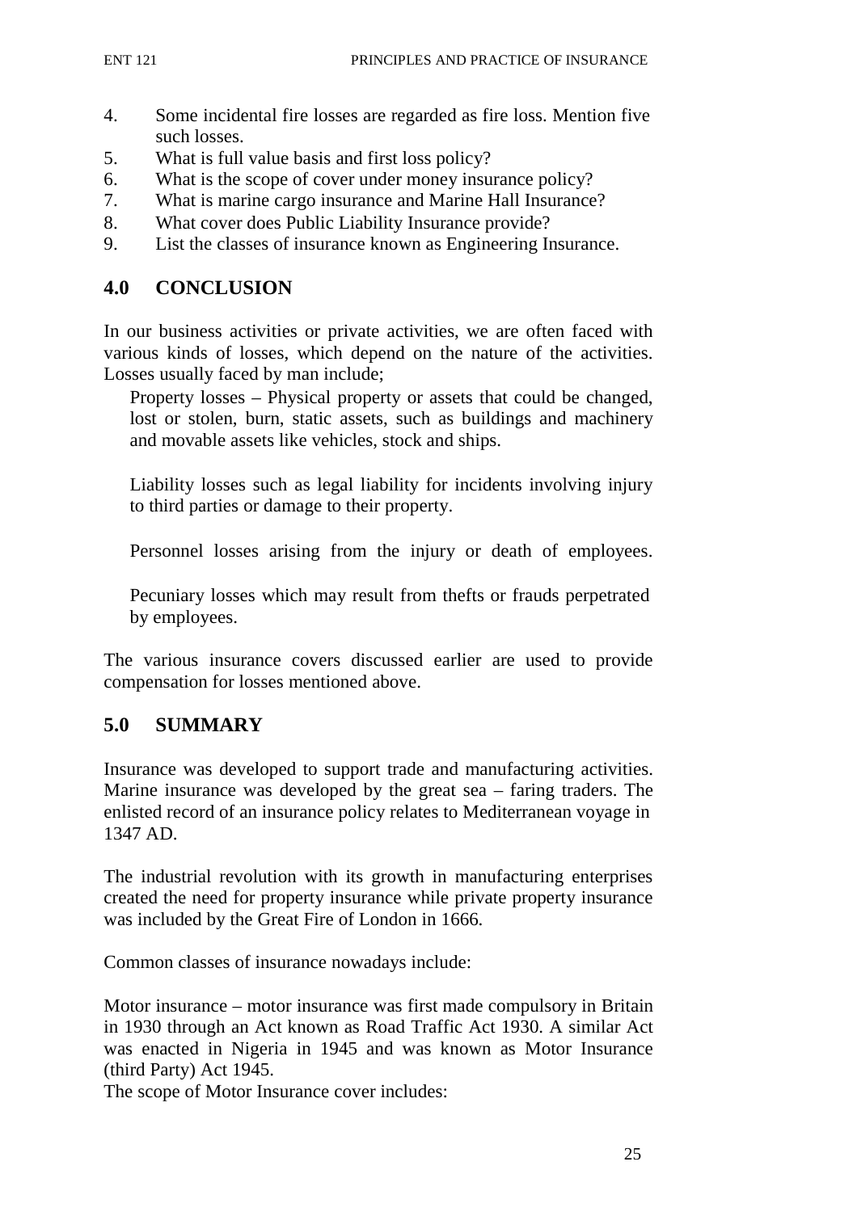4. Some incidental fire losses are regarded as fire loss. Mention five such losses.
5. What is full value basis and first loss policy?
6. What is the scope of cover under money insurance policy?
7. What is marine cargo insurance and Marine Hall Insurance?
8. What cover does Public Liability Insurance provide?
9. List the classes of insurance known as Engineering Insurance.

## 4.0 CONCLUSION

In our business activities or private activities, we are often faced with various kinds of losses, which depend on the nature of the activities. Losses usually faced by man include;

Property losses – Physical property or assets that could be changed, lost or stolen, burn, static assets, such as buildings and machinery and movable assets like vehicles, stock and ships.

Liability losses such as legal liability for incidents involving injury to third parties or damage to their property.

Personnel losses arising from the injury or death of employees.

Pecuniary losses which may result from thefts or frauds perpetrated by employees.

The various insurance covers discussed earlier are used to provide compensation for losses mentioned above.

## 5.0 SUMMARY

Insurance was developed to support trade and manufacturing activities. Marine insurance was developed by the great sea – faring traders. The enlisted record of an insurance policy relates to Mediterranean voyage in 1347 AD.

The industrial revolution with its growth in manufacturing enterprises created the need for property insurance while private property insurance was included by the Great Fire of London in 1666.

Common classes of insurance nowadays include:

Motor insurance – motor insurance was first made compulsory in Britain in 1930 through an Act known as Road Traffic Act 1930. A similar Act was enacted in Nigeria in 1945 and was known as Motor Insurance (third Party) Act 1945.
The scope of Motor Insurance cover includes: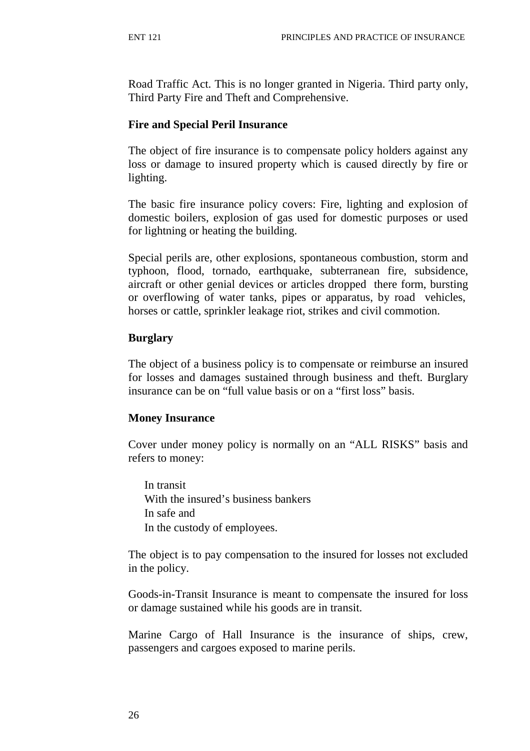Road Traffic Act. This is no longer granted in Nigeria. Third party only, Third Party Fire and Theft and Comprehensive.

**Fire and Special Peril Insurance**

The object of fire insurance is to compensate policy holders against any loss or damage to insured property which is caused directly by fire or lighting.

The basic fire insurance policy covers: Fire, lighting and explosion of domestic boilers, explosion of gas used for domestic purposes or used for lightning or heating the building.

Special perils are, other explosions, spontaneous combustion, storm and typhoon, flood, tornado, earthquake, subterranean fire, subsidence, aircraft or other genial devices or articles dropped there form, bursting or overflowing of water tanks, pipes or apparatus, by road vehicles, horses or cattle, sprinkler leakage riot, strikes and civil commotion.

**Burglary**

The object of a business policy is to compensate or reimburse an insured for losses and damages sustained through business and theft. Burglary insurance can be on "full value basis or on a "first loss" basis.

**Money Insurance**

Cover under money policy is normally on an "ALL RISKS" basis and refers to money:

- In transit
- With the insured's business bankers
- In safe and
- In the custody of employees.

The object is to pay compensation to the insured for losses not excluded in the policy.

Goods-in-Transit Insurance is meant to compensate the insured for loss or damage sustained while his goods are in transit.

Marine Cargo of Hall Insurance is the insurance of ships, crew, passengers and cargoes exposed to marine perils.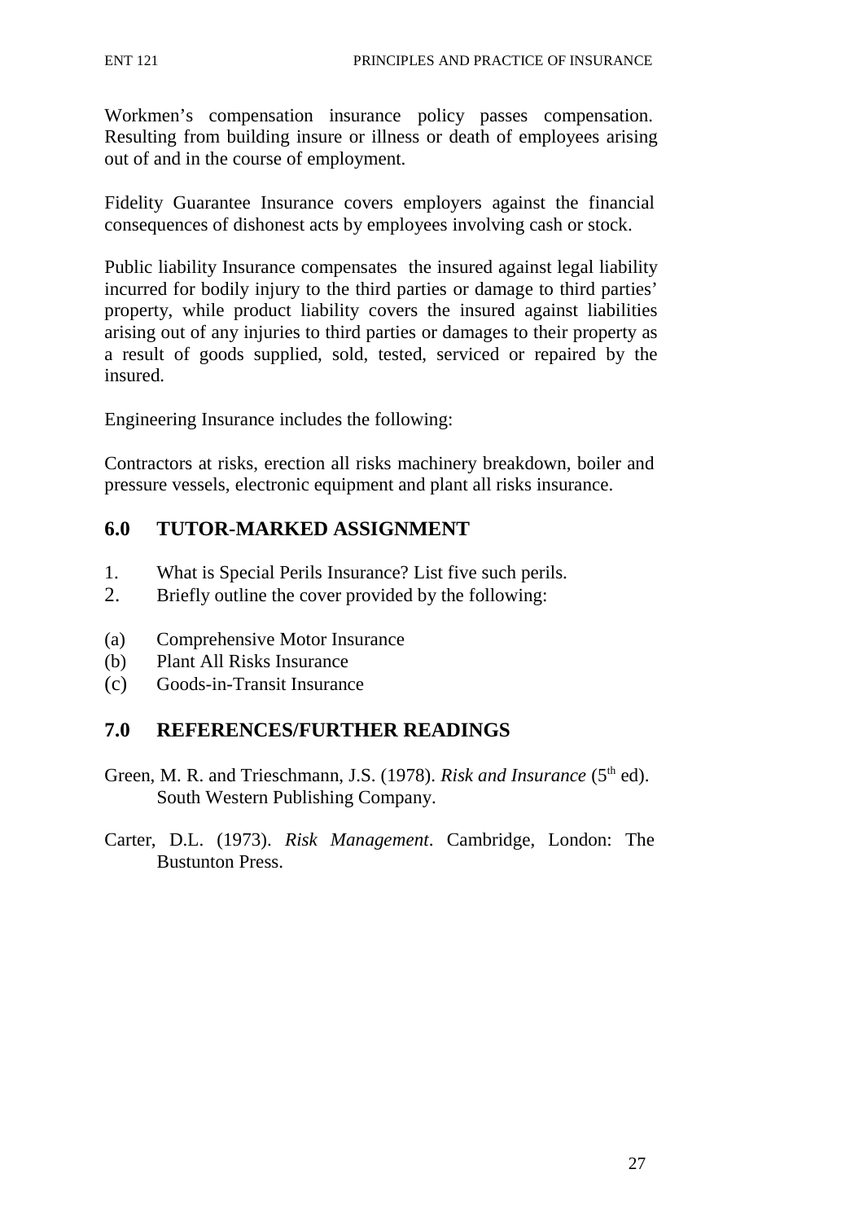Workmen's compensation insurance policy passes compensation. Resulting from building insure or illness or death of employees arising out of and in the course of employment.

Fidelity Guarantee Insurance covers employers against the financial consequences of dishonest acts by employees involving cash or stock.

Public liability Insurance compensates the insured against legal liability incurred for bodily injury to the third parties or damage to third parties' property, while product liability covers the insured against liabilities arising out of any injuries to third parties or damages to their property as a result of goods supplied, sold, tested, serviced or repaired by the insured.

Engineering Insurance includes the following:

Contractors at risks, erection all risks machinery breakdown, boiler and pressure vessels, electronic equipment and plant all risks insurance.

## 6.0 TUTOR-MARKED ASSIGNMENT

1. What is Special Perils Insurance? List five such perils.
2. Briefly outline the cover provided by the following:

(a) Comprehensive Motor Insurance
(b) Plant All Risks Insurance
(c) Goods-in-Transit Insurance

## 7.0 REFERENCES/FURTHER READINGS

Green, M. R. and Trieschmann, J.S. (1978). *Risk and Insurance* (5th ed). South Western Publishing Company.

Carter, D.L. (1973). *Risk Management*. Cambridge, London: The Bustunton Press.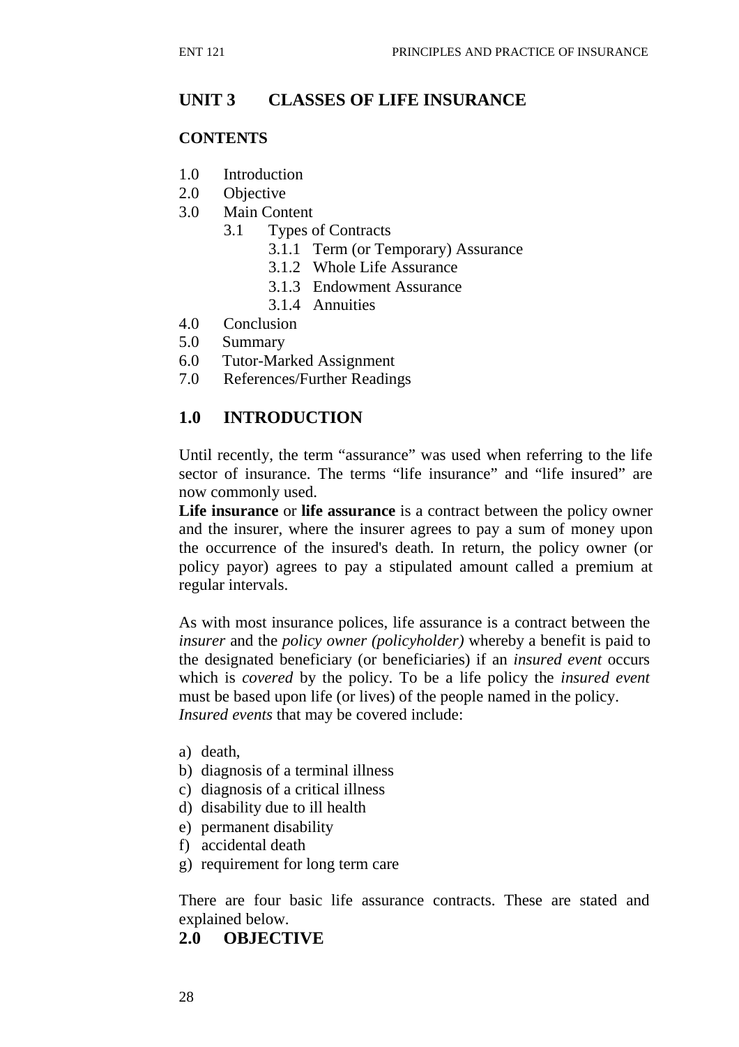## UNIT 3 CLASSES OF LIFE INSURANCE

**CONTENTS**

1.0 Introduction
2.0 Objective
3.0 Main Content
    3.1 Types of Contracts
        3.1.1 Term (or Temporary) Assurance
        3.1.2 Whole Life Assurance
        3.1.3 Endowment Assurance
        3.1.4 Annuities
4.0 Conclusion
5.0 Summary
6.0 Tutor-Marked Assignment
7.0 References/Further Readings

## 1.0 INTRODUCTION

Until recently, the term "assurance" was used when referring to the life sector of insurance. The terms "life insurance" and "life insured" are now commonly used.

**Life insurance** or **life assurance** is a contract between the policy owner and the insurer, where the insurer agrees to pay a sum of money upon the occurrence of the insured's death. In return, the policy owner (or policy payor) agrees to pay a stipulated amount called a premium at regular intervals.

As with most insurance polices, life assurance is a contract between the *insurer* and the *policy owner (policyholder)* whereby a benefit is paid to the designated beneficiary (or beneficiaries) if an *insured event* occurs which is *covered* by the policy. To be a life policy the *insured event* must be based upon life (or lives) of the people named in the policy.
*Insured events* that may be covered include:

a) death,
b) diagnosis of a terminal illness
c) diagnosis of a critical illness
d) disability due to ill health
e) permanent disability
f) accidental death
g) requirement for long term care

There are four basic life assurance contracts. These are stated and explained below.

## 2.0 OBJECTIVE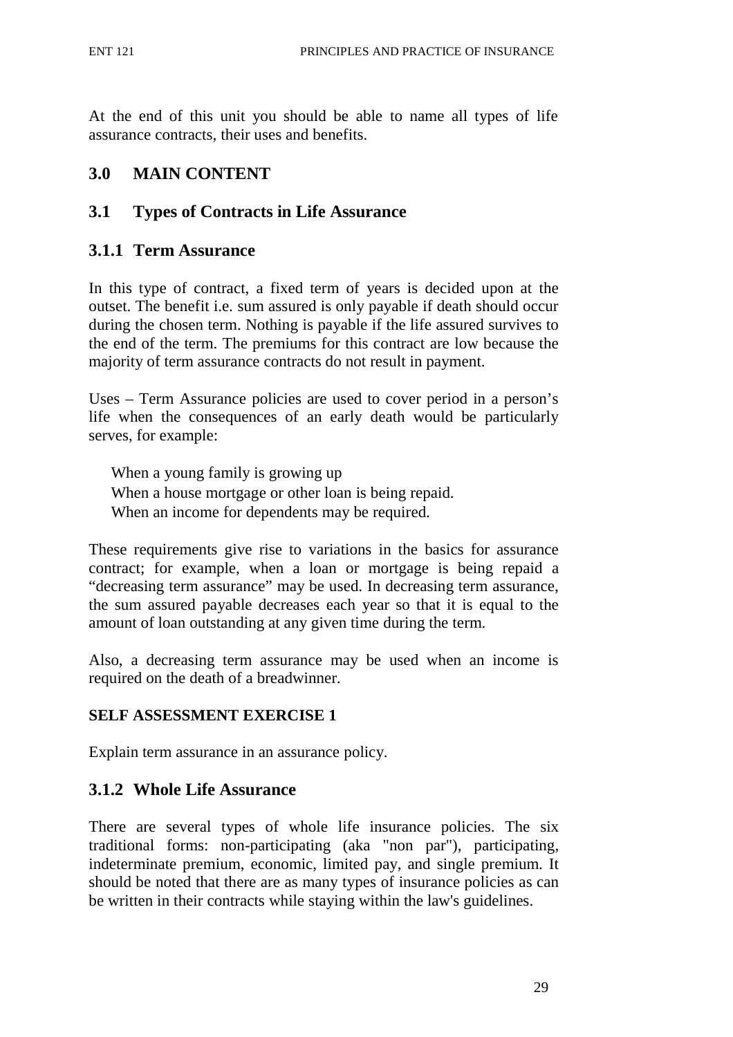At the end of this unit you should be able to name all types of life assurance contracts, their uses and benefits.

## 3.0 MAIN CONTENT

### 3.1 Types of Contracts in Life Assurance

#### 3.1.1 Term Assurance

In this type of contract, a fixed term of years is decided upon at the outset. The benefit i.e. sum assured is only payable if death should occur during the chosen term. Nothing is payable if the life assured survives to the end of the term. The premiums for this contract are low because the majority of term assurance contracts do not result in payment.

Uses – Term Assurance policies are used to cover period in a person's life when the consequences of an early death would be particularly serves, for example:

- When a young family is growing up
- When a house mortgage or other loan is being repaid.
- When an income for dependents may be required.

These requirements give rise to variations in the basics for assurance contract; for example, when a loan or mortgage is being repaid a "decreasing term assurance" may be used. In decreasing term assurance, the sum assured payable decreases each year so that it is equal to the amount of loan outstanding at any given time during the term.

Also, a decreasing term assurance may be used when an income is required on the death of a breadwinner.

**SELF ASSESSMENT EXERCISE 1**

Explain term assurance in an assurance policy.

#### 3.1.2 Whole Life Assurance

There are several types of whole life insurance policies. The six traditional forms: non-participating (aka "non par"), participating, indeterminate premium, economic, limited pay, and single premium. It should be noted that there are as many types of insurance policies as can be written in their contracts while staying within the law's guidelines.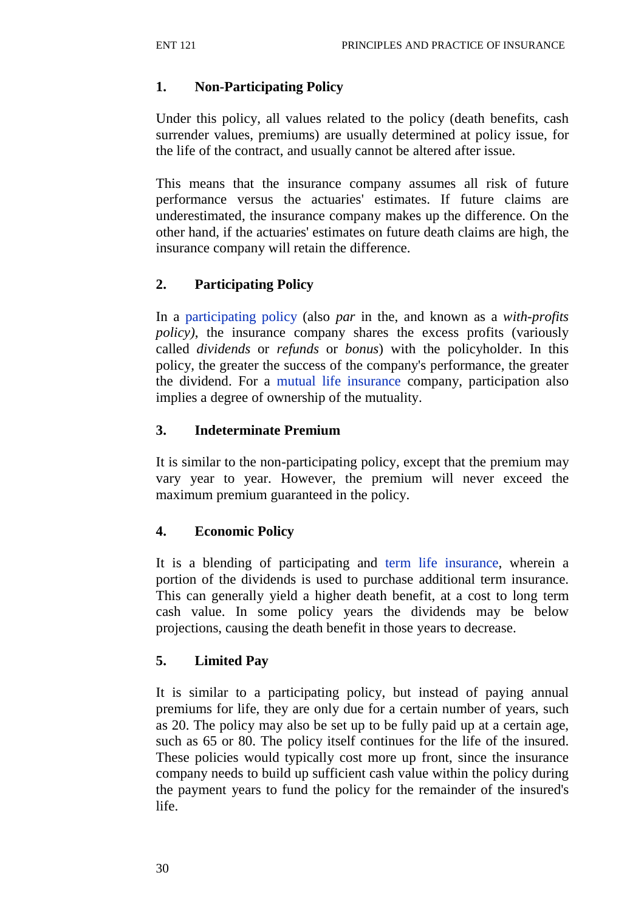### 1. Non-Participating Policy

Under this policy, all values related to the policy (death benefits, cash surrender values, premiums) are usually determined at policy issue, for the life of the contract, and usually cannot be altered after issue.

This means that the insurance company assumes all risk of future performance versus the actuaries' estimates. If future claims are underestimated, the insurance company makes up the difference. On the other hand, if the actuaries' estimates on future death claims are high, the insurance company will retain the difference.

### 2. Participating Policy

In a participating policy (also *par* in the, and known as a *with-profits policy)*, the insurance company shares the excess profits (variously called *dividends* or *refunds* or *bonus*) with the policyholder. In this policy, the greater the success of the company's performance, the greater the dividend. For a mutual life insurance company, participation also implies a degree of ownership of the mutuality.

### 3. Indeterminate Premium

It is similar to the non-participating policy, except that the premium may vary year to year. However, the premium will never exceed the maximum premium guaranteed in the policy.

### 4. Economic Policy

It is a blending of participating and term life insurance, wherein a portion of the dividends is used to purchase additional term insurance. This can generally yield a higher death benefit, at a cost to long term cash value. In some policy years the dividends may be below projections, causing the death benefit in those years to decrease.

### 5. Limited Pay

It is similar to a participating policy, but instead of paying annual premiums for life, they are only due for a certain number of years, such as 20. The policy may also be set up to be fully paid up at a certain age, such as 65 or 80. The policy itself continues for the life of the insured. These policies would typically cost more up front, since the insurance company needs to build up sufficient cash value within the policy during the payment years to fund the policy for the remainder of the insured's life.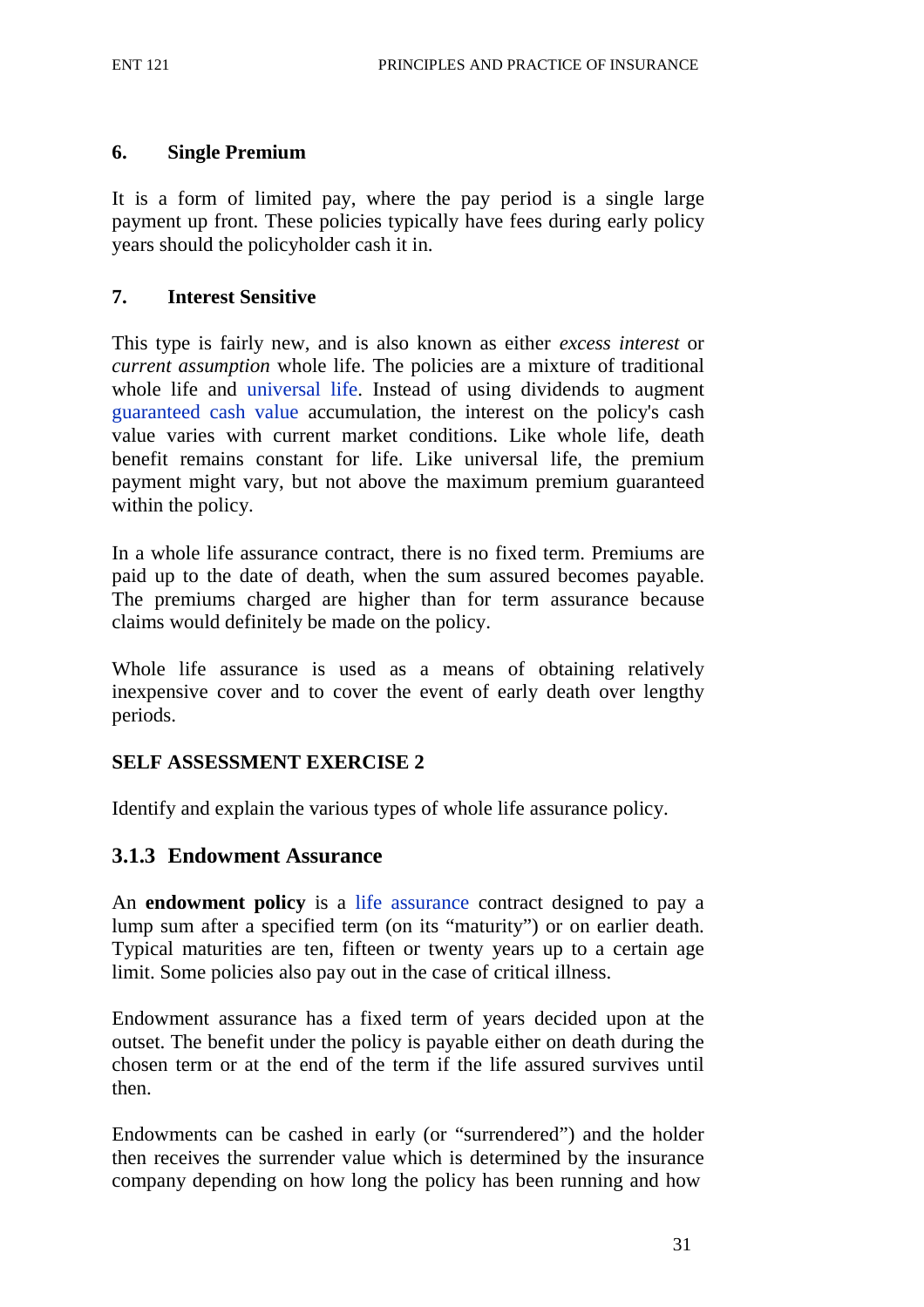### 6. Single Premium

It is a form of limited pay, where the pay period is a single large payment up front. These policies typically have fees during early policy years should the policyholder cash it in.

### 7. Interest Sensitive

This type is fairly new, and is also known as either *excess interest* or *current assumption* whole life. The policies are a mixture of traditional whole life and universal life. Instead of using dividends to augment guaranteed cash value accumulation, the interest on the policy's cash value varies with current market conditions. Like whole life, death benefit remains constant for life. Like universal life, the premium payment might vary, but not above the maximum premium guaranteed within the policy.

In a whole life assurance contract, there is no fixed term. Premiums are paid up to the date of death, when the sum assured becomes payable. The premiums charged are higher than for term assurance because claims would definitely be made on the policy.

Whole life assurance is used as a means of obtaining relatively inexpensive cover and to cover the event of early death over lengthy periods.

**SELF ASSESSMENT EXERCISE 2**

Identify and explain the various types of whole life assurance policy.

## 3.1.3 Endowment Assurance

An **endowment policy** is a life assurance contract designed to pay a lump sum after a specified term (on its "maturity") or on earlier death. Typical maturities are ten, fifteen or twenty years up to a certain age limit. Some policies also pay out in the case of critical illness.

Endowment assurance has a fixed term of years decided upon at the outset. The benefit under the policy is payable either on death during the chosen term or at the end of the term if the life assured survives until then.

Endowments can be cashed in early (or "surrendered") and the holder then receives the surrender value which is determined by the insurance company depending on how long the policy has been running and how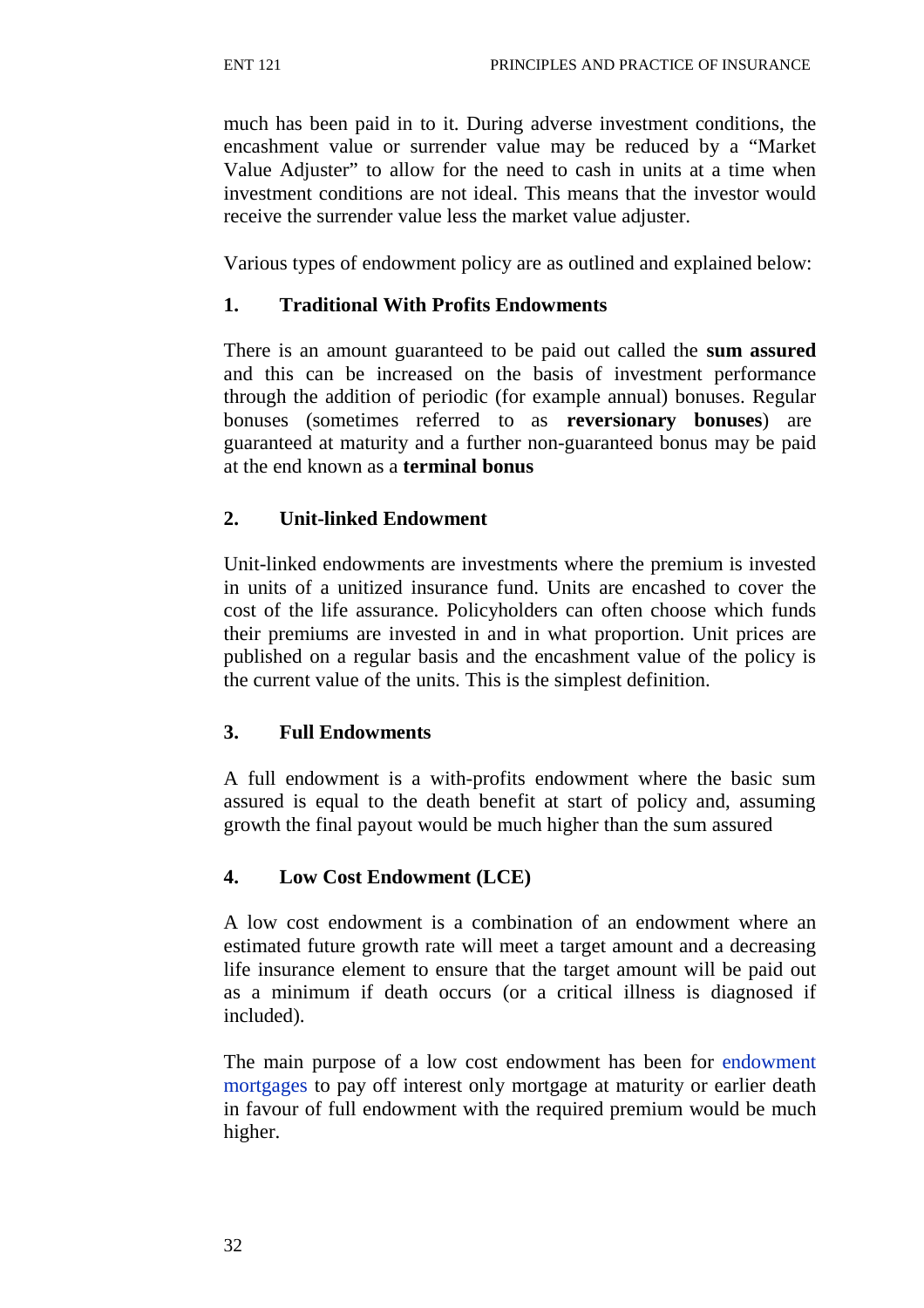much has been paid in to it. During adverse investment conditions, the encashment value or surrender value may be reduced by a "Market Value Adjuster" to allow for the need to cash in units at a time when investment conditions are not ideal. This means that the investor would receive the surrender value less the market value adjuster.

Various types of endowment policy are as outlined and explained below:

### 1. Traditional With Profits Endowments

There is an amount guaranteed to be paid out called the **sum assured** and this can be increased on the basis of investment performance through the addition of periodic (for example annual) bonuses. Regular bonuses (sometimes referred to as **reversionary bonuses**) are guaranteed at maturity and a further non-guaranteed bonus may be paid at the end known as a **terminal bonus**

### 2. Unit-linked Endowment

Unit-linked endowments are investments where the premium is invested in units of a unitized insurance fund. Units are encashed to cover the cost of the life assurance. Policyholders can often choose which funds their premiums are invested in and in what proportion. Unit prices are published on a regular basis and the encashment value of the policy is the current value of the units. This is the simplest definition.

### 3. Full Endowments

A full endowment is a with-profits endowment where the basic sum assured is equal to the death benefit at start of policy and, assuming growth the final payout would be much higher than the sum assured

### 4. Low Cost Endowment (LCE)

A low cost endowment is a combination of an endowment where an estimated future growth rate will meet a target amount and a decreasing life insurance element to ensure that the target amount will be paid out as a minimum if death occurs (or a critical illness is diagnosed if included).

The main purpose of a low cost endowment has been for endowment mortgages to pay off interest only mortgage at maturity or earlier death in favour of full endowment with the required premium would be much higher.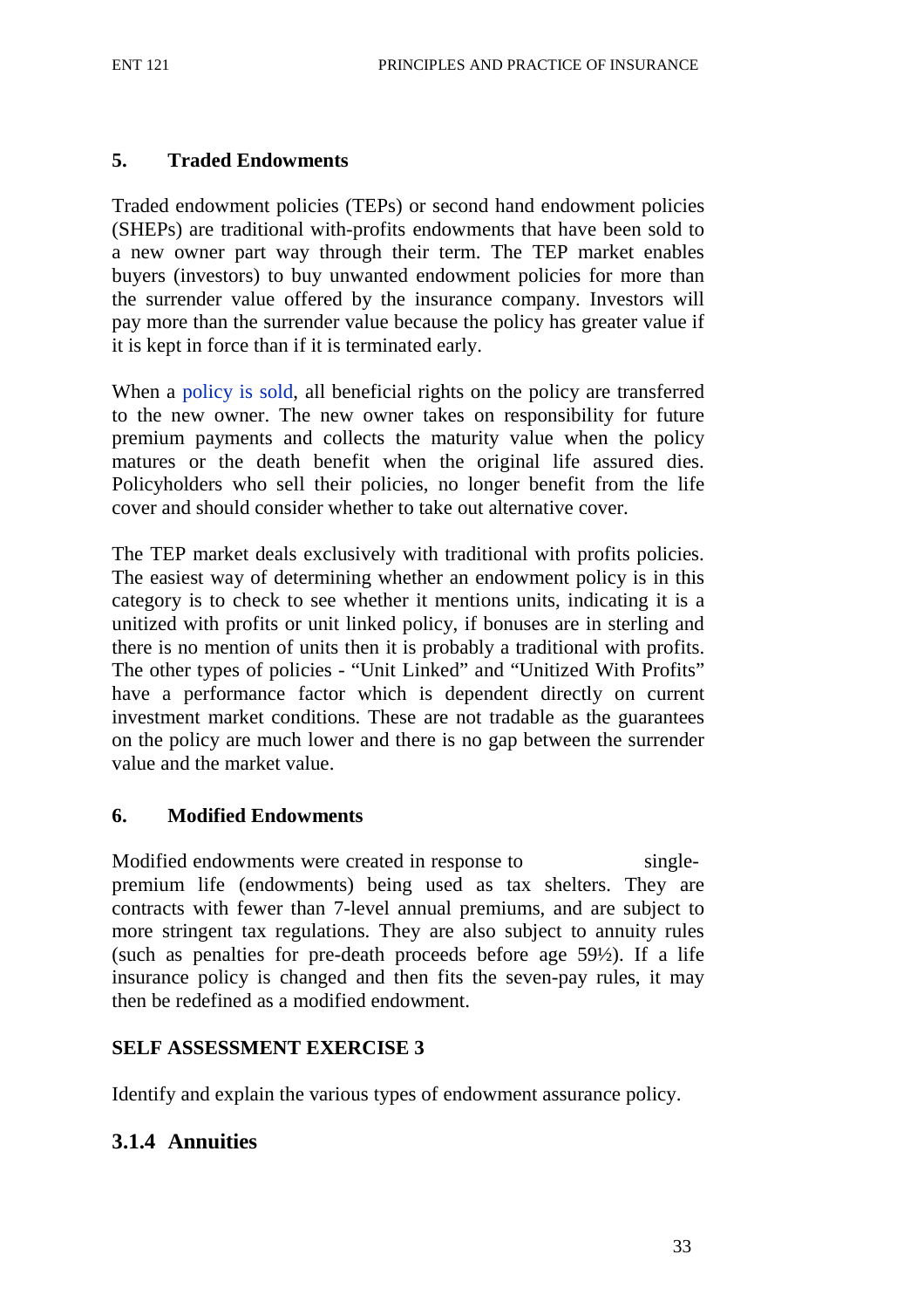## 5. Traded Endowments

Traded endowment policies (TEPs) or second hand endowment policies (SHEPs) are traditional with-profits endowments that have been sold to a new owner part way through their term. The TEP market enables buyers (investors) to buy unwanted endowment policies for more than the surrender value offered by the insurance company. Investors will pay more than the surrender value because the policy has greater value if it is kept in force than if it is terminated early.

When a policy is sold, all beneficial rights on the policy are transferred to the new owner. The new owner takes on responsibility for future premium payments and collects the maturity value when the policy matures or the death benefit when the original life assured dies. Policyholders who sell their policies, no longer benefit from the life cover and should consider whether to take out alternative cover.

The TEP market deals exclusively with traditional with profits policies. The easiest way of determining whether an endowment policy is in this category is to check to see whether it mentions units, indicating it is a unitized with profits or unit linked policy, if bonuses are in sterling and there is no mention of units then it is probably a traditional with profits. The other types of policies - "Unit Linked" and "Unitized With Profits" have a performance factor which is dependent directly on current investment market conditions. These are not tradable as the guarantees on the policy are much lower and there is no gap between the surrender value and the market value.

## 6. Modified Endowments

Modified endowments were created in response to single-premium life (endowments) being used as tax shelters. They are contracts with fewer than 7-level annual premiums, and are subject to more stringent tax regulations. They are also subject to annuity rules (such as penalties for pre-death proceeds before age 59½). If a life insurance policy is changed and then fits the seven-pay rules, it may then be redefined as a modified endowment.

### SELF ASSESSMENT EXERCISE 3

Identify and explain the various types of endowment assurance policy.

### 3.1.4 Annuities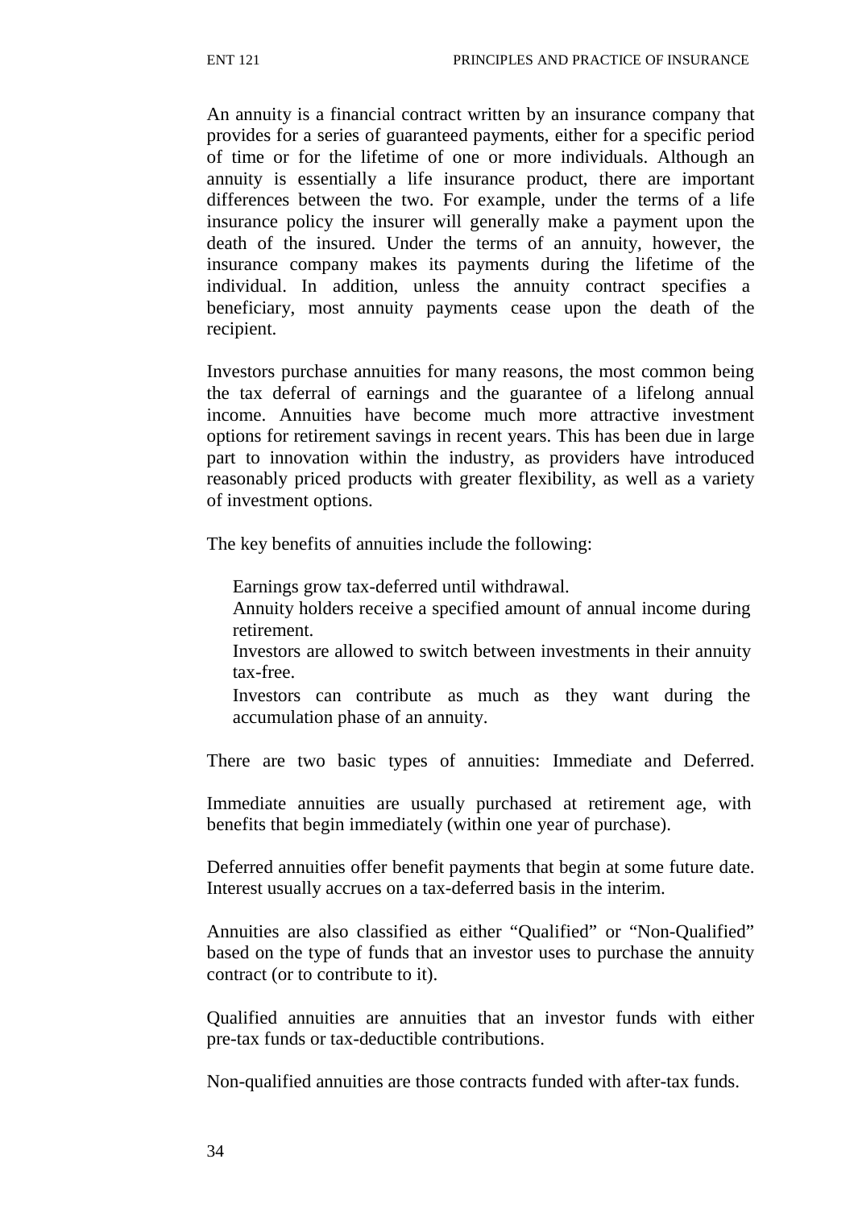An annuity is a financial contract written by an insurance company that provides for a series of guaranteed payments, either for a specific period of time or for the lifetime of one or more individuals. Although an annuity is essentially a life insurance product, there are important differences between the two. For example, under the terms of a life insurance policy the insurer will generally make a payment upon the death of the insured. Under the terms of an annuity, however, the insurance company makes its payments during the lifetime of the individual. In addition, unless the annuity contract specifies a beneficiary, most annuity payments cease upon the death of the recipient.

Investors purchase annuities for many reasons, the most common being the tax deferral of earnings and the guarantee of a lifelong annual income. Annuities have become much more attractive investment options for retirement savings in recent years. This has been due in large part to innovation within the industry, as providers have introduced reasonably priced products with greater flexibility, as well as a variety of investment options.

The key benefits of annuities include the following:

- Earnings grow tax-deferred until withdrawal.
- Annuity holders receive a specified amount of annual income during retirement.
- Investors are allowed to switch between investments in their annuity tax-free.
- Investors can contribute as much as they want during the accumulation phase of an annuity.

There are two basic types of annuities: Immediate and Deferred.

Immediate annuities are usually purchased at retirement age, with benefits that begin immediately (within one year of purchase).

Deferred annuities offer benefit payments that begin at some future date. Interest usually accrues on a tax-deferred basis in the interim.

Annuities are also classified as either “Qualified” or “Non-Qualified” based on the type of funds that an investor uses to purchase the annuity contract (or to contribute to it).

Qualified annuities are annuities that an investor funds with either pre-tax funds or tax-deductible contributions.

Non-qualified annuities are those contracts funded with after-tax funds.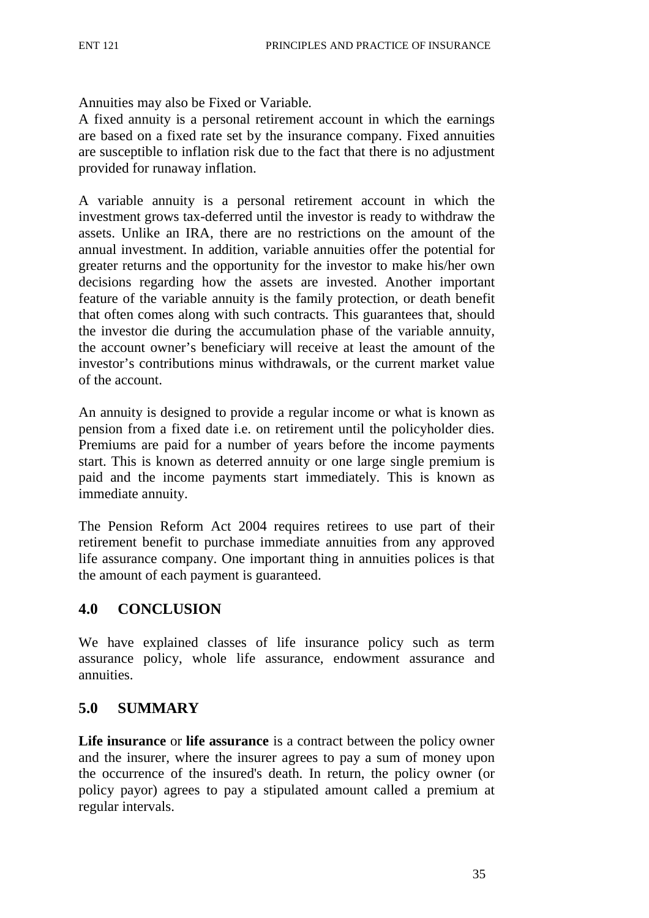Annuities may also be Fixed or Variable.

A fixed annuity is a personal retirement account in which the earnings are based on a fixed rate set by the insurance company. Fixed annuities are susceptible to inflation risk due to the fact that there is no adjustment provided for runaway inflation.

A variable annuity is a personal retirement account in which the investment grows tax-deferred until the investor is ready to withdraw the assets. Unlike an IRA, there are no restrictions on the amount of the annual investment. In addition, variable annuities offer the potential for greater returns and the opportunity for the investor to make his/her own decisions regarding how the assets are invested. Another important feature of the variable annuity is the family protection, or death benefit that often comes along with such contracts. This guarantees that, should the investor die during the accumulation phase of the variable annuity, the account owner's beneficiary will receive at least the amount of the investor's contributions minus withdrawals, or the current market value of the account.

An annuity is designed to provide a regular income or what is known as pension from a fixed date i.e. on retirement until the policyholder dies. Premiums are paid for a number of years before the income payments start. This is known as deferred annuity or one large single premium is paid and the income payments start immediately. This is known as immediate annuity.

The Pension Reform Act 2004 requires retirees to use part of their retirement benefit to purchase immediate annuities from any approved life assurance company. One important thing in annuities polices is that the amount of each payment is guaranteed.

## 4.0 CONCLUSION

We have explained classes of life insurance policy such as term assurance policy, whole life assurance, endowment assurance and annuities.

## 5.0 SUMMARY

**Life insurance** or **life assurance** is a contract between the policy owner and the insurer, where the insurer agrees to pay a sum of money upon the occurrence of the insured's death. In return, the policy owner (or policy payor) agrees to pay a stipulated amount called a premium at regular intervals.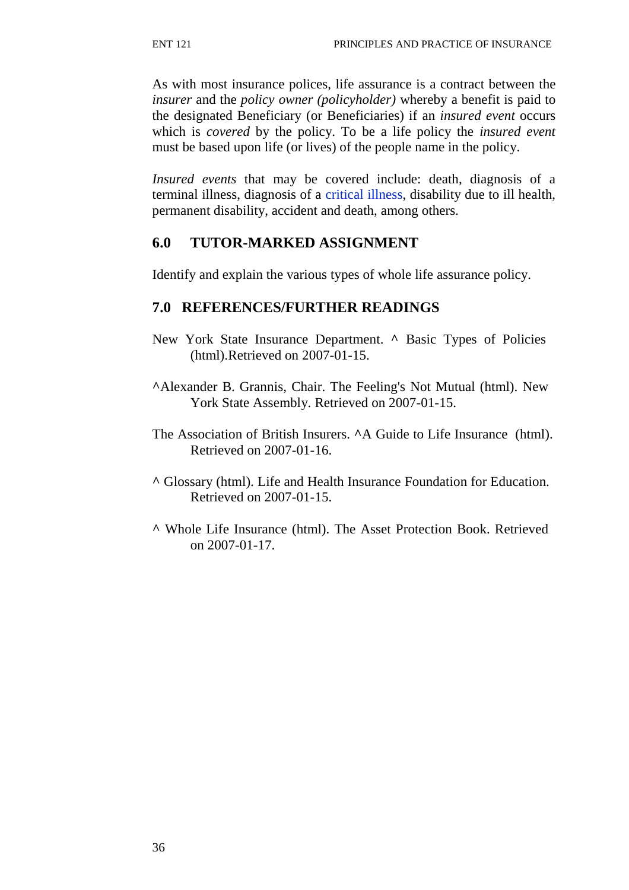As with most insurance polices, life assurance is a contract between the *insurer* and the *policy owner (policyholder)* whereby a benefit is paid to the designated Beneficiary (or Beneficiaries) if an *insured event* occurs which is *covered* by the policy. To be a life policy the *insured event* must be based upon life (or lives) of the people name in the policy.

*Insured events* that may be covered include: death, diagnosis of a terminal illness, diagnosis of a critical illness, disability due to ill health, permanent disability, accident and death, among others.

## 6.0 TUTOR-MARKED ASSIGNMENT

Identify and explain the various types of whole life assurance policy.

## 7.0 REFERENCES/FURTHER READINGS

New York State Insurance Department. ^ Basic Types of Policies (html).Retrieved on 2007-01-15.

^Alexander B. Grannis, Chair. The Feeling's Not Mutual (html). New York State Assembly. Retrieved on 2007-01-15.

The Association of British Insurers. ^A Guide to Life Insurance (html). Retrieved on 2007-01-16.

^ Glossary (html). Life and Health Insurance Foundation for Education. Retrieved on 2007-01-15.

^ Whole Life Insurance (html). The Asset Protection Book. Retrieved on 2007-01-17.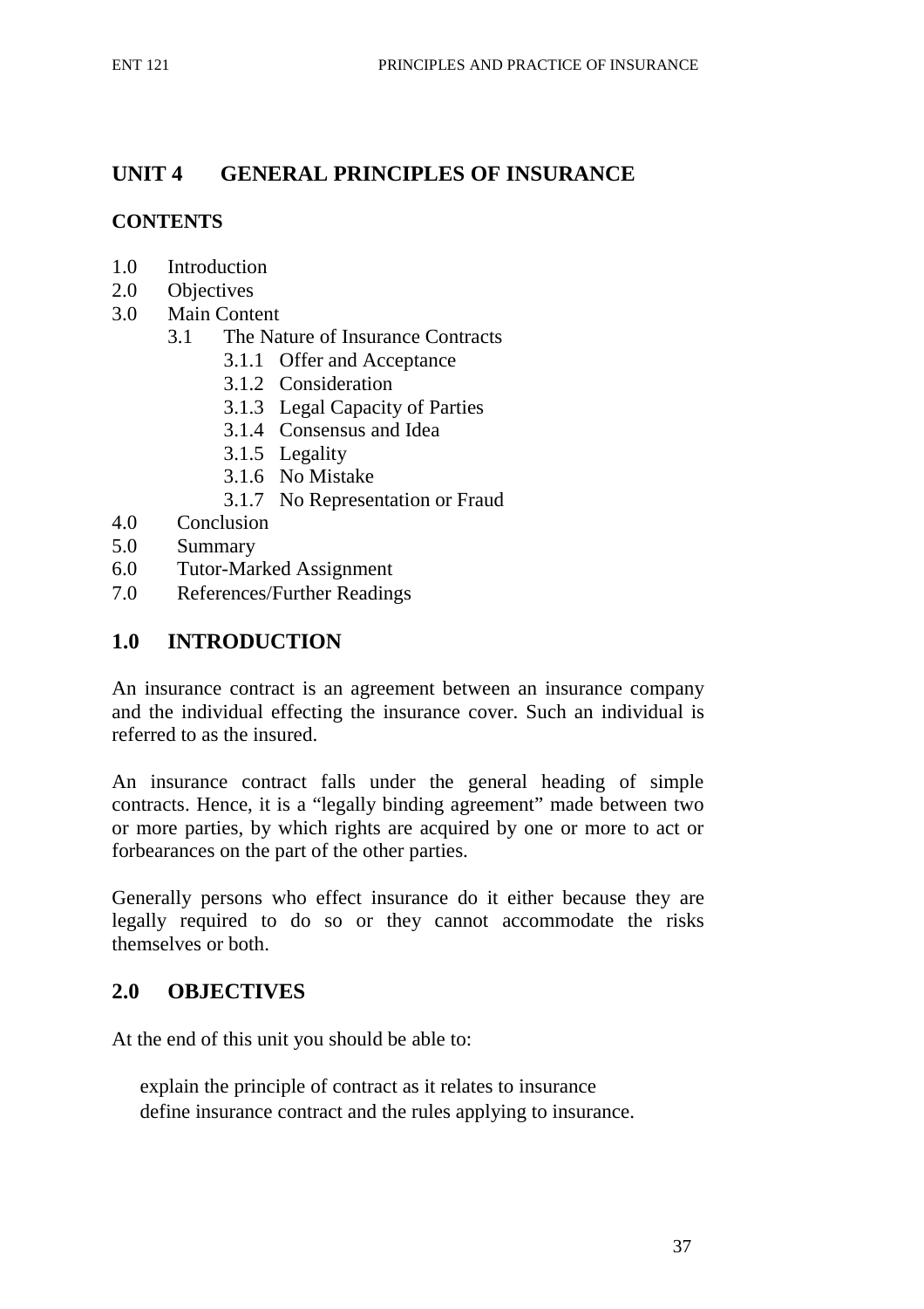## UNIT 4 GENERAL PRINCIPLES OF INSURANCE

**CONTENTS**

- 1.0 Introduction
- 2.0 Objectives
- 3.0 Main Content
  - 3.1 The Nature of Insurance Contracts
    - 3.1.1 Offer and Acceptance
    - 3.1.2 Consideration
    - 3.1.3 Legal Capacity of Parties
    - 3.1.4 Consensus and Idea
    - 3.1.5 Legality
    - 3.1.6 No Mistake
    - 3.1.7 No Representation or Fraud
- 4.0 Conclusion
- 5.0 Summary
- 6.0 Tutor-Marked Assignment
- 7.0 References/Further Readings

## 1.0 INTRODUCTION

An insurance contract is an agreement between an insurance company and the individual effecting the insurance cover. Such an individual is referred to as the insured.

An insurance contract falls under the general heading of simple contracts. Hence, it is a "legally binding agreement" made between two or more parties, by which rights are acquired by one or more to act or forbearances on the part of the other parties.

Generally persons who effect insurance do it either because they are legally required to do so or they cannot accommodate the risks themselves or both.

## 2.0 OBJECTIVES

At the end of this unit you should be able to:

- explain the principle of contract as it relates to insurance
- define insurance contract and the rules applying to insurance.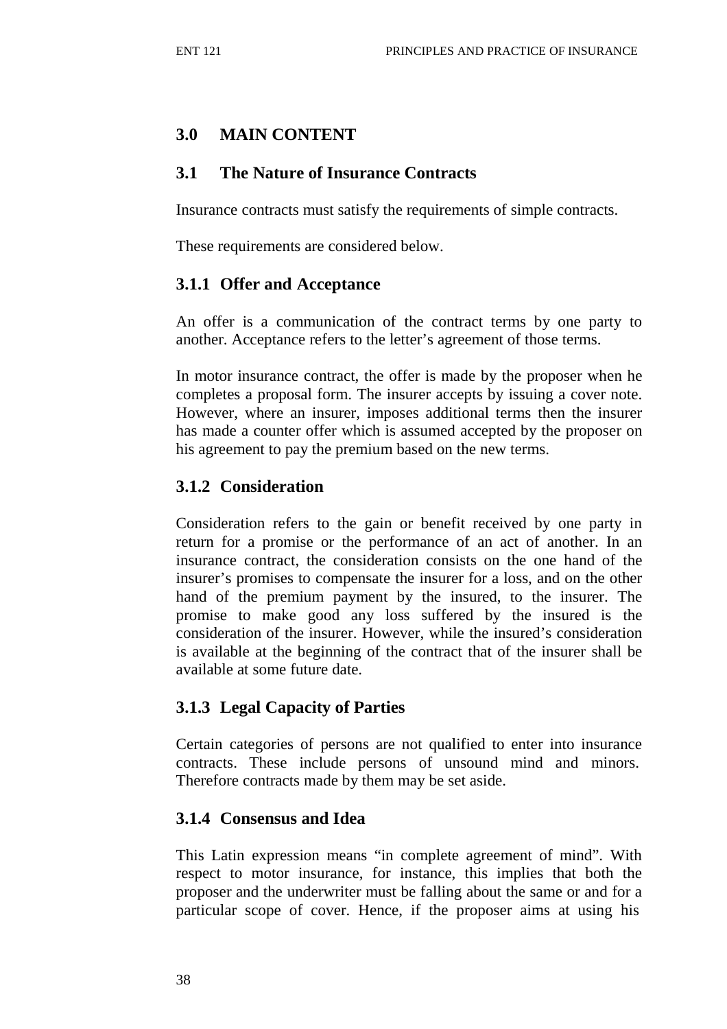## 3.0 MAIN CONTENT

### 3.1 The Nature of Insurance Contracts

Insurance contracts must satisfy the requirements of simple contracts.

These requirements are considered below.

#### 3.1.1 Offer and Acceptance

An offer is a communication of the contract terms by one party to another. Acceptance refers to the letter's agreement of those terms.

In motor insurance contract, the offer is made by the proposer when he completes a proposal form. The insurer accepts by issuing a cover note. However, where an insurer, imposes additional terms then the insurer has made a counter offer which is assumed accepted by the proposer on his agreement to pay the premium based on the new terms.

#### 3.1.2 Consideration

Consideration refers to the gain or benefit received by one party in return for a promise or the performance of an act of another. In an insurance contract, the consideration consists on the one hand of the insurer's promises to compensate the insurer for a loss, and on the other hand of the premium payment by the insured, to the insurer. The promise to make good any loss suffered by the insured is the consideration of the insurer. However, while the insured's consideration is available at the beginning of the contract that of the insurer shall be available at some future date.

#### 3.1.3 Legal Capacity of Parties

Certain categories of persons are not qualified to enter into insurance contracts. These include persons of unsound mind and minors. Therefore contracts made by them may be set aside.

#### 3.1.4 Consensus and Idea

This Latin expression means "in complete agreement of mind". With respect to motor insurance, for instance, this implies that both the proposer and the underwriter must be falling about the same or and for a particular scope of cover. Hence, if the proposer aims at using his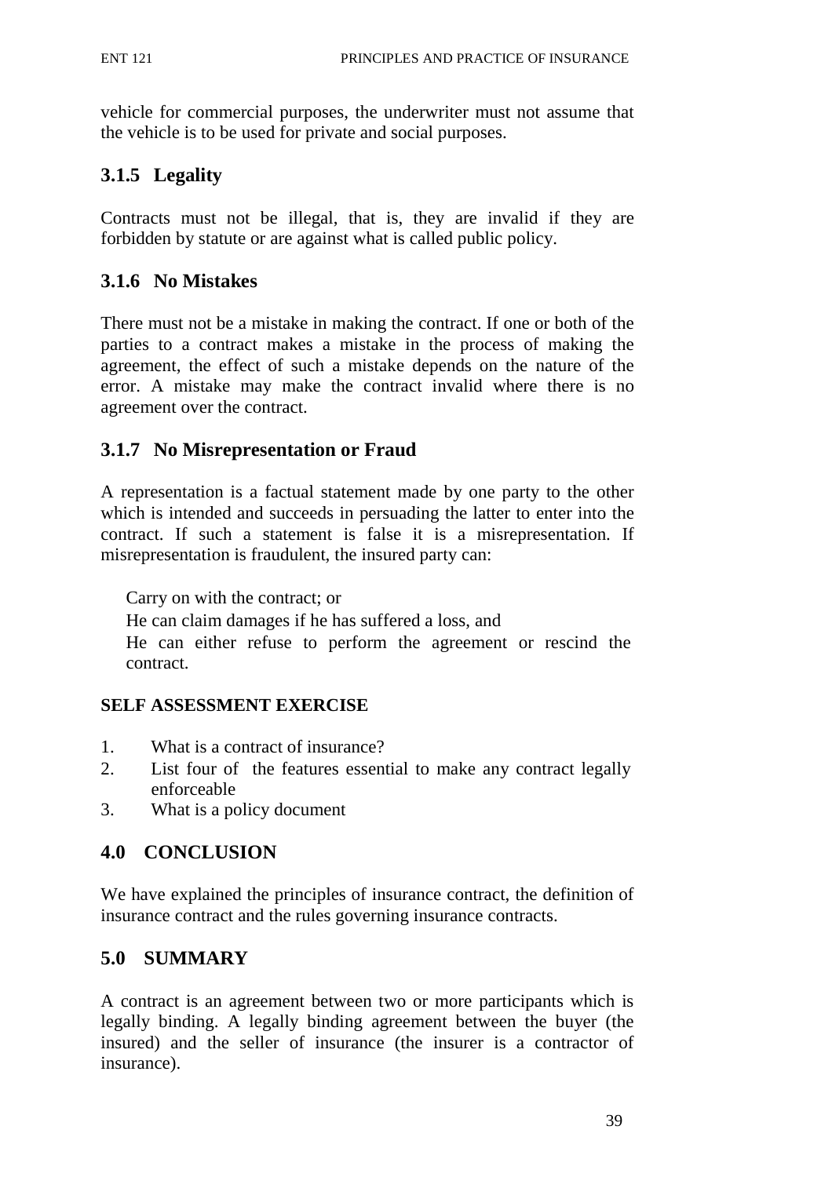vehicle for commercial purposes, the underwriter must not assume that the vehicle is to be used for private and social purposes.

### 3.1.5 Legality

Contracts must not be illegal, that is, they are invalid if they are forbidden by statute or are against what is called public policy.

### 3.1.6 No Mistakes

There must not be a mistake in making the contract. If one or both of the parties to a contract makes a mistake in the process of making the agreement, the effect of such a mistake depends on the nature of the error. A mistake may make the contract invalid where there is no agreement over the contract.

### 3.1.7 No Misrepresentation or Fraud

A representation is a factual statement made by one party to the other which is intended and succeeds in persuading the latter to enter into the contract. If such a statement is false it is a misrepresentation. If misrepresentation is fraudulent, the insured party can:

- Carry on with the contract; or
- He can claim damages if he has suffered a loss, and
- He can either refuse to perform the agreement or rescind the contract.

**SELF ASSESSMENT EXERCISE**

1. What is a contract of insurance?
2. List four of the features essential to make any contract legally enforceable
3. What is a policy document

## 4.0 CONCLUSION

We have explained the principles of insurance contract, the definition of insurance contract and the rules governing insurance contracts.

## 5.0 SUMMARY

A contract is an agreement between two or more participants which is legally binding. A legally binding agreement between the buyer (the insured) and the seller of insurance (the insurer is a contractor of insurance).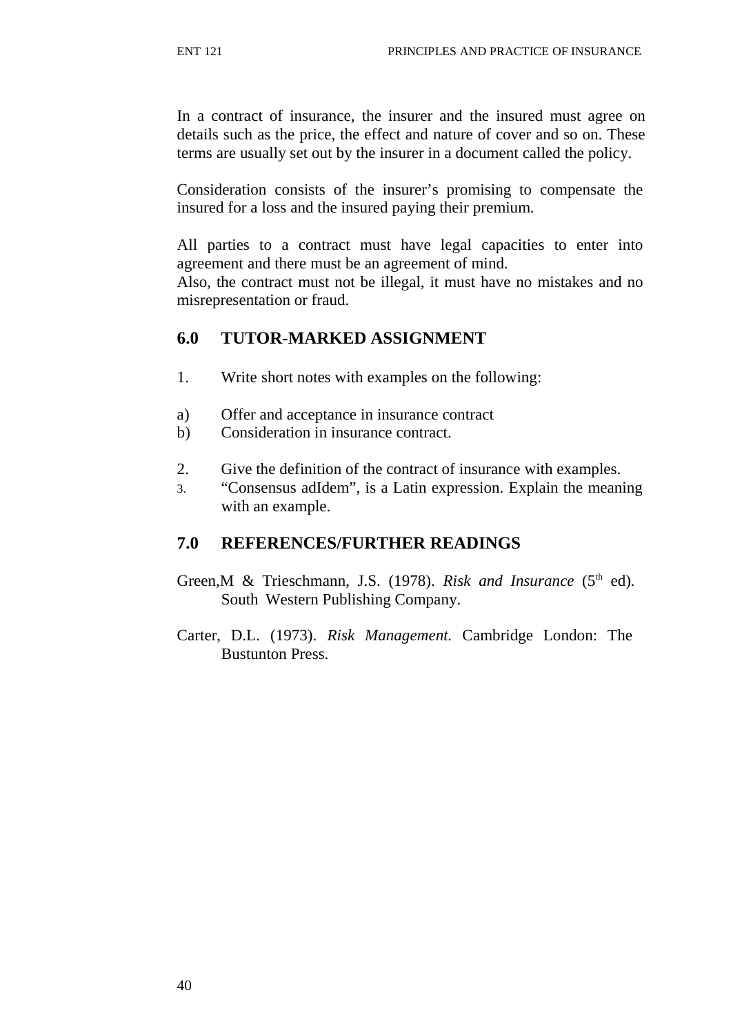In a contract of insurance, the insurer and the insured must agree on details such as the price, the effect and nature of cover and so on. These terms are usually set out by the insurer in a document called the policy.

Consideration consists of the insurer's promising to compensate the insured for a loss and the insured paying their premium.

All parties to a contract must have legal capacities to enter into agreement and there must be an agreement of mind.
Also, the contract must not be illegal, it must have no mistakes and no misrepresentation or fraud.

## 6.0 TUTOR-MARKED ASSIGNMENT

1. Write short notes with examples on the following:

a) Offer and acceptance in insurance contract
b) Consideration in insurance contract.

2. Give the definition of the contract of insurance with examples.
3. "Consensus adIdem", is a Latin expression. Explain the meaning with an example.

## 7.0 REFERENCES/FURTHER READINGS

Green,M & Trieschmann, J.S. (1978). *Risk and Insurance* (5th ed). South Western Publishing Company.

Carter, D.L. (1973). *Risk Management.* Cambridge London: The Bustunton Press.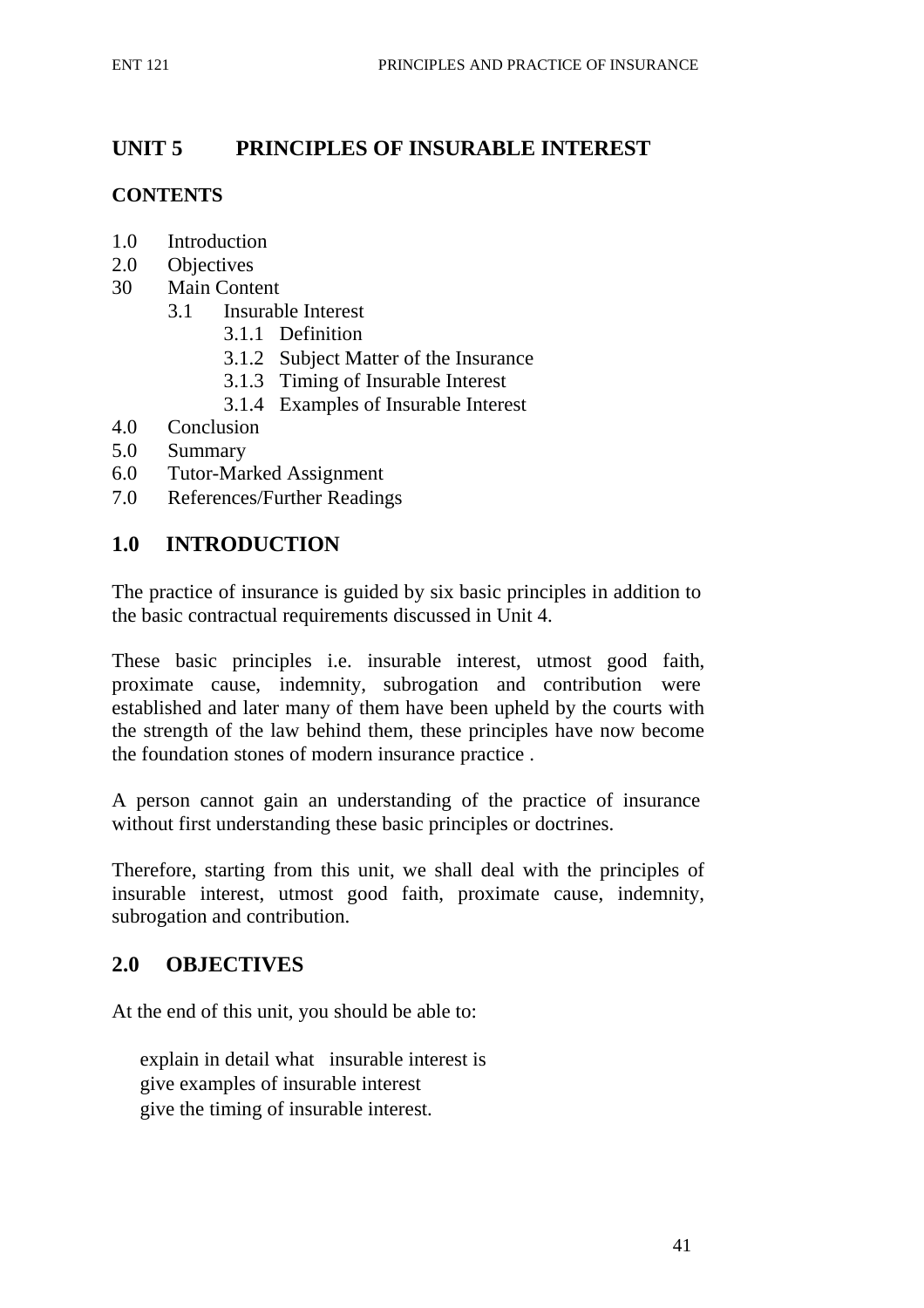## UNIT 5 PRINCIPLES OF INSURABLE INTEREST

**CONTENTS**

1.0 Introduction
2.0 Objectives
30 Main Content
   3.1 Insurable Interest
      3.1.1 Definition
      3.1.2 Subject Matter of the Insurance
      3.1.3 Timing of Insurable Interest
      3.1.4 Examples of Insurable Interest
4.0 Conclusion
5.0 Summary
6.0 Tutor-Marked Assignment
7.0 References/Further Readings

## 1.0 INTRODUCTION

The practice of insurance is guided by six basic principles in addition to the basic contractual requirements discussed in Unit 4.

These basic principles i.e. insurable interest, utmost good faith, proximate cause, indemnity, subrogation and contribution were established and later many of them have been upheld by the courts with the strength of the law behind them, these principles have now become the foundation stones of modern insurance practice .

A person cannot gain an understanding of the practice of insurance without first understanding these basic principles or doctrines.

Therefore, starting from this unit, we shall deal with the principles of insurable interest, utmost good faith, proximate cause, indemnity, subrogation and contribution.

## 2.0 OBJECTIVES

At the end of this unit, you should be able to:

- explain in detail what insurable interest is
- give examples of insurable interest
- give the timing of insurable interest.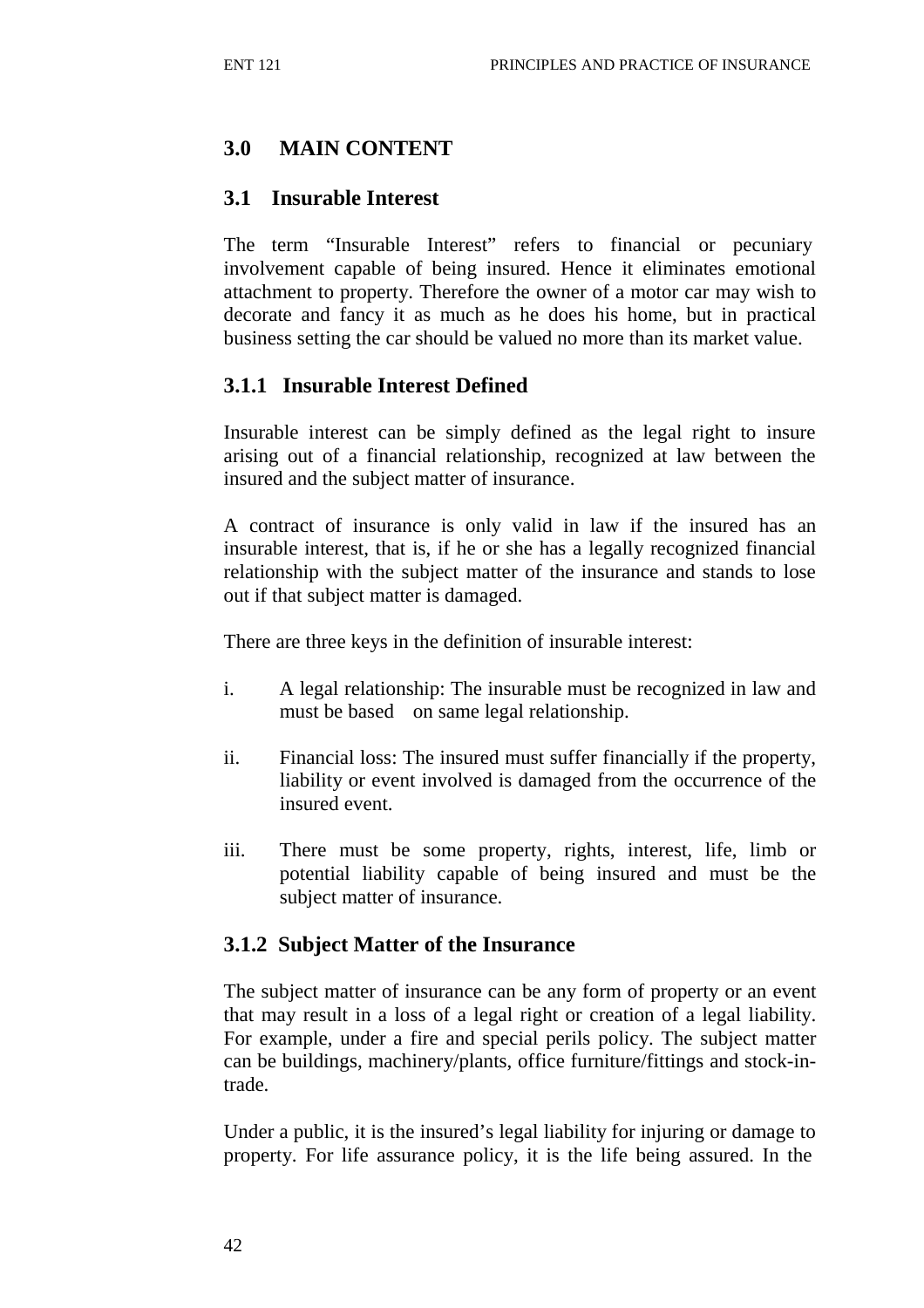## 3.0 MAIN CONTENT

### 3.1 Insurable Interest

The term "Insurable Interest" refers to financial or pecuniary involvement capable of being insured. Hence it eliminates emotional attachment to property. Therefore the owner of a motor car may wish to decorate and fancy it as much as he does his home, but in practical business setting the car should be valued no more than its market value.

#### 3.1.1 Insurable Interest Defined

Insurable interest can be simply defined as the legal right to insure arising out of a financial relationship, recognized at law between the insured and the subject matter of insurance.

A contract of insurance is only valid in law if the insured has an insurable interest, that is, if he or she has a legally recognized financial relationship with the subject matter of the insurance and stands to lose out if that subject matter is damaged.

There are three keys in the definition of insurable interest:

i. A legal relationship: The insurable must be recognized in law and must be based on same legal relationship.

ii. Financial loss: The insured must suffer financially if the property, liability or event involved is damaged from the occurrence of the insured event.

iii. There must be some property, rights, interest, life, limb or potential liability capable of being insured and must be the subject matter of insurance.

#### 3.1.2 Subject Matter of the Insurance

The subject matter of insurance can be any form of property or an event that may result in a loss of a legal right or creation of a legal liability. For example, under a fire and special perils policy. The subject matter can be buildings, machinery/plants, office furniture/fittings and stock-in-trade.

Under a public, it is the insured's legal liability for injuring or damage to property. For life assurance policy, it is the life being assured. In the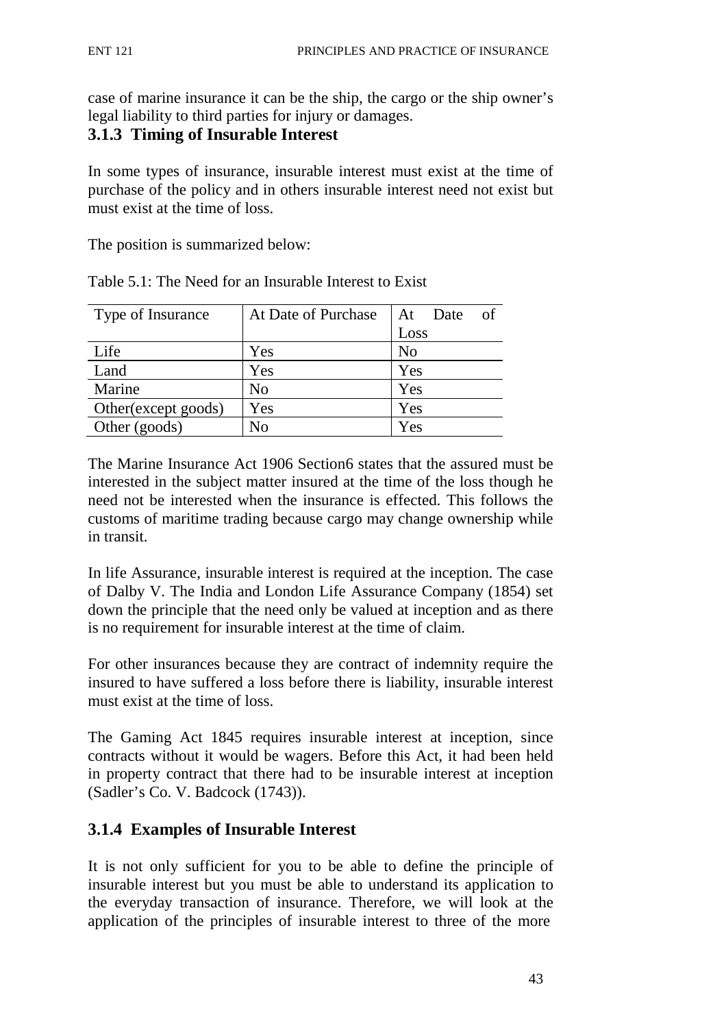case of marine insurance it can be the ship, the cargo or the ship owner's legal liability to third parties for injury or damages.

### 3.1.3 Timing of Insurable Interest

In some types of insurance, insurable interest must exist at the time of purchase of the policy and in others insurable interest need not exist but must exist at the time of loss.

The position is summarized below:

Table 5.1: The Need for an Insurable Interest to Exist

| Type of Insurance | At Date of Purchase | At Date of Loss |
|---|---|---|
| Life | Yes | No |
| Land | Yes | Yes |
| Marine | No | Yes |
| Other(except goods) | Yes | Yes |
| Other (goods) | No | Yes |

The Marine Insurance Act 1906 Section6 states that the assured must be interested in the subject matter insured at the time of the loss though he need not be interested when the insurance is effected. This follows the customs of maritime trading because cargo may change ownership while in transit.

In life Assurance, insurable interest is required at the inception. The case of Dalby V. The India and London Life Assurance Company (1854) set down the principle that the need only be valued at inception and as there is no requirement for insurable interest at the time of claim.

For other insurances because they are contract of indemnity require the insured to have suffered a loss before there is liability, insurable interest must exist at the time of loss.

The Gaming Act 1845 requires insurable interest at inception, since contracts without it would be wagers. Before this Act, it had been held in property contract that there had to be insurable interest at inception (Sadler's Co. V. Badcock (1743)).

### 3.1.4 Examples of Insurable Interest

It is not only sufficient for you to be able to define the principle of insurable interest but you must be able to understand its application to the everyday transaction of insurance. Therefore, we will look at the application of the principles of insurable interest to three of the more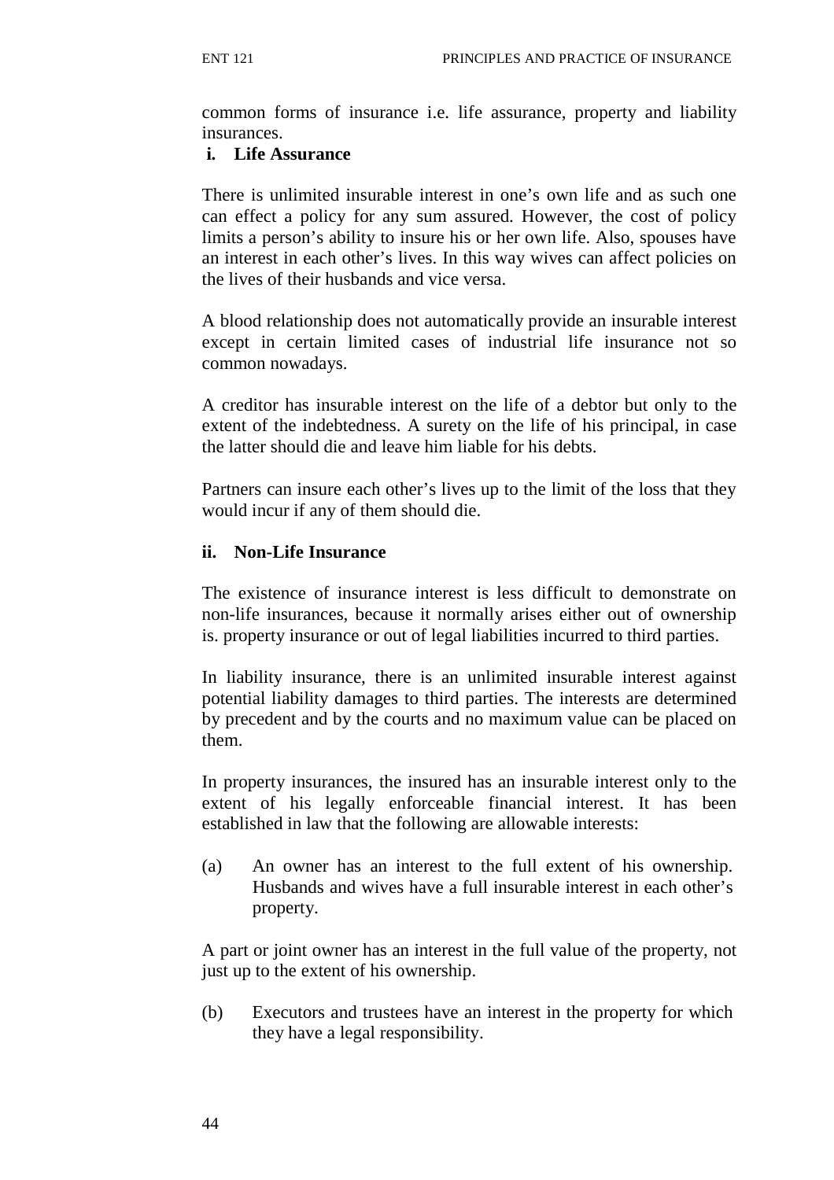common forms of insurance i.e. life assurance, property and liability insurances.

**i. Life Assurance**

There is unlimited insurable interest in one's own life and as such one can effect a policy for any sum assured. However, the cost of policy limits a person's ability to insure his or her own life. Also, spouses have an interest in each other's lives. In this way wives can affect policies on the lives of their husbands and vice versa.

A blood relationship does not automatically provide an insurable interest except in certain limited cases of industrial life insurance not so common nowadays.

A creditor has insurable interest on the life of a debtor but only to the extent of the indebtedness. A surety on the life of his principal, in case the latter should die and leave him liable for his debts.

Partners can insure each other's lives up to the limit of the loss that they would incur if any of them should die.

**ii. Non-Life Insurance**

The existence of insurance interest is less difficult to demonstrate on non-life insurances, because it normally arises either out of ownership is. property insurance or out of legal liabilities incurred to third parties.

In liability insurance, there is an unlimited insurable interest against potential liability damages to third parties. The interests are determined by precedent and by the courts and no maximum value can be placed on them.

In property insurances, the insured has an insurable interest only to the extent of his legally enforceable financial interest. It has been established in law that the following are allowable interests:

(a) An owner has an interest to the full extent of his ownership. Husbands and wives have a full insurable interest in each other's property.

A part or joint owner has an interest in the full value of the property, not just up to the extent of his ownership.

(b) Executors and trustees have an interest in the property for which they have a legal responsibility.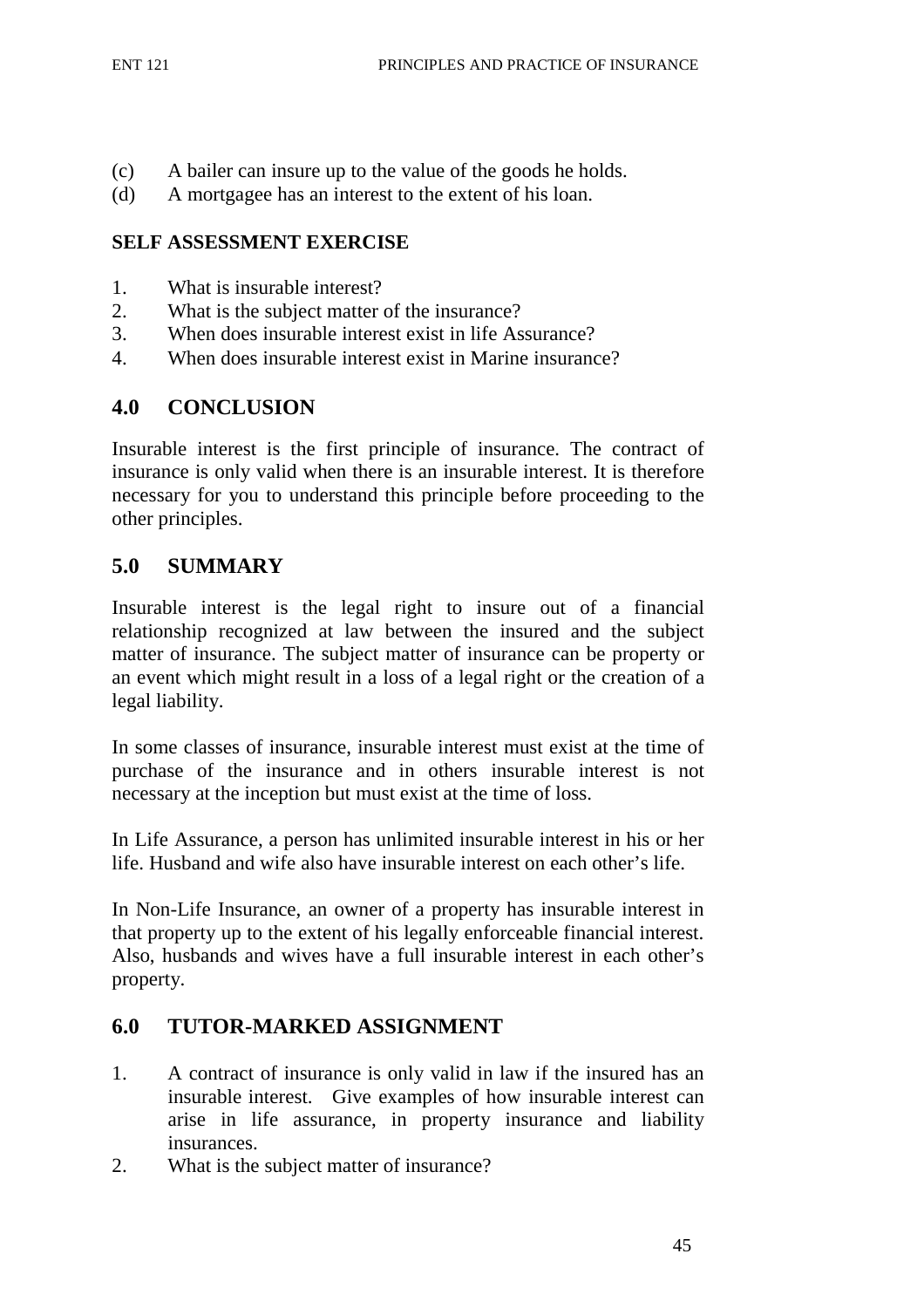(c) A bailer can insure up to the value of the goods he holds.
(d) A mortgagee has an interest to the extent of his loan.

**SELF ASSESSMENT EXERCISE**

1. What is insurable interest?
2. What is the subject matter of the insurance?
3. When does insurable interest exist in life Assurance?
4. When does insurable interest exist in Marine insurance?

## 4.0 CONCLUSION

Insurable interest is the first principle of insurance. The contract of insurance is only valid when there is an insurable interest. It is therefore necessary for you to understand this principle before proceeding to the other principles.

## 5.0 SUMMARY

Insurable interest is the legal right to insure out of a financial relationship recognized at law between the insured and the subject matter of insurance. The subject matter of insurance can be property or an event which might result in a loss of a legal right or the creation of a legal liability.

In some classes of insurance, insurable interest must exist at the time of purchase of the insurance and in others insurable interest is not necessary at the inception but must exist at the time of loss.

In Life Assurance, a person has unlimited insurable interest in his or her life. Husband and wife also have insurable interest on each other's life.

In Non-Life Insurance, an owner of a property has insurable interest in that property up to the extent of his legally enforceable financial interest. Also, husbands and wives have a full insurable interest in each other's property.

## 6.0 TUTOR-MARKED ASSIGNMENT

1. A contract of insurance is only valid in law if the insured has an insurable interest. Give examples of how insurable interest can arise in life assurance, in property insurance and liability insurances.
2. What is the subject matter of insurance?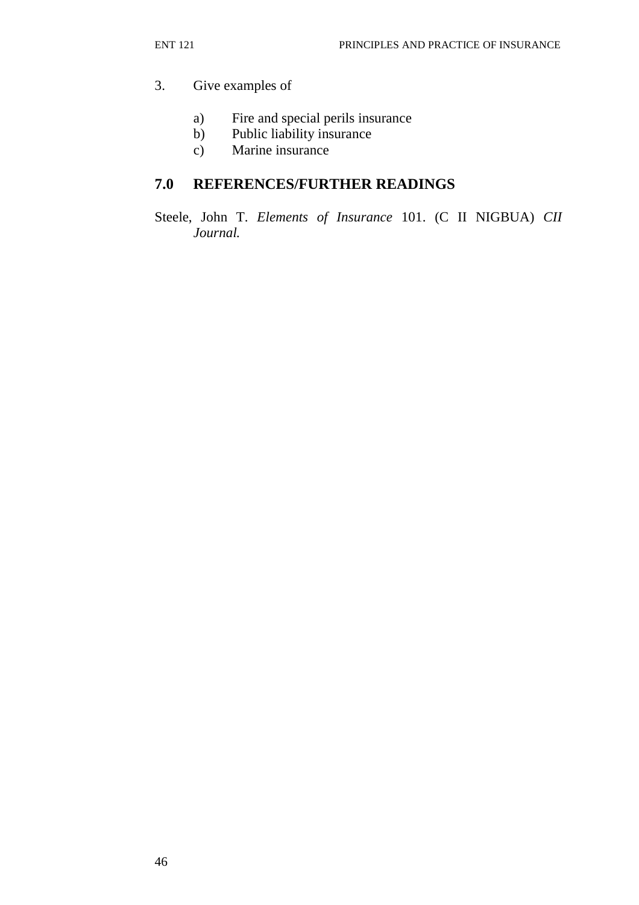3. Give examples of

    a) Fire and special perils insurance
    b) Public liability insurance
    c) Marine insurance

## 7.0 REFERENCES/FURTHER READINGS

Steele, John T. *Elements of Insurance* 101. (C II NIGBUA) *CII Journal.*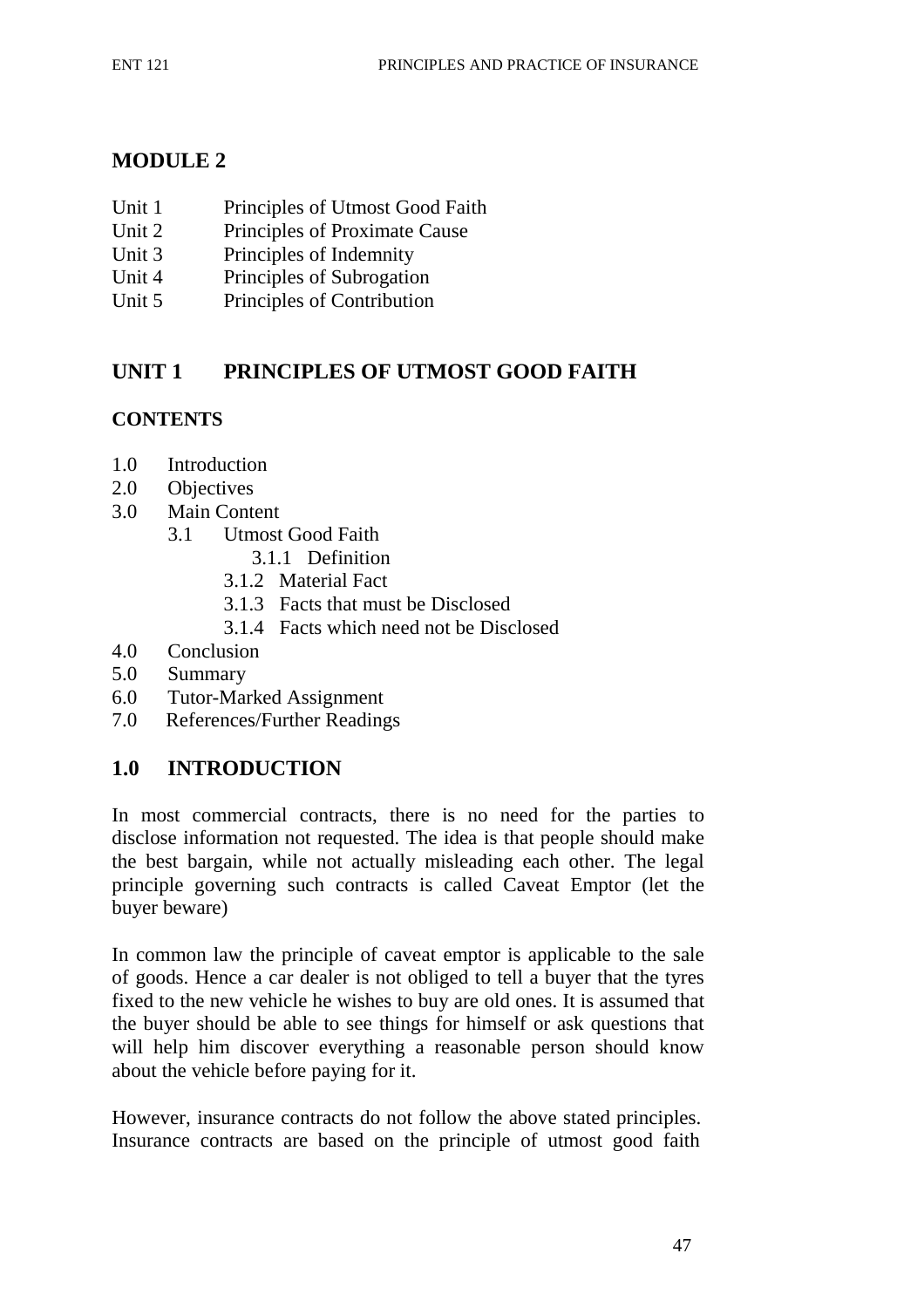# MODULE 2

- Unit 1 Principles of Utmost Good Faith
- Unit 2 Principles of Proximate Cause
- Unit 3 Principles of Indemnity
- Unit 4 Principles of Subrogation
- Unit 5 Principles of Contribution

## UNIT 1 PRINCIPLES OF UTMOST GOOD FAITH

### CONTENTS

- 1.0 Introduction
- 2.0 Objectives
- 3.0 Main Content
    - 3.1 Utmost Good Faith
        - 3.1.1 Definition
        - 3.1.2 Material Fact
        - 3.1.3 Facts that must be Disclosed
        - 3.1.4 Facts which need not be Disclosed
- 4.0 Conclusion
- 5.0 Summary
- 6.0 Tutor-Marked Assignment
- 7.0 References/Further Readings

## 1.0 INTRODUCTION

In most commercial contracts, there is no need for the parties to disclose information not requested. The idea is that people should make the best bargain, while not actually misleading each other. The legal principle governing such contracts is called Caveat Emptor (let the buyer beware)

In common law the principle of caveat emptor is applicable to the sale of goods. Hence a car dealer is not obliged to tell a buyer that the tyres fixed to the new vehicle he wishes to buy are old ones. It is assumed that the buyer should be able to see things for himself or ask questions that will help him discover everything a reasonable person should know about the vehicle before paying for it.

However, insurance contracts do not follow the above stated principles. Insurance contracts are based on the principle of utmost good faith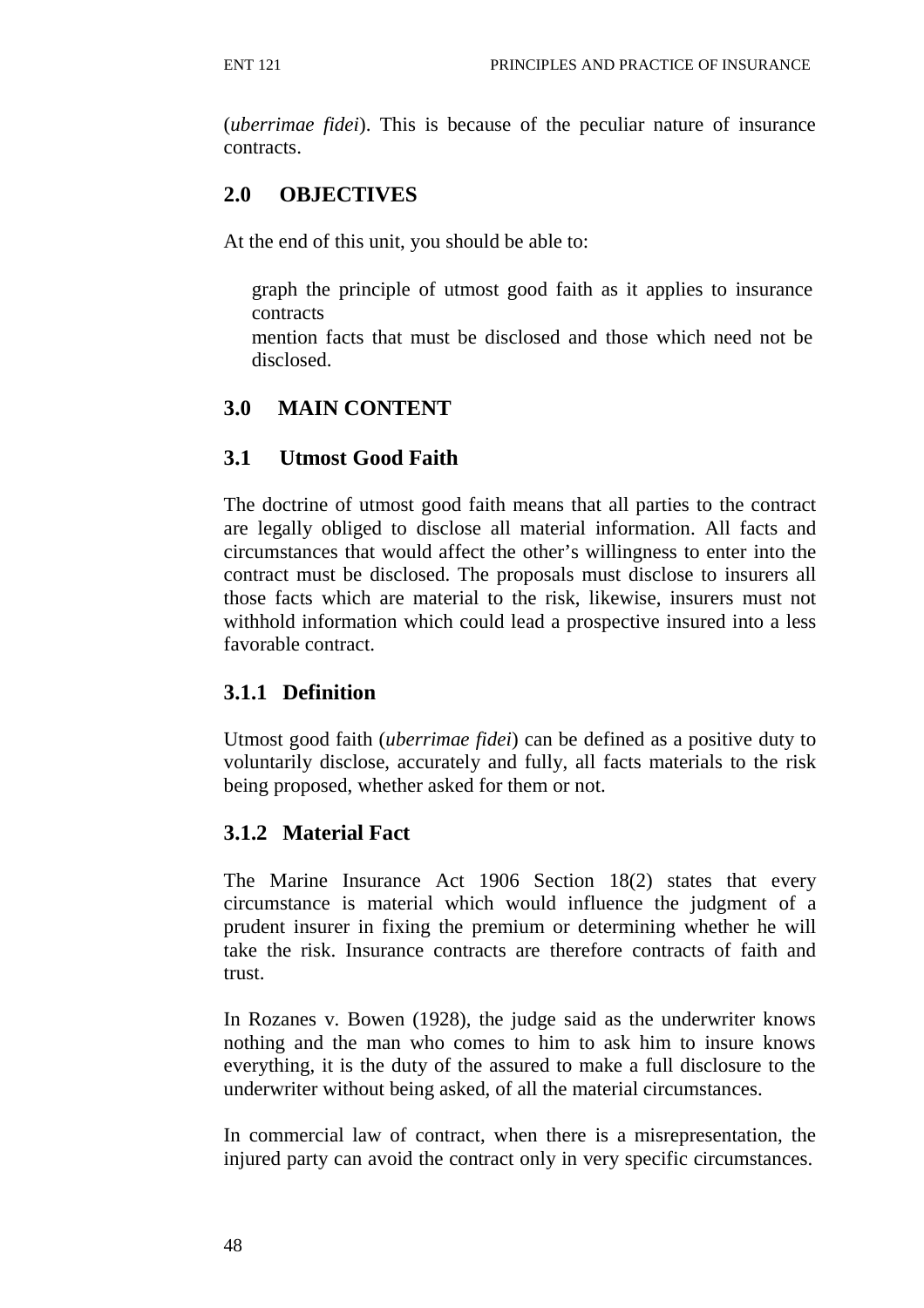(*uberrimae fidei*). This is because of the peculiar nature of insurance contracts.

## 2.0 OBJECTIVES

At the end of this unit, you should be able to:

- graph the principle of utmost good faith as it applies to insurance contracts
- mention facts that must be disclosed and those which need not be disclosed.

## 3.0 MAIN CONTENT

### 3.1 Utmost Good Faith

The doctrine of utmost good faith means that all parties to the contract are legally obliged to disclose all material information. All facts and circumstances that would affect the other's willingness to enter into the contract must be disclosed. The proposals must disclose to insurers all those facts which are material to the risk, likewise, insurers must not withhold information which could lead a prospective insured into a less favorable contract.

#### 3.1.1 Definition

Utmost good faith (*uberrimae fidei*) can be defined as a positive duty to voluntarily disclose, accurately and fully, all facts materials to the risk being proposed, whether asked for them or not.

#### 3.1.2 Material Fact

The Marine Insurance Act 1906 Section 18(2) states that every circumstance is material which would influence the judgment of a prudent insurer in fixing the premium or determining whether he will take the risk. Insurance contracts are therefore contracts of faith and trust.

In Rozanes v. Bowen (1928), the judge said as the underwriter knows nothing and the man who comes to him to ask him to insure knows everything, it is the duty of the assured to make a full disclosure to the underwriter without being asked, of all the material circumstances.

In commercial law of contract, when there is a misrepresentation, the injured party can avoid the contract only in very specific circumstances.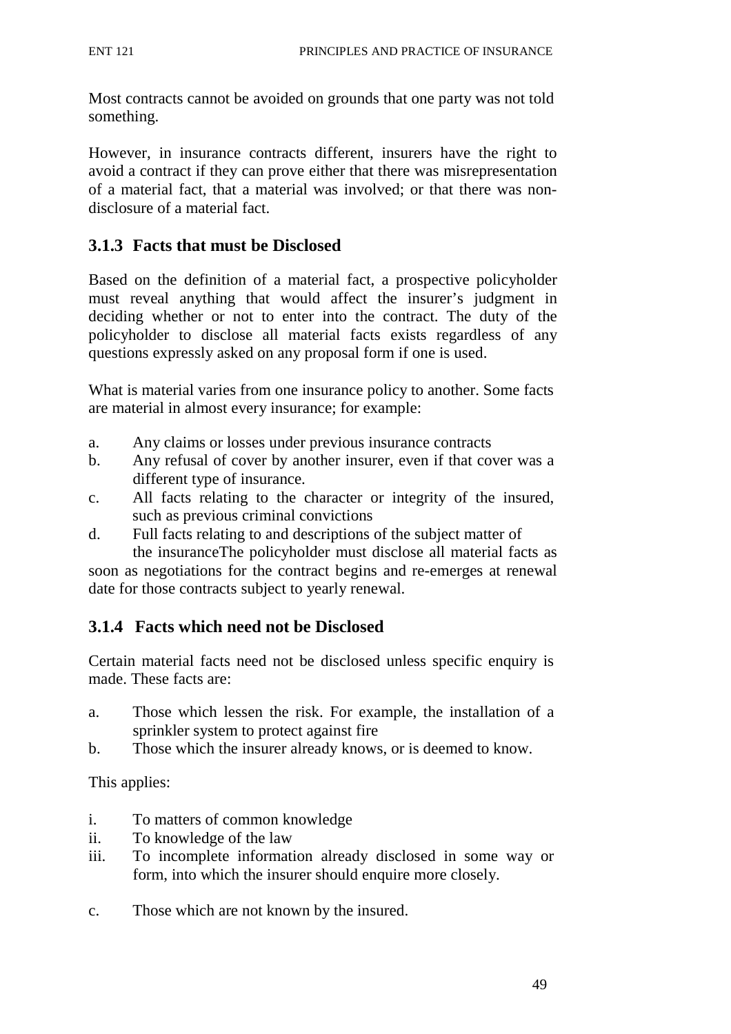Most contracts cannot be avoided on grounds that one party was not told something.

However, in insurance contracts different, insurers have the right to avoid a contract if they can prove either that there was misrepresentation of a material fact, that a material was involved; or that there was non-disclosure of a material fact.

### 3.1.3 Facts that must be Disclosed

Based on the definition of a material fact, a prospective policyholder must reveal anything that would affect the insurer's judgment in deciding whether or not to enter into the contract. The duty of the policyholder to disclose all material facts exists regardless of any questions expressly asked on any proposal form if one is used.

What is material varies from one insurance policy to another. Some facts are material in almost every insurance; for example:

a. Any claims or losses under previous insurance contracts
b. Any refusal of cover by another insurer, even if that cover was a different type of insurance.
c. All facts relating to the character or integrity of the insured, such as previous criminal convictions
d. Full facts relating to and descriptions of the subject matter of the insuranceThe policyholder must disclose all material facts as soon as negotiations for the contract begins and re-emerges at renewal date for those contracts subject to yearly renewal.

### 3.1.4 Facts which need not be Disclosed

Certain material facts need not be disclosed unless specific enquiry is made. These facts are:

a. Those which lessen the risk. For example, the installation of a sprinkler system to protect against fire
b. Those which the insurer already knows, or is deemed to know.

This applies:

i. To matters of common knowledge
ii. To knowledge of the law
iii. To incomplete information already disclosed in some way or form, into which the insurer should enquire more closely.

c. Those which are not known by the insured.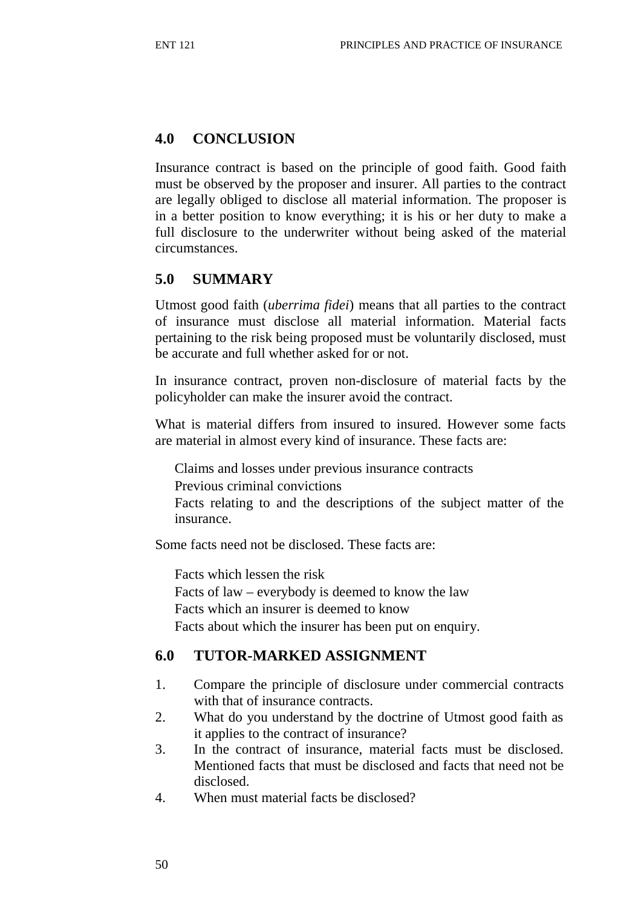## 4.0 CONCLUSION

Insurance contract is based on the principle of good faith. Good faith must be observed by the proposer and insurer. All parties to the contract are legally obliged to disclose all material information. The proposer is in a better position to know everything; it is his or her duty to make a full disclosure to the underwriter without being asked of the material circumstances.

## 5.0 SUMMARY

Utmost good faith (*uberrima fidei*) means that all parties to the contract of insurance must disclose all material information. Material facts pertaining to the risk being proposed must be voluntarily disclosed, must be accurate and full whether asked for or not.

In insurance contract, proven non-disclosure of material facts by the policyholder can make the insurer avoid the contract.

What is material differs from insured to insured. However some facts are material in almost every kind of insurance. These facts are:

- Claims and losses under previous insurance contracts
- Previous criminal convictions
- Facts relating to and the descriptions of the subject matter of the insurance.

Some facts need not be disclosed. These facts are:

- Facts which lessen the risk
- Facts of law – everybody is deemed to know the law
- Facts which an insurer is deemed to know
- Facts about which the insurer has been put on enquiry.

## 6.0 TUTOR-MARKED ASSIGNMENT

1. Compare the principle of disclosure under commercial contracts with that of insurance contracts.
2. What do you understand by the doctrine of Utmost good faith as it applies to the contract of insurance?
3. In the contract of insurance, material facts must be disclosed. Mentioned facts that must be disclosed and facts that need not be disclosed.
4. When must material facts be disclosed?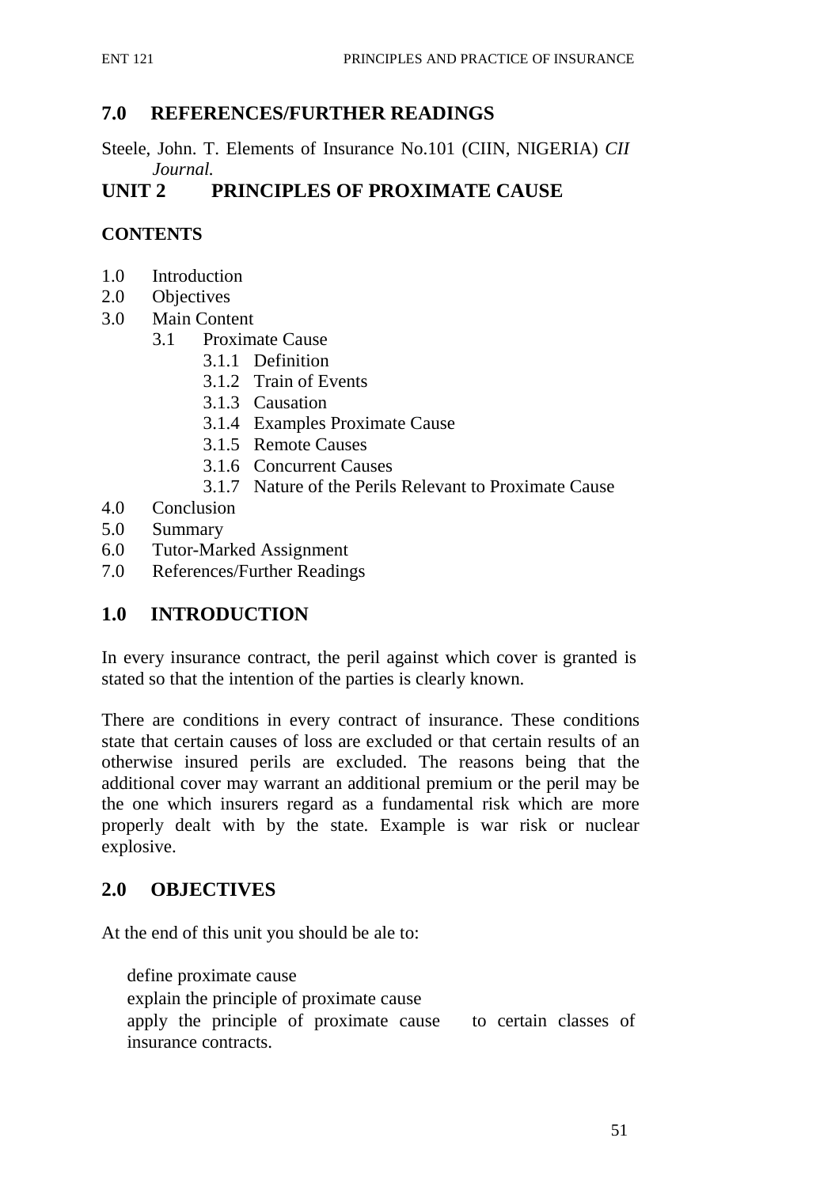## 7.0 REFERENCES/FURTHER READINGS

Steele, John. T. Elements of Insurance No.101 (CIIN, NIGERIA) *CII Journal.*

# UNIT 2 PRINCIPLES OF PROXIMATE CAUSE

**CONTENTS**

1.0 Introduction
2.0 Objectives
3.0 Main Content
    3.1 Proximate Cause
        3.1.1 Definition
        3.1.2 Train of Events
        3.1.3 Causation
        3.1.4 Examples Proximate Cause
        3.1.5 Remote Causes
        3.1.6 Concurrent Causes
        3.1.7 Nature of the Perils Relevant to Proximate Cause
4.0 Conclusion
5.0 Summary
6.0 Tutor-Marked Assignment
7.0 References/Further Readings

## 1.0 INTRODUCTION

In every insurance contract, the peril against which cover is granted is stated so that the intention of the parties is clearly known.

There are conditions in every contract of insurance. These conditions state that certain causes of loss are excluded or that certain results of an otherwise insured perils are excluded. The reasons being that the additional cover may warrant an additional premium or the peril may be the one which insurers regard as a fundamental risk which are more properly dealt with by the state. Example is war risk or nuclear explosive.

## 2.0 OBJECTIVES

At the end of this unit you should be ale to:

- define proximate cause
- explain the principle of proximate cause
- apply the principle of proximate cause to certain classes of insurance contracts.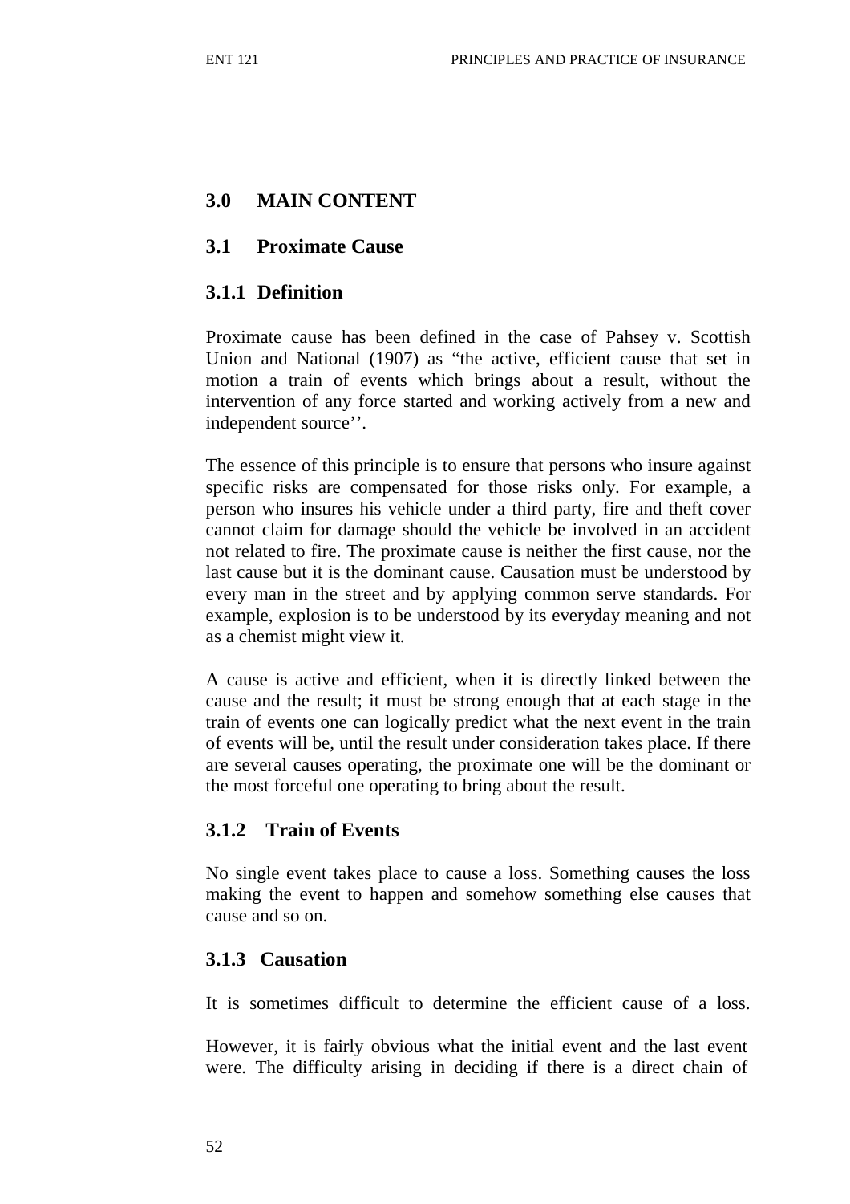## 3.0 MAIN CONTENT

### 3.1 Proximate Cause

#### 3.1.1 Definition

Proximate cause has been defined in the case of Pahsey v. Scottish Union and National (1907) as "the active, efficient cause that set in motion a train of events which brings about a result, without the intervention of any force started and working actively from a new and independent source''.

The essence of this principle is to ensure that persons who insure against specific risks are compensated for those risks only. For example, a person who insures his vehicle under a third party, fire and theft cover cannot claim for damage should the vehicle be involved in an accident not related to fire. The proximate cause is neither the first cause, nor the last cause but it is the dominant cause. Causation must be understood by every man in the street and by applying common serve standards. For example, explosion is to be understood by its everyday meaning and not as a chemist might view it.

A cause is active and efficient, when it is directly linked between the cause and the result; it must be strong enough that at each stage in the train of events one can logically predict what the next event in the train of events will be, until the result under consideration takes place. If there are several causes operating, the proximate one will be the dominant or the most forceful one operating to bring about the result.

#### 3.1.2 Train of Events

No single event takes place to cause a loss. Something causes the loss making the event to happen and somehow something else causes that cause and so on.

#### 3.1.3 Causation

It is sometimes difficult to determine the efficient cause of a loss.

However, it is fairly obvious what the initial event and the last event were. The difficulty arising in deciding if there is a direct chain of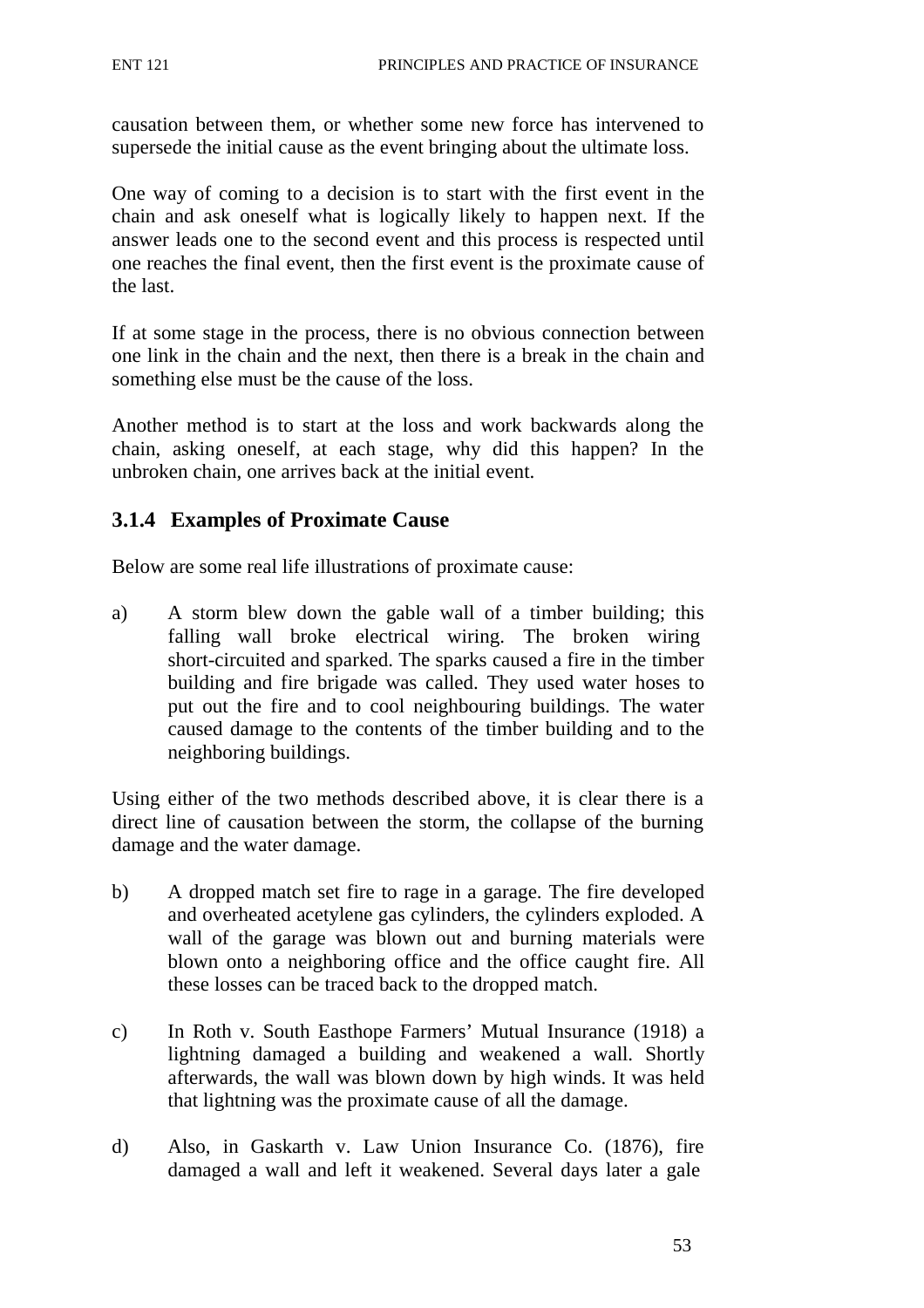causation between them, or whether some new force has intervened to supersede the initial cause as the event bringing about the ultimate loss.

One way of coming to a decision is to start with the first event in the chain and ask oneself what is logically likely to happen next. If the answer leads one to the second event and this process is respected until one reaches the final event, then the first event is the proximate cause of the last.

If at some stage in the process, there is no obvious connection between one link in the chain and the next, then there is a break in the chain and something else must be the cause of the loss.

Another method is to start at the loss and work backwards along the chain, asking oneself, at each stage, why did this happen? In the unbroken chain, one arrives back at the initial event.

### 3.1.4 Examples of Proximate Cause

Below are some real life illustrations of proximate cause:

a) A storm blew down the gable wall of a timber building; this falling wall broke electrical wiring. The broken wiring short-circuited and sparked. The sparks caused a fire in the timber building and fire brigade was called. They used water hoses to put out the fire and to cool neighbouring buildings. The water caused damage to the contents of the timber building and to the neighboring buildings.

Using either of the two methods described above, it is clear there is a direct line of causation between the storm, the collapse of the burning damage and the water damage.

b) A dropped match set fire to rage in a garage. The fire developed and overheated acetylene gas cylinders, the cylinders exploded. A wall of the garage was blown out and burning materials were blown onto a neighboring office and the office caught fire. All these losses can be traced back to the dropped match.

c) In Roth v. South Easthope Farmers' Mutual Insurance (1918) a lightning damaged a building and weakened a wall. Shortly afterwards, the wall was blown down by high winds. It was held that lightning was the proximate cause of all the damage.

d) Also, in Gaskarth v. Law Union Insurance Co. (1876), fire damaged a wall and left it weakened. Several days later a gale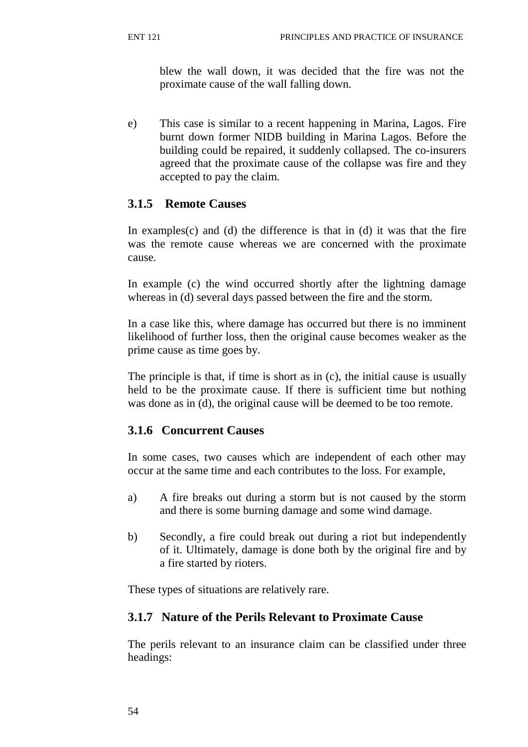blew the wall down, it was decided that the fire was not the proximate cause of the wall falling down.

e) This case is similar to a recent happening in Marina, Lagos. Fire burnt down former NIDB building in Marina Lagos. Before the building could be repaired, it suddenly collapsed. The co-insurers agreed that the proximate cause of the collapse was fire and they accepted to pay the claim.

### 3.1.5 Remote Causes

In examples(c) and (d) the difference is that in (d) it was that the fire was the remote cause whereas we are concerned with the proximate cause.

In example (c) the wind occurred shortly after the lightning damage whereas in (d) several days passed between the fire and the storm.

In a case like this, where damage has occurred but there is no imminent likelihood of further loss, then the original cause becomes weaker as the prime cause as time goes by.

The principle is that, if time is short as in (c), the initial cause is usually held to be the proximate cause. If there is sufficient time but nothing was done as in (d), the original cause will be deemed to be too remote.

### 3.1.6 Concurrent Causes

In some cases, two causes which are independent of each other may occur at the same time and each contributes to the loss. For example,

a) A fire breaks out during a storm but is not caused by the storm and there is some burning damage and some wind damage.

b) Secondly, a fire could break out during a riot but independently of it. Ultimately, damage is done both by the original fire and by a fire started by rioters.

These types of situations are relatively rare.

### 3.1.7 Nature of the Perils Relevant to Proximate Cause

The perils relevant to an insurance claim can be classified under three headings: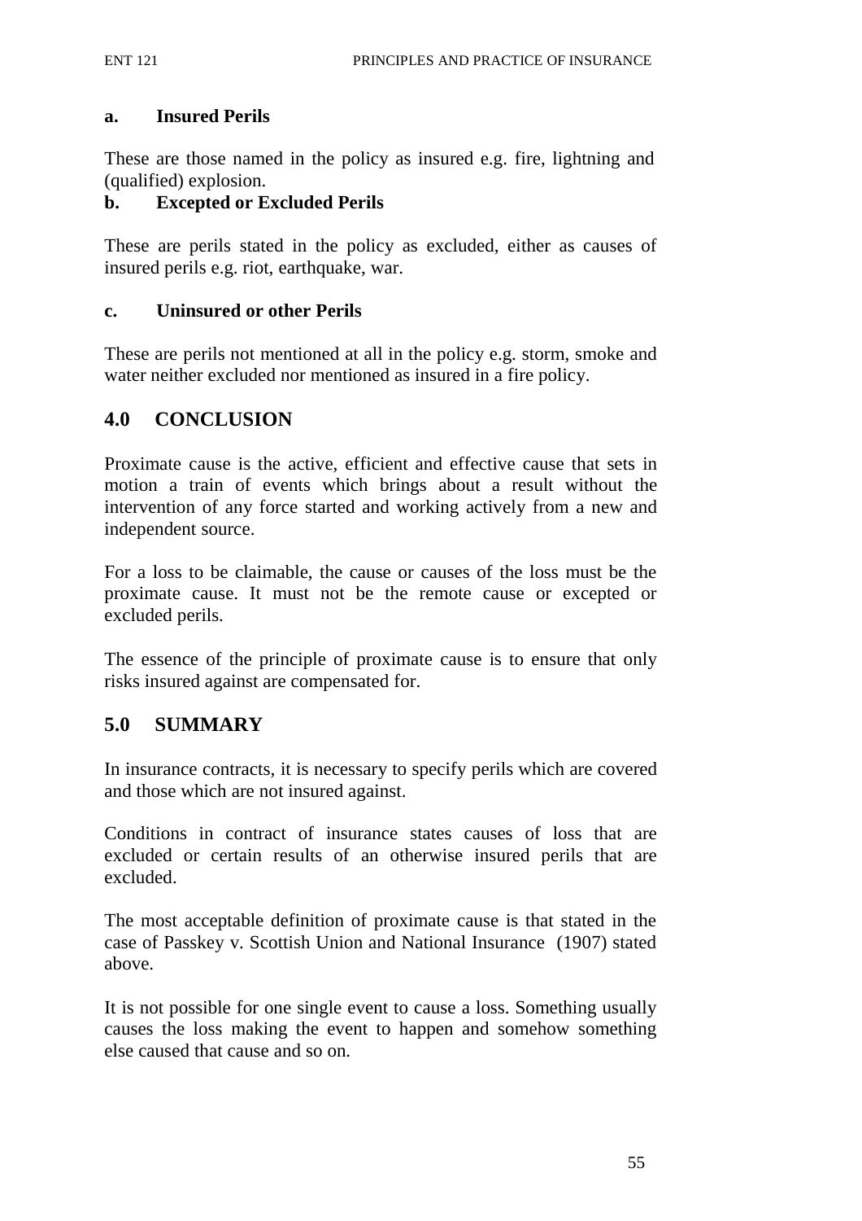**a. Insured Perils**

These are those named in the policy as insured e.g. fire, lightning and (qualified) explosion.

**b. Excepted or Excluded Perils**

These are perils stated in the policy as excluded, either as causes of insured perils e.g. riot, earthquake, war.

**c. Uninsured or other Perils**

These are perils not mentioned at all in the policy e.g. storm, smoke and water neither excluded nor mentioned as insured in a fire policy.

## 4.0 CONCLUSION

Proximate cause is the active, efficient and effective cause that sets in motion a train of events which brings about a result without the intervention of any force started and working actively from a new and independent source.

For a loss to be claimable, the cause or causes of the loss must be the proximate cause. It must not be the remote cause or excepted or excluded perils.

The essence of the principle of proximate cause is to ensure that only risks insured against are compensated for.

## 5.0 SUMMARY

In insurance contracts, it is necessary to specify perils which are covered and those which are not insured against.

Conditions in contract of insurance states causes of loss that are excluded or certain results of an otherwise insured perils that are excluded.

The most acceptable definition of proximate cause is that stated in the case of Passkey v. Scottish Union and National Insurance (1907) stated above.

It is not possible for one single event to cause a loss. Something usually causes the loss making the event to happen and somehow something else caused that cause and so on.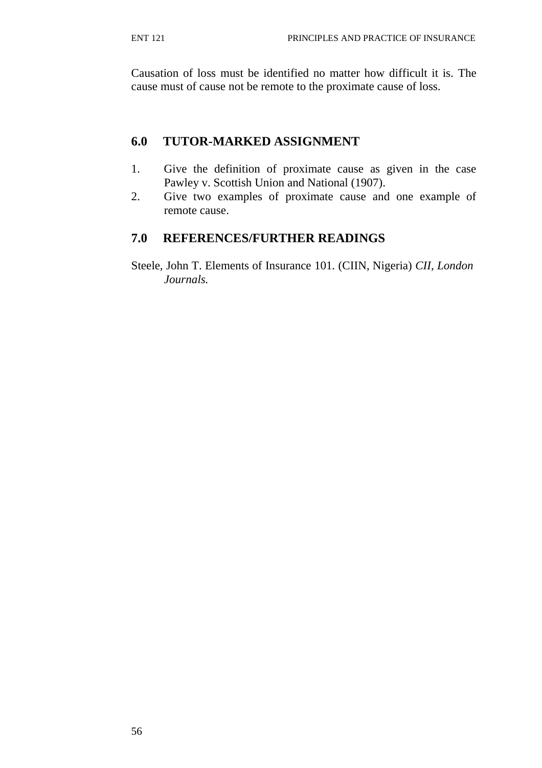Causation of loss must be identified no matter how difficult it is. The cause must of cause not be remote to the proximate cause of loss.

## 6.0 TUTOR-MARKED ASSIGNMENT

1. Give the definition of proximate cause as given in the case Pawley v. Scottish Union and National (1907).
2. Give two examples of proximate cause and one example of remote cause.

## 7.0 REFERENCES/FURTHER READINGS

Steele, John T. Elements of Insurance 101. (CIIN, Nigeria) *CII, London Journals.*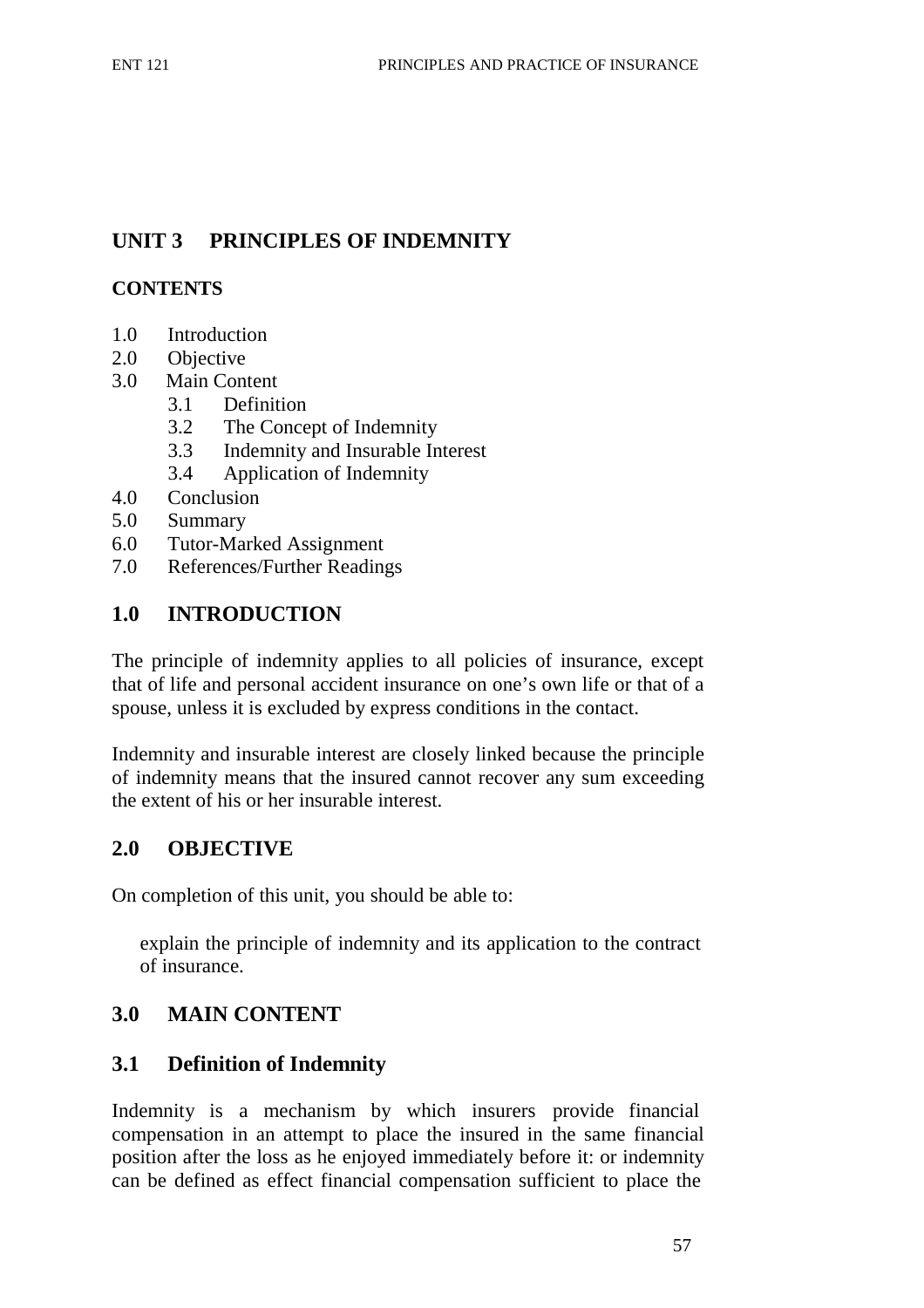## UNIT 3 PRINCIPLES OF INDEMNITY

**CONTENTS**

1.0 Introduction
2.0 Objective
3.0 Main Content
  3.1 Definition
  3.2 The Concept of Indemnity
  3.3 Indemnity and Insurable Interest
  3.4 Application of Indemnity
4.0 Conclusion
5.0 Summary
6.0 Tutor-Marked Assignment
7.0 References/Further Readings

## 1.0 INTRODUCTION

The principle of indemnity applies to all policies of insurance, except that of life and personal accident insurance on one's own life or that of a spouse, unless it is excluded by express conditions in the contact.

Indemnity and insurable interest are closely linked because the principle of indemnity means that the insured cannot recover any sum exceeding the extent of his or her insurable interest.

## 2.0 OBJECTIVE

On completion of this unit, you should be able to:

- explain the principle of indemnity and its application to the contract of insurance.

## 3.0 MAIN CONTENT

### 3.1 Definition of Indemnity

Indemnity is a mechanism by which insurers provide financial compensation in an attempt to place the insured in the same financial position after the loss as he enjoyed immediately before it: or indemnity can be defined as effect financial compensation sufficient to place the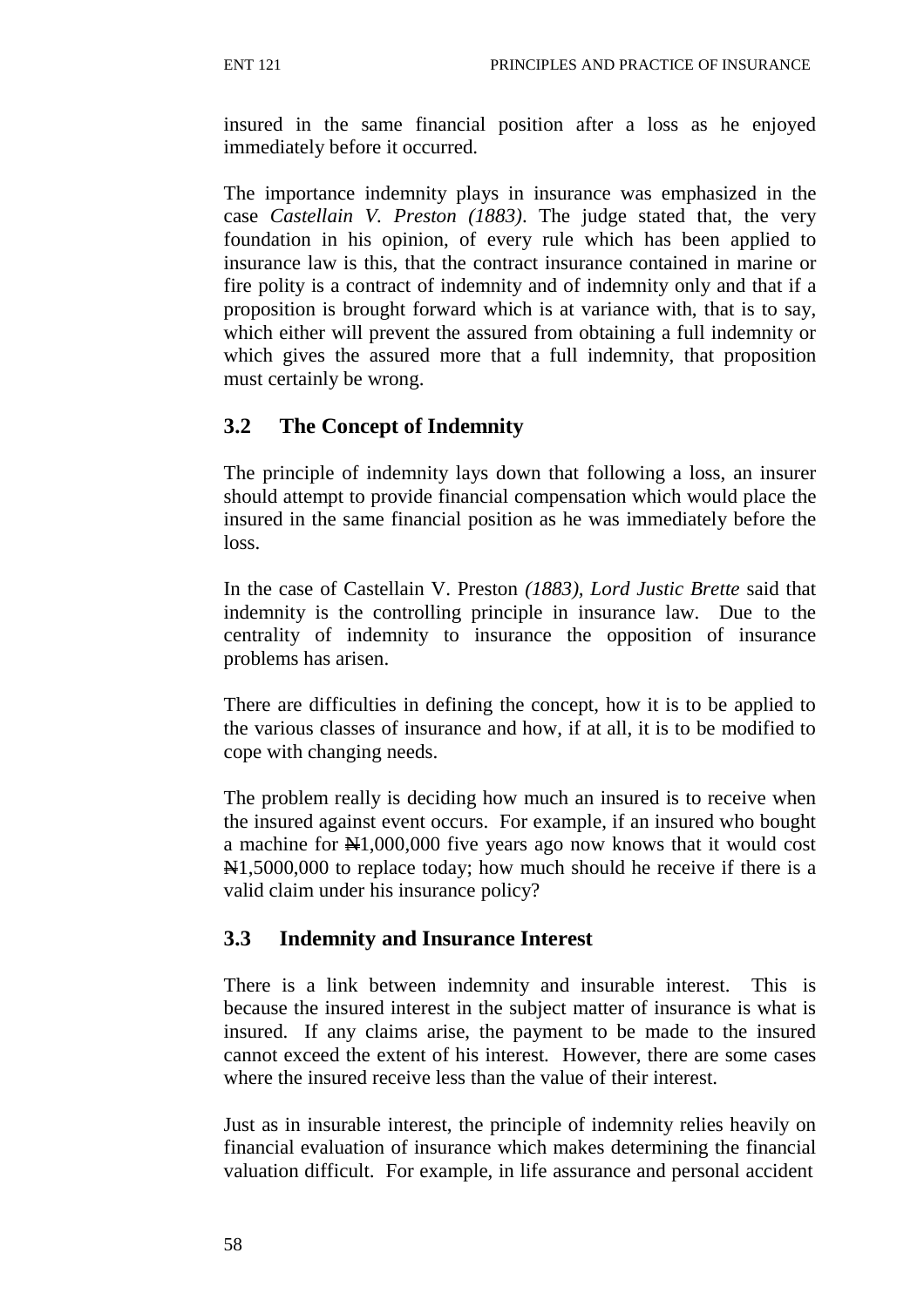insured in the same financial position after a loss as he enjoyed immediately before it occurred.

The importance indemnity plays in insurance was emphasized in the case *Castellain V. Preston (1883)*. The judge stated that, the very foundation in his opinion, of every rule which has been applied to insurance law is this, that the contract insurance contained in marine or fire polity is a contract of indemnity and of indemnity only and that if a proposition is brought forward which is at variance with, that is to say, which either will prevent the assured from obtaining a full indemnity or which gives the assured more that a full indemnity, that proposition must certainly be wrong.

## 3.2 The Concept of Indemnity

The principle of indemnity lays down that following a loss, an insurer should attempt to provide financial compensation which would place the insured in the same financial position as he was immediately before the loss.

In the case of Castellain V. Preston *(1883), Lord Justic Brette* said that indemnity is the controlling principle in insurance law. Due to the centrality of indemnity to insurance the opposition of insurance problems has arisen.

There are difficulties in defining the concept, how it is to be applied to the various classes of insurance and how, if at all, it is to be modified to cope with changing needs.

The problem really is deciding how much an insured is to receive when the insured against event occurs. For example, if an insured who bought a machine for ₦1,000,000 five years ago now knows that it would cost ₦1,5000,000 to replace today; how much should he receive if there is a valid claim under his insurance policy?

## 3.3 Indemnity and Insurance Interest

There is a link between indemnity and insurable interest. This is because the insured interest in the subject matter of insurance is what is insured. If any claims arise, the payment to be made to the insured cannot exceed the extent of his interest. However, there are some cases where the insured receive less than the value of their interest.

Just as in insurable interest, the principle of indemnity relies heavily on financial evaluation of insurance which makes determining the financial valuation difficult. For example, in life assurance and personal accident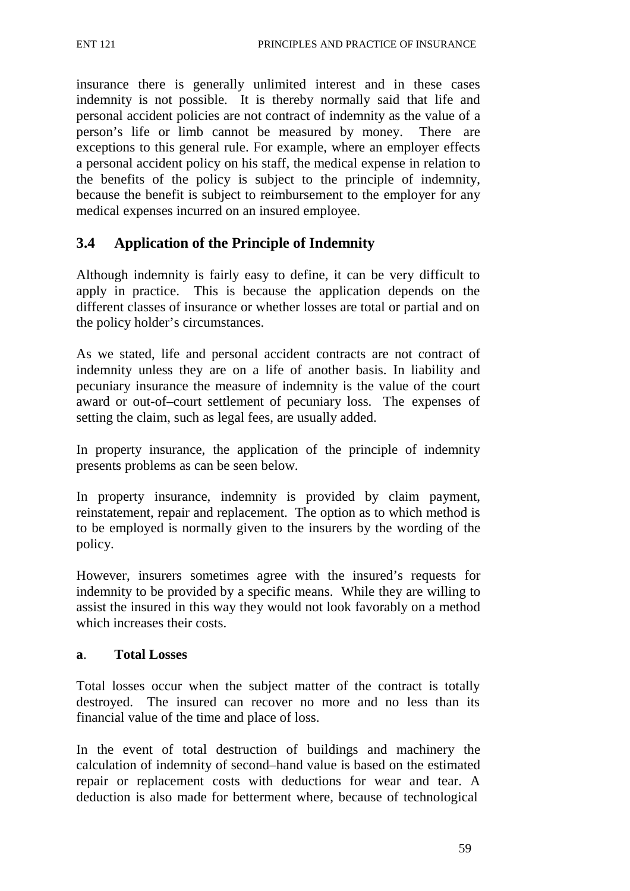insurance there is generally unlimited interest and in these cases indemnity is not possible. It is thereby normally said that life and personal accident policies are not contract of indemnity as the value of a person's life or limb cannot be measured by money. There are exceptions to this general rule. For example, where an employer effects a personal accident policy on his staff, the medical expense in relation to the benefits of the policy is subject to the principle of indemnity, because the benefit is subject to reimbursement to the employer for any medical expenses incurred on an insured employee.

## 3.4 Application of the Principle of Indemnity

Although indemnity is fairly easy to define, it can be very difficult to apply in practice. This is because the application depends on the different classes of insurance or whether losses are total or partial and on the policy holder's circumstances.

As we stated, life and personal accident contracts are not contract of indemnity unless they are on a life of another basis. In liability and pecuniary insurance the measure of indemnity is the value of the court award or out-of–court settlement of pecuniary loss. The expenses of setting the claim, such as legal fees, are usually added.

In property insurance, the application of the principle of indemnity presents problems as can be seen below.

In property insurance, indemnity is provided by claim payment, reinstatement, repair and replacement. The option as to which method is to be employed is normally given to the insurers by the wording of the policy.

However, insurers sometimes agree with the insured's requests for indemnity to be provided by a specific means. While they are willing to assist the insured in this way they would not look favorably on a method which increases their costs.

**a**. **Total Losses**

Total losses occur when the subject matter of the contract is totally destroyed. The insured can recover no more and no less than its financial value of the time and place of loss.

In the event of total destruction of buildings and machinery the calculation of indemnity of second–hand value is based on the estimated repair or replacement costs with deductions for wear and tear. A deduction is also made for betterment where, because of technological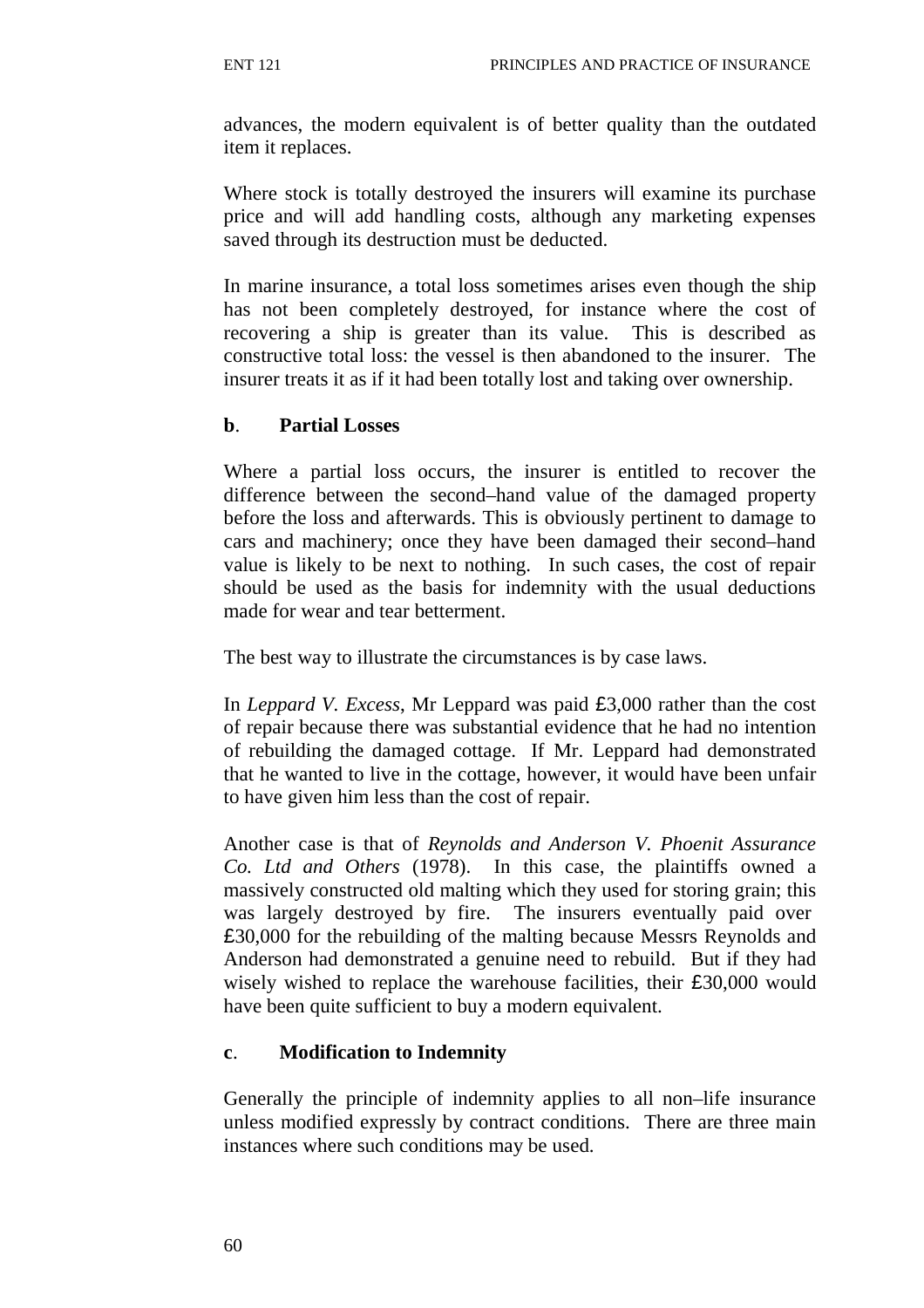advances, the modern equivalent is of better quality than the outdated item it replaces.

Where stock is totally destroyed the insurers will examine its purchase price and will add handling costs, although any marketing expenses saved through its destruction must be deducted.

In marine insurance, a total loss sometimes arises even though the ship has not been completely destroyed, for instance where the cost of recovering a ship is greater than its value. This is described as constructive total loss: the vessel is then abandoned to the insurer. The insurer treats it as if it had been totally lost and taking over ownership.

**b**. **Partial Losses**

Where a partial loss occurs, the insurer is entitled to recover the difference between the second–hand value of the damaged property before the loss and afterwards. This is obviously pertinent to damage to cars and machinery; once they have been damaged their second–hand value is likely to be next to nothing. In such cases, the cost of repair should be used as the basis for indemnity with the usual deductions made for wear and tear betterment.

The best way to illustrate the circumstances is by case laws.

In *Leppard V. Excess*, Mr Leppard was paid ₤3,000 rather than the cost of repair because there was substantial evidence that he had no intention of rebuilding the damaged cottage. If Mr. Leppard had demonstrated that he wanted to live in the cottage, however, it would have been unfair to have given him less than the cost of repair.

Another case is that of *Reynolds and Anderson V. Phoenit Assurance Co. Ltd and Others* (1978). In this case, the plaintiffs owned a massively constructed old malting which they used for storing grain; this was largely destroyed by fire. The insurers eventually paid over ₤30,000 for the rebuilding of the malting because Messrs Reynolds and Anderson had demonstrated a genuine need to rebuild. But if they had wisely wished to replace the warehouse facilities, their ₤30,000 would have been quite sufficient to buy a modern equivalent.

**c**. **Modification to Indemnity**

Generally the principle of indemnity applies to all non–life insurance unless modified expressly by contract conditions. There are three main instances where such conditions may be used.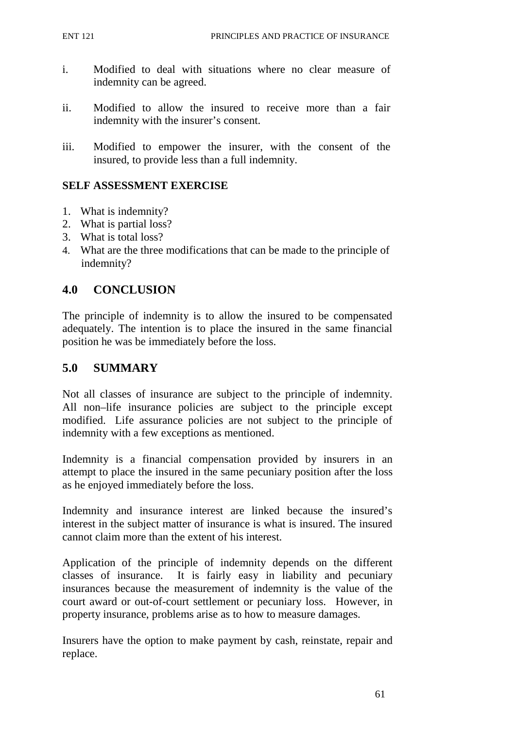i. Modified to deal with situations where no clear measure of indemnity can be agreed.

ii. Modified to allow the insured to receive more than a fair indemnity with the insurer's consent.

iii. Modified to empower the insurer, with the consent of the insured, to provide less than a full indemnity.

**SELF ASSESSMENT EXERCISE**

1. What is indemnity?
2. What is partial loss?
3. What is total loss?
4. What are the three modifications that can be made to the principle of indemnity?

## 4.0 CONCLUSION

The principle of indemnity is to allow the insured to be compensated adequately. The intention is to place the insured in the same financial position he was be immediately before the loss.

## 5.0 SUMMARY

Not all classes of insurance are subject to the principle of indemnity. All non–life insurance policies are subject to the principle except modified. Life assurance policies are not subject to the principle of indemnity with a few exceptions as mentioned.

Indemnity is a financial compensation provided by insurers in an attempt to place the insured in the same pecuniary position after the loss as he enjoyed immediately before the loss.

Indemnity and insurance interest are linked because the insured's interest in the subject matter of insurance is what is insured. The insured cannot claim more than the extent of his interest.

Application of the principle of indemnity depends on the different classes of insurance. It is fairly easy in liability and pecuniary insurances because the measurement of indemnity is the value of the court award or out-of-court settlement or pecuniary loss. However, in property insurance, problems arise as to how to measure damages.

Insurers have the option to make payment by cash, reinstate, repair and replace.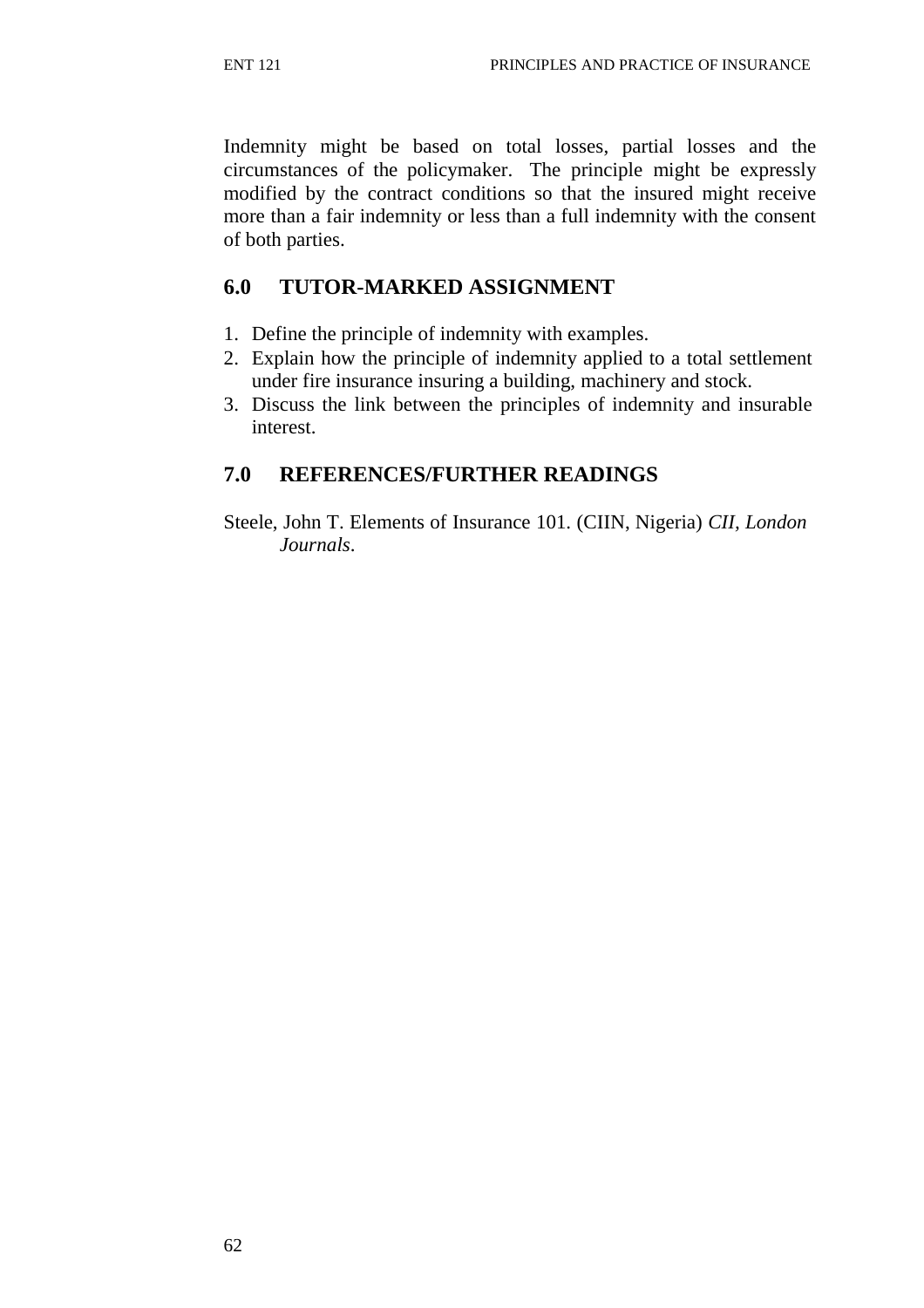Indemnity might be based on total losses, partial losses and the circumstances of the policymaker. The principle might be expressly modified by the contract conditions so that the insured might receive more than a fair indemnity or less than a full indemnity with the consent of both parties.

## 6.0 TUTOR-MARKED ASSIGNMENT

1. Define the principle of indemnity with examples.
2. Explain how the principle of indemnity applied to a total settlement under fire insurance insuring a building, machinery and stock.
3. Discuss the link between the principles of indemnity and insurable interest.

## 7.0 REFERENCES/FURTHER READINGS

Steele, John T. Elements of Insurance 101. (CIIN, Nigeria) *CII, London Journals*.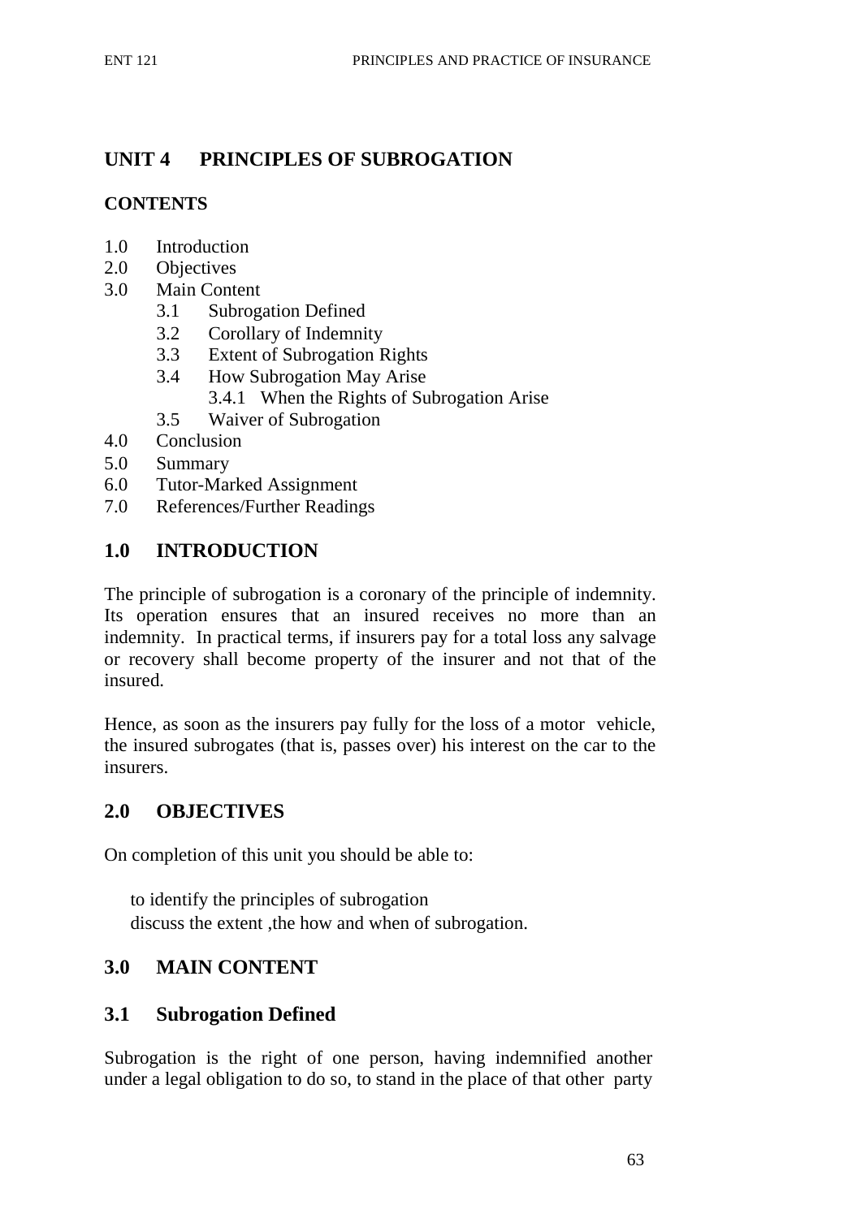## UNIT 4 PRINCIPLES OF SUBROGATION

### CONTENTS

1.0 Introduction
2.0 Objectives
3.0 Main Content
    3.1 Subrogation Defined
    3.2 Corollary of Indemnity
    3.3 Extent of Subrogation Rights
    3.4 How Subrogation May Arise
        3.4.1 When the Rights of Subrogation Arise
    3.5 Waiver of Subrogation
4.0 Conclusion
5.0 Summary
6.0 Tutor-Marked Assignment
7.0 References/Further Readings

## 1.0 INTRODUCTION

The principle of subrogation is a coronary of the principle of indemnity. Its operation ensures that an insured receives no more than an indemnity. In practical terms, if insurers pay for a total loss any salvage or recovery shall become property of the insurer and not that of the insured.

Hence, as soon as the insurers pay fully for the loss of a motor vehicle, the insured subrogates (that is, passes over) his interest on the car to the insurers.

## 2.0 OBJECTIVES

On completion of this unit you should be able to:

- to identify the principles of subrogation
- discuss the extent ,the how and when of subrogation.

## 3.0 MAIN CONTENT

### 3.1 Subrogation Defined

Subrogation is the right of one person, having indemnified another under a legal obligation to do so, to stand in the place of that other party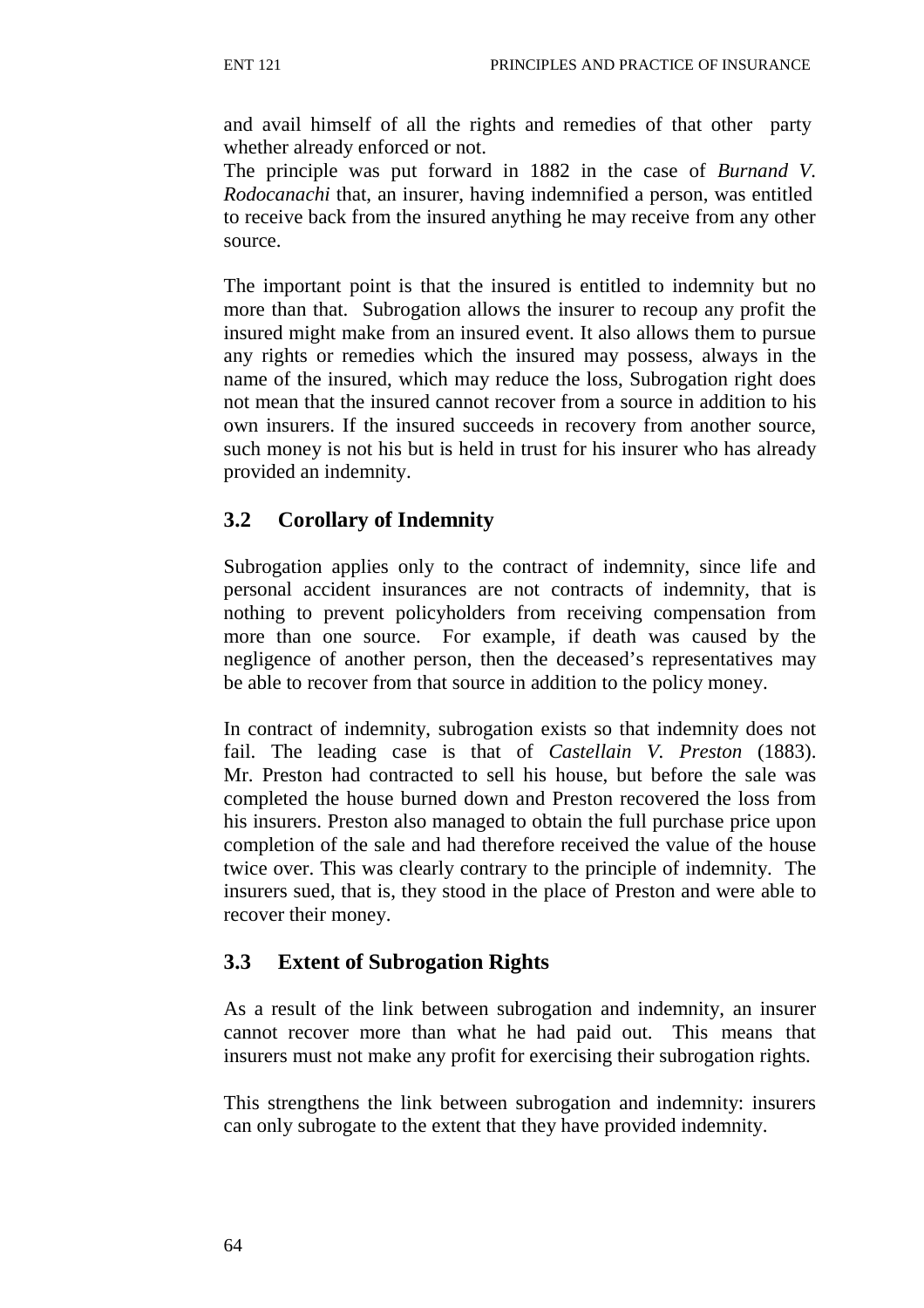and avail himself of all the rights and remedies of that other party whether already enforced or not.

The principle was put forward in 1882 in the case of *Burnand V. Rodocanachi* that, an insurer, having indemnified a person, was entitled to receive back from the insured anything he may receive from any other source.

The important point is that the insured is entitled to indemnity but no more than that. Subrogation allows the insurer to recoup any profit the insured might make from an insured event. It also allows them to pursue any rights or remedies which the insured may possess, always in the name of the insured, which may reduce the loss, Subrogation right does not mean that the insured cannot recover from a source in addition to his own insurers. If the insured succeeds in recovery from another source, such money is not his but is held in trust for his insurer who has already provided an indemnity.

## 3.2 Corollary of Indemnity

Subrogation applies only to the contract of indemnity, since life and personal accident insurances are not contracts of indemnity, that is nothing to prevent policyholders from receiving compensation from more than one source. For example, if death was caused by the negligence of another person, then the deceased's representatives may be able to recover from that source in addition to the policy money.

In contract of indemnity, subrogation exists so that indemnity does not fail. The leading case is that of *Castellain V. Preston* (1883). Mr. Preston had contracted to sell his house, but before the sale was completed the house burned down and Preston recovered the loss from his insurers. Preston also managed to obtain the full purchase price upon completion of the sale and had therefore received the value of the house twice over. This was clearly contrary to the principle of indemnity. The insurers sued, that is, they stood in the place of Preston and were able to recover their money.

## 3.3 Extent of Subrogation Rights

As a result of the link between subrogation and indemnity, an insurer cannot recover more than what he had paid out. This means that insurers must not make any profit for exercising their subrogation rights.

This strengthens the link between subrogation and indemnity: insurers can only subrogate to the extent that they have provided indemnity.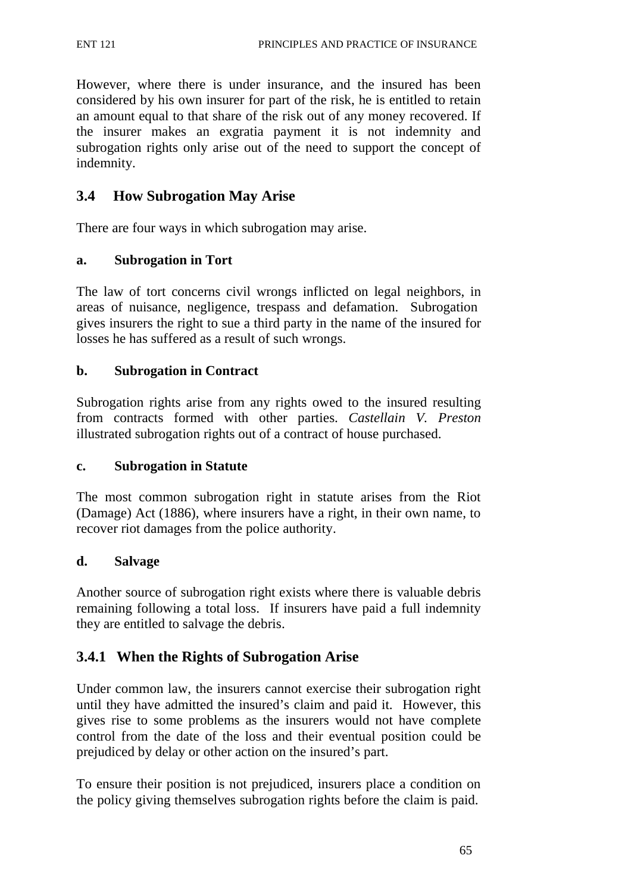However, where there is under insurance, and the insured has been considered by his own insurer for part of the risk, he is entitled to retain an amount equal to that share of the risk out of any money recovered. If the insurer makes an exgratia payment it is not indemnity and subrogation rights only arise out of the need to support the concept of indemnity.

## 3.4 How Subrogation May Arise

There are four ways in which subrogation may arise.

**a. Subrogation in Tort**

The law of tort concerns civil wrongs inflicted on legal neighbors, in areas of nuisance, negligence, trespass and defamation. Subrogation gives insurers the right to sue a third party in the name of the insured for losses he has suffered as a result of such wrongs.

**b. Subrogation in Contract**

Subrogation rights arise from any rights owed to the insured resulting from contracts formed with other parties. *Castellain V. Preston* illustrated subrogation rights out of a contract of house purchased.

**c. Subrogation in Statute**

The most common subrogation right in statute arises from the Riot (Damage) Act (1886), where insurers have a right, in their own name, to recover riot damages from the police authority.

**d. Salvage**

Another source of subrogation right exists where there is valuable debris remaining following a total loss. If insurers have paid a full indemnity they are entitled to salvage the debris.

### 3.4.1 When the Rights of Subrogation Arise

Under common law, the insurers cannot exercise their subrogation right until they have admitted the insured's claim and paid it. However, this gives rise to some problems as the insurers would not have complete control from the date of the loss and their eventual position could be prejudiced by delay or other action on the insured's part.

To ensure their position is not prejudiced, insurers place a condition on the policy giving themselves subrogation rights before the claim is paid.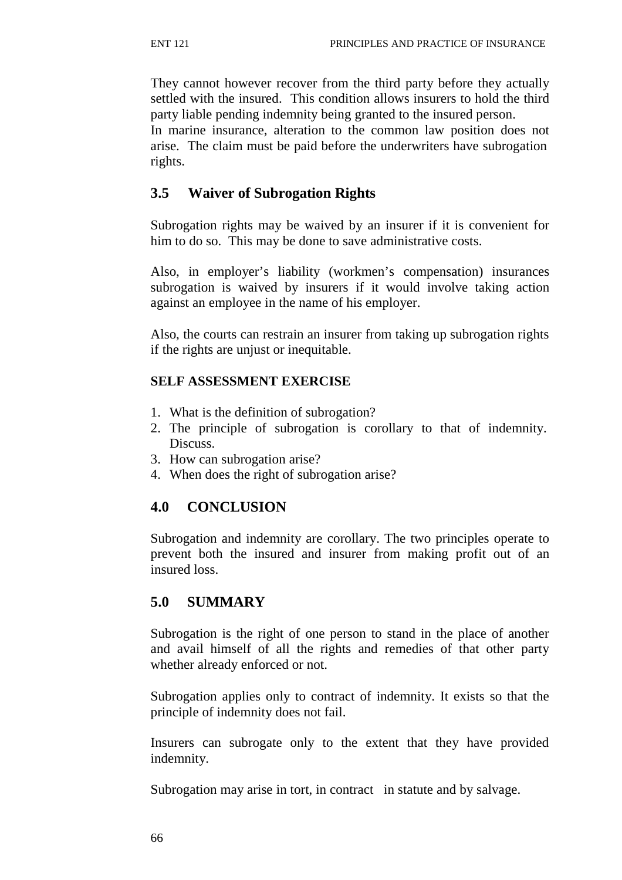They cannot however recover from the third party before they actually settled with the insured. This condition allows insurers to hold the third party liable pending indemnity being granted to the insured person.
In marine insurance, alteration to the common law position does not arise. The claim must be paid before the underwriters have subrogation rights.

## 3.5 Waiver of Subrogation Rights

Subrogation rights may be waived by an insurer if it is convenient for him to do so. This may be done to save administrative costs.

Also, in employer's liability (workmen's compensation) insurances subrogation is waived by insurers if it would involve taking action against an employee in the name of his employer.

Also, the courts can restrain an insurer from taking up subrogation rights if the rights are unjust or inequitable.

**SELF ASSESSMENT EXERCISE**

1. What is the definition of subrogation?
2. The principle of subrogation is corollary to that of indemnity. Discuss.
3. How can subrogation arise?
4. When does the right of subrogation arise?

## 4.0 CONCLUSION

Subrogation and indemnity are corollary. The two principles operate to prevent both the insured and insurer from making profit out of an insured loss.

## 5.0 SUMMARY

Subrogation is the right of one person to stand in the place of another and avail himself of all the rights and remedies of that other party whether already enforced or not.

Subrogation applies only to contract of indemnity. It exists so that the principle of indemnity does not fail.

Insurers can subrogate only to the extent that they have provided indemnity.

Subrogation may arise in tort, in contract in statute and by salvage.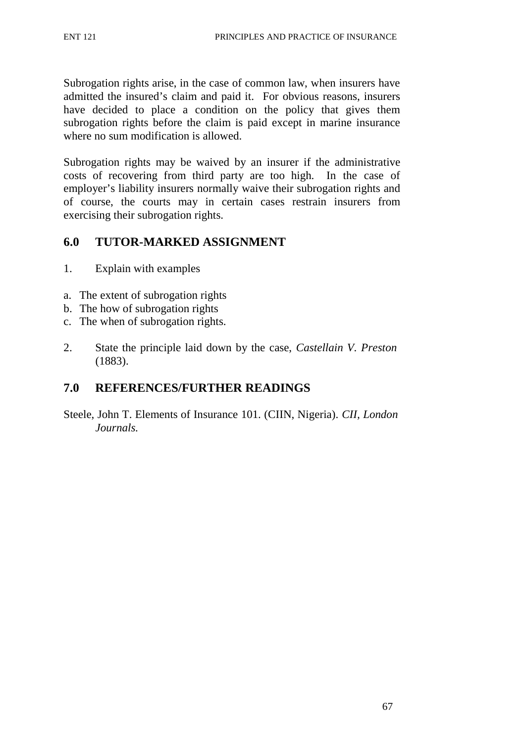Subrogation rights arise, in the case of common law, when insurers have admitted the insured's claim and paid it. For obvious reasons, insurers have decided to place a condition on the policy that gives them subrogation rights before the claim is paid except in marine insurance where no sum modification is allowed.

Subrogation rights may be waived by an insurer if the administrative costs of recovering from third party are too high. In the case of employer's liability insurers normally waive their subrogation rights and of course, the courts may in certain cases restrain insurers from exercising their subrogation rights.

## 6.0 TUTOR-MARKED ASSIGNMENT

1. Explain with examples

a. The extent of subrogation rights
b. The how of subrogation rights
c. The when of subrogation rights.

2. State the principle laid down by the case, *Castellain V. Preston* (1883).

## 7.0 REFERENCES/FURTHER READINGS

Steele, John T. Elements of Insurance 101. (CIIN, Nigeria). *CII, London Journals.*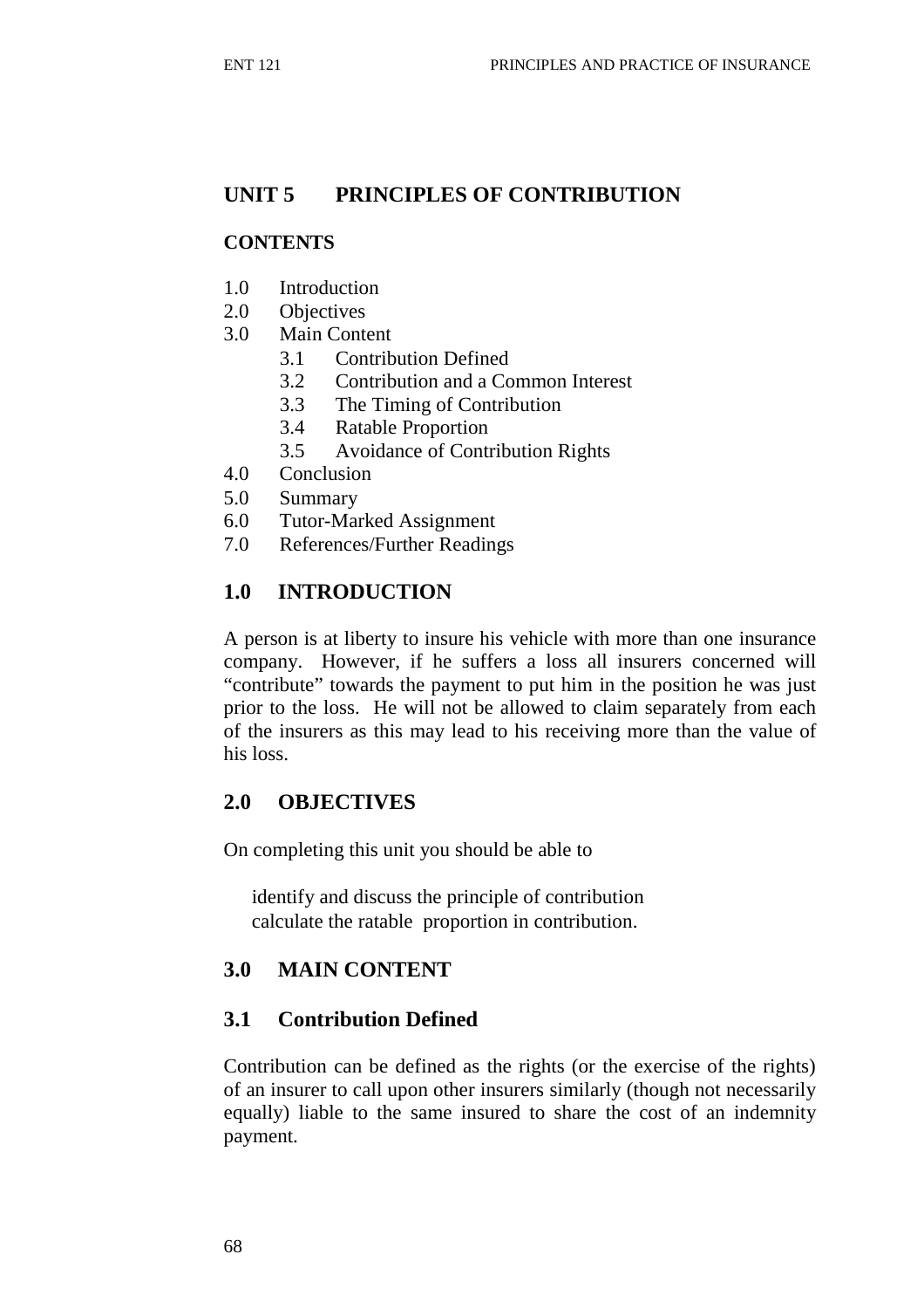# UNIT 5 PRINCIPLES OF CONTRIBUTION

**CONTENTS**

1.0 Introduction
2.0 Objectives
3.0 Main Content
  3.1 Contribution Defined
  3.2 Contribution and a Common Interest
  3.3 The Timing of Contribution
  3.4 Ratable Proportion
  3.5 Avoidance of Contribution Rights
4.0 Conclusion
5.0 Summary
6.0 Tutor-Marked Assignment
7.0 References/Further Readings

## 1.0 INTRODUCTION

A person is at liberty to insure his vehicle with more than one insurance company. However, if he suffers a loss all insurers concerned will "contribute" towards the payment to put him in the position he was just prior to the loss. He will not be allowed to claim separately from each of the insurers as this may lead to his receiving more than the value of his loss.

## 2.0 OBJECTIVES

On completing this unit you should be able to

- identify and discuss the principle of contribution
- calculate the ratable proportion in contribution.

## 3.0 MAIN CONTENT

### 3.1 Contribution Defined

Contribution can be defined as the rights (or the exercise of the rights) of an insurer to call upon other insurers similarly (though not necessarily equally) liable to the same insured to share the cost of an indemnity payment.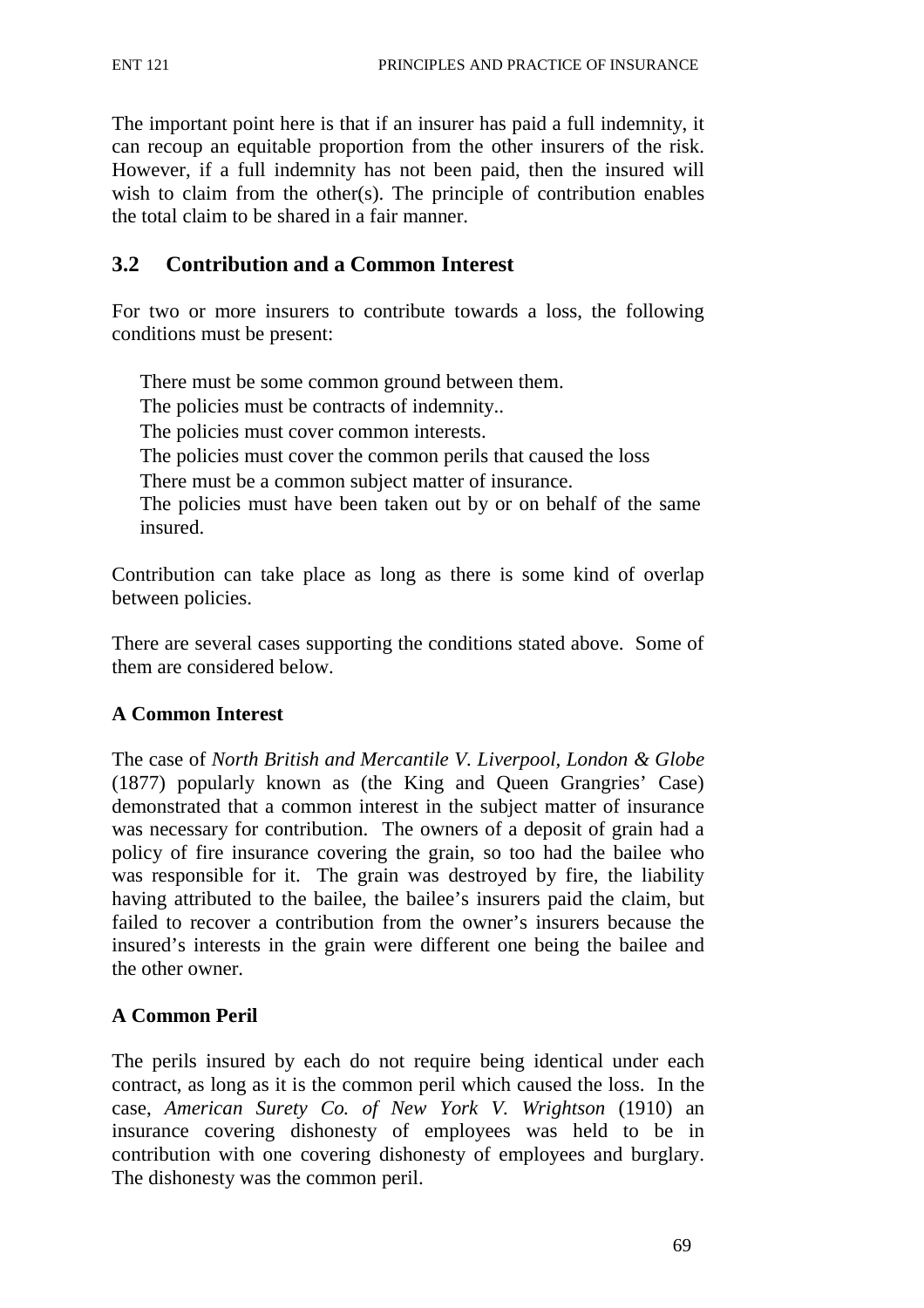The important point here is that if an insurer has paid a full indemnity, it can recoup an equitable proportion from the other insurers of the risk. However, if a full indemnity has not been paid, then the insured will wish to claim from the other(s). The principle of contribution enables the total claim to be shared in a fair manner.

## 3.2 Contribution and a Common Interest

For two or more insurers to contribute towards a loss, the following conditions must be present:

- There must be some common ground between them.
- The policies must be contracts of indemnity..
- The policies must cover common interests.
- The policies must cover the common perils that caused the loss
- There must be a common subject matter of insurance.
- The policies must have been taken out by or on behalf of the same insured.

Contribution can take place as long as there is some kind of overlap between policies.

There are several cases supporting the conditions stated above. Some of them are considered below.

**A Common Interest**

The case of *North British and Mercantile V. Liverpool, London & Globe* (1877) popularly known as (the King and Queen Grangries' Case) demonstrated that a common interest in the subject matter of insurance was necessary for contribution. The owners of a deposit of grain had a policy of fire insurance covering the grain, so too had the bailee who was responsible for it. The grain was destroyed by fire, the liability having attributed to the bailee, the bailee's insurers paid the claim, but failed to recover a contribution from the owner's insurers because the insured's interests in the grain were different one being the bailee and the other owner.

**A Common Peril**

The perils insured by each do not require being identical under each contract, as long as it is the common peril which caused the loss. In the case, *American Surety Co. of New York V. Wrightson* (1910) an insurance covering dishonesty of employees was held to be in contribution with one covering dishonesty of employees and burglary. The dishonesty was the common peril.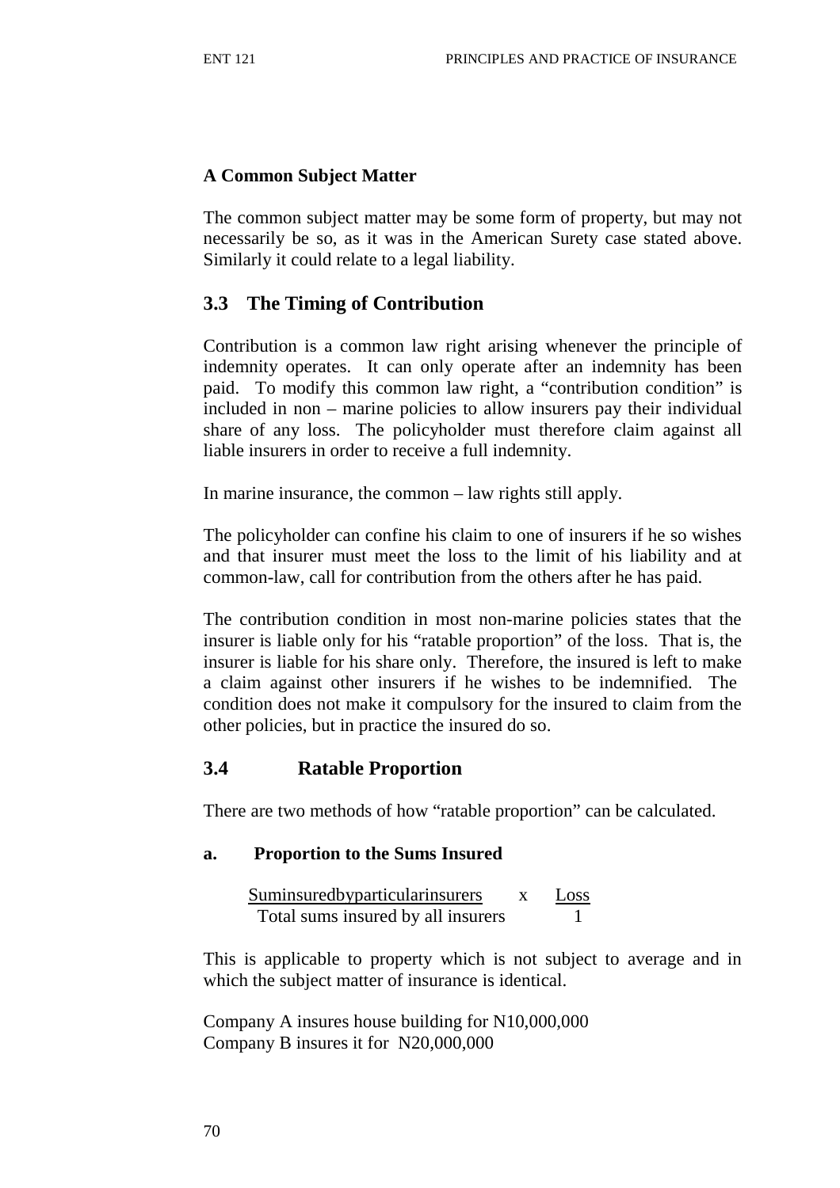**A Common Subject Matter**

The common subject matter may be some form of property, but may not necessarily be so, as it was in the American Surety case stated above. Similarly it could relate to a legal liability.

## 3.3 The Timing of Contribution

Contribution is a common law right arising whenever the principle of indemnity operates. It can only operate after an indemnity has been paid. To modify this common law right, a "contribution condition" is included in non – marine policies to allow insurers pay their individual share of any loss. The policyholder must therefore claim against all liable insurers in order to receive a full indemnity.

In marine insurance, the common – law rights still apply.

The policyholder can confine his claim to one of insurers if he so wishes and that insurer must meet the loss to the limit of his liability and at common-law, call for contribution from the others after he has paid.

The contribution condition in most non-marine policies states that the insurer is liable only for his "ratable proportion" of the loss. That is, the insurer is liable for his share only. Therefore, the insured is left to make a claim against other insurers if he wishes to be indemnified. The condition does not make it compulsory for the insured to claim from the other policies, but in practice the insured do so.

## 3.4 Ratable Proportion

There are two methods of how "ratable proportion" can be calculated.

**a. Proportion to the Sums Insured**

$$\frac{\text{Suminsuredbyparticularinsurers}}{\text{Total sums insured by all insurers}} \times \frac{\text{Loss}}{1}$$

This is applicable to property which is not subject to average and in which the subject matter of insurance is identical.

Company A insures house building for N10,000,000
Company B insures it for N20,000,000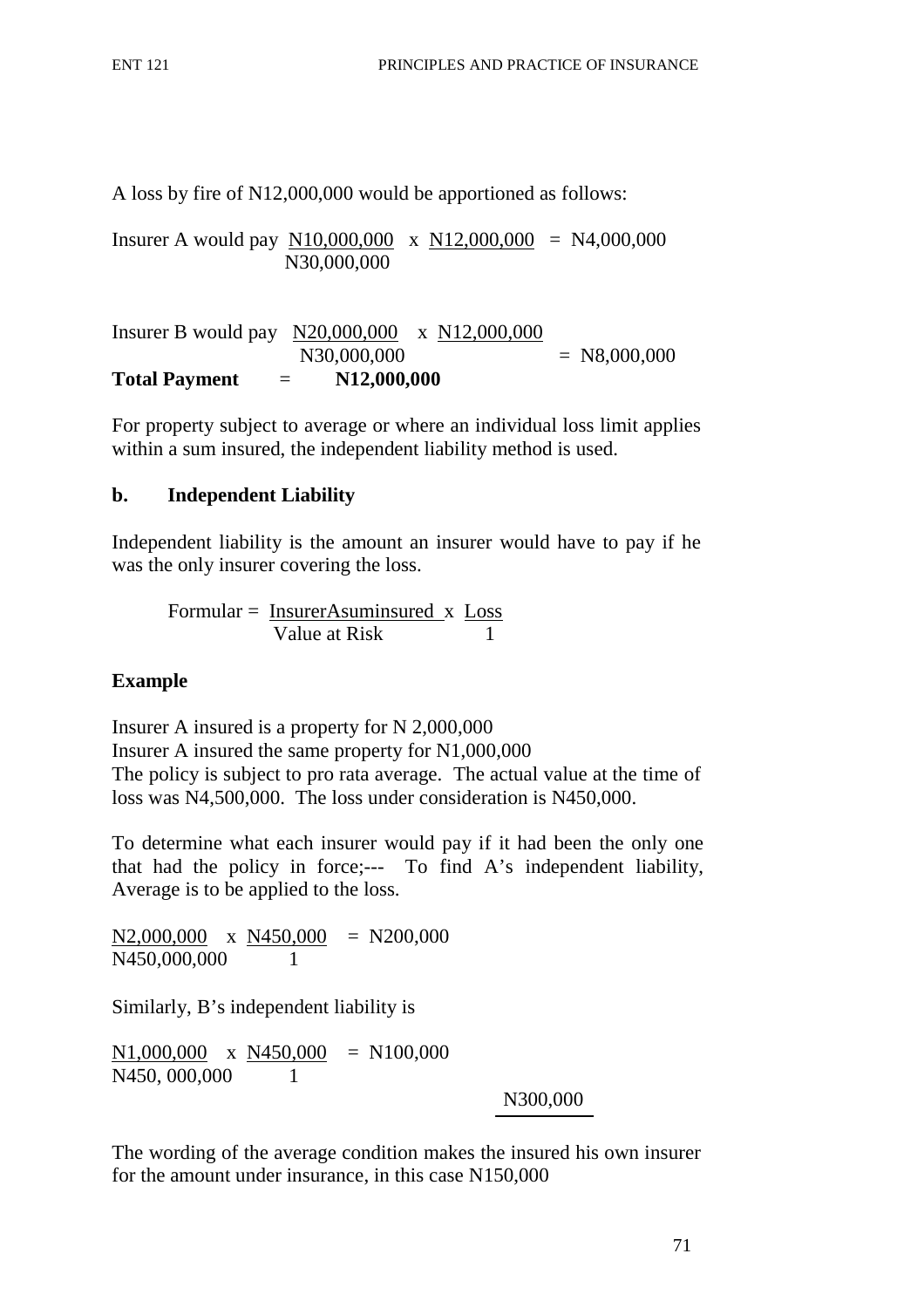A loss by fire of N12,000,000 would be apportioned as follows:

Insurer A would pay $\frac{N10,000,000}{N30,000,000} \times N12,000,000 = N4,000,000$

Insurer B would pay $\frac{N20,000,000}{N30,000,000} \times N12,000,000 = N8,000,000$

**Total Payment = N12,000,000**

For property subject to average or where an individual loss limit applies within a sum insured, the independent liability method is used.

**b. Independent Liability**

Independent liability is the amount an insurer would have to pay if he was the only insurer covering the loss.

$$\text{Formular} = \frac{\text{InsurerAsuminsured}}{\text{Value at Risk}} \times \frac{\text{Loss}}{1}$$

**Example**

Insurer A insured is a property for N 2,000,000
Insurer A insured the same property for N1,000,000
The policy is subject to pro rata average. The actual value at the time of loss was N4,500,000. The loss under consideration is N450,000.

To determine what each insurer would pay if it had been the only one that had the policy in force;--- To find A's independent liability, Average is to be applied to the loss.

$$\frac{N2,000,000}{N450,000,000} \times \frac{N450,000}{1} = N200,000$$

Similarly, B's independent liability is

$$\frac{N1,000,000}{N450,000,000} \times \frac{N450,000}{1} = N100,000$$

N300,000

The wording of the average condition makes the insured his own insurer for the amount under insurance, in this case N150,000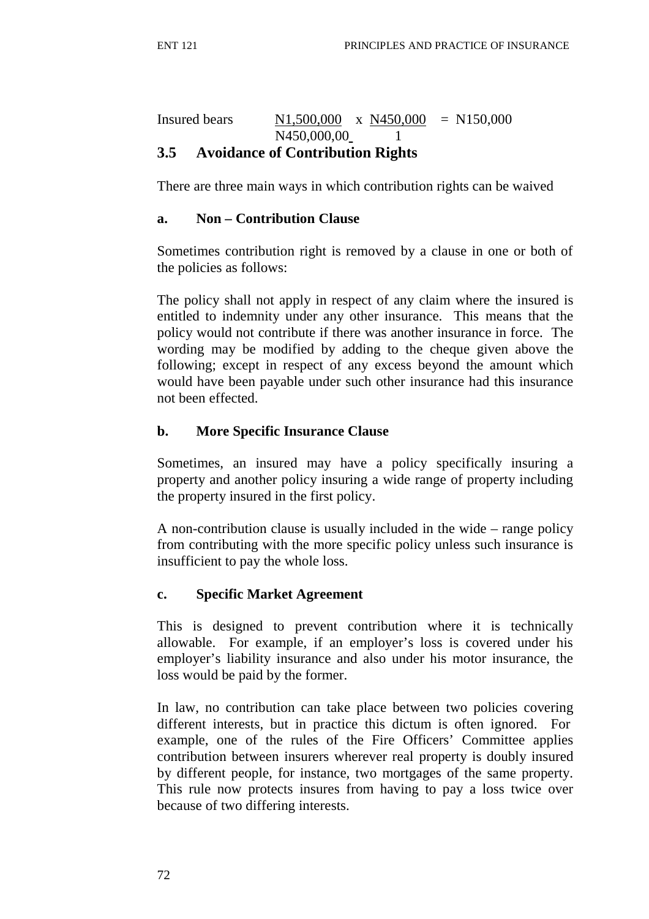Insured bears $\frac{N1,500,000}{N450,000,00} \times \frac{N450,000}{1} = N150,000$

## 3.5 Avoidance of Contribution Rights

There are three main ways in which contribution rights can be waived

### a. Non – Contribution Clause

Sometimes contribution right is removed by a clause in one or both of the policies as follows:

The policy shall not apply in respect of any claim where the insured is entitled to indemnity under any other insurance. This means that the policy would not contribute if there was another insurance in force. The wording may be modified by adding to the cheque given above the following; except in respect of any excess beyond the amount which would have been payable under such other insurance had this insurance not been effected.

### b. More Specific Insurance Clause

Sometimes, an insured may have a policy specifically insuring a property and another policy insuring a wide range of property including the property insured in the first policy.

A non-contribution clause is usually included in the wide – range policy from contributing with the more specific policy unless such insurance is insufficient to pay the whole loss.

### c. Specific Market Agreement

This is designed to prevent contribution where it is technically allowable. For example, if an employer's loss is covered under his employer's liability insurance and also under his motor insurance, the loss would be paid by the former.

In law, no contribution can take place between two policies covering different interests, but in practice this dictum is often ignored. For example, one of the rules of the Fire Officers' Committee applies contribution between insurers wherever real property is doubly insured by different people, for instance, two mortgages of the same property. This rule now protects insures from having to pay a loss twice over because of two differing interests.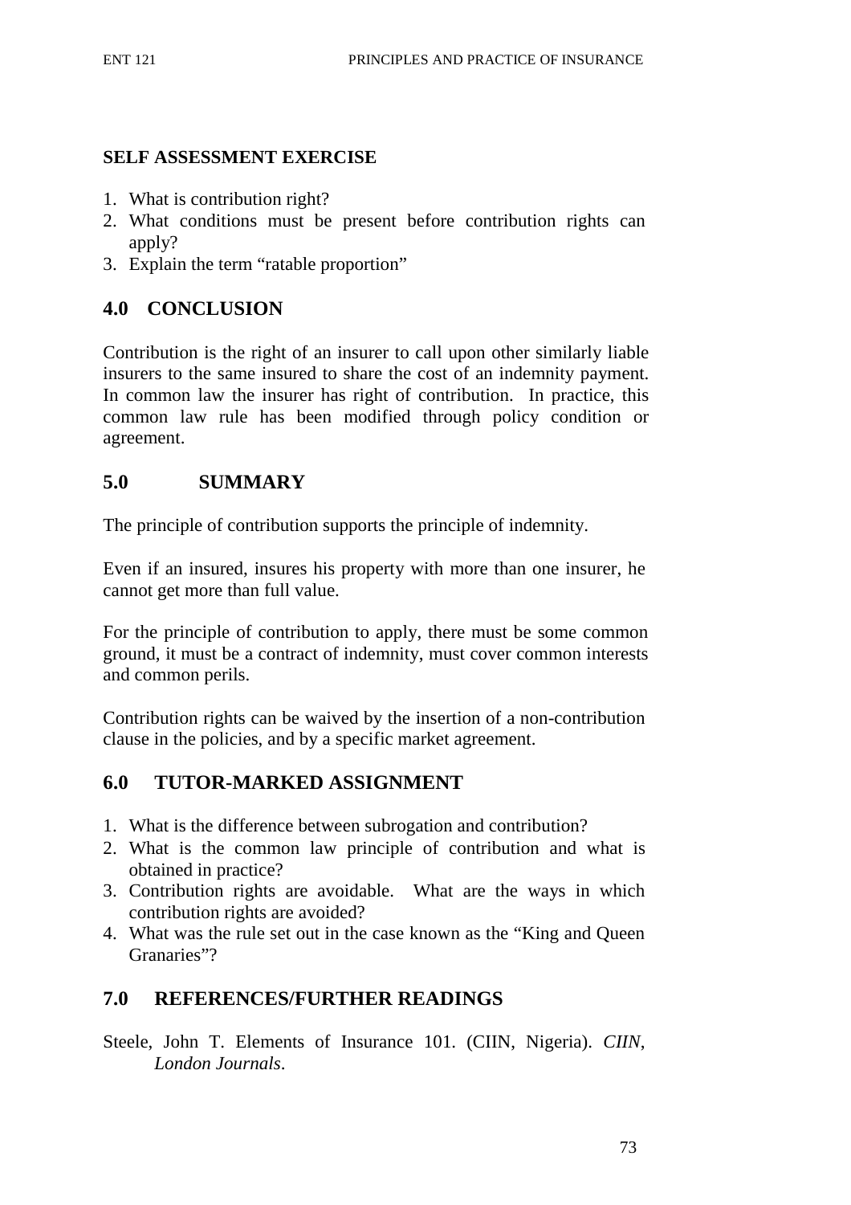**SELF ASSESSMENT EXERCISE**

1. What is contribution right?
2. What conditions must be present before contribution rights can apply?
3. Explain the term "ratable proportion"

## 4.0 CONCLUSION

Contribution is the right of an insurer to call upon other similarly liable insurers to the same insured to share the cost of an indemnity payment. In common law the insurer has right of contribution. In practice, this common law rule has been modified through policy condition or agreement.

## 5.0 SUMMARY

The principle of contribution supports the principle of indemnity.

Even if an insured, insures his property with more than one insurer, he cannot get more than full value.

For the principle of contribution to apply, there must be some common ground, it must be a contract of indemnity, must cover common interests and common perils.

Contribution rights can be waived by the insertion of a non-contribution clause in the policies, and by a specific market agreement.

## 6.0 TUTOR-MARKED ASSIGNMENT

1. What is the difference between subrogation and contribution?
2. What is the common law principle of contribution and what is obtained in practice?
3. Contribution rights are avoidable. What are the ways in which contribution rights are avoided?
4. What was the rule set out in the case known as the "King and Queen Granaries"?

## 7.0 REFERENCES/FURTHER READINGS

Steele, John T. Elements of Insurance 101. (CIIN, Nigeria). *CIIN*, *London Journals*.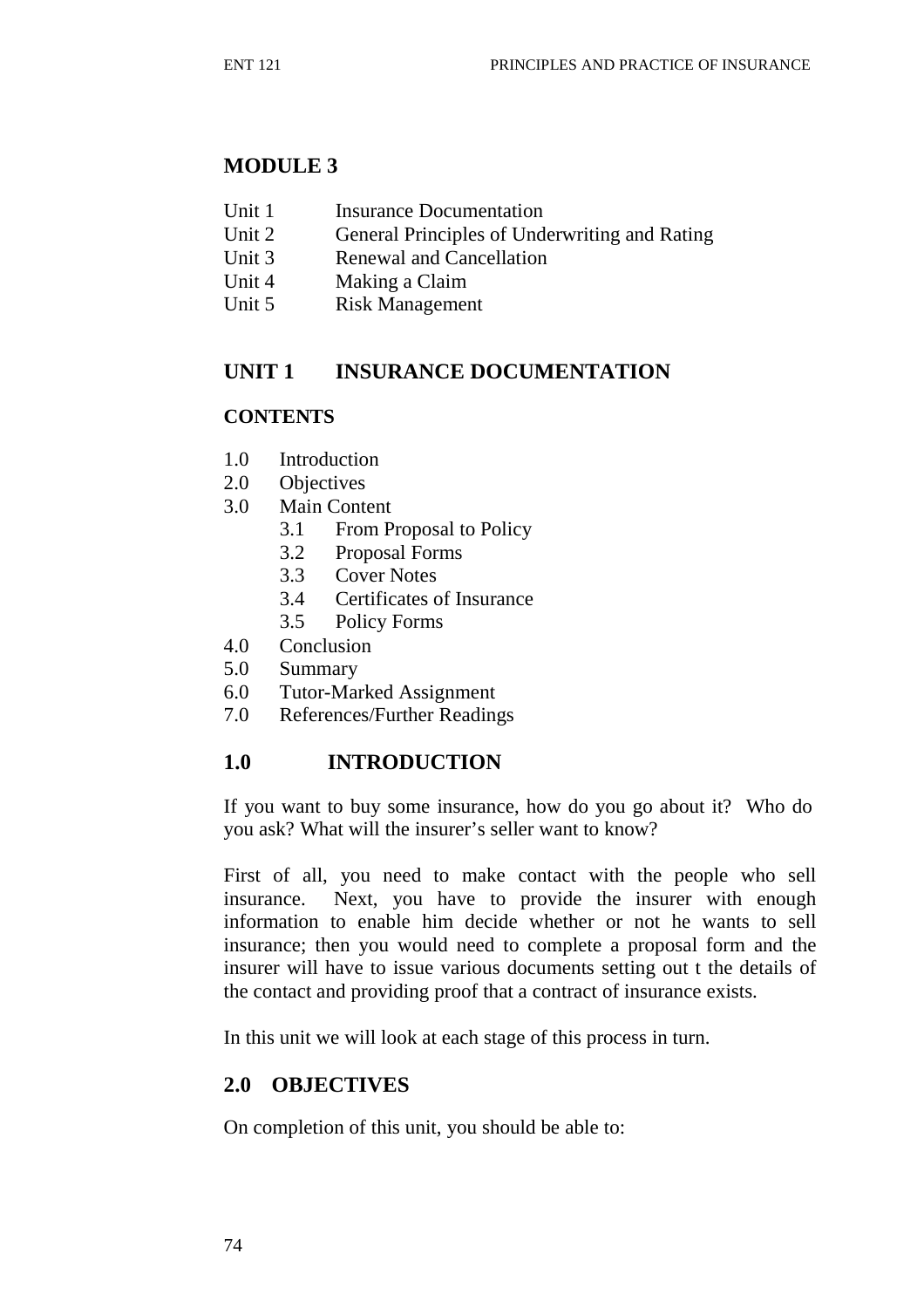# MODULE 3

Unit 1 Insurance Documentation
Unit 2 General Principles of Underwriting and Rating
Unit 3 Renewal and Cancellation
Unit 4 Making a Claim
Unit 5 Risk Management

## UNIT 1 INSURANCE DOCUMENTATION

**CONTENTS**

1.0 Introduction
2.0 Objectives
3.0 Main Content
  3.1 From Proposal to Policy
  3.2 Proposal Forms
  3.3 Cover Notes
  3.4 Certificates of Insurance
  3.5 Policy Forms
4.0 Conclusion
5.0 Summary
6.0 Tutor-Marked Assignment
7.0 References/Further Readings

## 1.0 INTRODUCTION

If you want to buy some insurance, how do you go about it? Who do you ask? What will the insurer's seller want to know?

First of all, you need to make contact with the people who sell insurance. Next, you have to provide the insurer with enough information to enable him decide whether or not he wants to sell insurance; then you would need to complete a proposal form and the insurer will have to issue various documents setting out t the details of the contact and providing proof that a contract of insurance exists.

In this unit we will look at each stage of this process in turn.

## 2.0 OBJECTIVES

On completion of this unit, you should be able to: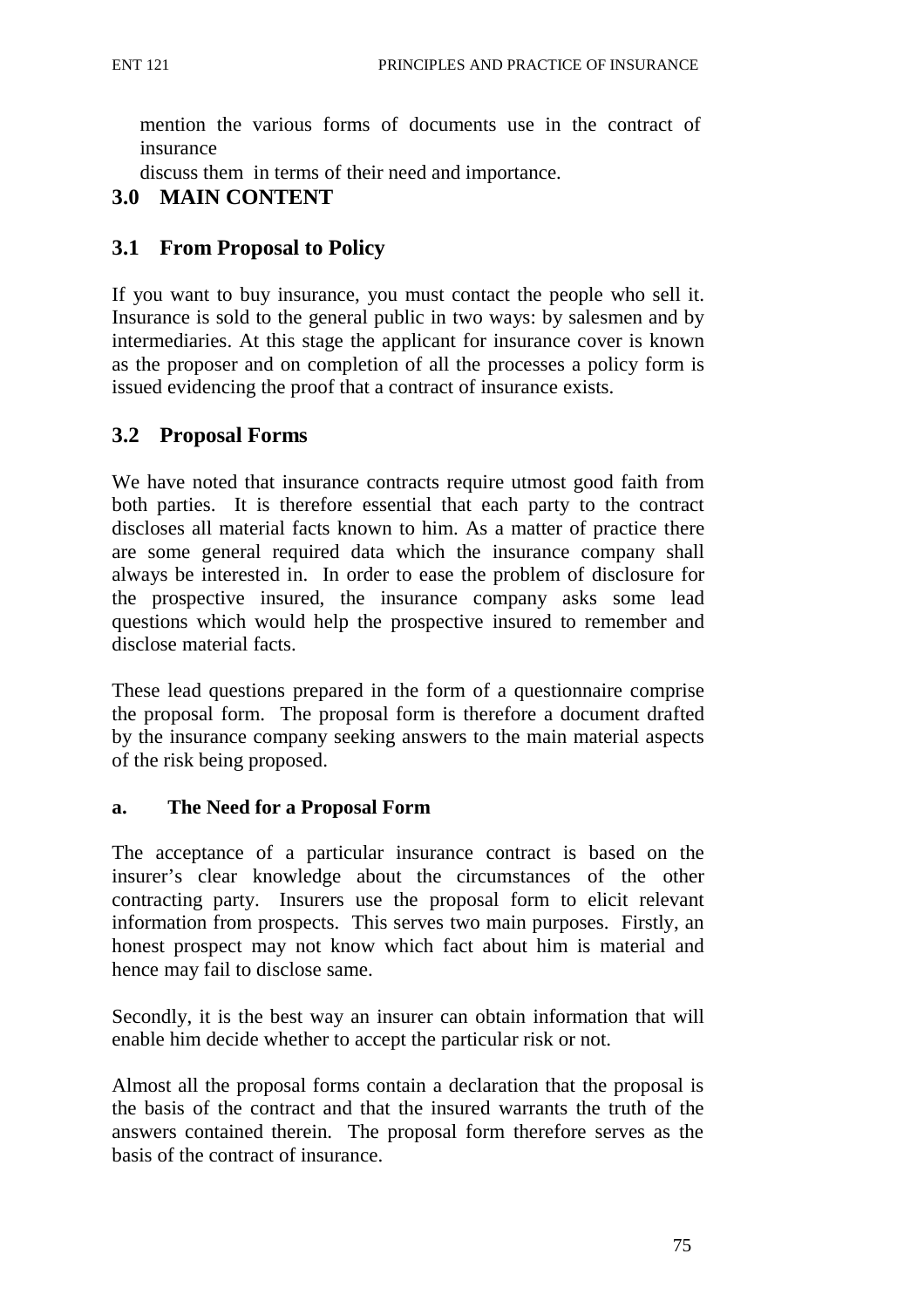mention the various forms of documents use in the contract of insurance

discuss them in terms of their need and importance.

## 3.0 MAIN CONTENT

### 3.1 From Proposal to Policy

If you want to buy insurance, you must contact the people who sell it. Insurance is sold to the general public in two ways: by salesmen and by intermediaries. At this stage the applicant for insurance cover is known as the proposer and on completion of all the processes a policy form is issued evidencing the proof that a contract of insurance exists.

### 3.2 Proposal Forms

We have noted that insurance contracts require utmost good faith from both parties. It is therefore essential that each party to the contract discloses all material facts known to him. As a matter of practice there are some general required data which the insurance company shall always be interested in. In order to ease the problem of disclosure for the prospective insured, the insurance company asks some lead questions which would help the prospective insured to remember and disclose material facts.

These lead questions prepared in the form of a questionnaire comprise the proposal form. The proposal form is therefore a document drafted by the insurance company seeking answers to the main material aspects of the risk being proposed.

#### a. The Need for a Proposal Form

The acceptance of a particular insurance contract is based on the insurer's clear knowledge about the circumstances of the other contracting party. Insurers use the proposal form to elicit relevant information from prospects. This serves two main purposes. Firstly, an honest prospect may not know which fact about him is material and hence may fail to disclose same.

Secondly, it is the best way an insurer can obtain information that will enable him decide whether to accept the particular risk or not.

Almost all the proposal forms contain a declaration that the proposal is the basis of the contract and that the insured warrants the truth of the answers contained therein. The proposal form therefore serves as the basis of the contract of insurance.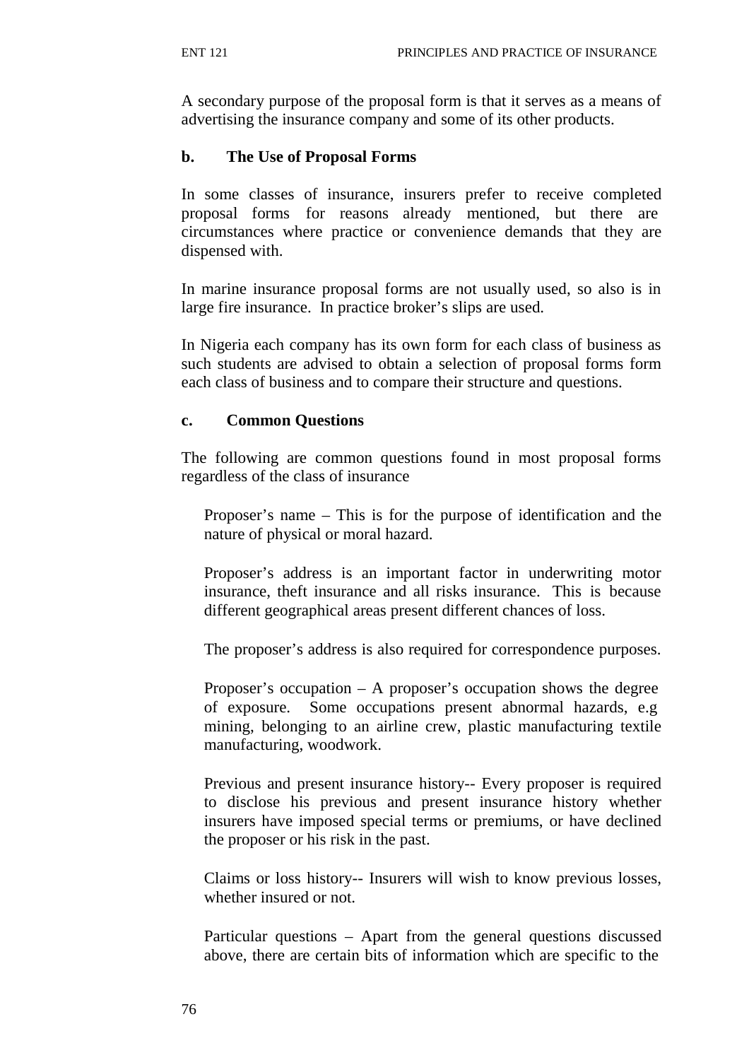A secondary purpose of the proposal form is that it serves as a means of advertising the insurance company and some of its other products.

**b. The Use of Proposal Forms**

In some classes of insurance, insurers prefer to receive completed proposal forms for reasons already mentioned, but there are circumstances where practice or convenience demands that they are dispensed with.

In marine insurance proposal forms are not usually used, so also is in large fire insurance. In practice broker's slips are used.

In Nigeria each company has its own form for each class of business as such students are advised to obtain a selection of proposal forms form each class of business and to compare their structure and questions.

**c. Common Questions**

The following are common questions found in most proposal forms regardless of the class of insurance

Proposer's name – This is for the purpose of identification and the nature of physical or moral hazard.

Proposer's address is an important factor in underwriting motor insurance, theft insurance and all risks insurance. This is because different geographical areas present different chances of loss.

The proposer's address is also required for correspondence purposes.

Proposer's occupation – A proposer's occupation shows the degree of exposure. Some occupations present abnormal hazards, e.g mining, belonging to an airline crew, plastic manufacturing textile manufacturing, woodwork.

Previous and present insurance history-- Every proposer is required to disclose his previous and present insurance history whether insurers have imposed special terms or premiums, or have declined the proposer or his risk in the past.

Claims or loss history-- Insurers will wish to know previous losses, whether insured or not.

Particular questions – Apart from the general questions discussed above, there are certain bits of information which are specific to the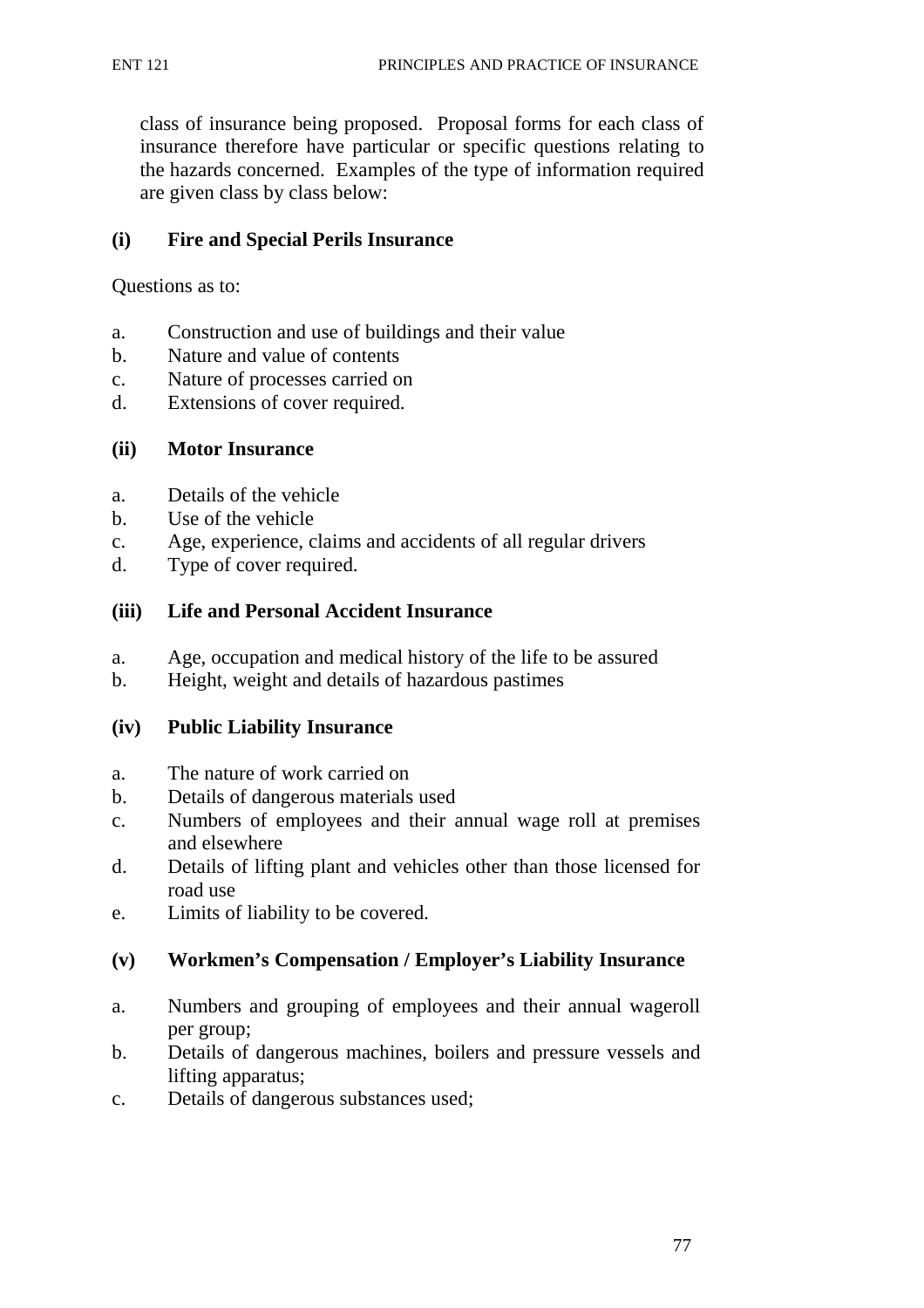class of insurance being proposed. Proposal forms for each class of insurance therefore have particular or specific questions relating to the hazards concerned. Examples of the type of information required are given class by class below:

**(i) Fire and Special Perils Insurance**

Questions as to:

a. Construction and use of buildings and their value
b. Nature and value of contents
c. Nature of processes carried on
d. Extensions of cover required.

**(ii) Motor Insurance**

a. Details of the vehicle
b. Use of the vehicle
c. Age, experience, claims and accidents of all regular drivers
d. Type of cover required.

**(iii) Life and Personal Accident Insurance**

a. Age, occupation and medical history of the life to be assured
b. Height, weight and details of hazardous pastimes

**(iv) Public Liability Insurance**

a. The nature of work carried on
b. Details of dangerous materials used
c. Numbers of employees and their annual wage roll at premises and elsewhere
d. Details of lifting plant and vehicles other than those licensed for road use
e. Limits of liability to be covered.

**(v) Workmen's Compensation / Employer's Liability Insurance**

a. Numbers and grouping of employees and their annual wageroll per group;
b. Details of dangerous machines, boilers and pressure vessels and lifting apparatus;
c. Details of dangerous substances used;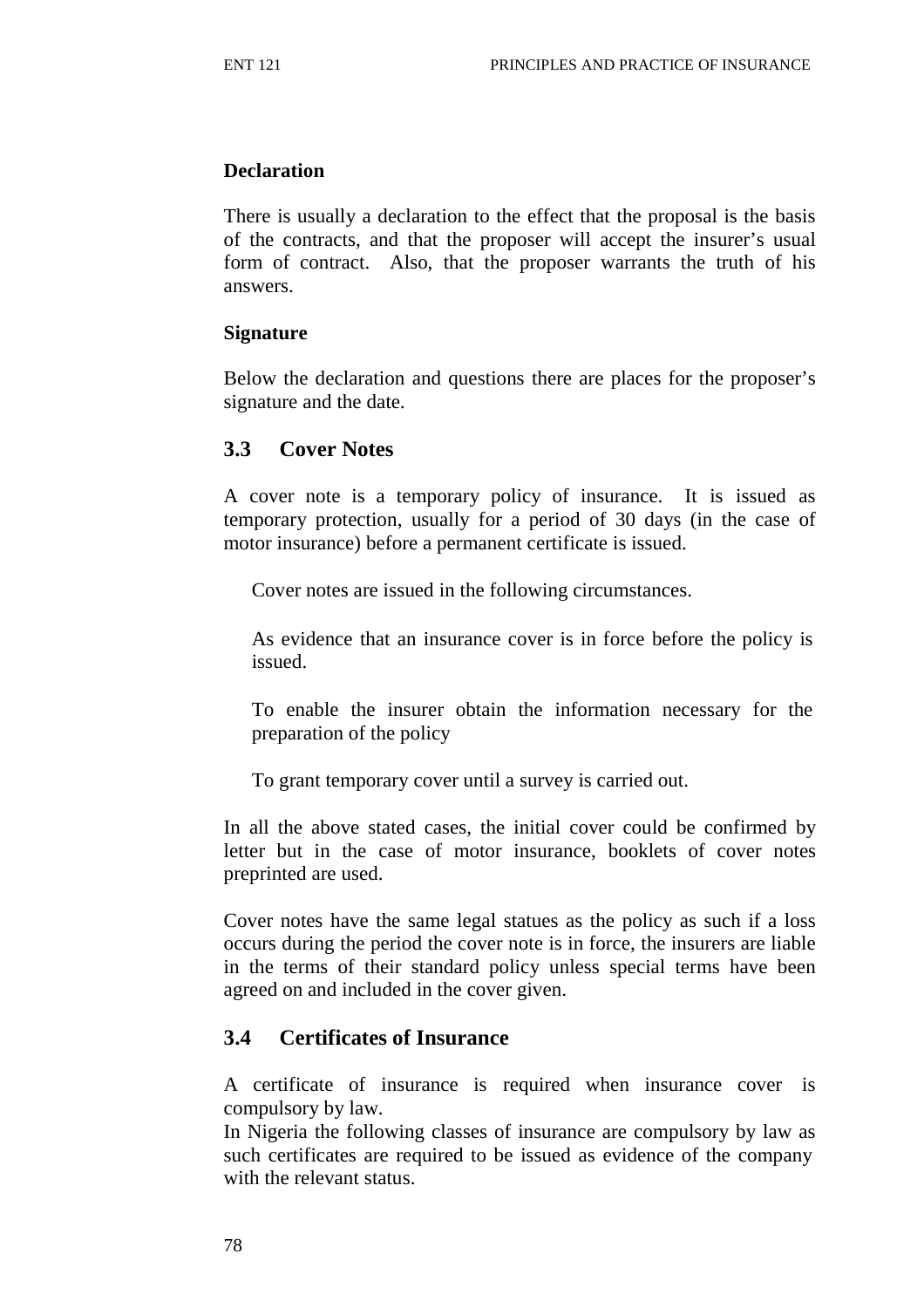**Declaration**

There is usually a declaration to the effect that the proposal is the basis of the contracts, and that the proposer will accept the insurer's usual form of contract. Also, that the proposer warrants the truth of his answers.

**Signature**

Below the declaration and questions there are places for the proposer's signature and the date.

## 3.3 Cover Notes

A cover note is a temporary policy of insurance. It is issued as temporary protection, usually for a period of 30 days (in the case of motor insurance) before a permanent certificate is issued.

Cover notes are issued in the following circumstances.

As evidence that an insurance cover is in force before the policy is issued.

To enable the insurer obtain the information necessary for the preparation of the policy

To grant temporary cover until a survey is carried out.

In all the above stated cases, the initial cover could be confirmed by letter but in the case of motor insurance, booklets of cover notes preprinted are used.

Cover notes have the same legal statues as the policy as such if a loss occurs during the period the cover note is in force, the insurers are liable in the terms of their standard policy unless special terms have been agreed on and included in the cover given.

## 3.4 Certificates of Insurance

A certificate of insurance is required when insurance cover is compulsory by law.
In Nigeria the following classes of insurance are compulsory by law as such certificates are required to be issued as evidence of the company with the relevant status.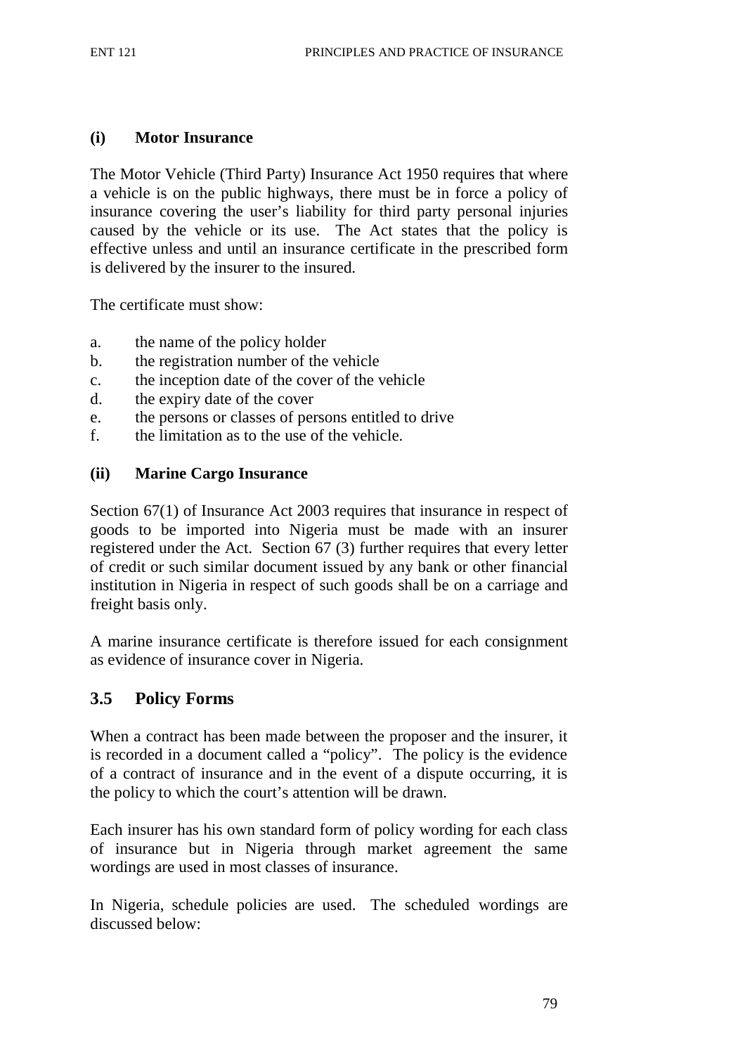#### (i) Motor Insurance

The Motor Vehicle (Third Party) Insurance Act 1950 requires that where a vehicle is on the public highways, there must be in force a policy of insurance covering the user's liability for third party personal injuries caused by the vehicle or its use. The Act states that the policy is effective unless and until an insurance certificate in the prescribed form is delivered by the insurer to the insured.

The certificate must show:

a. the name of the policy holder
b. the registration number of the vehicle
c. the inception date of the cover of the vehicle
d. the expiry date of the cover
e. the persons or classes of persons entitled to drive
f. the limitation as to the use of the vehicle.

#### (ii) Marine Cargo Insurance

Section 67(1) of Insurance Act 2003 requires that insurance in respect of goods to be imported into Nigeria must be made with an insurer registered under the Act. Section 67 (3) further requires that every letter of credit or such similar document issued by any bank or other financial institution in Nigeria in respect of such goods shall be on a carriage and freight basis only.

A marine insurance certificate is therefore issued for each consignment as evidence of insurance cover in Nigeria.

## 3.5 Policy Forms

When a contract has been made between the proposer and the insurer, it is recorded in a document called a "policy". The policy is the evidence of a contract of insurance and in the event of a dispute occurring, it is the policy to which the court's attention will be drawn.

Each insurer has his own standard form of policy wording for each class of insurance but in Nigeria through market agreement the same wordings are used in most classes of insurance.

In Nigeria, schedule policies are used. The scheduled wordings are discussed below: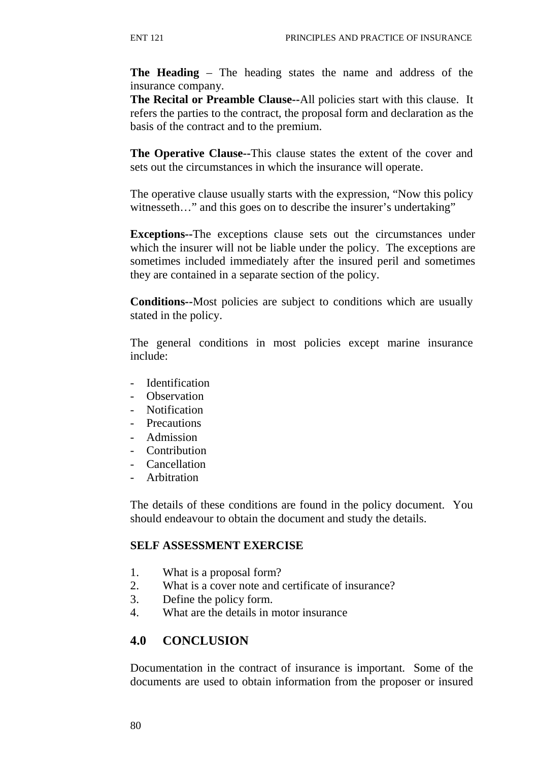**The Heading** – The heading states the name and address of the insurance company.

**The Recital or Preamble Clause--**All policies start with this clause. It refers the parties to the contract, the proposal form and declaration as the basis of the contract and to the premium.

**The Operative Clause--**This clause states the extent of the cover and sets out the circumstances in which the insurance will operate.

The operative clause usually starts with the expression, "Now this policy witnesseth…" and this goes on to describe the insurer's undertaking"

**Exceptions--**The exceptions clause sets out the circumstances under which the insurer will not be liable under the policy. The exceptions are sometimes included immediately after the insured peril and sometimes they are contained in a separate section of the policy.

**Conditions--**Most policies are subject to conditions which are usually stated in the policy.

The general conditions in most policies except marine insurance include:

- Identification
- Observation
- Notification
- Precautions
- Admission
- Contribution
- Cancellation
- Arbitration

The details of these conditions are found in the policy document. You should endeavour to obtain the document and study the details.

**SELF ASSESSMENT EXERCISE**

1. What is a proposal form?
2. What is a cover note and certificate of insurance?
3. Define the policy form.
4. What are the details in motor insurance

## 4.0 CONCLUSION

Documentation in the contract of insurance is important. Some of the documents are used to obtain information from the proposer or insured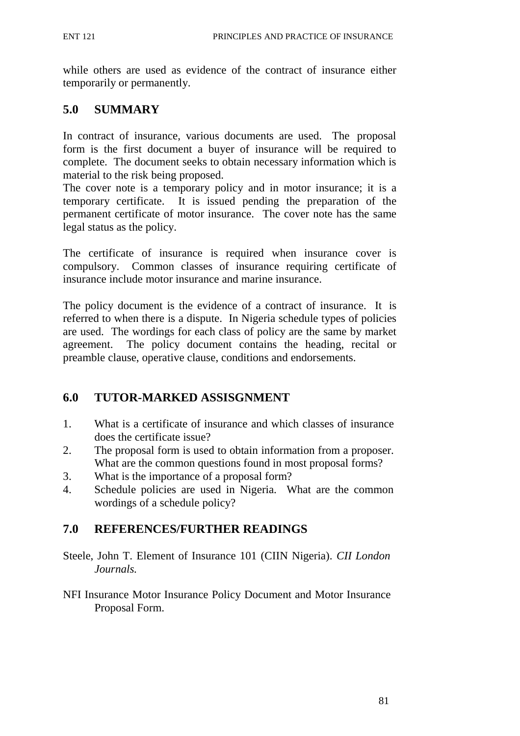while others are used as evidence of the contract of insurance either temporarily or permanently.

## 5.0 SUMMARY

In contract of insurance, various documents are used. The proposal form is the first document a buyer of insurance will be required to complete. The document seeks to obtain necessary information which is material to the risk being proposed.
The cover note is a temporary policy and in motor insurance; it is a temporary certificate. It is issued pending the preparation of the permanent certificate of motor insurance. The cover note has the same legal status as the policy.

The certificate of insurance is required when insurance cover is compulsory. Common classes of insurance requiring certificate of insurance include motor insurance and marine insurance.

The policy document is the evidence of a contract of insurance. It is referred to when there is a dispute. In Nigeria schedule types of policies are used. The wordings for each class of policy are the same by market agreement. The policy document contains the heading, recital or preamble clause, operative clause, conditions and endorsements.

## 6.0 TUTOR-MARKED ASSISGNMENT

1. What is a certificate of insurance and which classes of insurance does the certificate issue?
2. The proposal form is used to obtain information from a proposer. What are the common questions found in most proposal forms?
3. What is the importance of a proposal form?
4. Schedule policies are used in Nigeria. What are the common wordings of a schedule policy?

## 7.0 REFERENCES/FURTHER READINGS

Steele, John T. Element of Insurance 101 (CIIN Nigeria). *CII London Journals.*

NFI Insurance Motor Insurance Policy Document and Motor Insurance Proposal Form.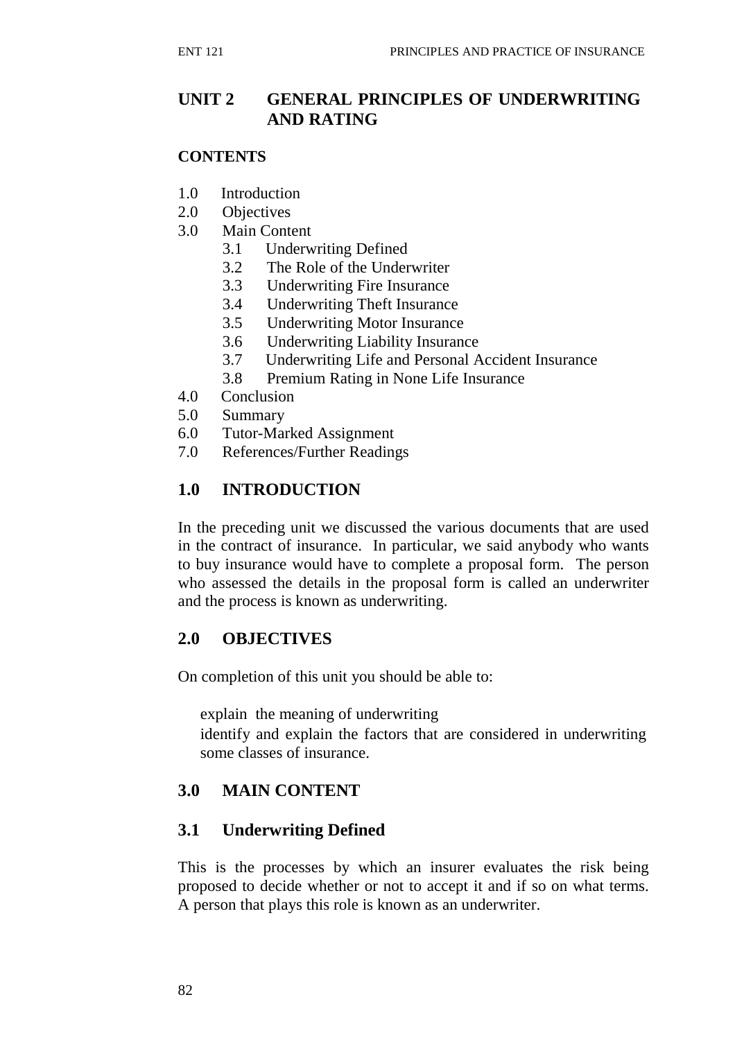# UNIT 2 GENERAL PRINCIPLES OF UNDERWRITING AND RATING

**CONTENTS**

1.0 Introduction
2.0 Objectives
3.0 Main Content
   - 3.1 Underwriting Defined
   - 3.2 The Role of the Underwriter
   - 3.3 Underwriting Fire Insurance
   - 3.4 Underwriting Theft Insurance
   - 3.5 Underwriting Motor Insurance
   - 3.6 Underwriting Liability Insurance
   - 3.7 Underwriting Life and Personal Accident Insurance
   - 3.8 Premium Rating in None Life Insurance

4.0 Conclusion
5.0 Summary
6.0 Tutor-Marked Assignment
7.0 References/Further Readings

## 1.0 INTRODUCTION

In the preceding unit we discussed the various documents that are used in the contract of insurance. In particular, we said anybody who wants to buy insurance would have to complete a proposal form. The person who assessed the details in the proposal form is called an underwriter and the process is known as underwriting.

## 2.0 OBJECTIVES

On completion of this unit you should be able to:

- explain the meaning of underwriting
- identify and explain the factors that are considered in underwriting some classes of insurance.

## 3.0 MAIN CONTENT

### 3.1 Underwriting Defined

This is the processes by which an insurer evaluates the risk being proposed to decide whether or not to accept it and if so on what terms. A person that plays this role is known as an underwriter.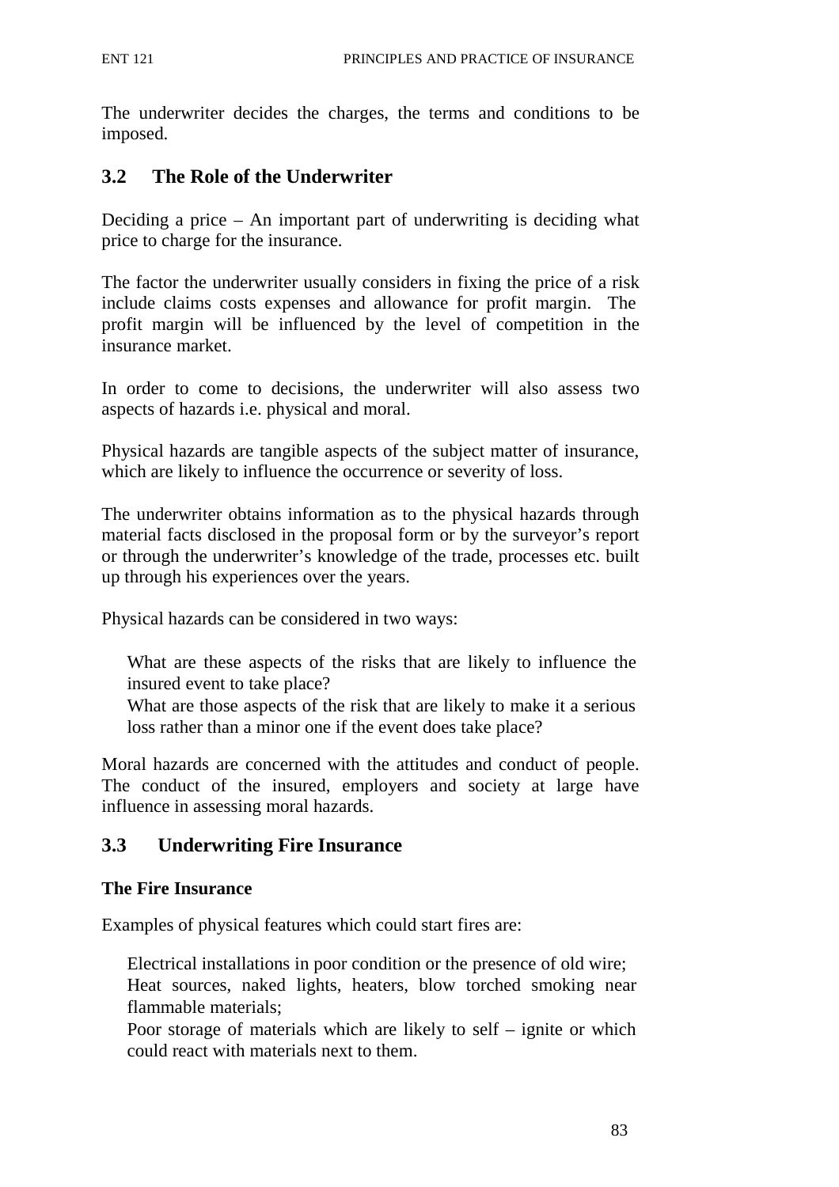The underwriter decides the charges, the terms and conditions to be imposed.

## 3.2 The Role of the Underwriter

Deciding a price – An important part of underwriting is deciding what price to charge for the insurance.

The factor the underwriter usually considers in fixing the price of a risk include claims costs expenses and allowance for profit margin. The profit margin will be influenced by the level of competition in the insurance market.

In order to come to decisions, the underwriter will also assess two aspects of hazards i.e. physical and moral.

Physical hazards are tangible aspects of the subject matter of insurance, which are likely to influence the occurrence or severity of loss.

The underwriter obtains information as to the physical hazards through material facts disclosed in the proposal form or by the surveyor's report or through the underwriter's knowledge of the trade, processes etc. built up through his experiences over the years.

Physical hazards can be considered in two ways:

- What are these aspects of the risks that are likely to influence the insured event to take place?
- What are those aspects of the risk that are likely to make it a serious loss rather than a minor one if the event does take place?

Moral hazards are concerned with the attitudes and conduct of people. The conduct of the insured, employers and society at large have influence in assessing moral hazards.

## 3.3 Underwriting Fire Insurance

**The Fire Insurance**

Examples of physical features which could start fires are:

- Electrical installations in poor condition or the presence of old wire;
- Heat sources, naked lights, heaters, blow torched smoking near flammable materials;
- Poor storage of materials which are likely to self – ignite or which could react with materials next to them.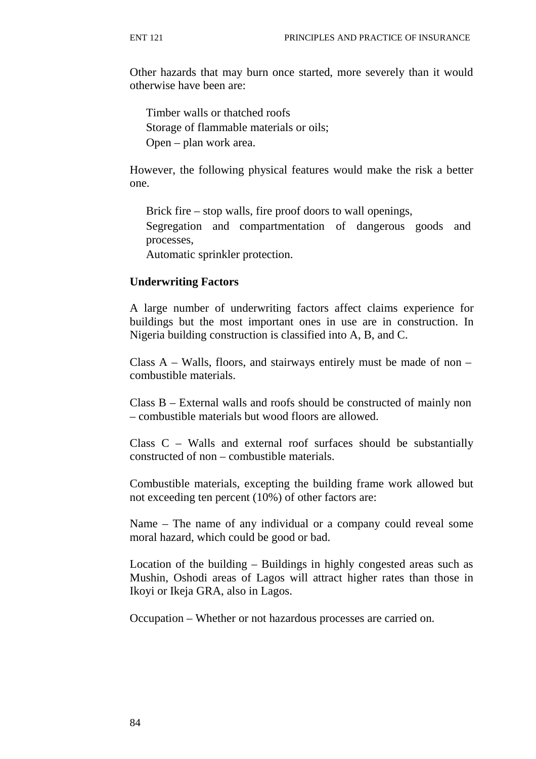Other hazards that may burn once started, more severely than it would otherwise have been are:

- Timber walls or thatched roofs
- Storage of flammable materials or oils;
- Open – plan work area.

However, the following physical features would make the risk a better one.

- Brick fire – stop walls, fire proof doors to wall openings,
- Segregation and compartmentation of dangerous goods and processes,
- Automatic sprinkler protection.

**Underwriting Factors**

A large number of underwriting factors affect claims experience for buildings but the most important ones in use are in construction. In Nigeria building construction is classified into A, B, and C.

Class A – Walls, floors, and stairways entirely must be made of non – combustible materials.

Class B – External walls and roofs should be constructed of mainly non – combustible materials but wood floors are allowed.

Class C – Walls and external roof surfaces should be substantially constructed of non – combustible materials.

Combustible materials, excepting the building frame work allowed but not exceeding ten percent (10%) of other factors are:

Name – The name of any individual or a company could reveal some moral hazard, which could be good or bad.

Location of the building – Buildings in highly congested areas such as Mushin, Oshodi areas of Lagos will attract higher rates than those in Ikoyi or Ikeja GRA, also in Lagos.

Occupation – Whether or not hazardous processes are carried on.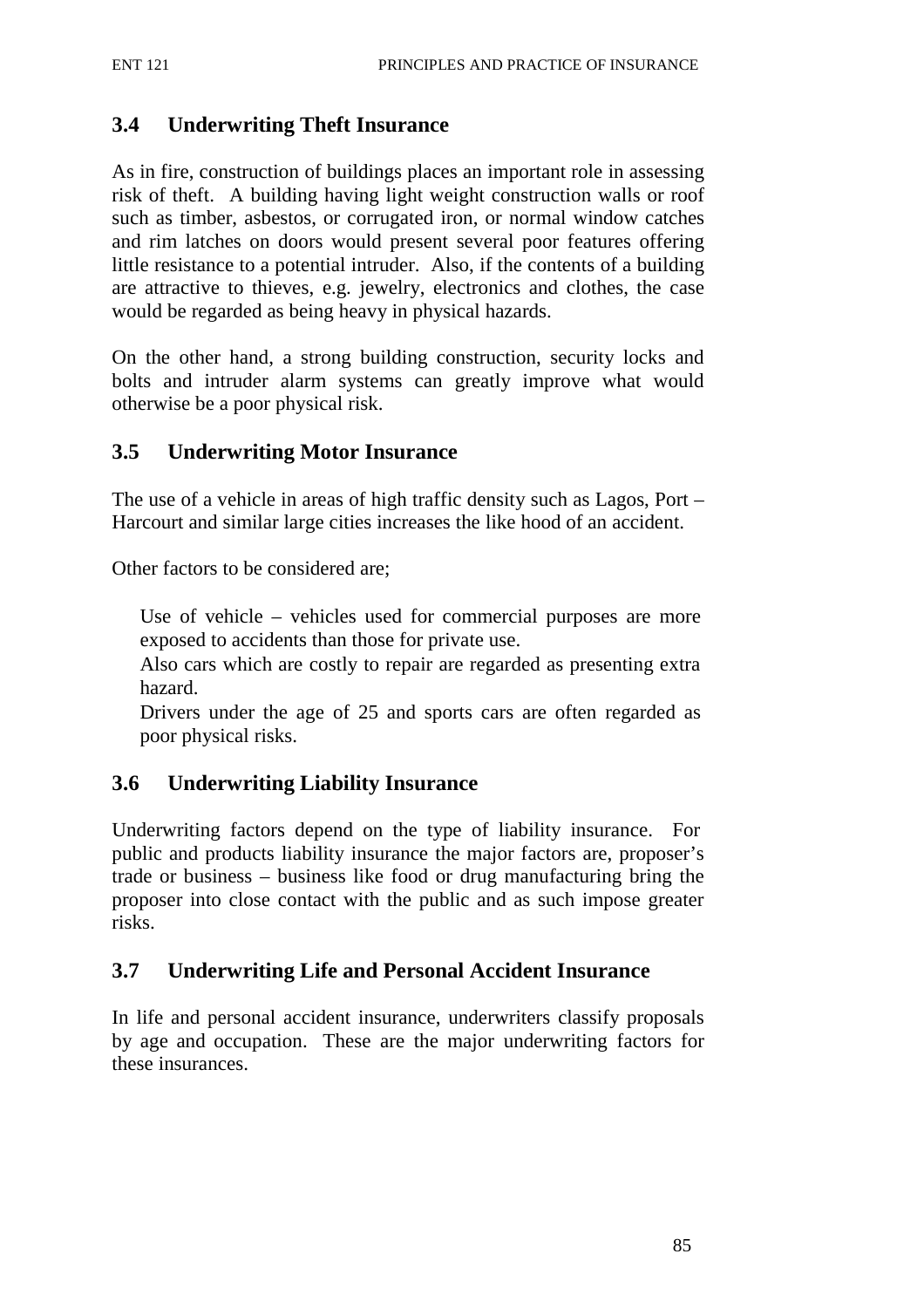## 3.4 Underwriting Theft Insurance

As in fire, construction of buildings places an important role in assessing risk of theft. A building having light weight construction walls or roof such as timber, asbestos, or corrugated iron, or normal window catches and rim latches on doors would present several poor features offering little resistance to a potential intruder. Also, if the contents of a building are attractive to thieves, e.g. jewelry, electronics and clothes, the case would be regarded as being heavy in physical hazards.

On the other hand, a strong building construction, security locks and bolts and intruder alarm systems can greatly improve what would otherwise be a poor physical risk.

## 3.5 Underwriting Motor Insurance

The use of a vehicle in areas of high traffic density such as Lagos, Port – Harcourt and similar large cities increases the like hood of an accident.

Other factors to be considered are;

Use of vehicle – vehicles used for commercial purposes are more exposed to accidents than those for private use.

Also cars which are costly to repair are regarded as presenting extra hazard.

Drivers under the age of 25 and sports cars are often regarded as poor physical risks.

## 3.6 Underwriting Liability Insurance

Underwriting factors depend on the type of liability insurance. For public and products liability insurance the major factors are, proposer's trade or business – business like food or drug manufacturing bring the proposer into close contact with the public and as such impose greater risks.

## 3.7 Underwriting Life and Personal Accident Insurance

In life and personal accident insurance, underwriters classify proposals by age and occupation. These are the major underwriting factors for these insurances.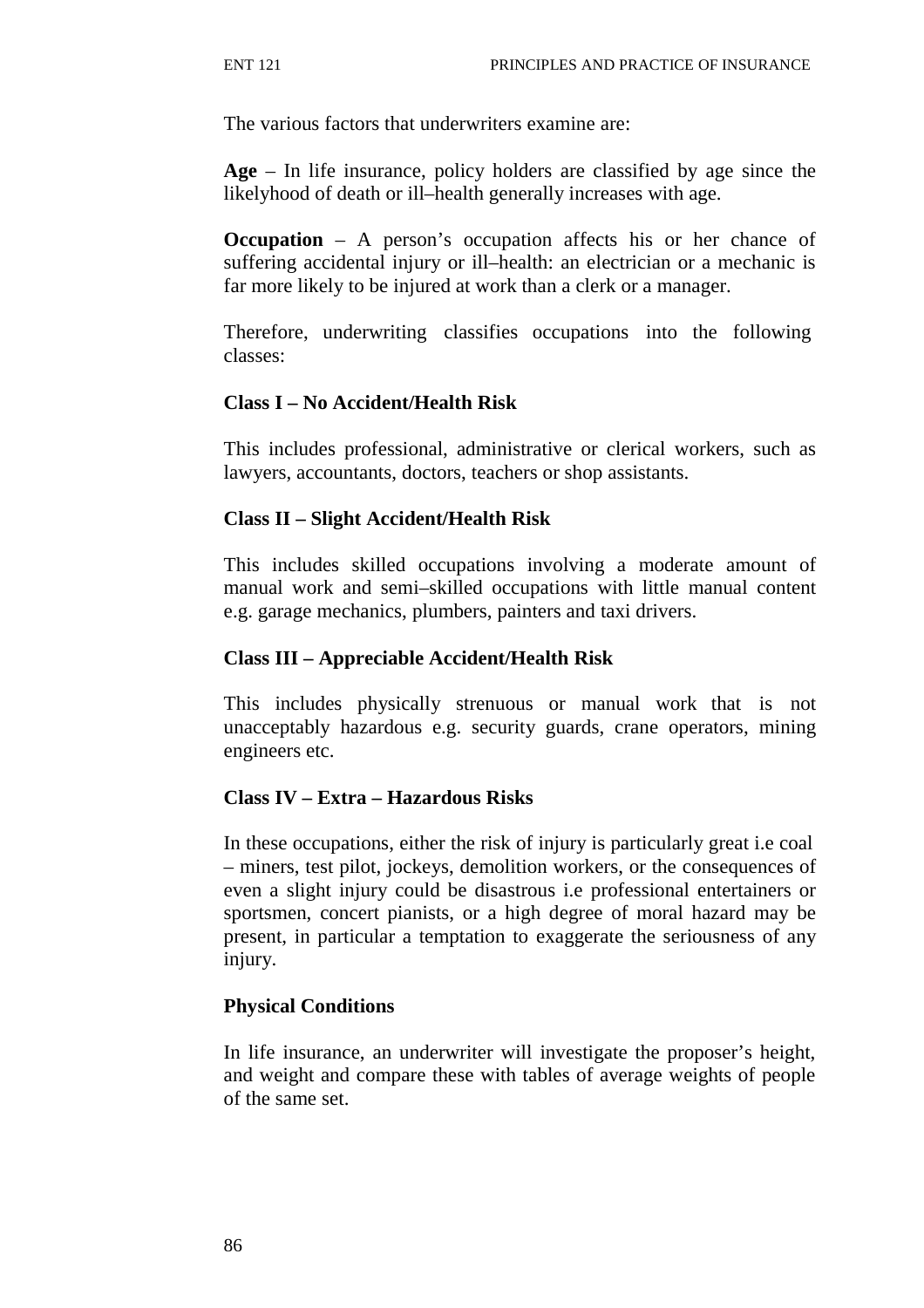The various factors that underwriters examine are:

**Age** – In life insurance, policy holders are classified by age since the likelyhood of death or ill–health generally increases with age.

**Occupation** – A person's occupation affects his or her chance of suffering accidental injury or ill–health: an electrician or a mechanic is far more likely to be injured at work than a clerk or a manager.

Therefore, underwriting classifies occupations into the following classes:

**Class I – No Accident/Health Risk**

This includes professional, administrative or clerical workers, such as lawyers, accountants, doctors, teachers or shop assistants.

**Class II – Slight Accident/Health Risk**

This includes skilled occupations involving a moderate amount of manual work and semi–skilled occupations with little manual content e.g. garage mechanics, plumbers, painters and taxi drivers.

**Class III – Appreciable Accident/Health Risk**

This includes physically strenuous or manual work that is not unacceptably hazardous e.g. security guards, crane operators, mining engineers etc.

**Class IV – Extra – Hazardous Risks**

In these occupations, either the risk of injury is particularly great i.e coal – miners, test pilot, jockeys, demolition workers, or the consequences of even a slight injury could be disastrous i.e professional entertainers or sportsmen, concert pianists, or a high degree of moral hazard may be present, in particular a temptation to exaggerate the seriousness of any injury.

**Physical Conditions**

In life insurance, an underwriter will investigate the proposer's height, and weight and compare these with tables of average weights of people of the same set.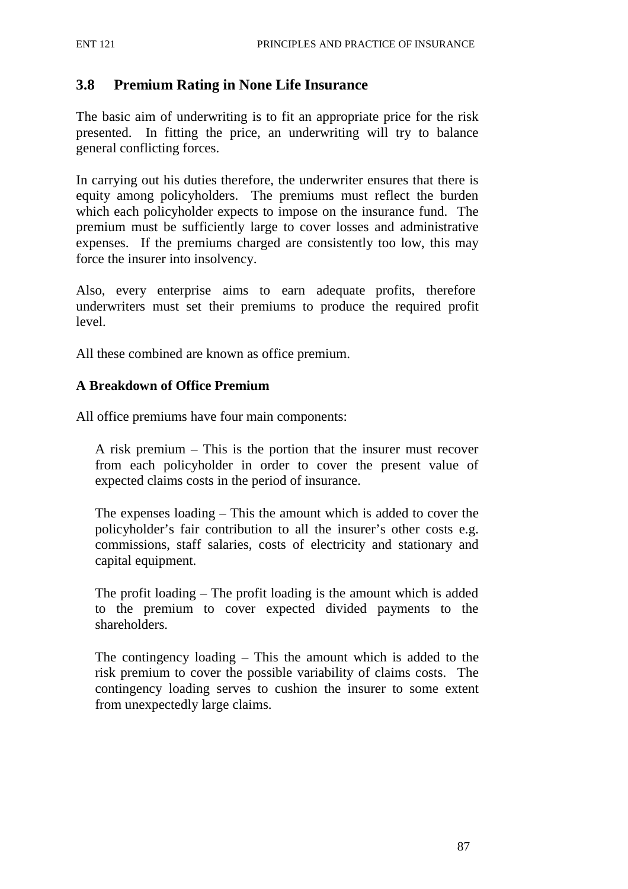## 3.8 Premium Rating in None Life Insurance

The basic aim of underwriting is to fit an appropriate price for the risk presented. In fitting the price, an underwriting will try to balance general conflicting forces.

In carrying out his duties therefore, the underwriter ensures that there is equity among policyholders. The premiums must reflect the burden which each policyholder expects to impose on the insurance fund. The premium must be sufficiently large to cover losses and administrative expenses. If the premiums charged are consistently too low, this may force the insurer into insolvency.

Also, every enterprise aims to earn adequate profits, therefore underwriters must set their premiums to produce the required profit level.

All these combined are known as office premium.

**A Breakdown of Office Premium**

All office premiums have four main components:

A risk premium – This is the portion that the insurer must recover from each policyholder in order to cover the present value of expected claims costs in the period of insurance.

The expenses loading – This the amount which is added to cover the policyholder's fair contribution to all the insurer's other costs e.g. commissions, staff salaries, costs of electricity and stationary and capital equipment.

The profit loading – The profit loading is the amount which is added to the premium to cover expected divided payments to the shareholders.

The contingency loading – This the amount which is added to the risk premium to cover the possible variability of claims costs. The contingency loading serves to cushion the insurer to some extent from unexpectedly large claims.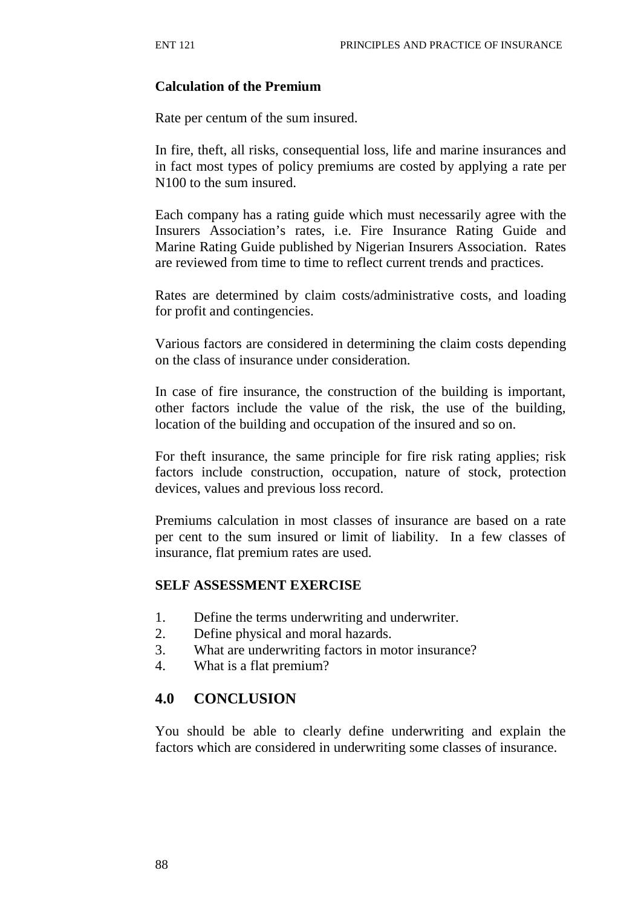**Calculation of the Premium**

Rate per centum of the sum insured.

In fire, theft, all risks, consequential loss, life and marine insurances and in fact most types of policy premiums are costed by applying a rate per N100 to the sum insured.

Each company has a rating guide which must necessarily agree with the Insurers Association's rates, i.e. Fire Insurance Rating Guide and Marine Rating Guide published by Nigerian Insurers Association. Rates are reviewed from time to time to reflect current trends and practices.

Rates are determined by claim costs/administrative costs, and loading for profit and contingencies.

Various factors are considered in determining the claim costs depending on the class of insurance under consideration.

In case of fire insurance, the construction of the building is important, other factors include the value of the risk, the use of the building, location of the building and occupation of the insured and so on.

For theft insurance, the same principle for fire risk rating applies; risk factors include construction, occupation, nature of stock, protection devices, values and previous loss record.

Premiums calculation in most classes of insurance are based on a rate per cent to the sum insured or limit of liability. In a few classes of insurance, flat premium rates are used.

**SELF ASSESSMENT EXERCISE**

1. Define the terms underwriting and underwriter.
2. Define physical and moral hazards.
3. What are underwriting factors in motor insurance?
4. What is a flat premium?

## 4.0 CONCLUSION

You should be able to clearly define underwriting and explain the factors which are considered in underwriting some classes of insurance.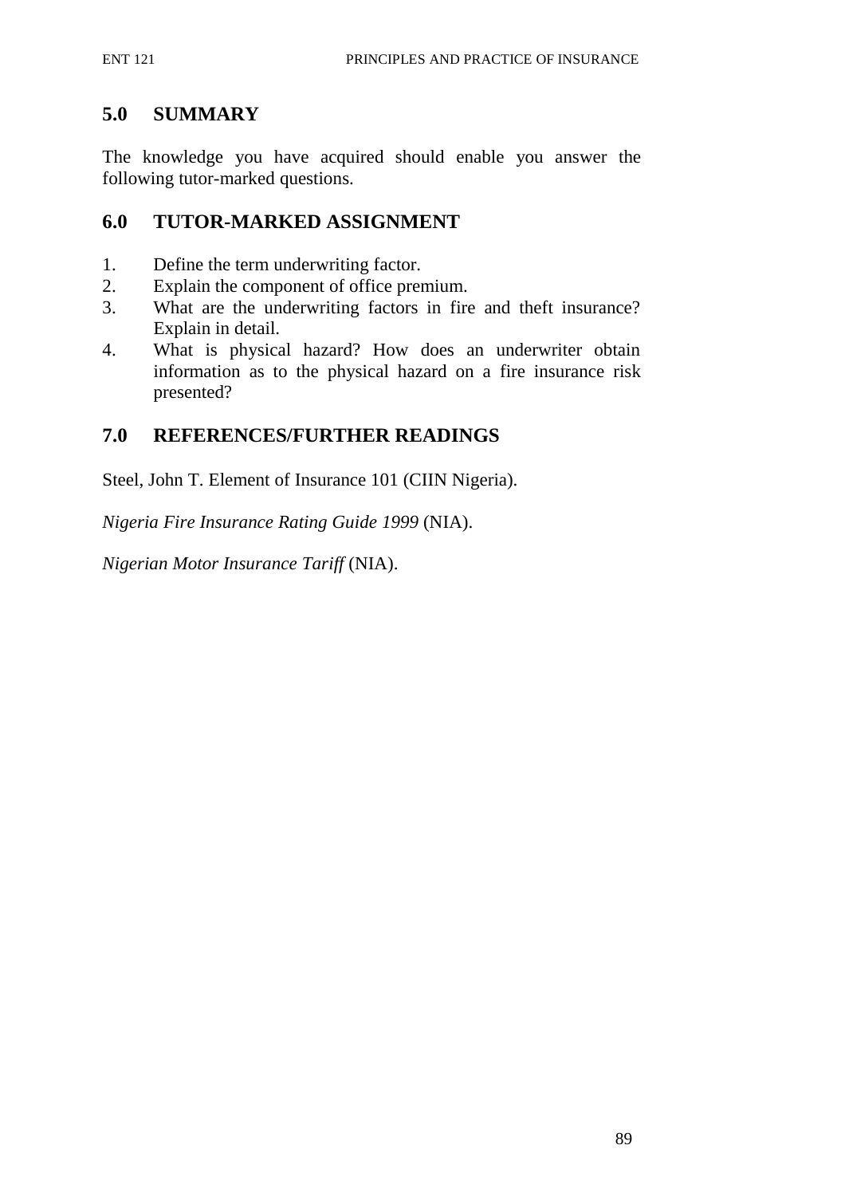## 5.0 SUMMARY

The knowledge you have acquired should enable you answer the following tutor-marked questions.

## 6.0 TUTOR-MARKED ASSIGNMENT

1. Define the term underwriting factor.
2. Explain the component of office premium.
3. What are the underwriting factors in fire and theft insurance? Explain in detail.
4. What is physical hazard? How does an underwriter obtain information as to the physical hazard on a fire insurance risk presented?

## 7.0 REFERENCES/FURTHER READINGS

Steel, John T. Element of Insurance 101 (CIIN Nigeria).

*Nigeria Fire Insurance Rating Guide 1999* (NIA).

*Nigerian Motor Insurance Tariff* (NIA).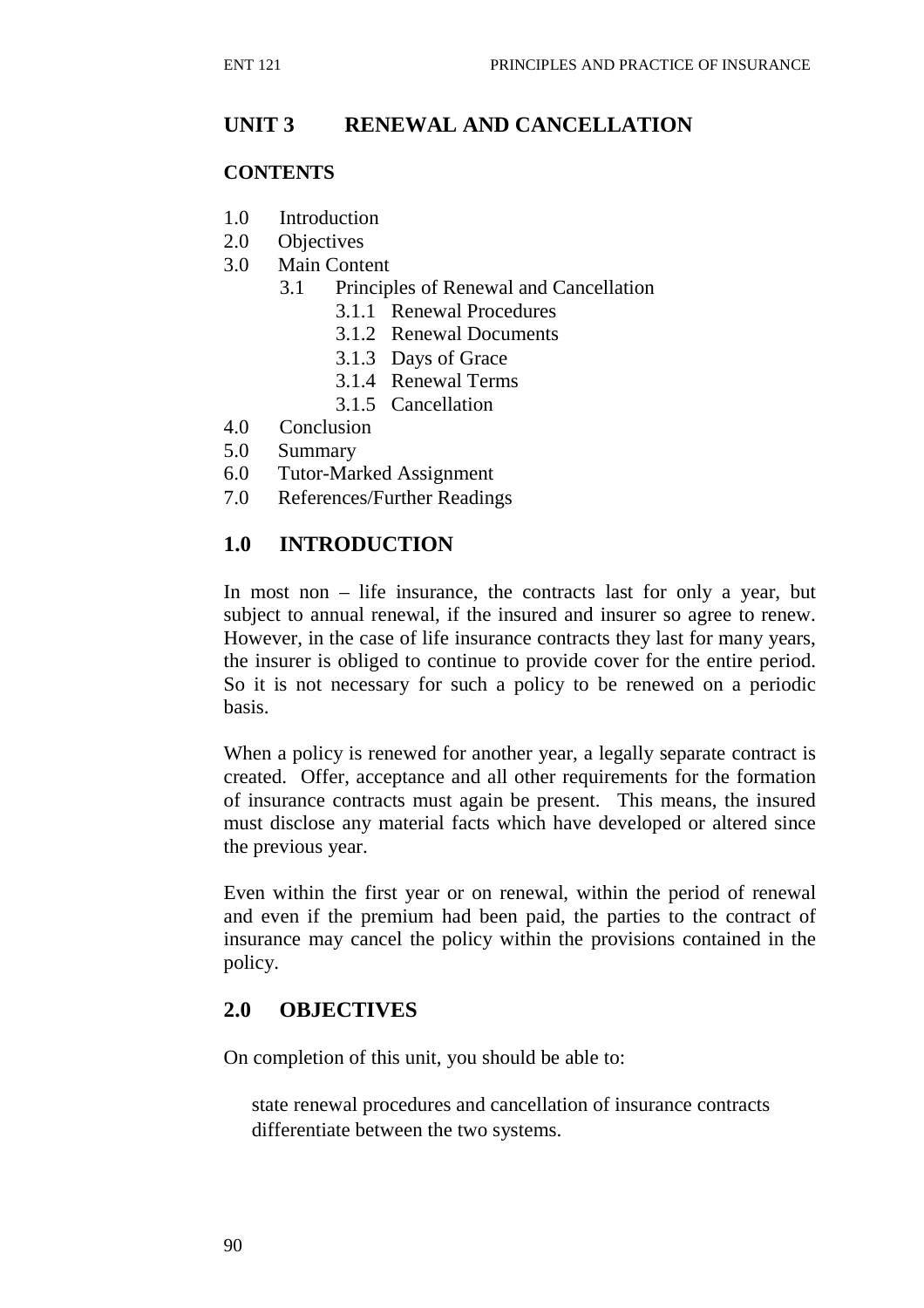## UNIT 3 RENEWAL AND CANCELLATION

**CONTENTS**

1.0 Introduction
2.0 Objectives
3.0 Main Content
    3.1 Principles of Renewal and Cancellation
        3.1.1 Renewal Procedures
        3.1.2 Renewal Documents
        3.1.3 Days of Grace
        3.1.4 Renewal Terms
        3.1.5 Cancellation
4.0 Conclusion
5.0 Summary
6.0 Tutor-Marked Assignment
7.0 References/Further Readings

## 1.0 INTRODUCTION

In most non – life insurance, the contracts last for only a year, but subject to annual renewal, if the insured and insurer so agree to renew. However, in the case of life insurance contracts they last for many years, the insurer is obliged to continue to provide cover for the entire period. So it is not necessary for such a policy to be renewed on a periodic basis.

When a policy is renewed for another year, a legally separate contract is created. Offer, acceptance and all other requirements for the formation of insurance contracts must again be present. This means, the insured must disclose any material facts which have developed or altered since the previous year.

Even within the first year or on renewal, within the period of renewal and even if the premium had been paid, the parties to the contract of insurance may cancel the policy within the provisions contained in the policy.

## 2.0 OBJECTIVES

On completion of this unit, you should be able to:

- state renewal procedures and cancellation of insurance contracts
- differentiate between the two systems.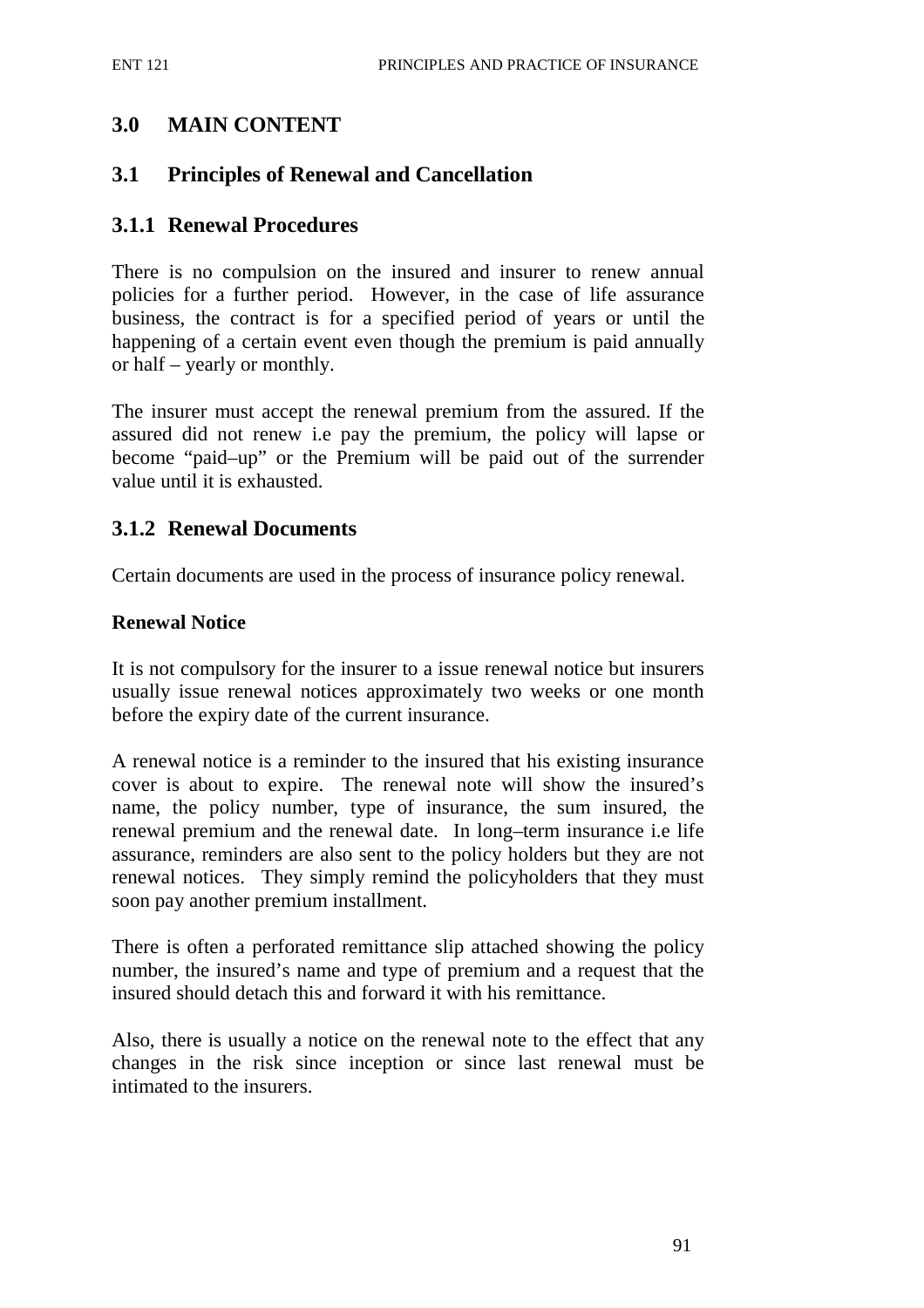## 3.0 MAIN CONTENT

## 3.1 Principles of Renewal and Cancellation

### 3.1.1 Renewal Procedures

There is no compulsion on the insured and insurer to renew annual policies for a further period. However, in the case of life assurance business, the contract is for a specified period of years or until the happening of a certain event even though the premium is paid annually or half – yearly or monthly.

The insurer must accept the renewal premium from the assured. If the assured did not renew i.e pay the premium, the policy will lapse or become "paid–up" or the Premium will be paid out of the surrender value until it is exhausted.

### 3.1.2 Renewal Documents

Certain documents are used in the process of insurance policy renewal.

**Renewal Notice**

It is not compulsory for the insurer to a issue renewal notice but insurers usually issue renewal notices approximately two weeks or one month before the expiry date of the current insurance.

A renewal notice is a reminder to the insured that his existing insurance cover is about to expire. The renewal note will show the insured's name, the policy number, type of insurance, the sum insured, the renewal premium and the renewal date. In long–term insurance i.e life assurance, reminders are also sent to the policy holders but they are not renewal notices. They simply remind the policyholders that they must soon pay another premium installment.

There is often a perforated remittance slip attached showing the policy number, the insured's name and type of premium and a request that the insured should detach this and forward it with his remittance.

Also, there is usually a notice on the renewal note to the effect that any changes in the risk since inception or since last renewal must be intimated to the insurers.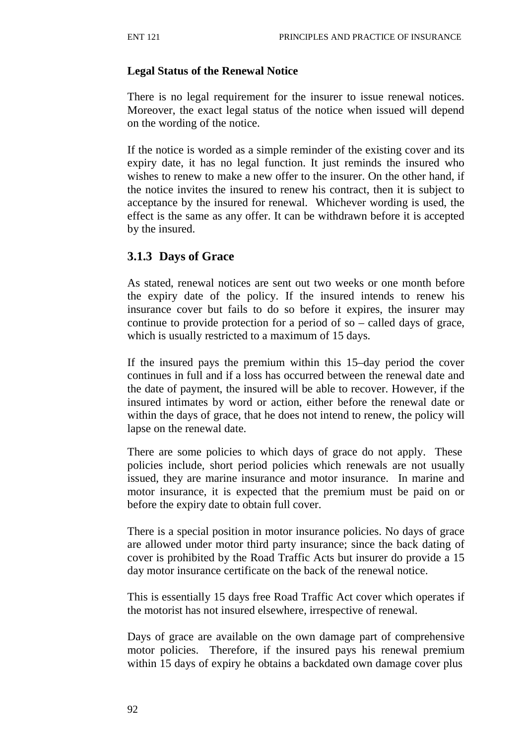**Legal Status of the Renewal Notice**

There is no legal requirement for the insurer to issue renewal notices. Moreover, the exact legal status of the notice when issued will depend on the wording of the notice.

If the notice is worded as a simple reminder of the existing cover and its expiry date, it has no legal function. It just reminds the insured who wishes to renew to make a new offer to the insurer. On the other hand, if the notice invites the insured to renew his contract, then it is subject to acceptance by the insured for renewal. Whichever wording is used, the effect is the same as any offer. It can be withdrawn before it is accepted by the insured.

### 3.1.3 Days of Grace

As stated, renewal notices are sent out two weeks or one month before the expiry date of the policy. If the insured intends to renew his insurance cover but fails to do so before it expires, the insurer may continue to provide protection for a period of so – called days of grace, which is usually restricted to a maximum of 15 days.

If the insured pays the premium within this 15–day period the cover continues in full and if a loss has occurred between the renewal date and the date of payment, the insured will be able to recover. However, if the insured intimates by word or action, either before the renewal date or within the days of grace, that he does not intend to renew, the policy will lapse on the renewal date.

There are some policies to which days of grace do not apply. These policies include, short period policies which renewals are not usually issued, they are marine insurance and motor insurance. In marine and motor insurance, it is expected that the premium must be paid on or before the expiry date to obtain full cover.

There is a special position in motor insurance policies. No days of grace are allowed under motor third party insurance; since the back dating of cover is prohibited by the Road Traffic Acts but insurer do provide a 15 day motor insurance certificate on the back of the renewal notice.

This is essentially 15 days free Road Traffic Act cover which operates if the motorist has not insured elsewhere, irrespective of renewal.

Days of grace are available on the own damage part of comprehensive motor policies. Therefore, if the insured pays his renewal premium within 15 days of expiry he obtains a backdated own damage cover plus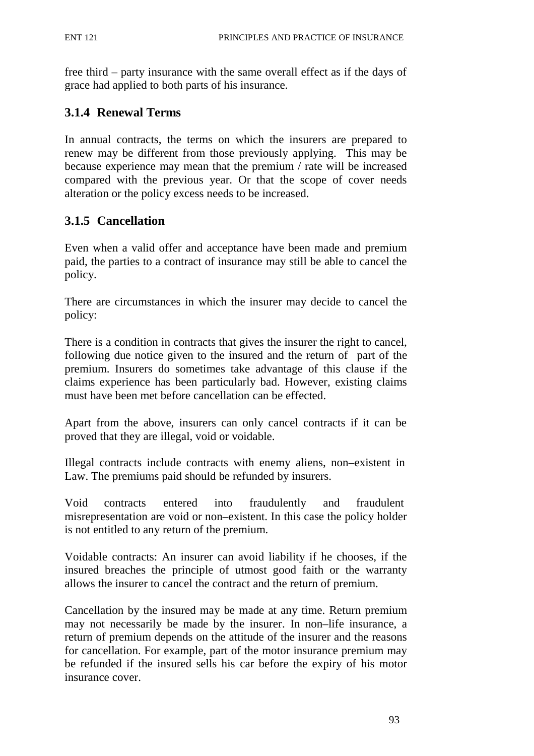free third – party insurance with the same overall effect as if the days of grace had applied to both parts of his insurance.

### 3.1.4 Renewal Terms

In annual contracts, the terms on which the insurers are prepared to renew may be different from those previously applying. This may be because experience may mean that the premium / rate will be increased compared with the previous year. Or that the scope of cover needs alteration or the policy excess needs to be increased.

### 3.1.5 Cancellation

Even when a valid offer and acceptance have been made and premium paid, the parties to a contract of insurance may still be able to cancel the policy.

There are circumstances in which the insurer may decide to cancel the policy:

There is a condition in contracts that gives the insurer the right to cancel, following due notice given to the insured and the return of part of the premium. Insurers do sometimes take advantage of this clause if the claims experience has been particularly bad. However, existing claims must have been met before cancellation can be effected.

Apart from the above, insurers can only cancel contracts if it can be proved that they are illegal, void or voidable.

Illegal contracts include contracts with enemy aliens, non–existent in Law. The premiums paid should be refunded by insurers.

Void contracts entered into fraudulently and fraudulent misrepresentation are void or non–existent. In this case the policy holder is not entitled to any return of the premium.

Voidable contracts: An insurer can avoid liability if he chooses, if the insured breaches the principle of utmost good faith or the warranty allows the insurer to cancel the contract and the return of premium.

Cancellation by the insured may be made at any time. Return premium may not necessarily be made by the insurer. In non–life insurance, a return of premium depends on the attitude of the insurer and the reasons for cancellation. For example, part of the motor insurance premium may be refunded if the insured sells his car before the expiry of his motor insurance cover.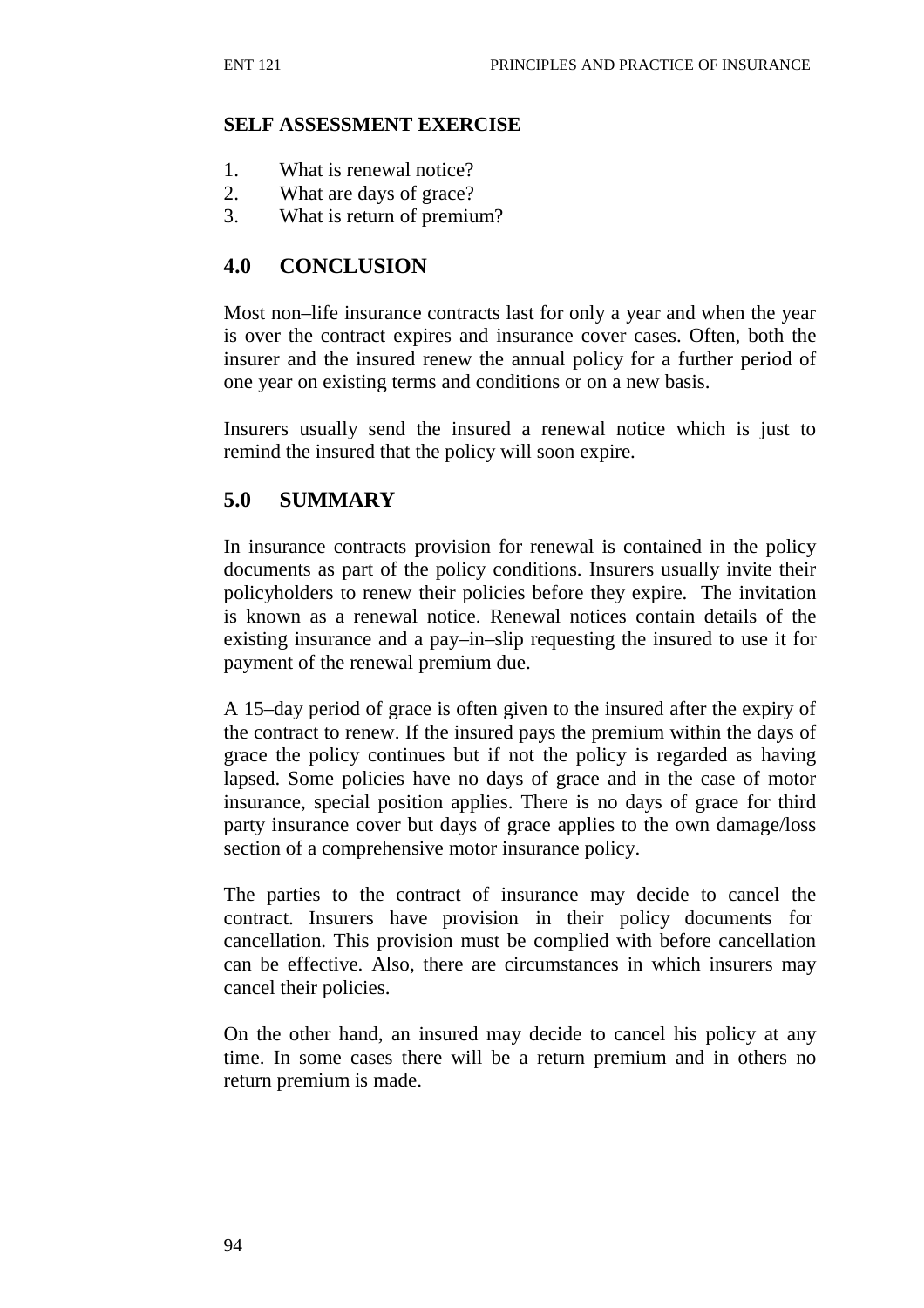**SELF ASSESSMENT EXERCISE**

1. What is renewal notice?
2. What are days of grace?
3. What is return of premium?

## 4.0 CONCLUSION

Most non–life insurance contracts last for only a year and when the year is over the contract expires and insurance cover cases. Often, both the insurer and the insured renew the annual policy for a further period of one year on existing terms and conditions or on a new basis.

Insurers usually send the insured a renewal notice which is just to remind the insured that the policy will soon expire.

## 5.0 SUMMARY

In insurance contracts provision for renewal is contained in the policy documents as part of the policy conditions. Insurers usually invite their policyholders to renew their policies before they expire. The invitation is known as a renewal notice. Renewal notices contain details of the existing insurance and a pay–in–slip requesting the insured to use it for payment of the renewal premium due.

A 15–day period of grace is often given to the insured after the expiry of the contract to renew. If the insured pays the premium within the days of grace the policy continues but if not the policy is regarded as having lapsed. Some policies have no days of grace and in the case of motor insurance, special position applies. There is no days of grace for third party insurance cover but days of grace applies to the own damage/loss section of a comprehensive motor insurance policy.

The parties to the contract of insurance may decide to cancel the contract. Insurers have provision in their policy documents for cancellation. This provision must be complied with before cancellation can be effective. Also, there are circumstances in which insurers may cancel their policies.

On the other hand, an insured may decide to cancel his policy at any time. In some cases there will be a return premium and in others no return premium is made.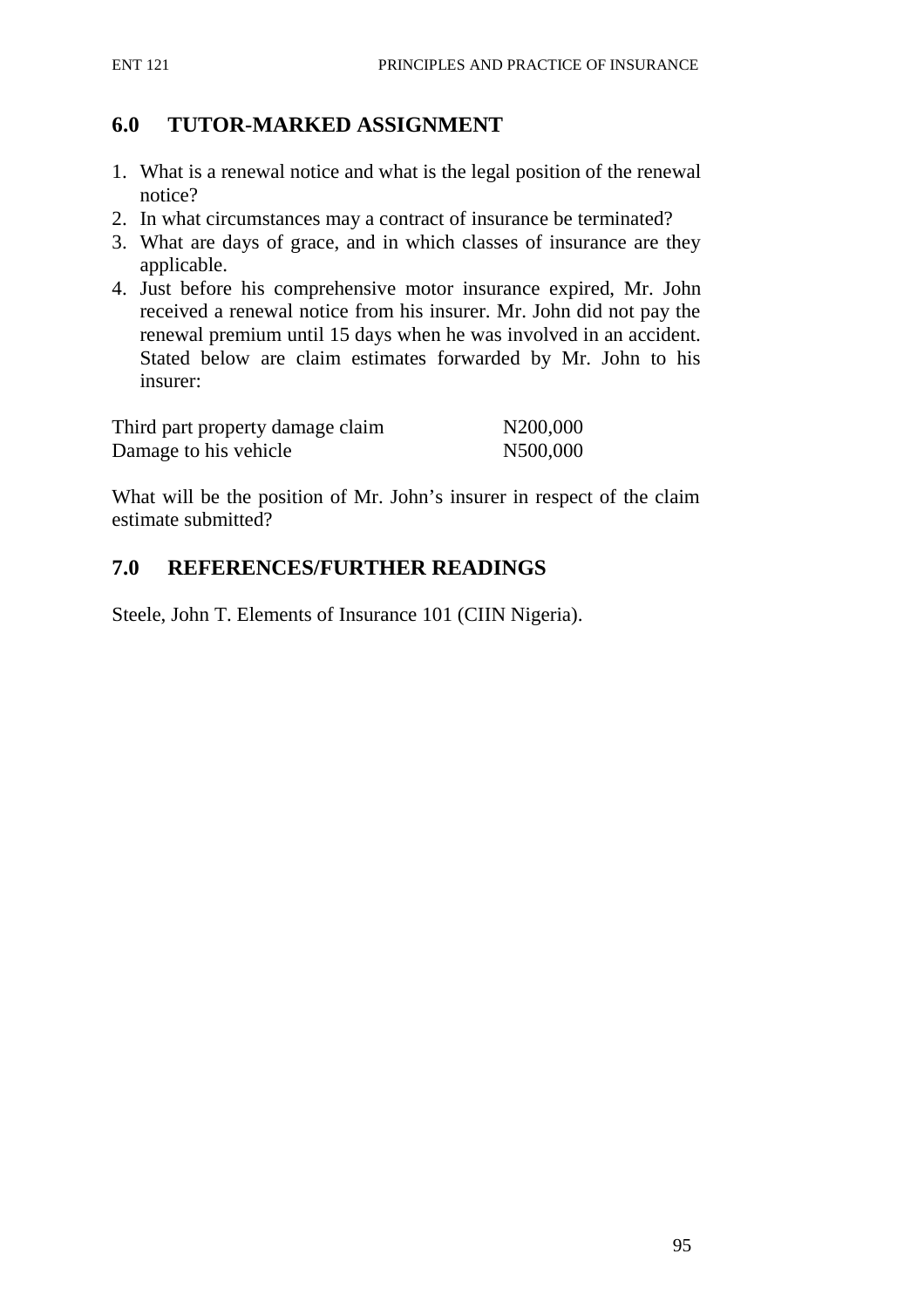## 6.0 TUTOR-MARKED ASSIGNMENT

1. What is a renewal notice and what is the legal position of the renewal notice?
2. In what circumstances may a contract of insurance be terminated?
3. What are days of grace, and in which classes of insurance are they applicable.
4. Just before his comprehensive motor insurance expired, Mr. John received a renewal notice from his insurer. Mr. John did not pay the renewal premium until 15 days when he was involved in an accident. Stated below are claim estimates forwarded by Mr. John to his insurer:

| | |
|---|---|
| Third part property damage claim | N200,000 |
| Damage to his vehicle | N500,000 |

What will be the position of Mr. John's insurer in respect of the claim estimate submitted?

## 7.0 REFERENCES/FURTHER READINGS

Steele, John T. Elements of Insurance 101 (CIIN Nigeria).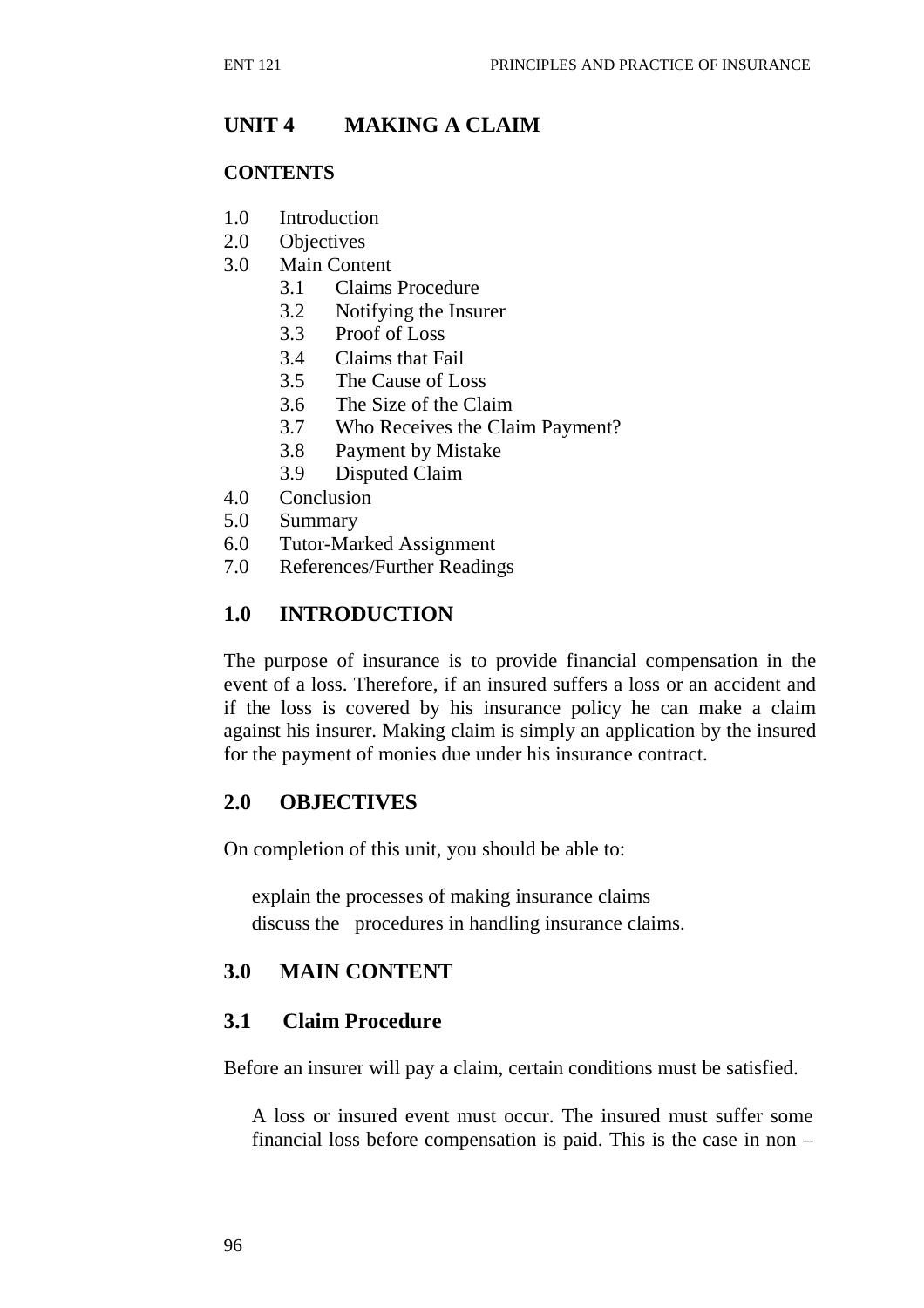## UNIT 4 MAKING A CLAIM

### CONTENTS

1.0 Introduction
2.0 Objectives
3.0 Main Content
    3.1 Claims Procedure
    3.2 Notifying the Insurer
    3.3 Proof of Loss
    3.4 Claims that Fail
    3.5 The Cause of Loss
    3.6 The Size of the Claim
    3.7 Who Receives the Claim Payment?
    3.8 Payment by Mistake
    3.9 Disputed Claim
4.0 Conclusion
5.0 Summary
6.0 Tutor-Marked Assignment
7.0 References/Further Readings

### 1.0 INTRODUCTION

The purpose of insurance is to provide financial compensation in the event of a loss. Therefore, if an insured suffers a loss or an accident and if the loss is covered by his insurance policy he can make a claim against his insurer. Making claim is simply an application by the insured for the payment of monies due under his insurance contract.

### 2.0 OBJECTIVES

On completion of this unit, you should be able to:

- explain the processes of making insurance claims
- discuss the procedures in handling insurance claims.

### 3.0 MAIN CONTENT

### 3.1 Claim Procedure

Before an insurer will pay a claim, certain conditions must be satisfied.

- A loss or insured event must occur. The insured must suffer some financial loss before compensation is paid. This is the case in non –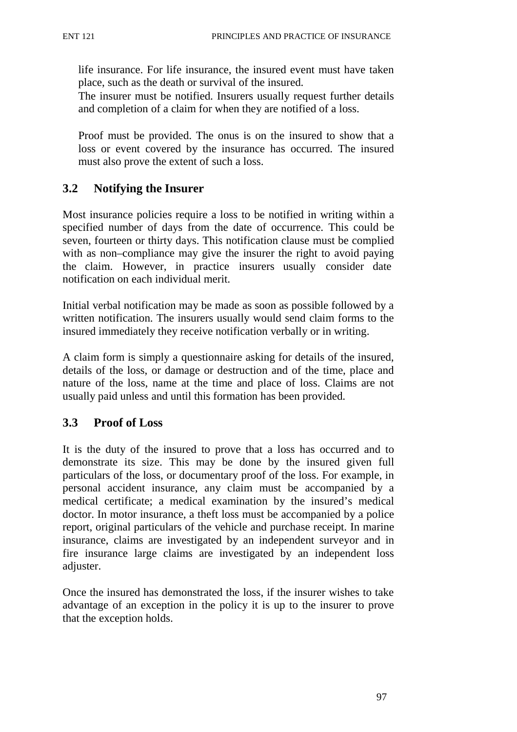life insurance. For life insurance, the insured event must have taken place, such as the death or survival of the insured.

The insurer must be notified. Insurers usually request further details and completion of a claim for when they are notified of a loss.

Proof must be provided. The onus is on the insured to show that a loss or event covered by the insurance has occurred. The insured must also prove the extent of such a loss.

## 3.2 Notifying the Insurer

Most insurance policies require a loss to be notified in writing within a specified number of days from the date of occurrence. This could be seven, fourteen or thirty days. This notification clause must be complied with as non–compliance may give the insurer the right to avoid paying the claim. However, in practice insurers usually consider date notification on each individual merit.

Initial verbal notification may be made as soon as possible followed by a written notification. The insurers usually would send claim forms to the insured immediately they receive notification verbally or in writing.

A claim form is simply a questionnaire asking for details of the insured, details of the loss, or damage or destruction and of the time, place and nature of the loss, name at the time and place of loss. Claims are not usually paid unless and until this formation has been provided.

## 3.3 Proof of Loss

It is the duty of the insured to prove that a loss has occurred and to demonstrate its size. This may be done by the insured given full particulars of the loss, or documentary proof of the loss. For example, in personal accident insurance, any claim must be accompanied by a medical certificate; a medical examination by the insured's medical doctor. In motor insurance, a theft loss must be accompanied by a police report, original particulars of the vehicle and purchase receipt. In marine insurance, claims are investigated by an independent surveyor and in fire insurance large claims are investigated by an independent loss adjuster.

Once the insured has demonstrated the loss, if the insurer wishes to take advantage of an exception in the policy it is up to the insurer to prove that the exception holds.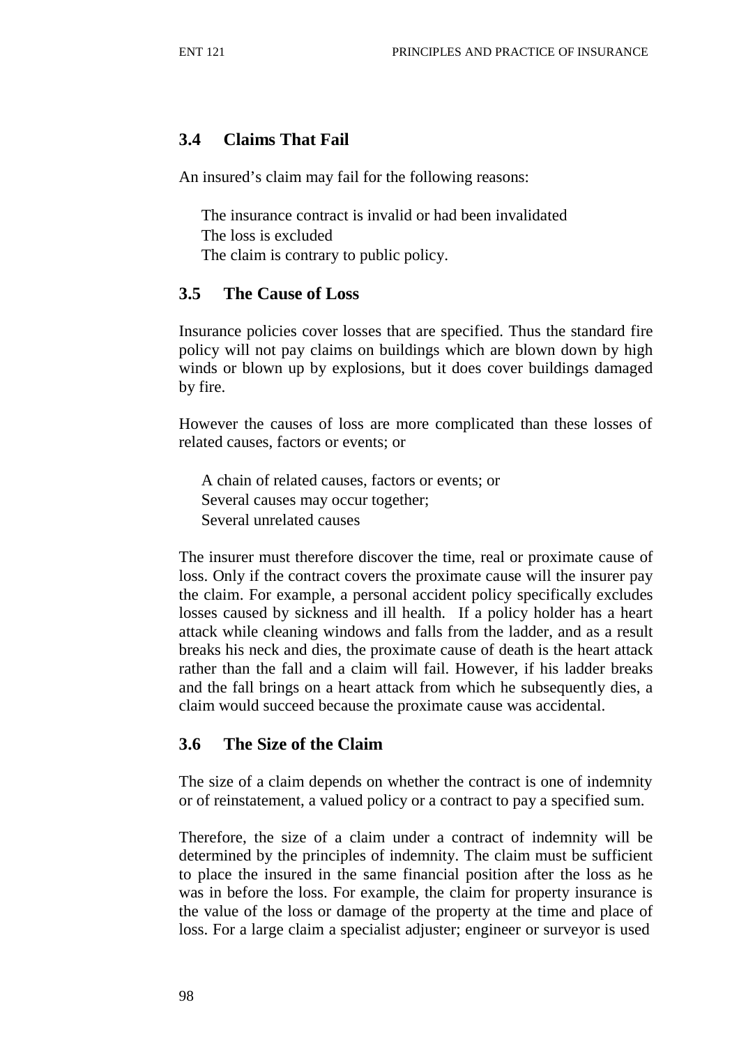## 3.4 Claims That Fail

An insured's claim may fail for the following reasons:

- The insurance contract is invalid or had been invalidated
- The loss is excluded
- The claim is contrary to public policy.

## 3.5 The Cause of Loss

Insurance policies cover losses that are specified. Thus the standard fire policy will not pay claims on buildings which are blown down by high winds or blown up by explosions, but it does cover buildings damaged by fire.

However the causes of loss are more complicated than these losses of related causes, factors or events; or

- A chain of related causes, factors or events; or
- Several causes may occur together;
- Several unrelated causes

The insurer must therefore discover the time, real or proximate cause of loss. Only if the contract covers the proximate cause will the insurer pay the claim. For example, a personal accident policy specifically excludes losses caused by sickness and ill health. If a policy holder has a heart attack while cleaning windows and falls from the ladder, and as a result breaks his neck and dies, the proximate cause of death is the heart attack rather than the fall and a claim will fail. However, if his ladder breaks and the fall brings on a heart attack from which he subsequently dies, a claim would succeed because the proximate cause was accidental.

## 3.6 The Size of the Claim

The size of a claim depends on whether the contract is one of indemnity or of reinstatement, a valued policy or a contract to pay a specified sum.

Therefore, the size of a claim under a contract of indemnity will be determined by the principles of indemnity. The claim must be sufficient to place the insured in the same financial position after the loss as he was in before the loss. For example, the claim for property insurance is the value of the loss or damage of the property at the time and place of loss. For a large claim a specialist adjuster; engineer or surveyor is used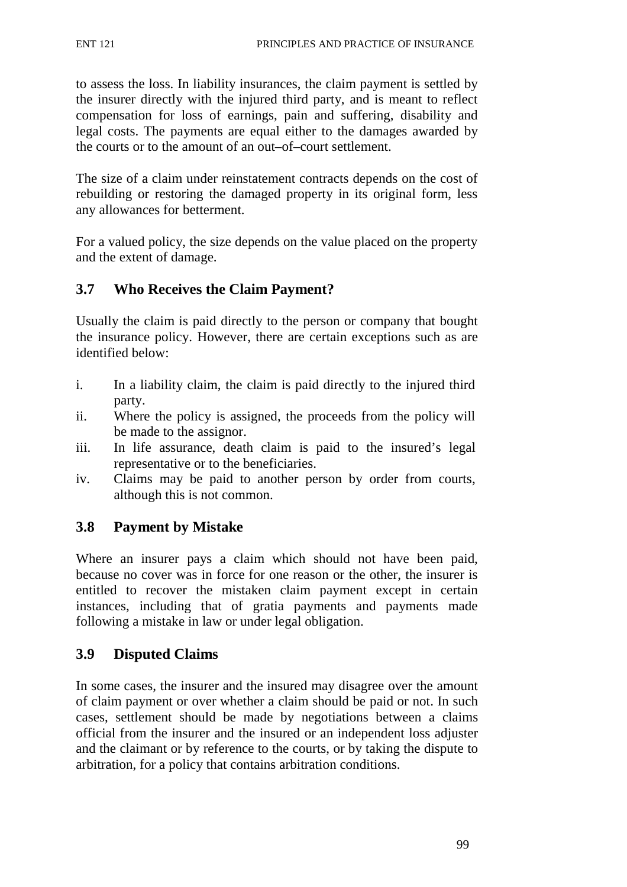to assess the loss. In liability insurances, the claim payment is settled by the insurer directly with the injured third party, and is meant to reflect compensation for loss of earnings, pain and suffering, disability and legal costs. The payments are equal either to the damages awarded by the courts or to the amount of an out–of–court settlement.

The size of a claim under reinstatement contracts depends on the cost of rebuilding or restoring the damaged property in its original form, less any allowances for betterment.

For a valued policy, the size depends on the value placed on the property and the extent of damage.

## 3.7 Who Receives the Claim Payment?

Usually the claim is paid directly to the person or company that bought the insurance policy. However, there are certain exceptions such as are identified below:

i. In a liability claim, the claim is paid directly to the injured third party.
ii. Where the policy is assigned, the proceeds from the policy will be made to the assignor.
iii. In life assurance, death claim is paid to the insured's legal representative or to the beneficiaries.
iv. Claims may be paid to another person by order from courts, although this is not common.

## 3.8 Payment by Mistake

Where an insurer pays a claim which should not have been paid, because no cover was in force for one reason or the other, the insurer is entitled to recover the mistaken claim payment except in certain instances, including that of gratia payments and payments made following a mistake in law or under legal obligation.

## 3.9 Disputed Claims

In some cases, the insurer and the insured may disagree over the amount of claim payment or over whether a claim should be paid or not. In such cases, settlement should be made by negotiations between a claims official from the insurer and the insured or an independent loss adjuster and the claimant or by reference to the courts, or by taking the dispute to arbitration, for a policy that contains arbitration conditions.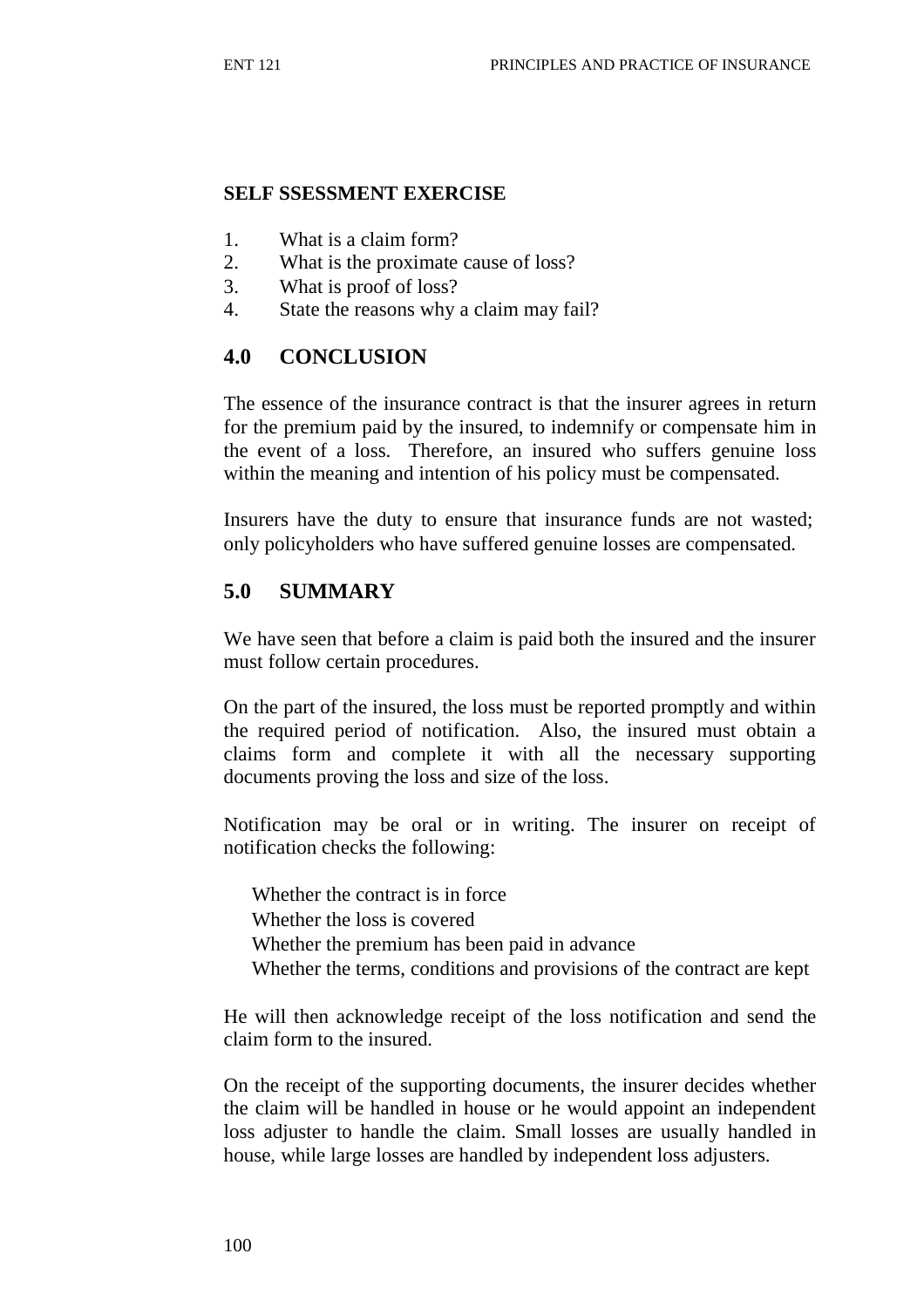**SELF SSESSMENT EXERCISE**

1. What is a claim form?
2. What is the proximate cause of loss?
3. What is proof of loss?
4. State the reasons why a claim may fail?

## 4.0 CONCLUSION

The essence of the insurance contract is that the insurer agrees in return for the premium paid by the insured, to indemnify or compensate him in the event of a loss. Therefore, an insured who suffers genuine loss within the meaning and intention of his policy must be compensated.

Insurers have the duty to ensure that insurance funds are not wasted; only policyholders who have suffered genuine losses are compensated.

## 5.0 SUMMARY

We have seen that before a claim is paid both the insured and the insurer must follow certain procedures.

On the part of the insured, the loss must be reported promptly and within the required period of notification. Also, the insured must obtain a claims form and complete it with all the necessary supporting documents proving the loss and size of the loss.

Notification may be oral or in writing. The insurer on receipt of notification checks the following:

- Whether the contract is in force
- Whether the loss is covered
- Whether the premium has been paid in advance
- Whether the terms, conditions and provisions of the contract are kept

He will then acknowledge receipt of the loss notification and send the claim form to the insured.

On the receipt of the supporting documents, the insurer decides whether the claim will be handled in house or he would appoint an independent loss adjuster to handle the claim. Small losses are usually handled in house, while large losses are handled by independent loss adjusters.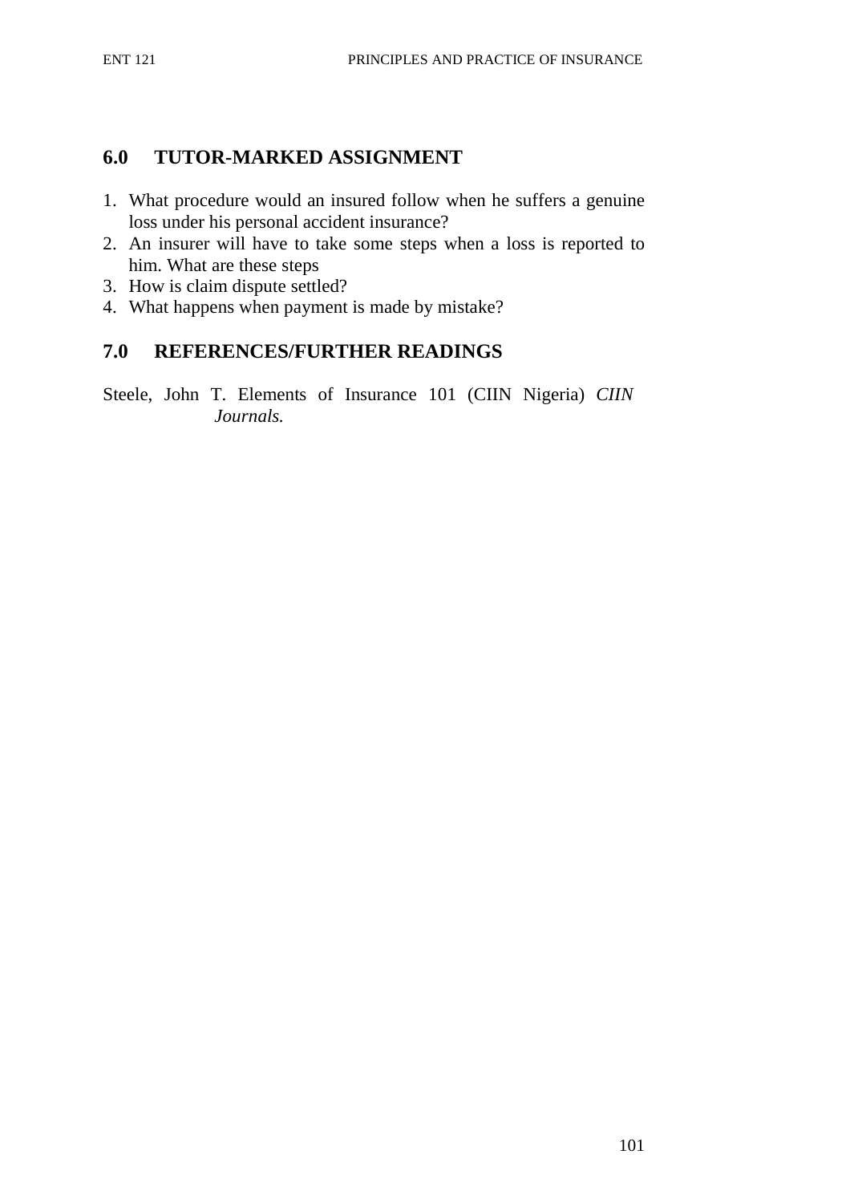## 6.0 TUTOR-MARKED ASSIGNMENT

1. What procedure would an insured follow when he suffers a genuine loss under his personal accident insurance?
2. An insurer will have to take some steps when a loss is reported to him. What are these steps
3. How is claim dispute settled?
4. What happens when payment is made by mistake?

## 7.0 REFERENCES/FURTHER READINGS

Steele, John T. Elements of Insurance 101 (CIIN Nigeria) *CIIN Journals.*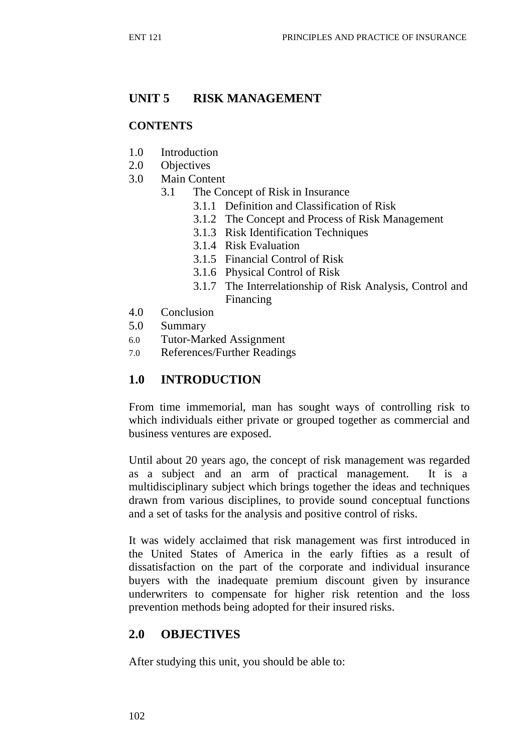## UNIT 5 RISK MANAGEMENT

**CONTENTS**

1.0 Introduction
2.0 Objectives
3.0 Main Content
  3.1 The Concept of Risk in Insurance
    3.1.1 Definition and Classification of Risk
    3.1.2 The Concept and Process of Risk Management
    3.1.3 Risk Identification Techniques
    3.1.4 Risk Evaluation
    3.1.5 Financial Control of Risk
    3.1.6 Physical Control of Risk
    3.1.7 The Interrelationship of Risk Analysis, Control and Financing
4.0 Conclusion
5.0 Summary
6.0 Tutor-Marked Assignment
7.0 References/Further Readings

## 1.0 INTRODUCTION

From time immemorial, man has sought ways of controlling risk to which individuals either private or grouped together as commercial and business ventures are exposed.

Until about 20 years ago, the concept of risk management was regarded as a subject and an arm of practical management. It is a multidisciplinary subject which brings together the ideas and techniques drawn from various disciplines, to provide sound conceptual functions and a set of tasks for the analysis and positive control of risks.

It was widely acclaimed that risk management was first introduced in the United States of America in the early fifties as a result of dissatisfaction on the part of the corporate and individual insurance buyers with the inadequate premium discount given by insurance underwriters to compensate for higher risk retention and the loss prevention methods being adopted for their insured risks.

## 2.0 OBJECTIVES

After studying this unit, you should be able to: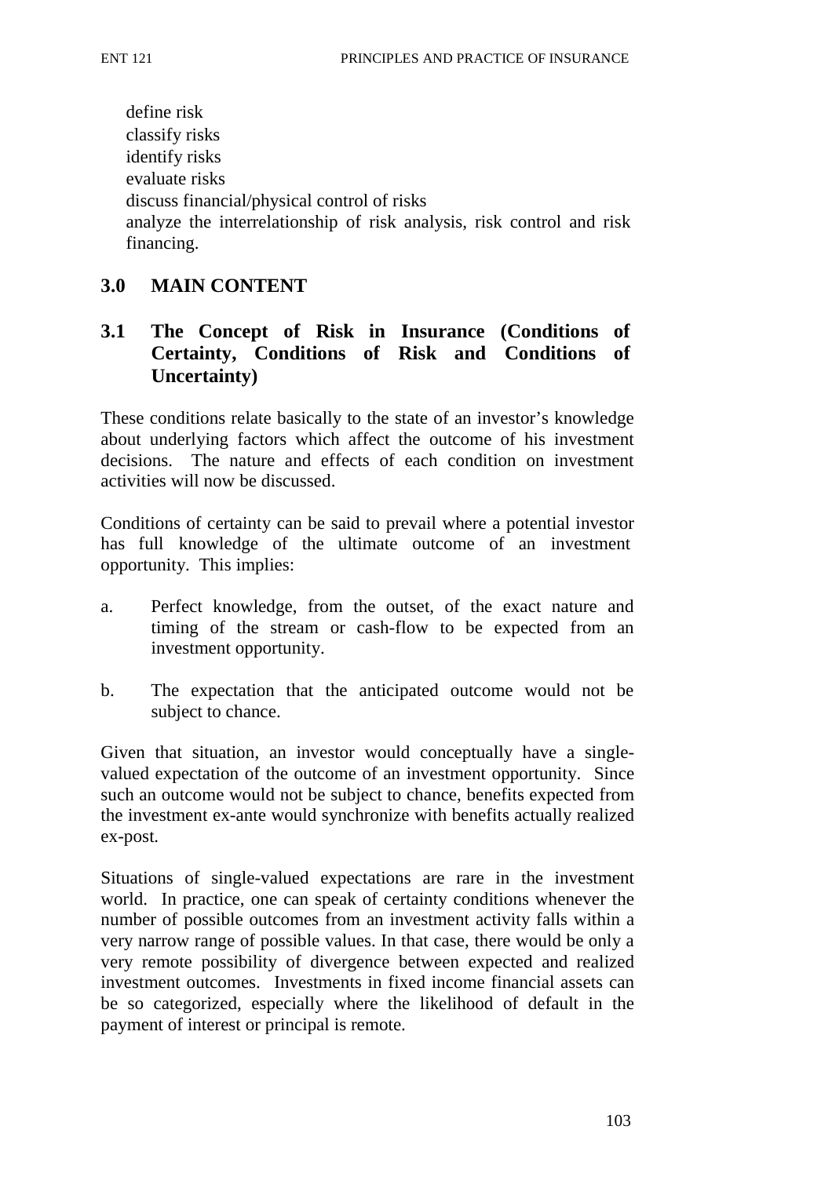- define risk
- classify risks
- identify risks
- evaluate risks
- discuss financial/physical control of risks
- analyze the interrelationship of risk analysis, risk control and risk financing.

## 3.0 MAIN CONTENT

### 3.1 The Concept of Risk in Insurance (Conditions of Certainty, Conditions of Risk and Conditions of Uncertainty)

These conditions relate basically to the state of an investor's knowledge about underlying factors which affect the outcome of his investment decisions. The nature and effects of each condition on investment activities will now be discussed.

Conditions of certainty can be said to prevail where a potential investor has full knowledge of the ultimate outcome of an investment opportunity. This implies:

a. Perfect knowledge, from the outset, of the exact nature and timing of the stream or cash-flow to be expected from an investment opportunity.

b. The expectation that the anticipated outcome would not be subject to chance.

Given that situation, an investor would conceptually have a single-valued expectation of the outcome of an investment opportunity. Since such an outcome would not be subject to chance, benefits expected from the investment ex-ante would synchronize with benefits actually realized ex-post.

Situations of single-valued expectations are rare in the investment world. In practice, one can speak of certainty conditions whenever the number of possible outcomes from an investment activity falls within a very narrow range of possible values. In that case, there would be only a very remote possibility of divergence between expected and realized investment outcomes. Investments in fixed income financial assets can be so categorized, especially where the likelihood of default in the payment of interest or principal is remote.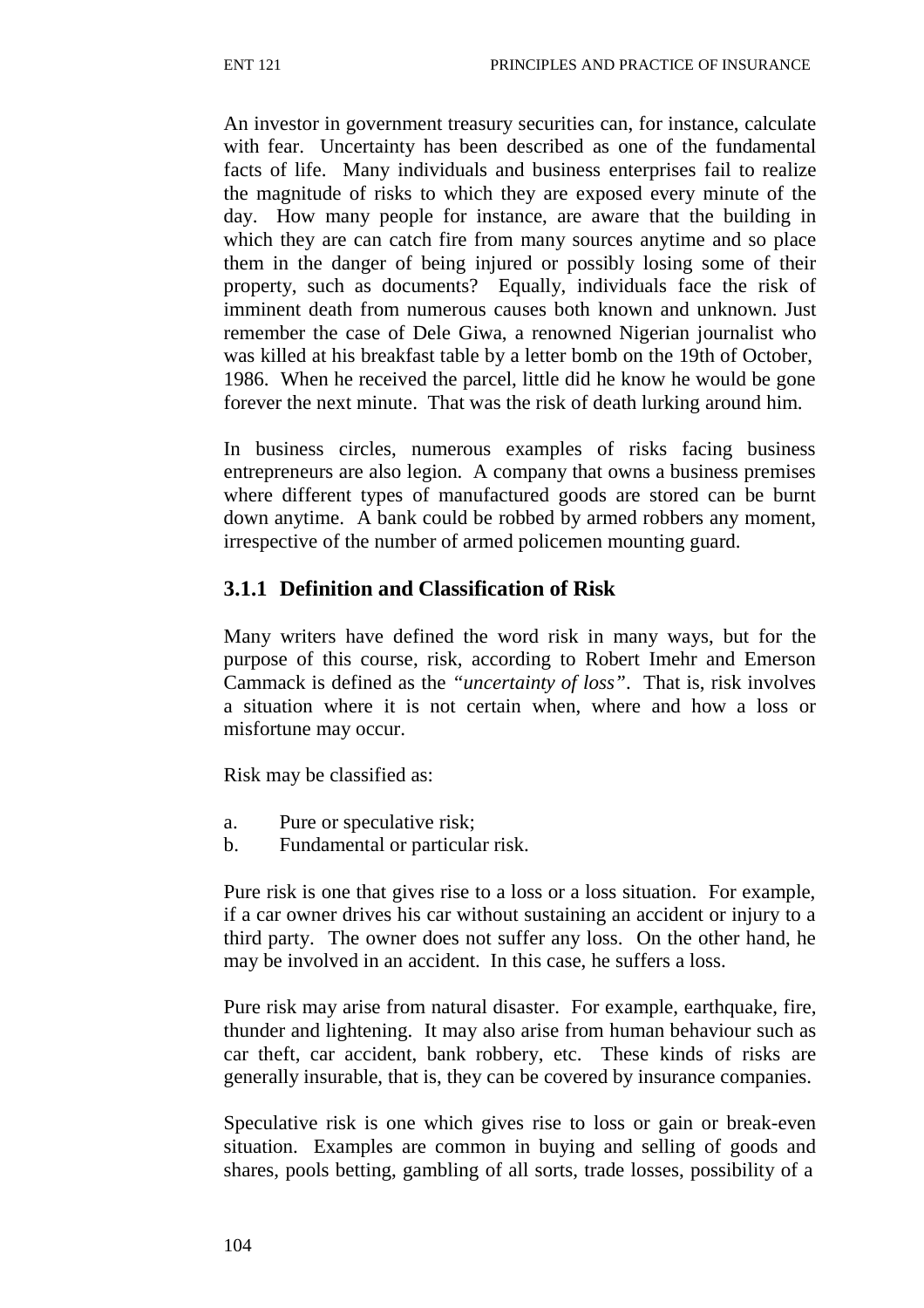An investor in government treasury securities can, for instance, calculate with fear. Uncertainty has been described as one of the fundamental facts of life. Many individuals and business enterprises fail to realize the magnitude of risks to which they are exposed every minute of the day. How many people for instance, are aware that the building in which they are can catch fire from many sources anytime and so place them in the danger of being injured or possibly losing some of their property, such as documents? Equally, individuals face the risk of imminent death from numerous causes both known and unknown. Just remember the case of Dele Giwa, a renowned Nigerian journalist who was killed at his breakfast table by a letter bomb on the 19th of October, 1986. When he received the parcel, little did he know he would be gone forever the next minute. That was the risk of death lurking around him.

In business circles, numerous examples of risks facing business entrepreneurs are also legion. A company that owns a business premises where different types of manufactured goods are stored can be burnt down anytime. A bank could be robbed by armed robbers any moment, irrespective of the number of armed policemen mounting guard.

### 3.1.1 Definition and Classification of Risk

Many writers have defined the word risk in many ways, but for the purpose of this course, risk, according to Robert Imehr and Emerson Cammack is defined as the *"uncertainty of loss"*. That is, risk involves a situation where it is not certain when, where and how a loss or misfortune may occur.

Risk may be classified as:

a. Pure or speculative risk;
b. Fundamental or particular risk.

Pure risk is one that gives rise to a loss or a loss situation. For example, if a car owner drives his car without sustaining an accident or injury to a third party. The owner does not suffer any loss. On the other hand, he may be involved in an accident. In this case, he suffers a loss.

Pure risk may arise from natural disaster. For example, earthquake, fire, thunder and lightening. It may also arise from human behaviour such as car theft, car accident, bank robbery, etc. These kinds of risks are generally insurable, that is, they can be covered by insurance companies.

Speculative risk is one which gives rise to loss or gain or break-even situation. Examples are common in buying and selling of goods and shares, pools betting, gambling of all sorts, trade losses, possibility of a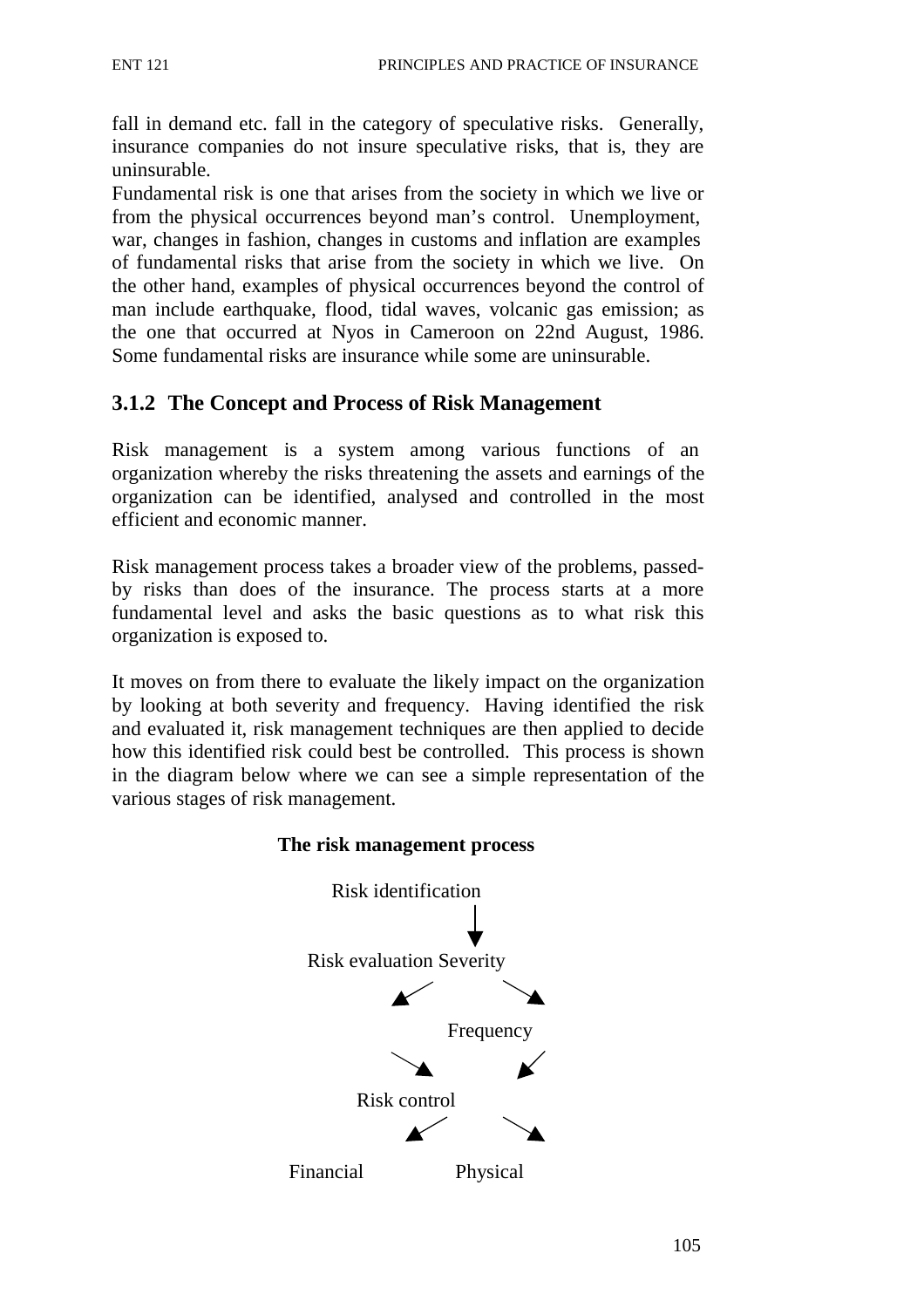fall in demand etc. fall in the category of speculative risks. Generally, insurance companies do not insure speculative risks, that is, they are uninsurable.

Fundamental risk is one that arises from the society in which we live or from the physical occurrences beyond man's control. Unemployment, war, changes in fashion, changes in customs and inflation are examples of fundamental risks that arise from the society in which we live. On the other hand, examples of physical occurrences beyond the control of man include earthquake, flood, tidal waves, volcanic gas emission; as the one that occurred at Nyos in Cameroon on 22nd August, 1986. Some fundamental risks are insurance while some are uninsurable.

### 3.1.2 The Concept and Process of Risk Management

Risk management is a system among various functions of an organization whereby the risks threatening the assets and earnings of the organization can be identified, analysed and controlled in the most efficient and economic manner.

Risk management process takes a broader view of the problems, passed-by risks than does of the insurance. The process starts at a more fundamental level and asks the basic questions as to what risk this organization is exposed to.

It moves on from there to evaluate the likely impact on the organization by looking at both severity and frequency. Having identified the risk and evaluated it, risk management techniques are then applied to decide how this identified risk could best be controlled. This process is shown in the diagram below where we can see a simple representation of the various stages of risk management.

**The risk management process**

```
        Risk identification
                 ↓
     Risk evaluation Severity
            ↙          ↘
                  Frequency
            ↘          ↙
           Risk control
            ↙          ↘
     Financial        Physical
```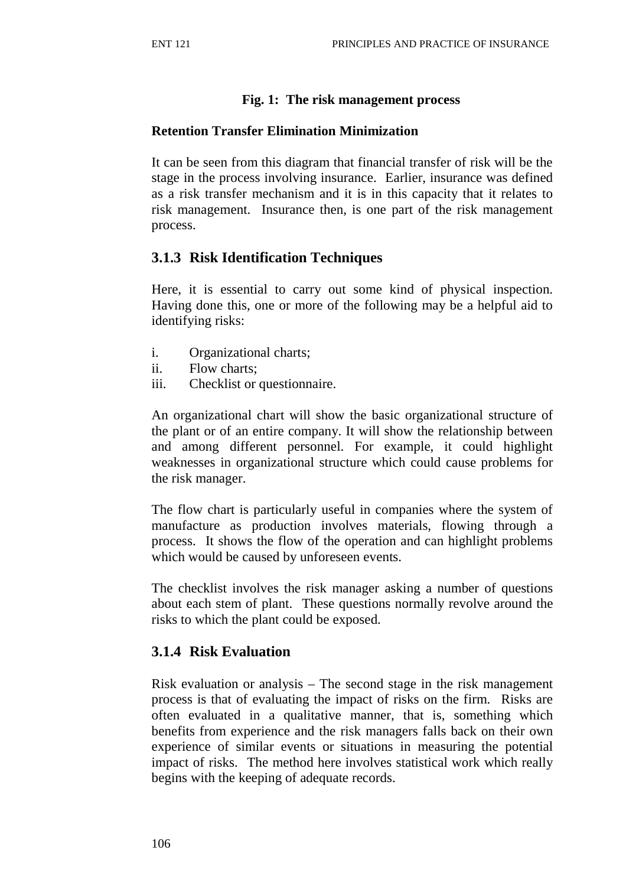**Fig. 1: The risk management process**

**Retention Transfer Elimination Minimization**

It can be seen from this diagram that financial transfer of risk will be the stage in the process involving insurance. Earlier, insurance was defined as a risk transfer mechanism and it is in this capacity that it relates to risk management. Insurance then, is one part of the risk management process.

### 3.1.3 Risk Identification Techniques

Here, it is essential to carry out some kind of physical inspection. Having done this, one or more of the following may be a helpful aid to identifying risks:

i. Organizational charts;
ii. Flow charts;
iii. Checklist or questionnaire.

An organizational chart will show the basic organizational structure of the plant or of an entire company. It will show the relationship between and among different personnel. For example, it could highlight weaknesses in organizational structure which could cause problems for the risk manager.

The flow chart is particularly useful in companies where the system of manufacture as production involves materials, flowing through a process. It shows the flow of the operation and can highlight problems which would be caused by unforeseen events.

The checklist involves the risk manager asking a number of questions about each stem of plant. These questions normally revolve around the risks to which the plant could be exposed.

### 3.1.4 Risk Evaluation

Risk evaluation or analysis – The second stage in the risk management process is that of evaluating the impact of risks on the firm. Risks are often evaluated in a qualitative manner, that is, something which benefits from experience and the risk managers falls back on their own experience of similar events or situations in measuring the potential impact of risks. The method here involves statistical work which really begins with the keeping of adequate records.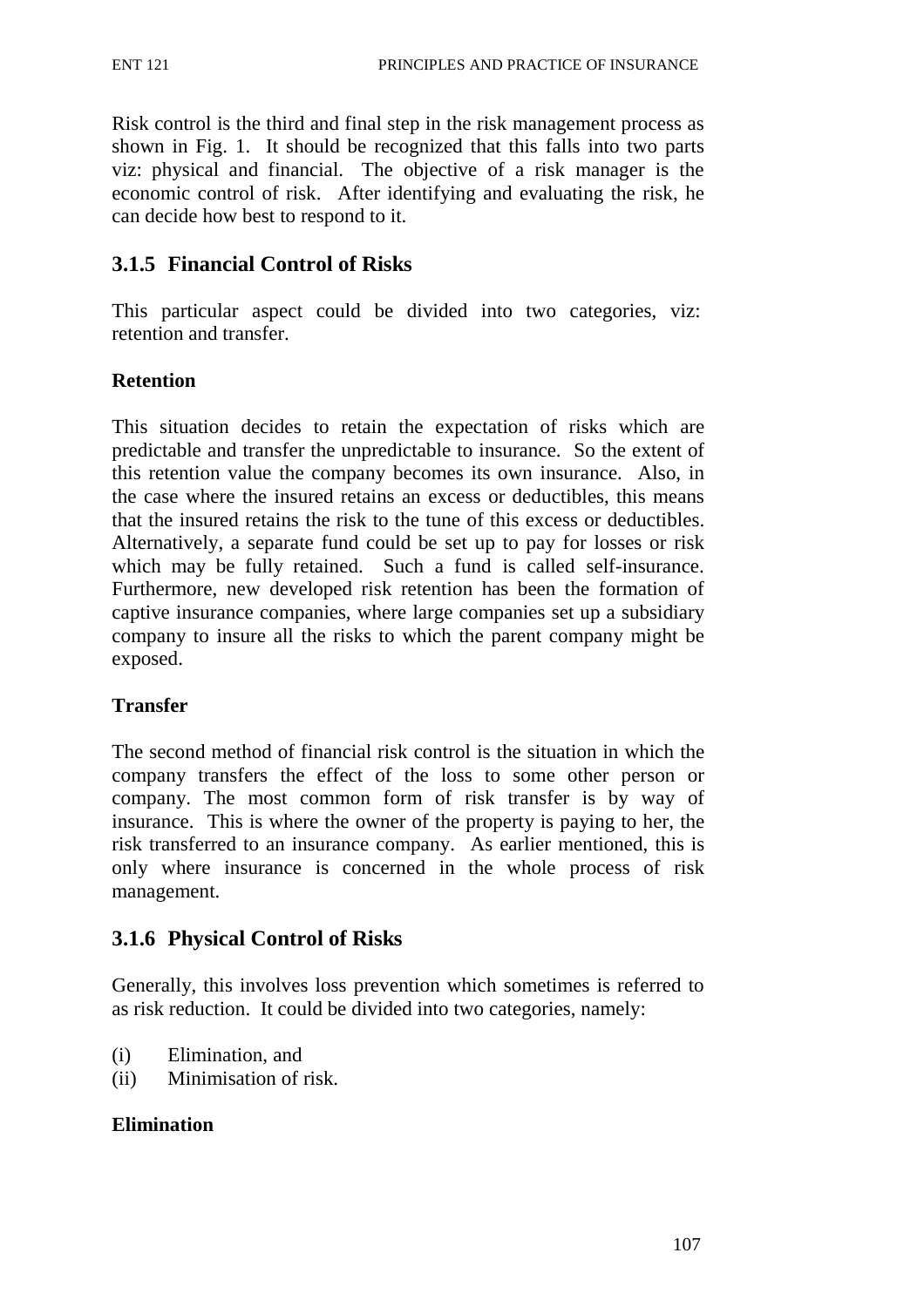Risk control is the third and final step in the risk management process as shown in Fig. 1. It should be recognized that this falls into two parts viz: physical and financial. The objective of a risk manager is the economic control of risk. After identifying and evaluating the risk, he can decide how best to respond to it.

### 3.1.5 Financial Control of Risks

This particular aspect could be divided into two categories, viz: retention and transfer.

**Retention**

This situation decides to retain the expectation of risks which are predictable and transfer the unpredictable to insurance. So the extent of this retention value the company becomes its own insurance. Also, in the case where the insured retains an excess or deductibles, this means that the insured retains the risk to the tune of this excess or deductibles. Alternatively, a separate fund could be set up to pay for losses or risk which may be fully retained. Such a fund is called self-insurance. Furthermore, new developed risk retention has been the formation of captive insurance companies, where large companies set up a subsidiary company to insure all the risks to which the parent company might be exposed.

**Transfer**

The second method of financial risk control is the situation in which the company transfers the effect of the loss to some other person or company. The most common form of risk transfer is by way of insurance. This is where the owner of the property is paying to her, the risk transferred to an insurance company. As earlier mentioned, this is only where insurance is concerned in the whole process of risk management.

### 3.1.6 Physical Control of Risks

Generally, this involves loss prevention which sometimes is referred to as risk reduction. It could be divided into two categories, namely:

(i) Elimination, and
(ii) Minimisation of risk.

**Elimination**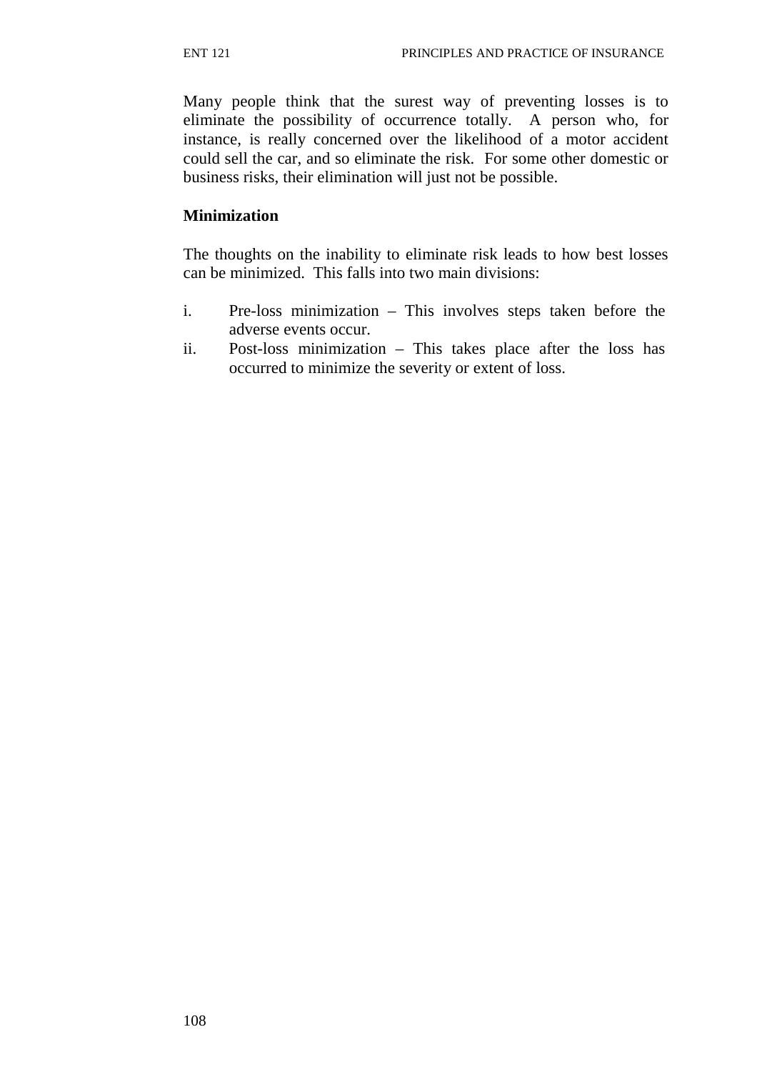Many people think that the surest way of preventing losses is to eliminate the possibility of occurrence totally. A person who, for instance, is really concerned over the likelihood of a motor accident could sell the car, and so eliminate the risk. For some other domestic or business risks, their elimination will just not be possible.

**Minimization**

The thoughts on the inability to eliminate risk leads to how best losses can be minimized. This falls into two main divisions:

i. Pre-loss minimization – This involves steps taken before the adverse events occur.
ii. Post-loss minimization – This takes place after the loss has occurred to minimize the severity or extent of loss.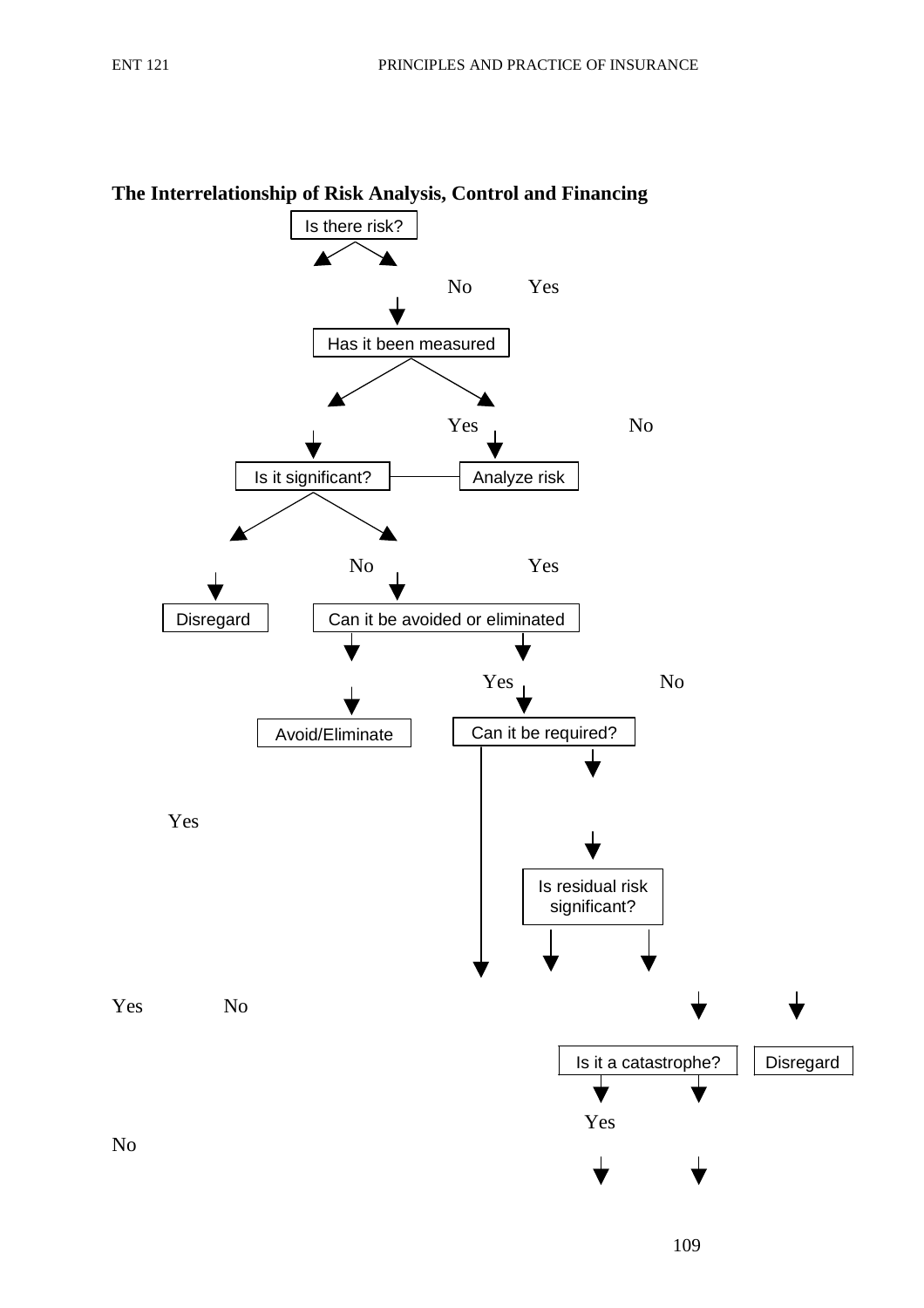**The Interrelationship of Risk Analysis, Control and Financing**

Is there risk?

No Yes

Has it been measured

Yes No

Is it significant?

Analyze risk

No Yes

Disregard

Can it be avoided or eliminated

Yes No

Avoid/Eliminate

Can it be required?

Yes

Is residual risk significant?

Yes No

Is it a catastrophe?

Disregard

Yes

No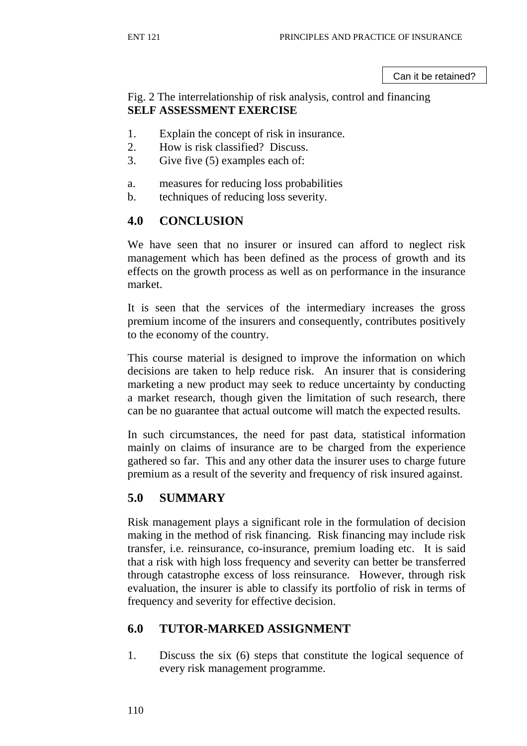Can it be retained?

Fig. 2 The interrelationship of risk analysis, control and financing

**SELF ASSESSMENT EXERCISE**

1. Explain the concept of risk in insurance.
2. How is risk classified? Discuss.
3. Give five (5) examples each of:

a. measures for reducing loss probabilities
b. techniques of reducing loss severity.

## 4.0 CONCLUSION

We have seen that no insurer or insured can afford to neglect risk management which has been defined as the process of growth and its effects on the growth process as well as on performance in the insurance market.

It is seen that the services of the intermediary increases the gross premium income of the insurers and consequently, contributes positively to the economy of the country.

This course material is designed to improve the information on which decisions are taken to help reduce risk. An insurer that is considering marketing a new product may seek to reduce uncertainty by conducting a market research, though given the limitation of such research, there can be no guarantee that actual outcome will match the expected results.

In such circumstances, the need for past data, statistical information mainly on claims of insurance are to be charged from the experience gathered so far. This and any other data the insurer uses to charge future premium as a result of the severity and frequency of risk insured against.

## 5.0 SUMMARY

Risk management plays a significant role in the formulation of decision making in the method of risk financing. Risk financing may include risk transfer, i.e. reinsurance, co-insurance, premium loading etc. It is said that a risk with high loss frequency and severity can better be transferred through catastrophe excess of loss reinsurance. However, through risk evaluation, the insurer is able to classify its portfolio of risk in terms of frequency and severity for effective decision.

## 6.0 TUTOR-MARKED ASSIGNMENT

1. Discuss the six (6) steps that constitute the logical sequence of every risk management programme.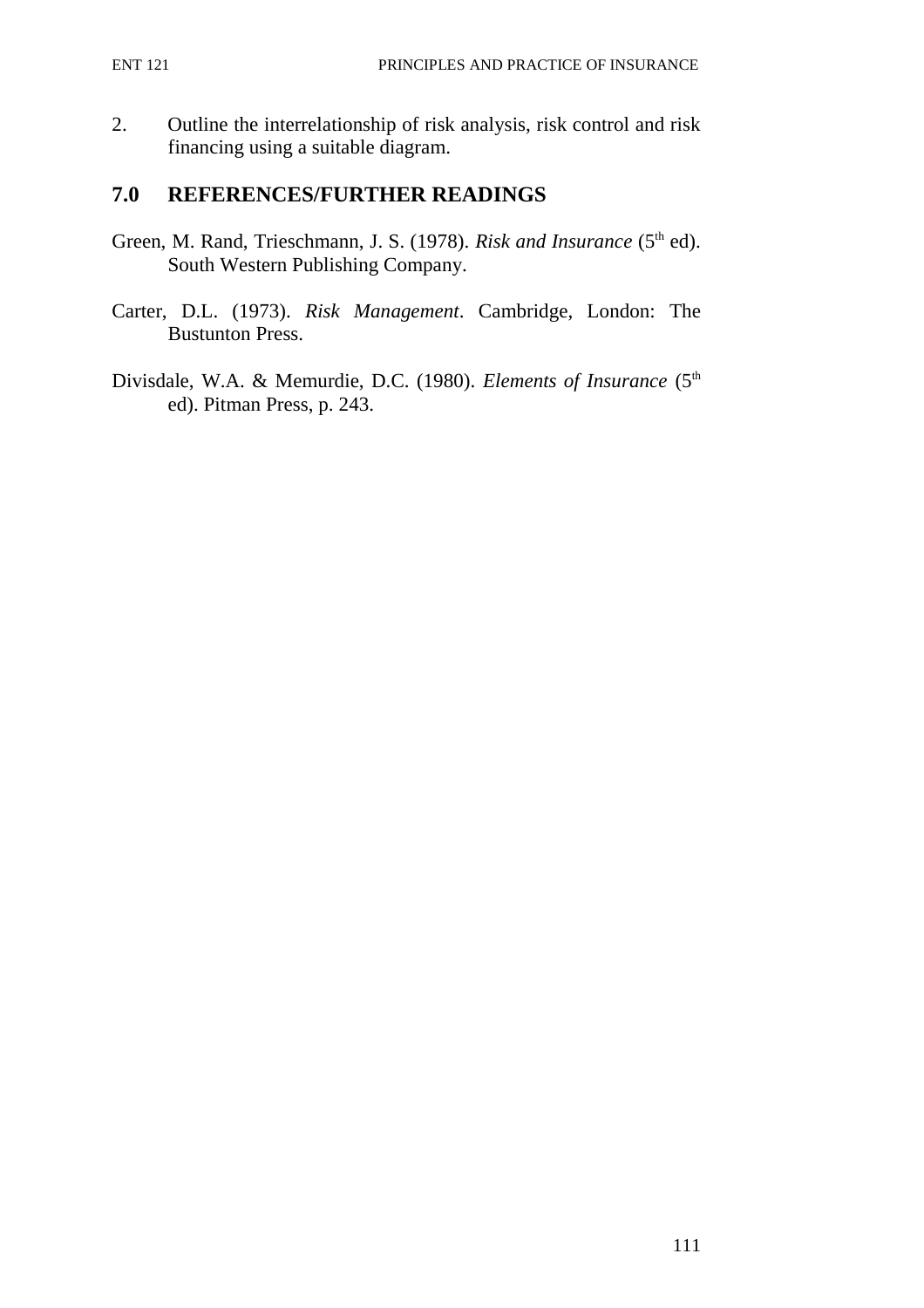2. Outline the interrelationship of risk analysis, risk control and risk financing using a suitable diagram.

## 7.0 REFERENCES/FURTHER READINGS

Green, M. Rand, Trieschmann, J. S. (1978). *Risk and Insurance* (5th ed). South Western Publishing Company.

Carter, D.L. (1973). *Risk Management*. Cambridge, London: The Bustunton Press.

Divisdale, W.A. & Memurdie, D.C. (1980). *Elements of Insurance* (5th ed). Pitman Press, p. 243.